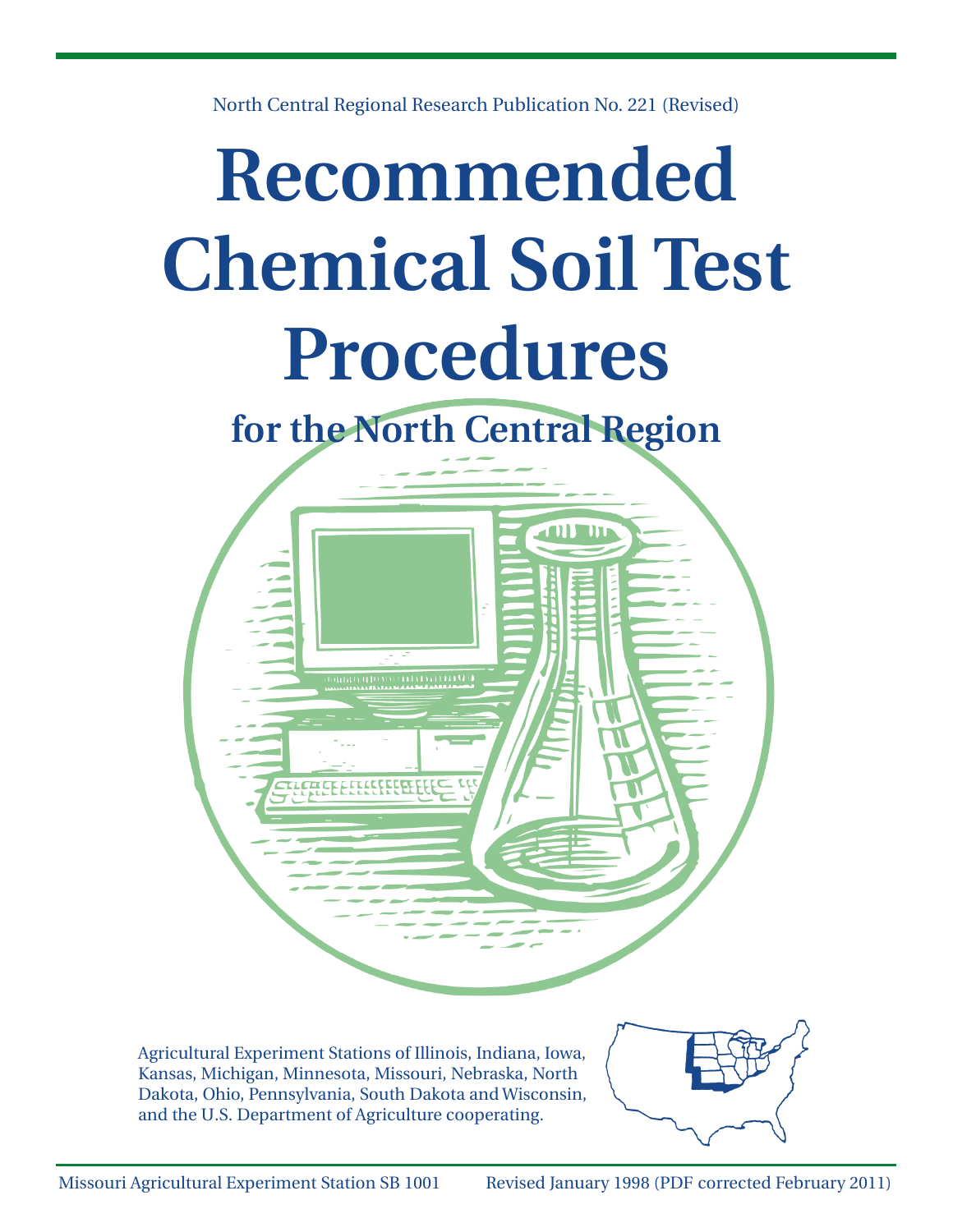North Central Regional Research Publication No. 221 (Revised)

# Recommended Chemical Soil Test Procedures

## for the North Central Region

Agricultural Experiment Stations of Illinois, Indiana, Iowa, Kansas, Michigan, Minnesota, Missouri, Nebraska, North Dakota, Ohio, Pennsylvania, South Dakota and Wisconsin, and the U.S. Department of Agriculture cooperating.

Missouri Agricultural Experiment Station SB 1001 Revised January 1998 (PDF corrected February 2011)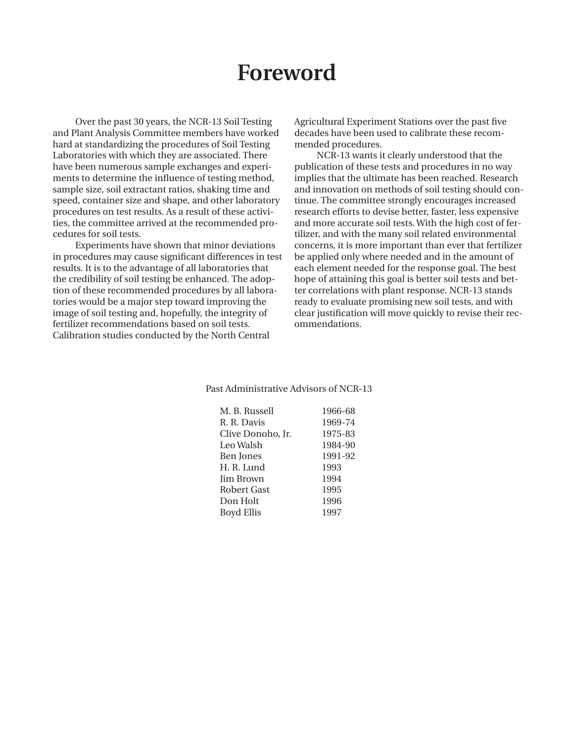# Foreword

Over the past 30 years, the NCR-13 Soil Testing and Plant Analysis Committee members have worked hard at standardizing the procedures of Soil Testing Laboratories with which they are associated. There have been numerous sample exchanges and experiments to determine the influence of testing method, sample size, soil extractant ratios, shaking time and speed, container size and shape, and other laboratory procedures on test results. As a result of these activities, the committee arrived at the recommended procedures for soil tests.

Experiments have shown that minor deviations in procedures may cause significant differences in test results. It is to the advantage of all laboratories that the credibility of soil testing be enhanced. The adoption of these recommended procedures by all laboratories would be a major step toward improving the image of soil testing and, hopefully, the integrity of fertilizer recommendations based on soil tests. Calibration studies conducted by the North Central Agricultural Experiment Stations over the past five decades have been used to calibrate these recommended procedures.

NCR-13 wants it clearly understood that the publication of these tests and procedures in no way implies that the ultimate has been reached. Research and innovation on methods of soil testing should continue. The committee strongly encourages increased research efforts to devise better, faster, less expensive and more accurate soil tests. With the high cost of fertilizer, and with the many soil related environmental concerns, it is more important than ever that fertilizer be applied only where needed and in the amount of each element needed for the response goal. The best hope of attaining this goal is better soil tests and better correlations with plant response. NCR-13 stands ready to evaluate promising new soil tests, and with clear justification will move quickly to revise their recommendations.

Past Administrative Advisors of NCR-13

| | |
|---|---|
| M. B. Russell | 1966-68 |
| R. R. Davis | 1969-74 |
| Clive Donoho, Jr. | 1975-83 |
| Leo Walsh | 1984-90 |
| Ben Jones | 1991-92 |
| H. R. Lund | 1993 |
| Jim Brown | 1994 |
| Robert Gast | 1995 |
| Don Holt | 1996 |
| Boyd Ellis | 1997 |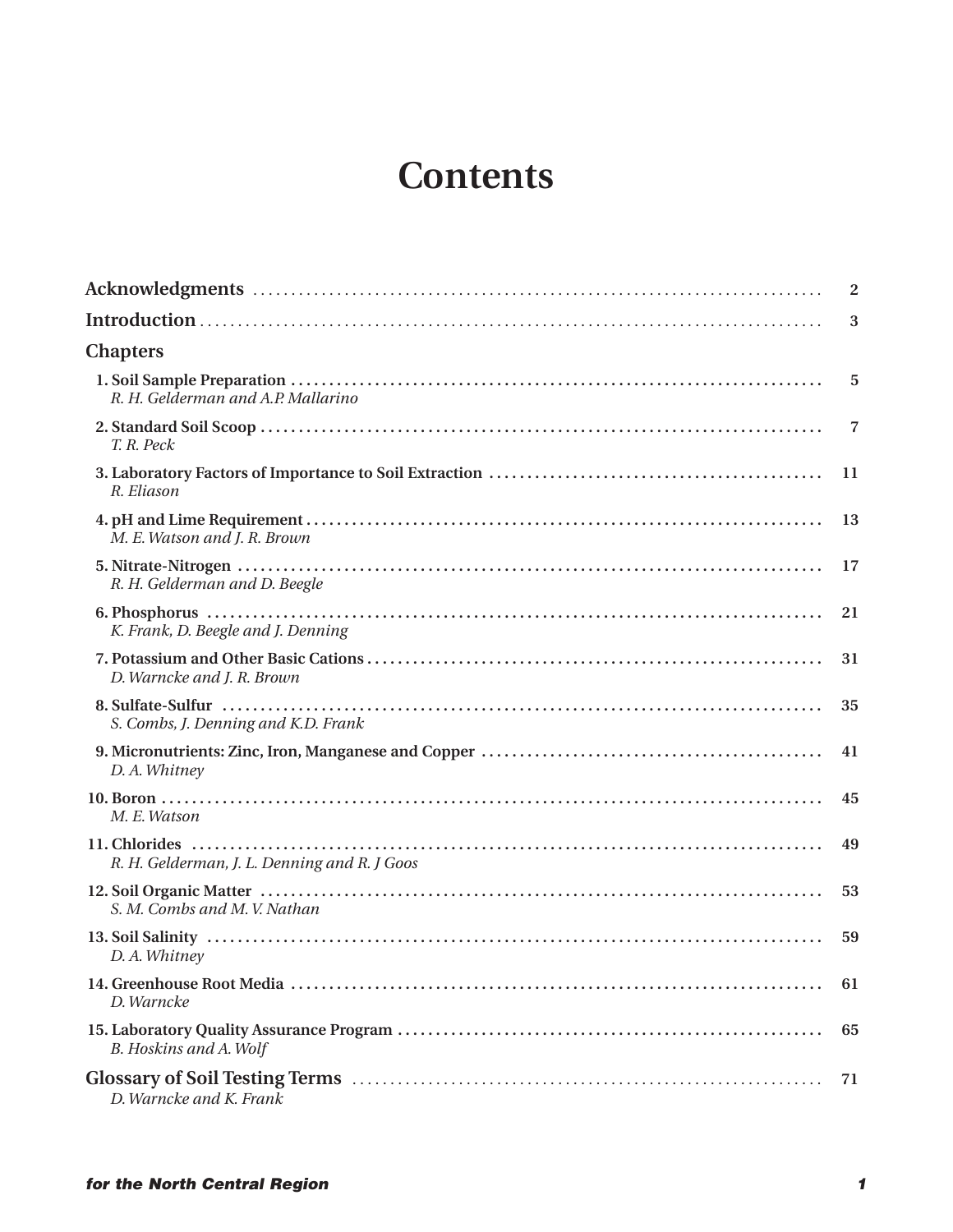# Contents

**Acknowledgments** .......... 2

**Introduction** .......... 3

**Chapters**

**1. Soil Sample Preparation** .......... 5
*R. H. Gelderman and A.P. Mallarino*

**2. Standard Soil Scoop** .......... 7
*T. R. Peck*

**3. Laboratory Factors of Importance to Soil Extraction** .......... 11
*R. Eliason*

**4. pH and Lime Requirement** .......... 13
*M. E. Watson and J. R. Brown*

**5. Nitrate-Nitrogen** .......... 17
*R. H. Gelderman and D. Beegle*

**6. Phosphorus** .......... 21
*K. Frank, D. Beegle and J. Denning*

**7. Potassium and Other Basic Cations** .......... 31
*D. Warncke and J. R. Brown*

**8. Sulfate-Sulfur** .......... 35
*S. Combs, J. Denning and K.D. Frank*

**9. Micronutrients: Zinc, Iron, Manganese and Copper** .......... 41
*D. A. Whitney*

**10. Boron** .......... 45
*M. E. Watson*

**11. Chlorides** .......... 49
*R. H. Gelderman, J. L. Denning and R. J Goos*

**12. Soil Organic Matter** .......... 53
*S. M. Combs and M. V. Nathan*

**13. Soil Salinity** .......... 59
*D. A. Whitney*

**14. Greenhouse Root Media** .......... 61
*D. Warncke*

**15. Laboratory Quality Assurance Program** .......... 65
*B. Hoskins and A. Wolf*

**Glossary of Soil Testing Terms** .......... 71
*D. Warncke and K. Frank*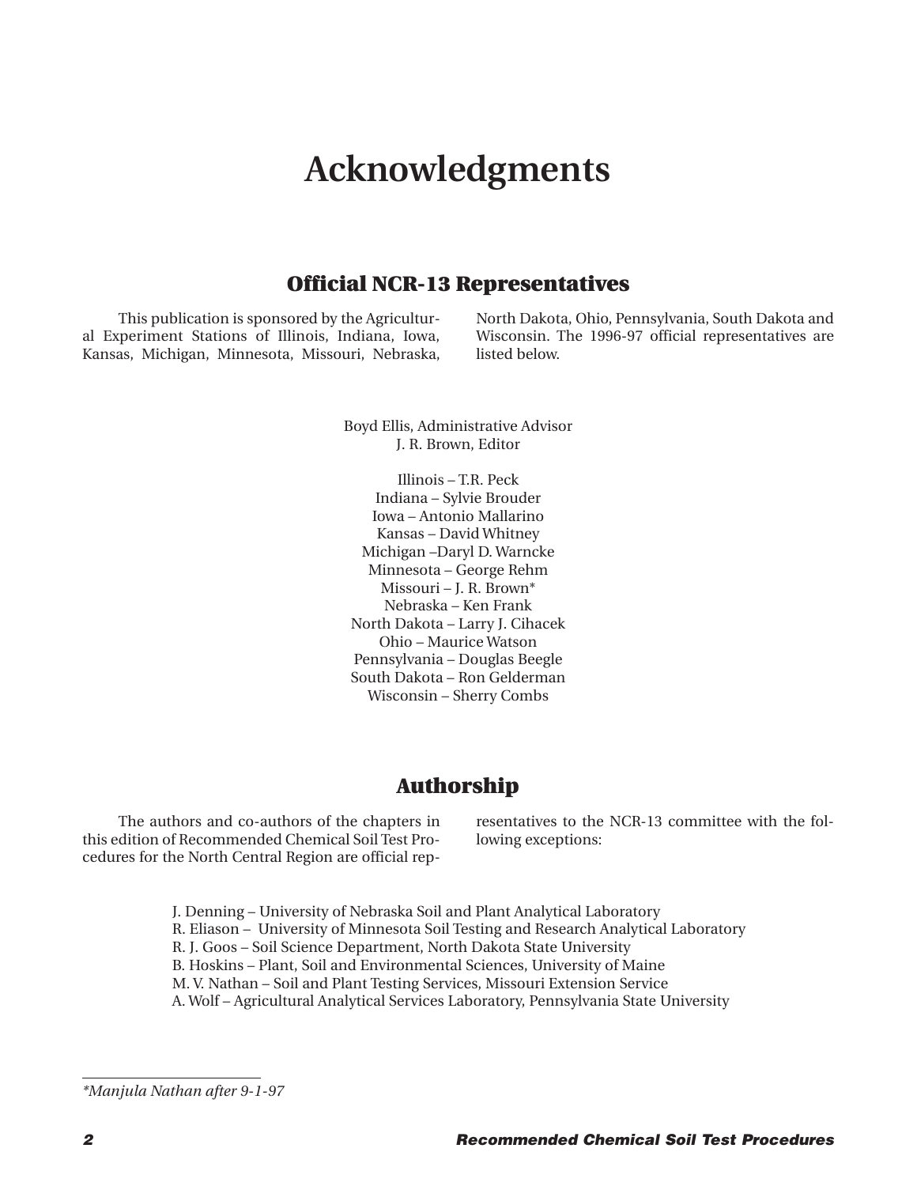# Acknowledgments

## Official NCR-13 Representatives

This publication is sponsored by the Agricultural Experiment Stations of Illinois, Indiana, Iowa, Kansas, Michigan, Minnesota, Missouri, Nebraska, North Dakota, Ohio, Pennsylvania, South Dakota and Wisconsin. The 1996-97 official representatives are listed below.

Boyd Ellis, Administrative Advisor
J. R. Brown, Editor

Illinois – T.R. Peck
Indiana – Sylvie Brouder
Iowa – Antonio Mallarino
Kansas – David Whitney
Michigan –Daryl D. Warncke
Minnesota – George Rehm
Missouri – J. R. Brown*
Nebraska – Ken Frank
North Dakota – Larry J. Cihacek
Ohio – Maurice Watson
Pennsylvania – Douglas Beegle
South Dakota – Ron Gelderman
Wisconsin – Sherry Combs

## Authorship

The authors and co-authors of the chapters in this edition of Recommended Chemical Soil Test Procedures for the North Central Region are official representatives to the NCR-13 committee with the following exceptions:

J. Denning – University of Nebraska Soil and Plant Analytical Laboratory
R. Eliason – University of Minnesota Soil Testing and Research Analytical Laboratory
R. J. Goos – Soil Science Department, North Dakota State University
B. Hoskins – Plant, Soil and Environmental Sciences, University of Maine
M. V. Nathan – Soil and Plant Testing Services, Missouri Extension Service
A. Wolf – Agricultural Analytical Services Laboratory, Pennsylvania State University

---

*\*Manjula Nathan after 9-1-97*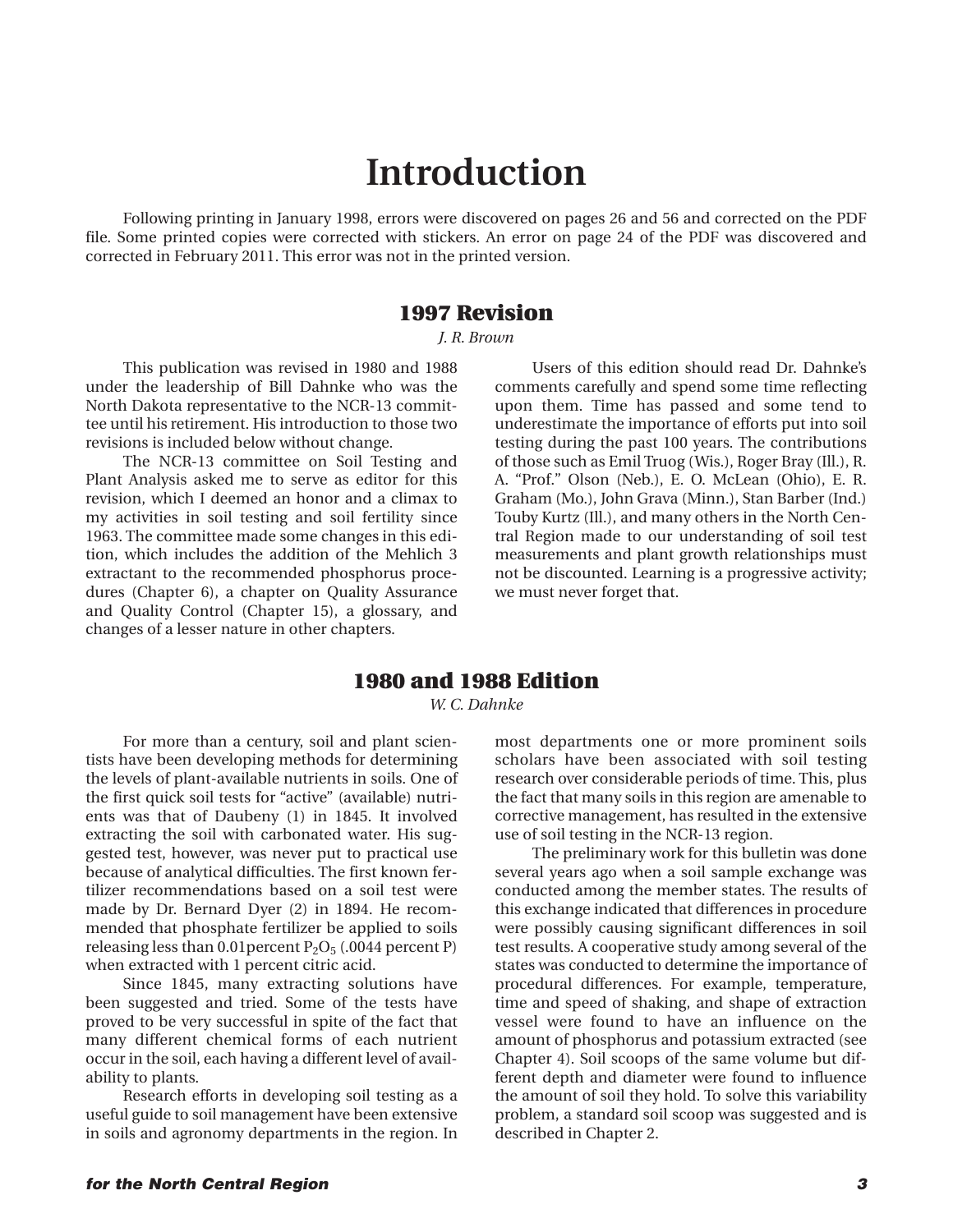# Introduction

Following printing in January 1998, errors were discovered on pages 26 and 56 and corrected on the PDF file. Some printed copies were corrected with stickers. An error on page 24 of the PDF was discovered and corrected in February 2011. This error was not in the printed version.

## 1997 Revision

*J. R. Brown*

This publication was revised in 1980 and 1988 under the leadership of Bill Dahnke who was the North Dakota representative to the NCR-13 committee until his retirement. His introduction to those two revisions is included below without change.

The NCR-13 committee on Soil Testing and Plant Analysis asked me to serve as editor for this revision, which I deemed an honor and a climax to my activities in soil testing and soil fertility since 1963. The committee made some changes in this edition, which includes the addition of the Mehlich 3 extractant to the recommended phosphorus procedures (Chapter 6), a chapter on Quality Assurance and Quality Control (Chapter 15), a glossary, and changes of a lesser nature in other chapters.

Users of this edition should read Dr. Dahnke's comments carefully and spend some time reflecting upon them. Time has passed and some tend to underestimate the importance of efforts put into soil testing during the past 100 years. The contributions of those such as Emil Truog (Wis.), Roger Bray (Ill.), R. A. "Prof." Olson (Neb.), E. O. McLean (Ohio), E. R. Graham (Mo.), John Grava (Minn.), Stan Barber (Ind.) Touby Kurtz (Ill.), and many others in the North Central Region made to our understanding of soil test measurements and plant growth relationships must not be discounted. Learning is a progressive activity; we must never forget that.

## 1980 and 1988 Edition

*W. C. Dahnke*

For more than a century, soil and plant scientists have been developing methods for determining the levels of plant-available nutrients in soils. One of the first quick soil tests for "active" (available) nutrients was that of Daubeny (1) in 1845. It involved extracting the soil with carbonated water. His suggested test, however, was never put to practical use because of analytical difficulties. The first known fertilizer recommendations based on a soil test were made by Dr. Bernard Dyer (2) in 1894. He recommended that phosphate fertilizer be applied to soils releasing less than 0.01percent $P_2O_5$ (.0044 percent P) when extracted with 1 percent citric acid.

Since 1845, many extracting solutions have been suggested and tried. Some of the tests have proved to be very successful in spite of the fact that many different chemical forms of each nutrient occur in the soil, each having a different level of availability to plants.

Research efforts in developing soil testing as a useful guide to soil management have been extensive in soils and agronomy departments in the region. In most departments one or more prominent soils scholars have been associated with soil testing research over considerable periods of time. This, plus the fact that many soils in this region are amenable to corrective management, has resulted in the extensive use of soil testing in the NCR-13 region.

The preliminary work for this bulletin was done several years ago when a soil sample exchange was conducted among the member states. The results of this exchange indicated that differences in procedure were possibly causing significant differences in soil test results. A cooperative study among several of the states was conducted to determine the importance of procedural differences. For example, temperature, time and speed of shaking, and shape of extraction vessel were found to have an influence on the amount of phosphorus and potassium extracted (see Chapter 4). Soil scoops of the same volume but different depth and diameter were found to influence the amount of soil they hold. To solve this variability problem, a standard soil scoop was suggested and is described in Chapter 2.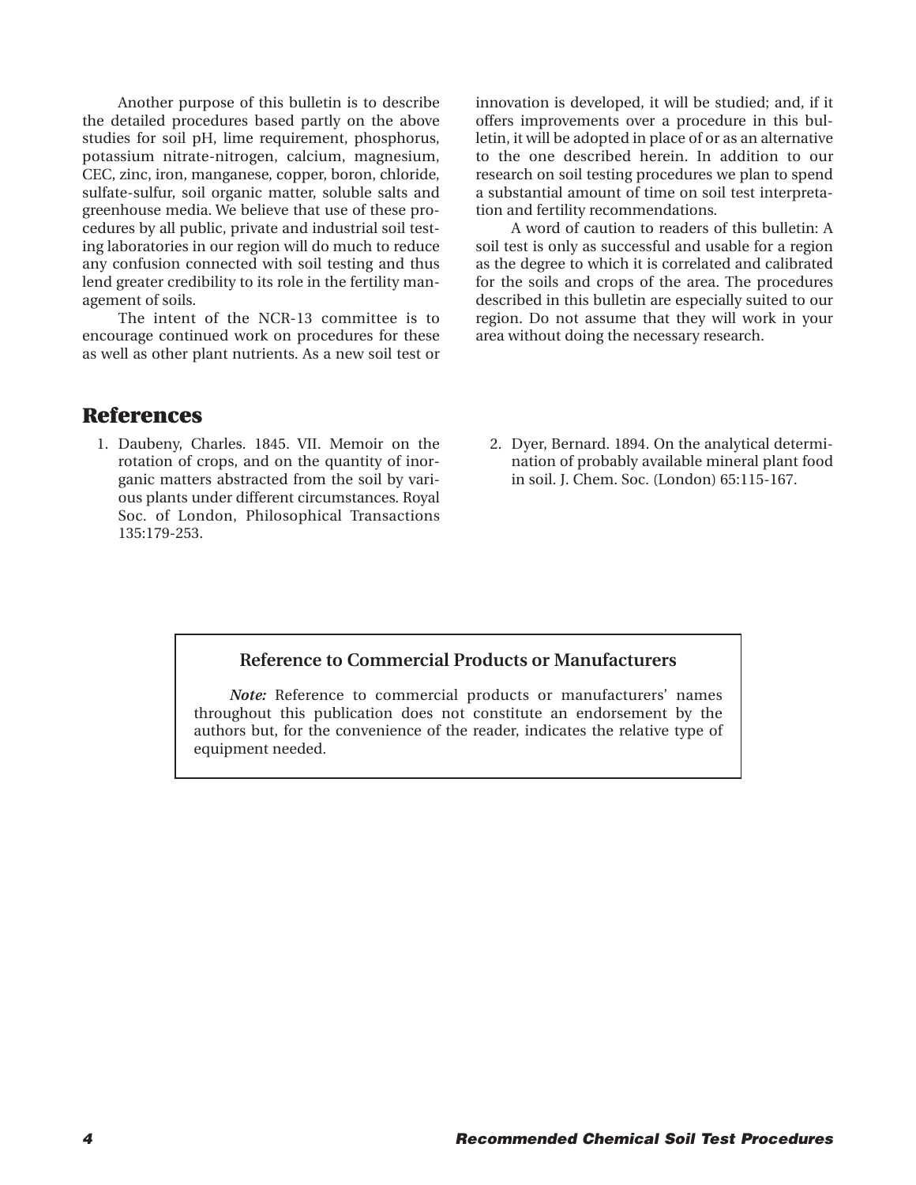Another purpose of this bulletin is to describe the detailed procedures based partly on the above studies for soil pH, lime requirement, phosphorus, potassium nitrate-nitrogen, calcium, magnesium, CEC, zinc, iron, manganese, copper, boron, chloride, sulfate-sulfur, soil organic matter, soluble salts and greenhouse media. We believe that use of these procedures by all public, private and industrial soil testing laboratories in our region will do much to reduce any confusion connected with soil testing and thus lend greater credibility to its role in the fertility management of soils.

The intent of the NCR-13 committee is to encourage continued work on procedures for these as well as other plant nutrients. As a new soil test or innovation is developed, it will be studied; and, if it offers improvements over a procedure in this bulletin, it will be adopted in place of or as an alternative to the one described herein. In addition to our research on soil testing procedures we plan to spend a substantial amount of time on soil test interpretation and fertility recommendations.

A word of caution to readers of this bulletin: A soil test is only as successful and usable for a region as the degree to which it is correlated and calibrated for the soils and crops of the area. The procedures described in this bulletin are especially suited to our region. Do not assume that they will work in your area without doing the necessary research.

## References

1. Daubeny, Charles. 1845. VII. Memoir on the rotation of crops, and on the quantity of inorganic matters abstracted from the soil by various plants under different circumstances. Royal Soc. of London, Philosophical Transactions 135:179-253.
2. Dyer, Bernard. 1894. On the analytical determination of probably available mineral plant food in soil. J. Chem. Soc. (London) 65:115-167.

**Reference to Commercial Products or Manufacturers**

***Note:*** Reference to commercial products or manufacturers' names throughout this publication does not constitute an endorsement by the authors but, for the convenience of the reader, indicates the relative type of equipment needed.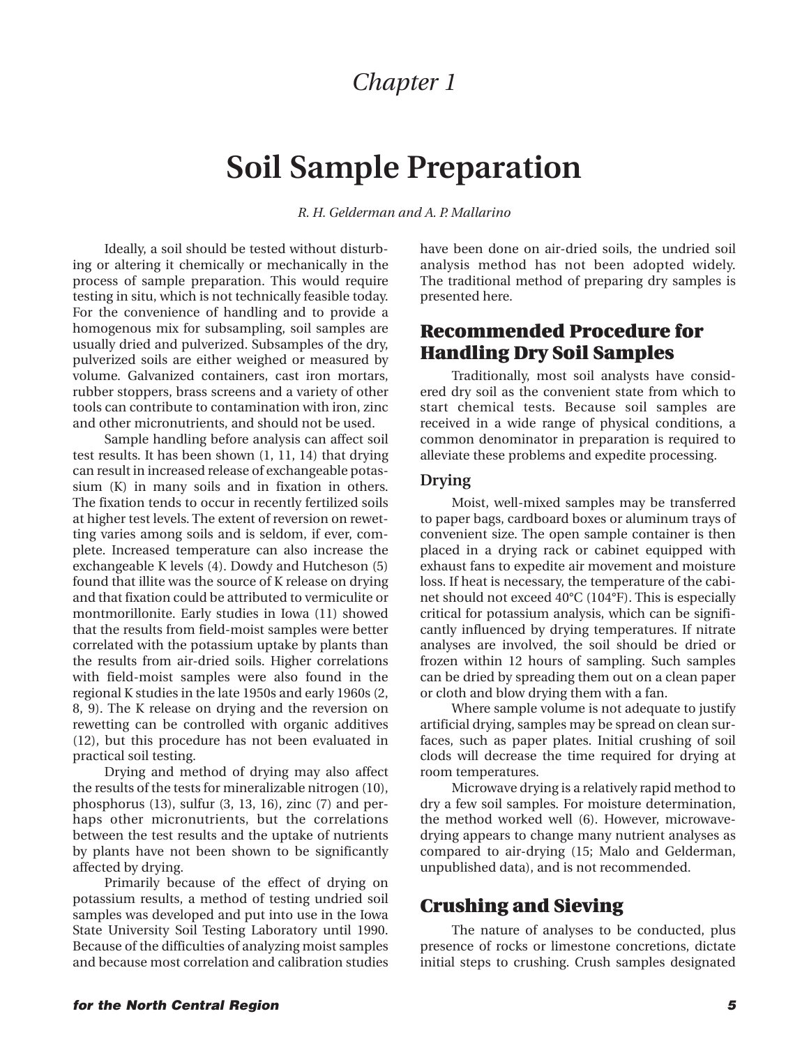# Chapter 1

# Soil Sample Preparation

*R. H. Gelderman and A. P. Mallarino*

Ideally, a soil should be tested without disturbing or altering it chemically or mechanically in the process of sample preparation. This would require testing in situ, which is not technically feasible today. For the convenience of handling and to provide a homogenous mix for subsampling, soil samples are usually dried and pulverized. Subsamples of the dry, pulverized soils are either weighed or measured by volume. Galvanized containers, cast iron mortars, rubber stoppers, brass screens and a variety of other tools can contribute to contamination with iron, zinc and other micronutrients, and should not be used.

Sample handling before analysis can affect soil test results. It has been shown (1, 11, 14) that drying can result in increased release of exchangeable potassium (K) in many soils and in fixation in others. The fixation tends to occur in recently fertilized soils at higher test levels. The extent of reversion on rewetting varies among soils and is seldom, if ever, complete. Increased temperature can also increase the exchangeable K levels (4). Dowdy and Hutcheson (5) found that illite was the source of K release on drying and that fixation could be attributed to vermiculite or montmorillonite. Early studies in Iowa (11) showed that the results from field-moist samples were better correlated with the potassium uptake by plants than the results from air-dried soils. Higher correlations with field-moist samples were also found in the regional K studies in the late 1950s and early 1960s (2, 8, 9). The K release on drying and the reversion on rewetting can be controlled with organic additives (12), but this procedure has not been evaluated in practical soil testing.

Drying and method of drying may also affect the results of the tests for mineralizable nitrogen (10), phosphorus (13), sulfur (3, 13, 16), zinc (7) and perhaps other micronutrients, but the correlations between the test results and the uptake of nutrients by plants have not been shown to be significantly affected by drying.

Primarily because of the effect of drying on potassium results, a method of testing undried soil samples was developed and put into use in the Iowa State University Soil Testing Laboratory until 1990. Because of the difficulties of analyzing moist samples and because most correlation and calibration studies have been done on air-dried soils, the undried soil analysis method has not been adopted widely. The traditional method of preparing dry samples is presented here.

## Recommended Procedure for Handling Dry Soil Samples

Traditionally, most soil analysts have considered dry soil as the convenient state from which to start chemical tests. Because soil samples are received in a wide range of physical conditions, a common denominator in preparation is required to alleviate these problems and expedite processing.

### Drying

Moist, well-mixed samples may be transferred to paper bags, cardboard boxes or aluminum trays of convenient size. The open sample container is then placed in a drying rack or cabinet equipped with exhaust fans to expedite air movement and moisture loss. If heat is necessary, the temperature of the cabinet should not exceed 40°C (104°F). This is especially critical for potassium analysis, which can be significantly influenced by drying temperatures. If nitrate analyses are involved, the soil should be dried or frozen within 12 hours of sampling. Such samples can be dried by spreading them out on a clean paper or cloth and blow drying them with a fan.

Where sample volume is not adequate to justify artificial drying, samples may be spread on clean surfaces, such as paper plates. Initial crushing of soil clods will decrease the time required for drying at room temperatures.

Microwave drying is a relatively rapid method to dry a few soil samples. For moisture determination, the method worked well (6). However, microwave-drying appears to change many nutrient analyses as compared to air-drying (15; Malo and Gelderman, unpublished data), and is not recommended.

## Crushing and Sieving

The nature of analyses to be conducted, plus presence of rocks or limestone concretions, dictate initial steps to crushing. Crush samples designated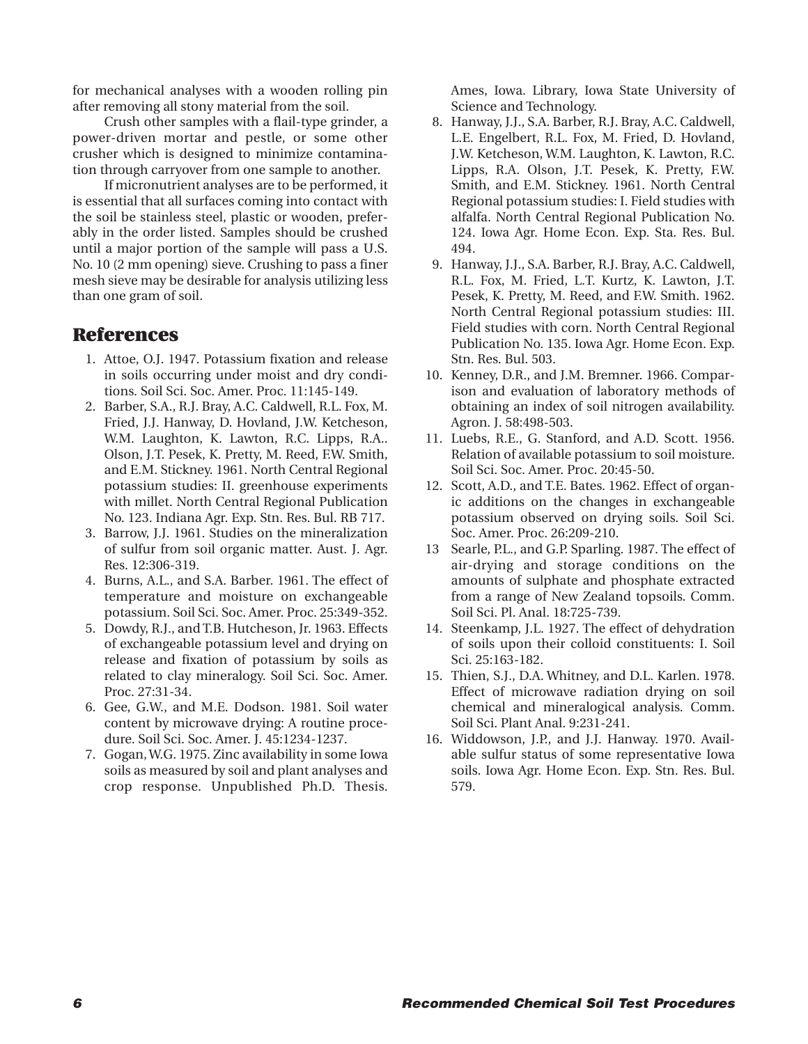for mechanical analyses with a wooden rolling pin after removing all stony material from the soil.

Crush other samples with a flail-type grinder, a power-driven mortar and pestle, or some other crusher which is designed to minimize contamination through carryover from one sample to another.

If micronutrient analyses are to be performed, it is essential that all surfaces coming into contact with the soil be stainless steel, plastic or wooden, preferably in the order listed. Samples should be crushed until a major portion of the sample will pass a U.S. No. 10 (2 mm opening) sieve. Crushing to pass a finer mesh sieve may be desirable for analysis utilizing less than one gram of soil.

## References

1. Attoe, O.J. 1947. Potassium fixation and release in soils occurring under moist and dry conditions. Soil Sci. Soc. Amer. Proc. 11:145-149.
2. Barber, S.A., R.J. Bray, A.C. Caldwell, R.L. Fox, M. Fried, J.J. Hanway, D. Hovland, J.W. Ketcheson, W.M. Laughton, K. Lawton, R.C. Lipps, R.A.. Olson, J.T. Pesek, K. Pretty, M. Reed, F.W. Smith, and E.M. Stickney. 1961. North Central Regional potassium studies: II. greenhouse experiments with millet. North Central Regional Publication No. 123. Indiana Agr. Exp. Stn. Res. Bul. RB 717.
3. Barrow, J.J. 1961. Studies on the mineralization of sulfur from soil organic matter. Aust. J. Agr. Res. 12:306-319.
4. Burns, A.L., and S.A. Barber. 1961. The effect of temperature and moisture on exchangeable potassium. Soil Sci. Soc. Amer. Proc. 25:349-352.
5. Dowdy, R.J., and T.B. Hutcheson, Jr. 1963. Effects of exchangeable potassium level and drying on release and fixation of potassium by soils as related to clay mineralogy. Soil Sci. Soc. Amer. Proc. 27:31-34.
6. Gee, G.W., and M.E. Dodson. 1981. Soil water content by microwave drying: A routine procedure. Soil Sci. Soc. Amer. J. 45:1234-1237.
7. Gogan, W.G. 1975. Zinc availability in some Iowa soils as measured by soil and plant analyses and crop response. Unpublished Ph.D. Thesis. Ames, Iowa. Library, Iowa State University of Science and Technology.
8. Hanway, J.J., S.A. Barber, R.J. Bray, A.C. Caldwell, L.E. Engelbert, R.L. Fox, M. Fried, D. Hovland, J.W. Ketcheson, W.M. Laughton, K. Lawton, R.C. Lipps, R.A. Olson, J.T. Pesek, K. Pretty, F.W. Smith, and E.M. Stickney. 1961. North Central Regional potassium studies: I. Field studies with alfalfa. North Central Regional Publication No. 124. Iowa Agr. Home Econ. Exp. Sta. Res. Bul. 494.
9. Hanway, J.J., S.A. Barber, R.J. Bray, A.C. Caldwell, R.L. Fox, M. Fried, L.T. Kurtz, K. Lawton, J.T. Pesek, K. Pretty, M. Reed, and F.W. Smith. 1962. North Central Regional potassium studies: III. Field studies with corn. North Central Regional Publication No. 135. Iowa Agr. Home Econ. Exp. Stn. Res. Bul. 503.
10. Kenney, D.R., and J.M. Bremner. 1966. Comparison and evaluation of laboratory methods of obtaining an index of soil nitrogen availability. Agron. J. 58:498-503.
11. Luebs, R.E., G. Stanford, and A.D. Scott. 1956. Relation of available potassium to soil moisture. Soil Sci. Soc. Amer. Proc. 20:45-50.
12. Scott, A.D., and T.E. Bates. 1962. Effect of organic additions on the changes in exchangeable potassium observed on drying soils. Soil Sci. Soc. Amer. Proc. 26:209-210.
13. Searle, P.L., and G.P. Sparling. 1987. The effect of air-drying and storage conditions on the amounts of sulphate and phosphate extracted from a range of New Zealand topsoils. Comm. Soil Sci. Pl. Anal. 18:725-739.
14. Steenkamp, J.L. 1927. The effect of dehydration of soils upon their colloid constituents: I. Soil Sci. 25:163-182.
15. Thien, S.J., D.A. Whitney, and D.L. Karlen. 1978. Effect of microwave radiation drying on soil chemical and mineralogical analysis. Comm. Soil Sci. Plant Anal. 9:231-241.
16. Widdowson, J.P., and J.J. Hanway. 1970. Available sulfur status of some representative Iowa soils. Iowa Agr. Home Econ. Exp. Stn. Res. Bul. 579.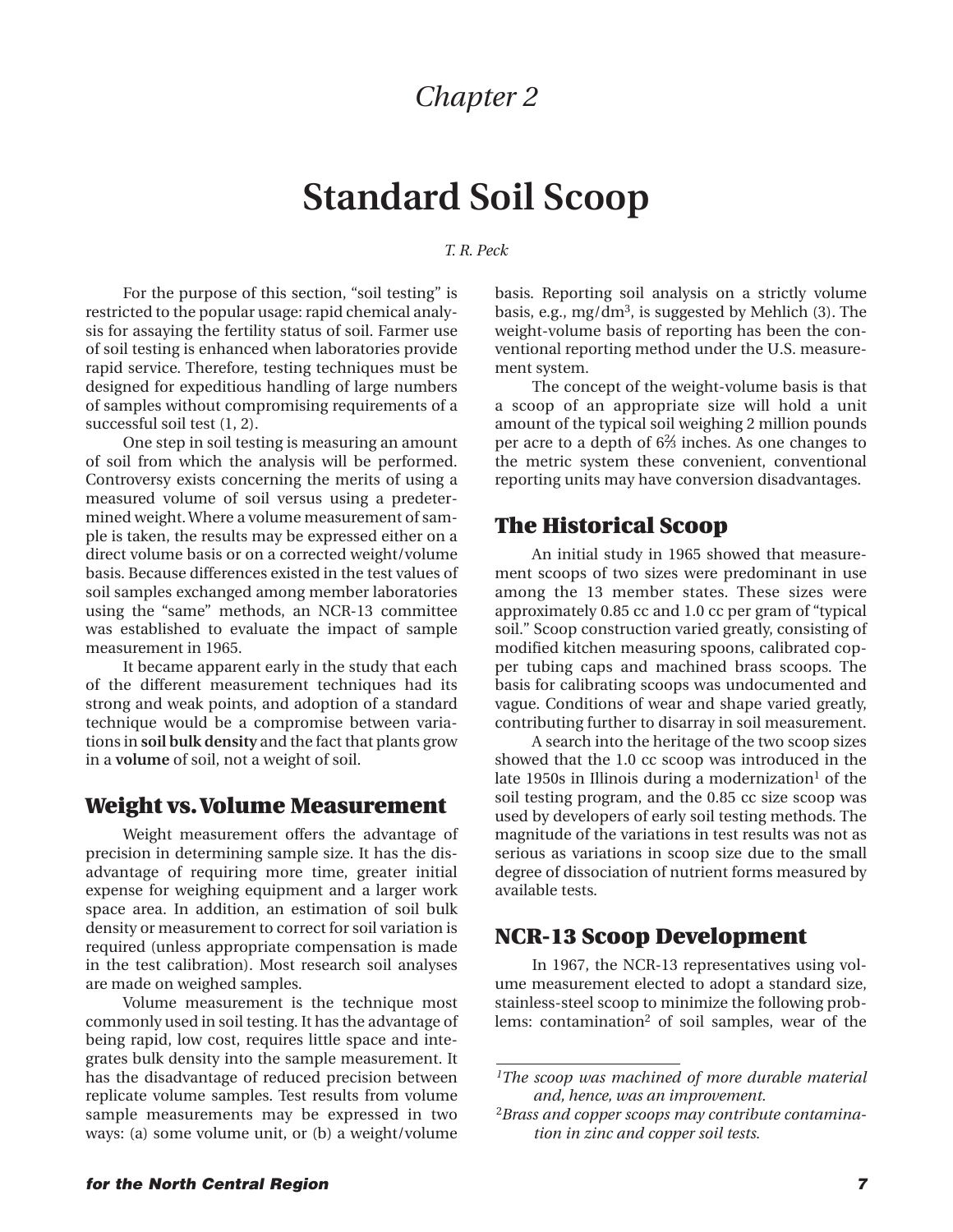# Chapter 2

# Standard Soil Scoop

*T. R. Peck*

For the purpose of this section, "soil testing" is restricted to the popular usage: rapid chemical analysis for assaying the fertility status of soil. Farmer use of soil testing is enhanced when laboratories provide rapid service. Therefore, testing techniques must be designed for expeditious handling of large numbers of samples without compromising requirements of a successful soil test (1, 2).

One step in soil testing is measuring an amount of soil from which the analysis will be performed. Controversy exists concerning the merits of using a measured volume of soil versus using a predetermined weight. Where a volume measurement of sample is taken, the results may be expressed either on a direct volume basis or on a corrected weight/volume basis. Because differences existed in the test values of soil samples exchanged among member laboratories using the "same" methods, an NCR-13 committee was established to evaluate the impact of sample measurement in 1965.

It became apparent early in the study that each of the different measurement techniques had its strong and weak points, and adoption of a standard technique would be a compromise between variations in **soil bulk density** and the fact that plants grow in a **volume** of soil, not a weight of soil.

## Weight vs. Volume Measurement

Weight measurement offers the advantage of precision in determining sample size. It has the disadvantage of requiring more time, greater initial expense for weighing equipment and a larger work space area. In addition, an estimation of soil bulk density or measurement to correct for soil variation is required (unless appropriate compensation is made in the test calibration). Most research soil analyses are made on weighed samples.

Volume measurement is the technique most commonly used in soil testing. It has the advantage of being rapid, low cost, requires little space and integrates bulk density into the sample measurement. It has the disadvantage of reduced precision between replicate volume samples. Test results from volume sample measurements may be expressed in two ways: (a) some volume unit, or (b) a weight/volume basis. Reporting soil analysis on a strictly volume basis, e.g., mg/dm$^3$, is suggested by Mehlich (3). The weight-volume basis of reporting has been the conventional reporting method under the U.S. measurement system.

The concept of the weight-volume basis is that a scoop of an appropriate size will hold a unit amount of the typical soil weighing 2 million pounds per acre to a depth of 6⅔ inches. As one changes to the metric system these convenient, conventional reporting units may have conversion disadvantages.

## The Historical Scoop

An initial study in 1965 showed that measurement scoops of two sizes were predominant in use among the 13 member states. These sizes were approximately 0.85 cc and 1.0 cc per gram of "typical soil." Scoop construction varied greatly, consisting of modified kitchen measuring spoons, calibrated copper tubing caps and machined brass scoops. The basis for calibrating scoops was undocumented and vague. Conditions of wear and shape varied greatly, contributing further to disarray in soil measurement.

A search into the heritage of the two scoop sizes showed that the 1.0 cc scoop was introduced in the late 1950s in Illinois during a modernization[1] of the soil testing program, and the 0.85 cc size scoop was used by developers of early soil testing methods. The magnitude of the variations in test results was not as serious as variations in scoop size due to the small degree of dissociation of nutrient forms measured by available tests.

## NCR-13 Scoop Development

In 1967, the NCR-13 representatives using volume measurement elected to adopt a standard size, stainless-steel scoop to minimize the following problems: contamination[2] of soil samples, wear of the

---

[1] *The scoop was machined of more durable material and, hence, was an improvement.*

[2] *Brass and copper scoops may contribute contamination in zinc and copper soil tests.*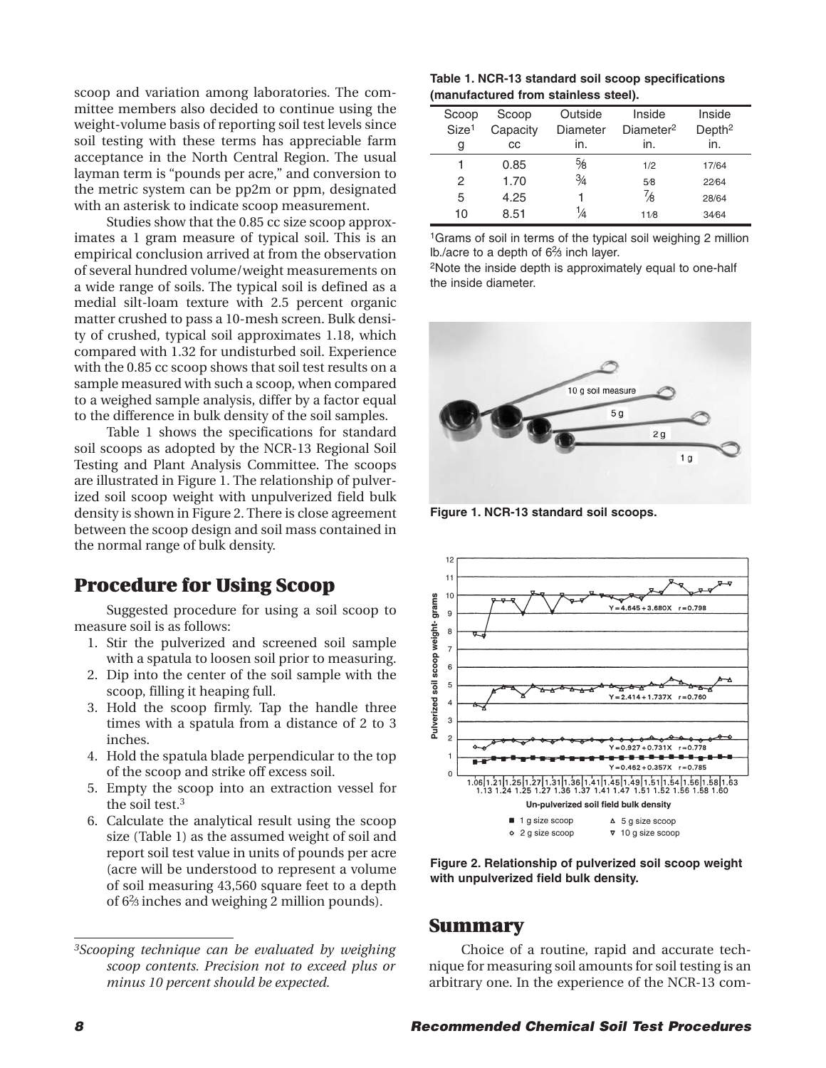scoop and variation among laboratories. The committee members also decided to continue using the weight-volume basis of reporting soil test levels since soil testing with these terms has appreciable farm acceptance in the North Central Region. The usual layman term is "pounds per acre," and conversion to the metric system can be pp2m or ppm, designated with an asterisk to indicate scoop measurement.

Studies show that the 0.85 cc size scoop approximates a 1 gram measure of typical soil. This is an empirical conclusion arrived at from the observation of several hundred volume/weight measurements on a wide range of soils. The typical soil is defined as a medial silt-loam texture with 2.5 percent organic matter crushed to pass a 10-mesh screen. Bulk density of crushed, typical soil approximates 1.18, which compared with 1.32 for undisturbed soil. Experience with the 0.85 cc scoop shows that soil test results on a sample measured with such a scoop, when compared to a weighed sample analysis, differ by a factor equal to the difference in bulk density of the soil samples.

Table 1 shows the specifications for standard soil scoops as adopted by the NCR-13 Regional Soil Testing and Plant Analysis Committee. The scoops are illustrated in Figure 1. The relationship of pulverized soil scoop weight with unpulverized field bulk density is shown in Figure 2. There is close agreement between the scoop design and soil mass contained in the normal range of bulk density.

## Procedure for Using Scoop

Suggested procedure for using a soil scoop to measure soil is as follows:

1. Stir the pulverized and screened soil sample with a spatula to loosen soil prior to measuring.
2. Dip into the center of the soil sample with the scoop, filling it heaping full.
3. Hold the scoop firmly. Tap the handle three times with a spatula from a distance of 2 to 3 inches.
4. Hold the spatula blade perpendicular to the top of the scoop and strike off excess soil.
5. Empty the scoop into an extraction vessel for the soil test.[3]
6. Calculate the analytical result using the scoop size (Table 1) as the assumed weight of soil and report soil test value in units of pounds per acre (acre will be understood to represent a volume of soil measuring 43,560 square feet to a depth of 6⅔ inches and weighing 2 million pounds).

[3]*Scooping technique can be evaluated by weighing scoop contents. Precision not to exceed plus or minus 10 percent should be expected.*

**Table 1. NCR-13 standard soil scoop specifications (manufactured from stainless steel).**

| Scoop Size[1] g | Scoop Capacity cc | Outside Diameter in. | Inside Diameter[2] in. | Inside Depth[2] in. |
|---|---|---|---|---|
| 1 | 0.85 | 5/8 | 1/2 | 17/64 |
| 2 | 1.70 | 3/4 | 5/8 | 22/64 |
| 5 | 4.25 | 1 | 7/8 | 28/64 |
| 10 | 8.51 | 1/4 | 11/8 | 34/64 |

[1]Grams of soil in terms of the typical soil weighing 2 million lb./acre to a depth of 6⅔ inch layer.

[2]Note the inside depth is approximately equal to one-half the inside diameter.

**Figure 1. NCR-13 standard soil scoops.**

**Figure 2. Relationship of pulverized soil scoop weight with unpulverized field bulk density.**

## Summary

Choice of a routine, rapid and accurate technique for measuring soil amounts for soil testing is an arbitrary one. In the experience of the NCR-13 com-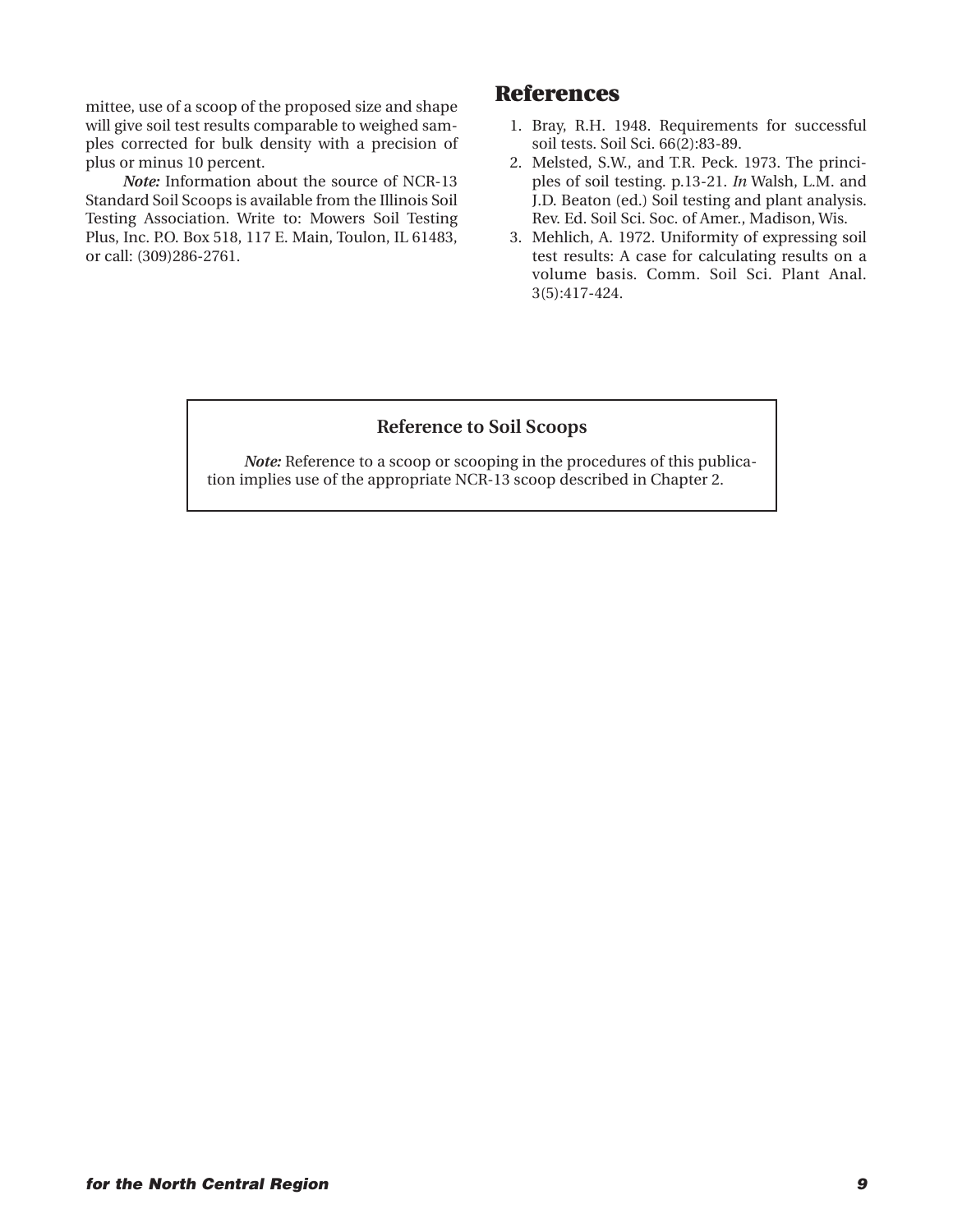mittee, use of a scoop of the proposed size and shape will give soil test results comparable to weighed samples corrected for bulk density with a precision of plus or minus 10 percent.

*Note:* Information about the source of NCR-13 Standard Soil Scoops is available from the Illinois Soil Testing Association. Write to: Mowers Soil Testing Plus, Inc. P.O. Box 518, 117 E. Main, Toulon, IL 61483, or call: (309)286-2761.

## References

1. Bray, R.H. 1948. Requirements for successful soil tests. Soil Sci. 66(2):83-89.
2. Melsted, S.W., and T.R. Peck. 1973. The principles of soil testing. p.13-21. *In* Walsh, L.M. and J.D. Beaton (ed.) Soil testing and plant analysis. Rev. Ed. Soil Sci. Soc. of Amer., Madison, Wis.
3. Mehlich, A. 1972. Uniformity of expressing soil test results: A case for calculating results on a volume basis. Comm. Soil Sci. Plant Anal. 3(5):417-424.

**Reference to Soil Scoops**

*Note:* Reference to a scoop or scooping in the procedures of this publication implies use of the appropriate NCR-13 scoop described in Chapter 2.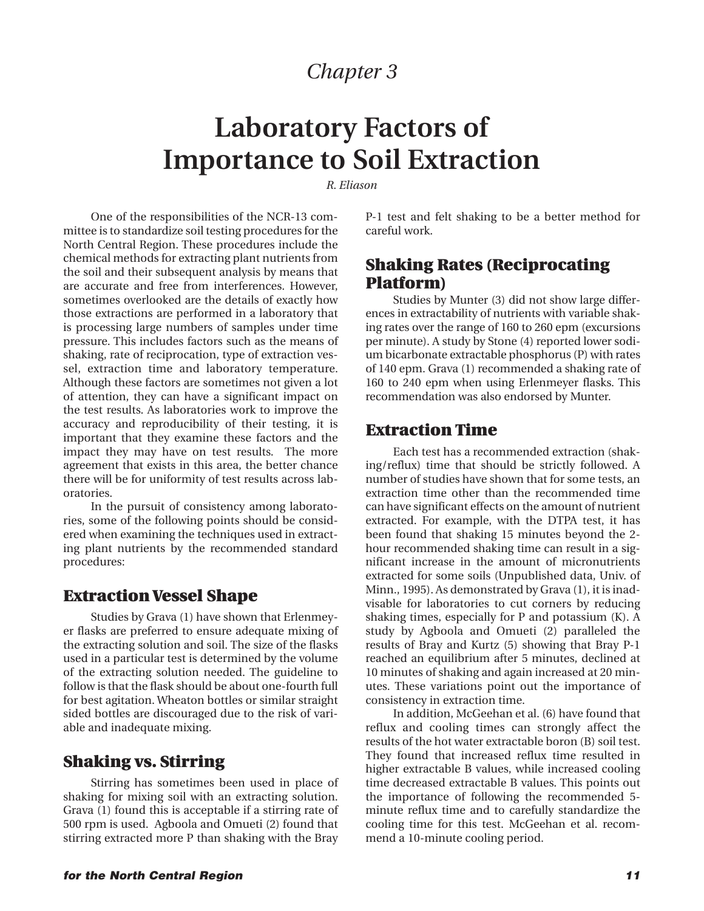# Chapter 3

# Laboratory Factors of Importance to Soil Extraction

*R. Eliason*

One of the responsibilities of the NCR-13 committee is to standardize soil testing procedures for the North Central Region. These procedures include the chemical methods for extracting plant nutrients from the soil and their subsequent analysis by means that are accurate and free from interferences. However, sometimes overlooked are the details of exactly how those extractions are performed in a laboratory that is processing large numbers of samples under time pressure. This includes factors such as the means of shaking, rate of reciprocation, type of extraction vessel, extraction time and laboratory temperature. Although these factors are sometimes not given a lot of attention, they can have a significant impact on the test results. As laboratories work to improve the accuracy and reproducibility of their testing, it is important that they examine these factors and the impact they may have on test results. The more agreement that exists in this area, the better chance there will be for uniformity of test results across laboratories.

In the pursuit of consistency among laboratories, some of the following points should be considered when examining the techniques used in extracting plant nutrients by the recommended standard procedures:

## Extraction Vessel Shape

Studies by Grava (1) have shown that Erlenmeyer flasks are preferred to ensure adequate mixing of the extracting solution and soil. The size of the flasks used in a particular test is determined by the volume of the extracting solution needed. The guideline to follow is that the flask should be about one-fourth full for best agitation. Wheaton bottles or similar straight sided bottles are discouraged due to the risk of variable and inadequate mixing.

## Shaking vs. Stirring

Stirring has sometimes been used in place of shaking for mixing soil with an extracting solution. Grava (1) found this is acceptable if a stirring rate of 500 rpm is used. Agboola and Omueti (2) found that stirring extracted more P than shaking with the Bray P-1 test and felt shaking to be a better method for careful work.

## Shaking Rates (Reciprocating Platform)

Studies by Munter (3) did not show large differences in extractability of nutrients with variable shaking rates over the range of 160 to 260 epm (excursions per minute). A study by Stone (4) reported lower sodium bicarbonate extractable phosphorus (P) with rates of 140 epm. Grava (1) recommended a shaking rate of 160 to 240 epm when using Erlenmeyer flasks. This recommendation was also endorsed by Munter.

## Extraction Time

Each test has a recommended extraction (shaking/reflux) time that should be strictly followed. A number of studies have shown that for some tests, an extraction time other than the recommended time can have significant effects on the amount of nutrient extracted. For example, with the DTPA test, it has been found that shaking 15 minutes beyond the 2-hour recommended shaking time can result in a significant increase in the amount of micronutrients extracted for some soils (Unpublished data, Univ. of Minn., 1995). As demonstrated by Grava (1), it is inadvisable for laboratories to cut corners by reducing shaking times, especially for P and potassium (K). A study by Agboola and Omueti (2) paralleled the results of Bray and Kurtz (5) showing that Bray P-1 reached an equilibrium after 5 minutes, declined at 10 minutes of shaking and again increased at 20 minutes. These variations point out the importance of consistency in extraction time.

In addition, McGeehan et al. (6) have found that reflux and cooling times can strongly affect the results of the hot water extractable boron (B) soil test. They found that increased reflux time resulted in higher extractable B values, while increased cooling time decreased extractable B values. This points out the importance of following the recommended 5-minute reflux time and to carefully standardize the cooling time for this test. McGeehan et al. recommend a 10-minute cooling period.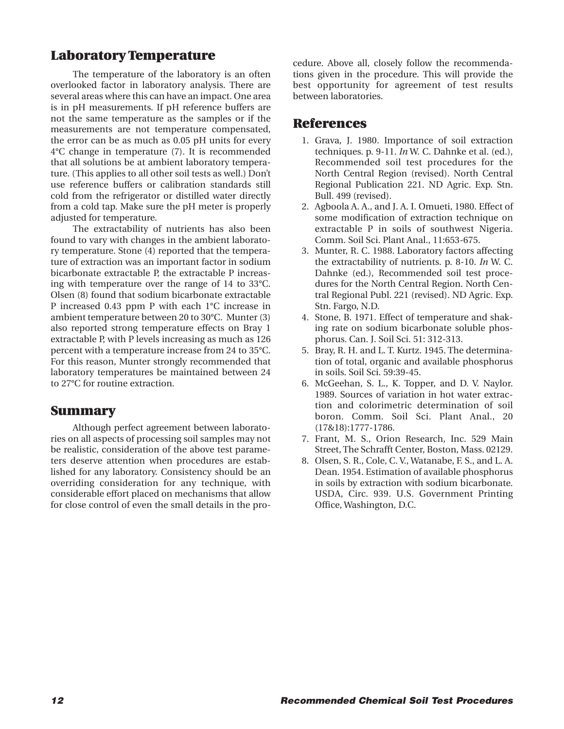## Laboratory Temperature

The temperature of the laboratory is an often overlooked factor in laboratory analysis. There are several areas where this can have an impact. One area is in pH measurements. If pH reference buffers are not the same temperature as the samples or if the measurements are not temperature compensated, the error can be as much as 0.05 pH units for every 4°C change in temperature (7). It is recommended that all solutions be at ambient laboratory temperature. (This applies to all other soil tests as well.) Don't use reference buffers or calibration standards still cold from the refrigerator or distilled water directly from a cold tap. Make sure the pH meter is properly adjusted for temperature.

The extractability of nutrients has also been found to vary with changes in the ambient laboratory temperature. Stone (4) reported that the temperature of extraction was an important factor in sodium bicarbonate extractable P, the extractable P increasing with temperature over the range of 14 to 33°C. Olsen (8) found that sodium bicarbonate extractable P increased 0.43 ppm P with each 1°C increase in ambient temperature between 20 to 30°C. Munter (3) also reported strong temperature effects on Bray 1 extractable P, with P levels increasing as much as 126 percent with a temperature increase from 24 to 35°C. For this reason, Munter strongly recommended that laboratory temperatures be maintained between 24 to 27°C for routine extraction.

## Summary

Although perfect agreement between laboratories on all aspects of processing soil samples may not be realistic, consideration of the above test parameters deserve attention when procedures are established for any laboratory. Consistency should be an overriding consideration for any technique, with considerable effort placed on mechanisms that allow for close control of even the small details in the procedure. Above all, closely follow the recommendations given in the procedure. This will provide the best opportunity for agreement of test results between laboratories.

## References

1. Grava, J. 1980. Importance of soil extraction techniques. p. 9-11. *In* W. C. Dahnke et al. (ed.), Recommended soil test procedures for the North Central Region (revised). North Central Regional Publication 221. ND Agric. Exp. Stn. Bull. 499 (revised).
2. Agboola A. A., and J. A. I. Omueti, 1980. Effect of some modification of extraction technique on extractable P in soils of southwest Nigeria. Comm. Soil Sci. Plant Anal., 11:653-675.
3. Munter, R. C. 1988. Laboratory factors affecting the extractability of nutrients. p. 8-10. *In* W. C. Dahnke (ed.), Recommended soil test procedures for the North Central Region. North Central Regional Publ. 221 (revised). ND Agric. Exp. Stn. Fargo, N.D.
4. Stone, B. 1971. Effect of temperature and shaking rate on sodium bicarbonate soluble phosphorus. Can. J. Soil Sci. 51: 312-313.
5. Bray, R. H. and L. T. Kurtz. 1945. The determination of total, organic and available phosphorus in soils. Soil Sci. 59:39-45.
6. McGeehan, S. L., K. Topper, and D. V. Naylor. 1989. Sources of variation in hot water extraction and colorimetric determination of soil boron. Comm. Soil Sci. Plant Anal., 20 (17&18):1777-1786.
7. Frant, M. S., Orion Research, Inc. 529 Main Street, The Schrafft Center, Boston, Mass. 02129.
8. Olsen, S. R., Cole, C. V., Watanabe, F. S., and L. A. Dean. 1954. Estimation of available phosphorus in soils by extraction with sodium bicarbonate. USDA, Circ. 939. U.S. Government Printing Office, Washington, D.C.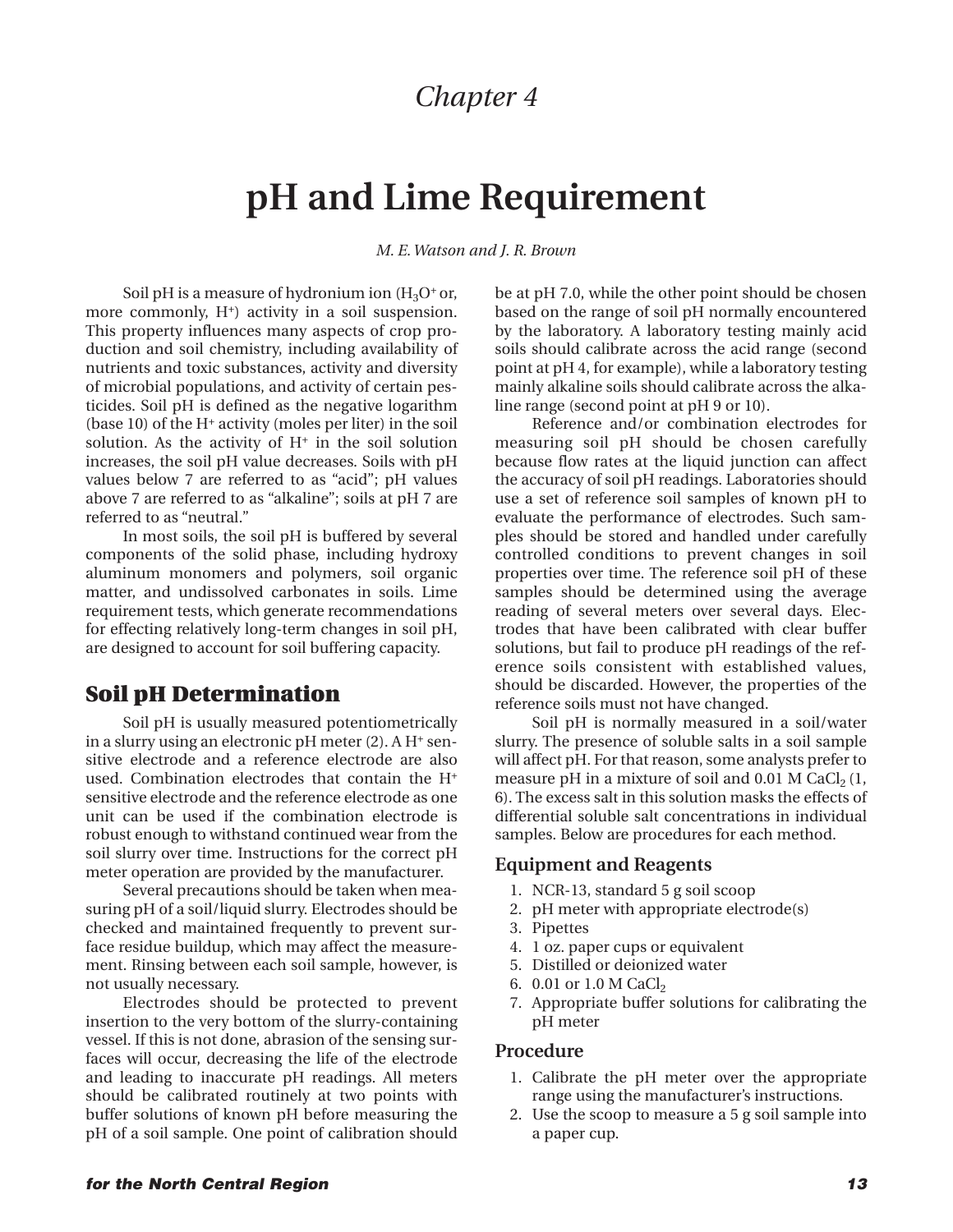# Chapter 4

# pH and Lime Requirement

*M. E. Watson and J. R. Brown*

Soil pH is a measure of hydronium ion ($H_3O^+$ or, more commonly, $H^+$) activity in a soil suspension. This property influences many aspects of crop production and soil chemistry, including availability of nutrients and toxic substances, activity and diversity of microbial populations, and activity of certain pesticides. Soil pH is defined as the negative logarithm (base 10) of the $H^+$ activity (moles per liter) in the soil solution. As the activity of $H^+$ in the soil solution increases, the soil pH value decreases. Soils with pH values below 7 are referred to as "acid"; pH values above 7 are referred to as "alkaline"; soils at pH 7 are referred to as "neutral."

In most soils, the soil pH is buffered by several components of the solid phase, including hydroxy aluminum monomers and polymers, soil organic matter, and undissolved carbonates in soils. Lime requirement tests, which generate recommendations for effecting relatively long-term changes in soil pH, are designed to account for soil buffering capacity.

## Soil pH Determination

Soil pH is usually measured potentiometrically in a slurry using an electronic pH meter (2). A $H^+$ sensitive electrode and a reference electrode are also used. Combination electrodes that contain the $H^+$ sensitive electrode and the reference electrode as one unit can be used if the combination electrode is robust enough to withstand continued wear from the soil slurry over time. Instructions for the correct pH meter operation are provided by the manufacturer.

Several precautions should be taken when measuring pH of a soil/liquid slurry. Electrodes should be checked and maintained frequently to prevent surface residue buildup, which may affect the measurement. Rinsing between each soil sample, however, is not usually necessary.

Electrodes should be protected to prevent insertion to the very bottom of the slurry-containing vessel. If this is not done, abrasion of the sensing surfaces will occur, decreasing the life of the electrode and leading to inaccurate pH readings. All meters should be calibrated routinely at two points with buffer solutions of known pH before measuring the pH of a soil sample. One point of calibration should be at pH 7.0, while the other point should be chosen based on the range of soil pH normally encountered by the laboratory. A laboratory testing mainly acid soils should calibrate across the acid range (second point at pH 4, for example), while a laboratory testing mainly alkaline soils should calibrate across the alkaline range (second point at pH 9 or 10).

Reference and/or combination electrodes for measuring soil pH should be chosen carefully because flow rates at the liquid junction can affect the accuracy of soil pH readings. Laboratories should use a set of reference soil samples of known pH to evaluate the performance of electrodes. Such samples should be stored and handled under carefully controlled conditions to prevent changes in soil properties over time. The reference soil pH of these samples should be determined using the average reading of several meters over several days. Electrodes that have been calibrated with clear buffer solutions, but fail to produce pH readings of the reference soils consistent with established values, should be discarded. However, the properties of the reference soils must not have changed.

Soil pH is normally measured in a soil/water slurry. The presence of soluble salts in a soil sample will affect pH. For that reason, some analysts prefer to measure pH in a mixture of soil and 0.01 M $CaCl_2$ (1, 6). The excess salt in this solution masks the effects of differential soluble salt concentrations in individual samples. Below are procedures for each method.

### Equipment and Reagents

1. NCR-13, standard 5 g soil scoop
2. pH meter with appropriate electrode(s)
3. Pipettes
4. 1 oz. paper cups or equivalent
5. Distilled or deionized water
6. 0.01 or 1.0 M $CaCl_2$
7. Appropriate buffer solutions for calibrating the pH meter

### Procedure

1. Calibrate the pH meter over the appropriate range using the manufacturer's instructions.
2. Use the scoop to measure a 5 g soil sample into a paper cup.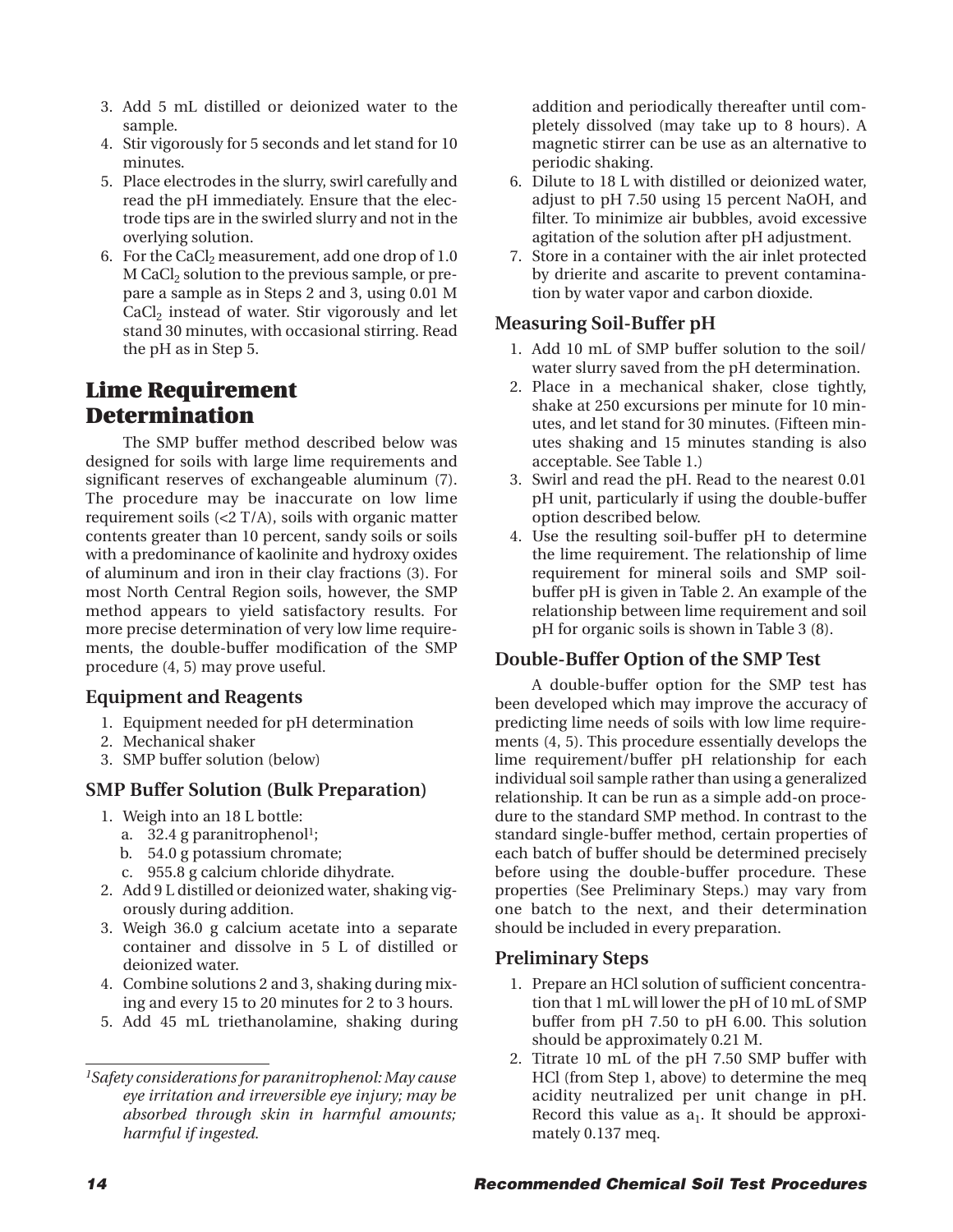3. Add 5 mL distilled or deionized water to the sample.
4. Stir vigorously for 5 seconds and let stand for 10 minutes.
5. Place electrodes in the slurry, swirl carefully and read the pH immediately. Ensure that the electrode tips are in the swirled slurry and not in the overlying solution.
6. For the $CaCl_2$ measurement, add one drop of 1.0 M $CaCl_2$ solution to the previous sample, or prepare a sample as in Steps 2 and 3, using 0.01 M $CaCl_2$ instead of water. Stir vigorously and let stand 30 minutes, with occasional stirring. Read the pH as in Step 5.

## Lime Requirement Determination

The SMP buffer method described below was designed for soils with large lime requirements and significant reserves of exchangeable aluminum (7). The procedure may be inaccurate on low lime requirement soils (<2 T/A), soils with organic matter contents greater than 10 percent, sandy soils or soils with a predominance of kaolinite and hydroxy oxides of aluminum and iron in their clay fractions (3). For most North Central Region soils, however, the SMP method appears to yield satisfactory results. For more precise determination of very low lime requirements, the double-buffer modification of the SMP procedure (4, 5) may prove useful.

### Equipment and Reagents

1. Equipment needed for pH determination
2. Mechanical shaker
3. SMP buffer solution (below)

### SMP Buffer Solution (Bulk Preparation)

1. Weigh into an 18 L bottle:
   a. 32.4 g paranitrophenol[1];
   b. 54.0 g potassium chromate;
   c. 955.8 g calcium chloride dihydrate.
2. Add 9 L distilled or deionized water, shaking vigorously during addition.
3. Weigh 36.0 g calcium acetate into a separate container and dissolve in 5 L of distilled or deionized water.
4. Combine solutions 2 and 3, shaking during mixing and every 15 to 20 minutes for 2 to 3 hours.
5. Add 45 mL triethanolamine, shaking during addition and periodically thereafter until completely dissolved (may take up to 8 hours). A magnetic stirrer can be use as an alternative to periodic shaking.
6. Dilute to 18 L with distilled or deionized water, adjust to pH 7.50 using 15 percent NaOH, and filter. To minimize air bubbles, avoid excessive agitation of the solution after pH adjustment.
7. Store in a container with the air inlet protected by drierite and ascarite to prevent contamination by water vapor and carbon dioxide.

### Measuring Soil-Buffer pH

1. Add 10 mL of SMP buffer solution to the soil/water slurry saved from the pH determination.
2. Place in a mechanical shaker, close tightly, shake at 250 excursions per minute for 10 minutes, and let stand for 30 minutes. (Fifteen minutes shaking and 15 minutes standing is also acceptable. See Table 1.)
3. Swirl and read the pH. Read to the nearest 0.01 pH unit, particularly if using the double-buffer option described below.
4. Use the resulting soil-buffer pH to determine the lime requirement. The relationship of lime requirement for mineral soils and SMP soil-buffer pH is given in Table 2. An example of the relationship between lime requirement and soil pH for organic soils is shown in Table 3 (8).

### Double-Buffer Option of the SMP Test

A double-buffer option for the SMP test has been developed which may improve the accuracy of predicting lime needs of soils with low lime requirements (4, 5). This procedure essentially develops the lime requirement/buffer pH relationship for each individual soil sample rather than using a generalized relationship. It can be run as a simple add-on procedure to the standard SMP method. In contrast to the standard single-buffer method, certain properties of each batch of buffer should be determined precisely before using the double-buffer procedure. These properties (See Preliminary Steps.) may vary from one batch to the next, and their determination should be included in every preparation.

### Preliminary Steps

1. Prepare an HCl solution of sufficient concentration that 1 mL will lower the pH of 10 mL of SMP buffer from pH 7.50 to pH 6.00. This solution should be approximately 0.21 M.
2. Titrate 10 mL of the pH 7.50 SMP buffer with HCl (from Step 1, above) to determine the meq acidity neutralized per unit change in pH. Record this value as $a_1$. It should be approximately 0.137 meq.

---

[1] *Safety considerations for paranitrophenol: May cause eye irritation and irreversible eye injury; may be absorbed through skin in harmful amounts; harmful if ingested.*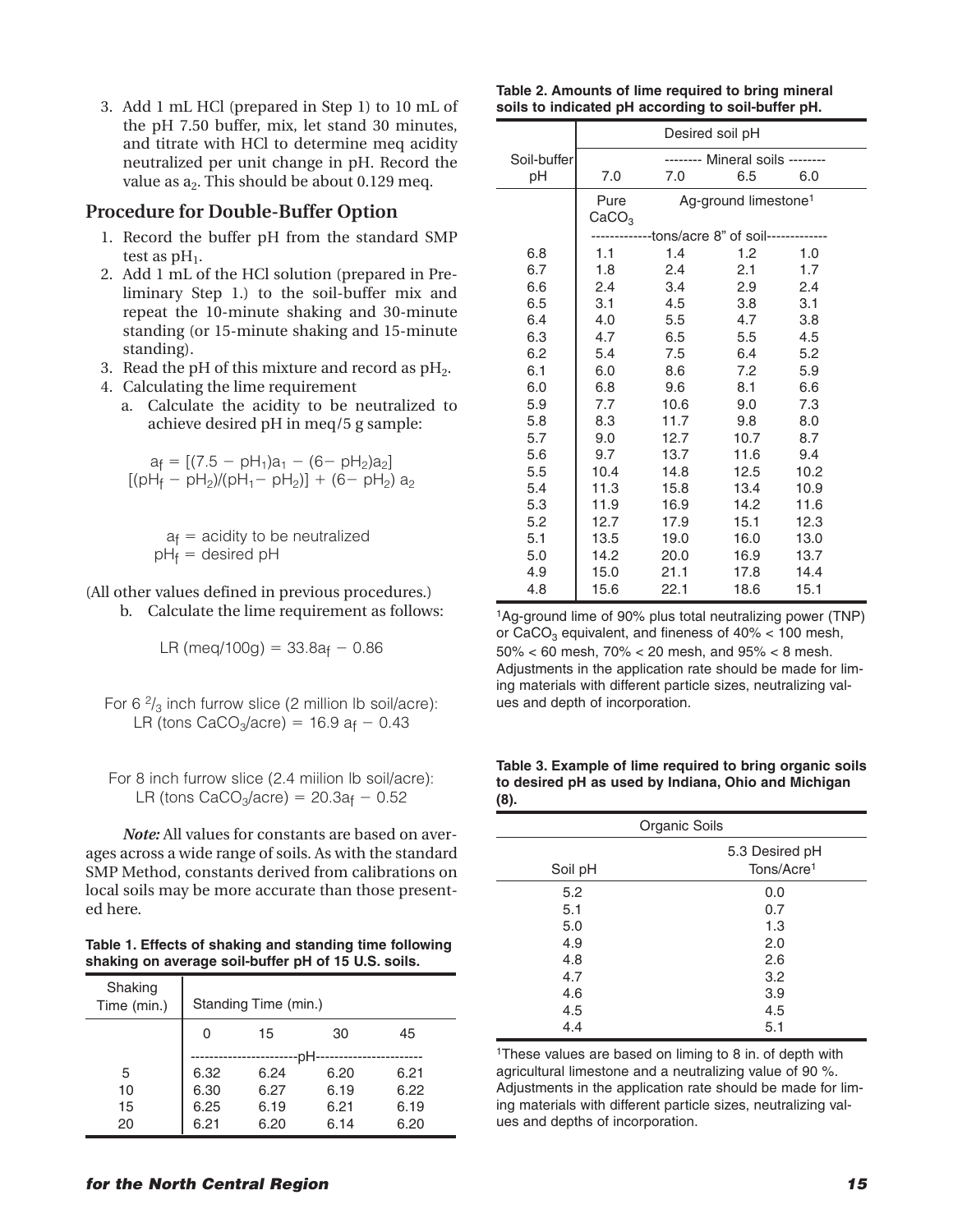3. Add 1 mL HCl (prepared in Step 1) to 10 mL of the pH 7.50 buffer, mix, let stand 30 minutes, and titrate with HCl to determine meq acidity neutralized per unit change in pH. Record the value as $a_2$. This should be about 0.129 meq.

## Procedure for Double-Buffer Option

1. Record the buffer pH from the standard SMP test as $pH_1$.
2. Add 1 mL of the HCl solution (prepared in Preliminary Step 1.) to the soil-buffer mix and repeat the 10-minute shaking and 30-minute standing (or 15-minute shaking and 15-minute standing).
3. Read the pH of this mixture and record as $pH_2$.
4. Calculating the lime requirement
   a. Calculate the acidity to be neutralized to achieve desired pH in meq/5 g sample:

$$a_f = [(7.5 - pH_1)a_1 - (6 - pH_2)a_2] [(pH_f - pH_2)/(pH_1 - pH_2)] + (6 - pH_2)\ a_2$$

$a_f$ = acidity to be neutralized
$pH_f$ = desired pH

(All other values defined in previous procedures.)

   b. Calculate the lime requirement as follows:

$$LR\ (meq/100g) = 33.8a_f - 0.86$$

For 6 $^2/_3$ inch furrow slice (2 million lb soil/acre):

$$LR\ (tons\ CaCO_3/acre) = 16.9\ a_f - 0.43$$

For 8 inch furrow slice (2.4 miilion lb soil/acre):

$$LR\ (tons\ CaCO_3/acre) = 20.3a_f - 0.52$$

***Note:*** All values for constants are based on averages across a wide range of soils. As with the standard SMP Method, constants derived from calibrations on local soils may be more accurate than those presented here.

**Table 1. Effects of shaking and standing time following shaking on average soil-buffer pH of 15 U.S. soils.**

| Shaking Time (min.) | Standing Time (min.) | | | |
|---|---|---|---|---|
| | 0 | 15 | 30 | 45 |
| | pH | | | |
| 5 | 6.32 | 6.24 | 6.20 | 6.21 |
| 10 | 6.30 | 6.27 | 6.19 | 6.22 |
| 15 | 6.25 | 6.19 | 6.21 | 6.19 |
| 20 | 6.21 | 6.20 | 6.14 | 6.20 |

**Table 2. Amounts of lime required to bring mineral soils to indicated pH according to soil-buffer pH.**

| Soil-buffer pH | Desired soil pH | | | |
|---|---|---|---|---|
| | Mineral soils | | | |
| | 7.0 | 7.0 | 6.5 | 6.0 |
| | Pure $CaCO_3$ | Ag-ground limestone[1] | | |
| | tons/acre 8" of soil | | | |
| 6.8 | 1.1 | 1.4 | 1.2 | 1.0 |
| 6.7 | 1.8 | 2.4 | 2.1 | 1.7 |
| 6.6 | 2.4 | 3.4 | 2.9 | 2.4 |
| 6.5 | 3.1 | 4.5 | 3.8 | 3.1 |
| 6.4 | 4.0 | 5.5 | 4.7 | 3.8 |
| 6.3 | 4.7 | 6.5 | 5.5 | 4.5 |
| 6.2 | 5.4 | 7.5 | 6.4 | 5.2 |
| 6.1 | 6.0 | 8.6 | 7.2 | 5.9 |
| 6.0 | 6.8 | 9.6 | 8.1 | 6.6 |
| 5.9 | 7.7 | 10.6 | 9.0 | 7.3 |
| 5.8 | 8.3 | 11.7 | 9.8 | 8.0 |
| 5.7 | 9.0 | 12.7 | 10.7 | 8.7 |
| 5.6 | 9.7 | 13.7 | 11.6 | 9.4 |
| 5.5 | 10.4 | 14.8 | 12.5 | 10.2 |
| 5.4 | 11.3 | 15.8 | 13.4 | 10.9 |
| 5.3 | 11.9 | 16.9 | 14.2 | 11.6 |
| 5.2 | 12.7 | 17.9 | 15.1 | 12.3 |
| 5.1 | 13.5 | 19.0 | 16.0 | 13.0 |
| 5.0 | 14.2 | 20.0 | 16.9 | 13.7 |
| 4.9 | 15.0 | 21.1 | 17.8 | 14.4 |
| 4.8 | 15.6 | 22.1 | 18.6 | 15.1 |

[1]Ag-ground lime of 90% plus total neutralizing power (TNP) or $CaCO_3$ equivalent, and fineness of 40% < 100 mesh, 50% < 60 mesh, 70% < 20 mesh, and 95% < 8 mesh. Adjustments in the application rate should be made for liming materials with different particle sizes, neutralizing values and depth of incorporation.

**Table 3. Example of lime required to bring organic soils to desired pH as used by Indiana, Ohio and Michigan (8).**

| Organic Soils | |
|---|---|
| Soil pH | 5.3 Desired pH Tons/Acre[1] |
| 5.2 | 0.0 |
| 5.1 | 0.7 |
| 5.0 | 1.3 |
| 4.9 | 2.0 |
| 4.8 | 2.6 |
| 4.7 | 3.2 |
| 4.6 | 3.9 |
| 4.5 | 4.5 |
| 4.4 | 5.1 |

[1]These values are based on liming to 8 in. of depth with agricultural limestone and a neutralizing value of 90 %. Adjustments in the application rate should be made for liming materials with different particle sizes, neutralizing values and depths of incorporation.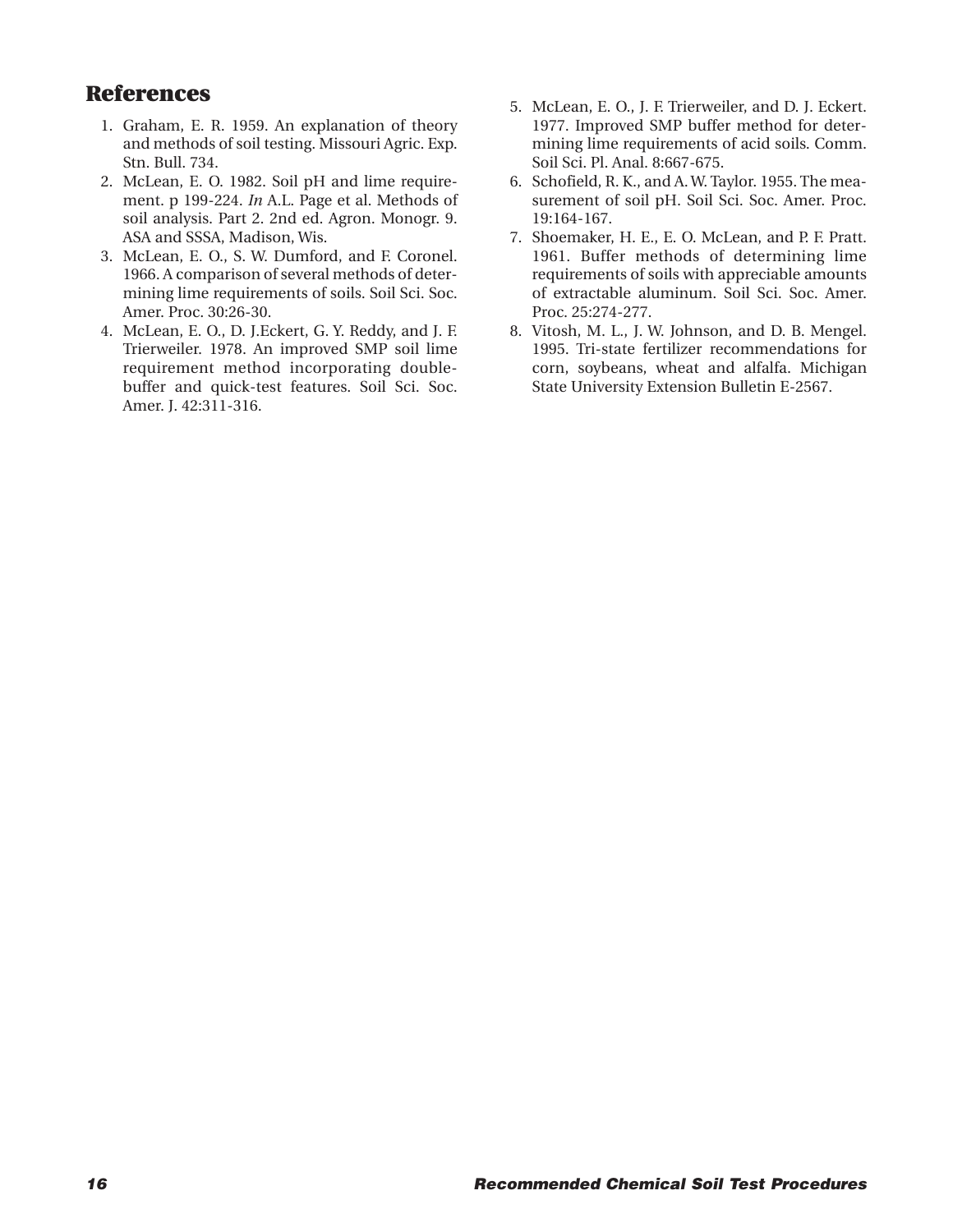## References

1. Graham, E. R. 1959. An explanation of theory and methods of soil testing. Missouri Agric. Exp. Stn. Bull. 734.
2. McLean, E. O. 1982. Soil pH and lime requirement. p 199-224. *In* A.L. Page et al. Methods of soil analysis. Part 2. 2nd ed. Agron. Monogr. 9. ASA and SSSA, Madison, Wis.
3. McLean, E. O., S. W. Dumford, and F. Coronel. 1966. A comparison of several methods of determining lime requirements of soils. Soil Sci. Soc. Amer. Proc. 30:26-30.
4. McLean, E. O., D. J.Eckert, G. Y. Reddy, and J. F. Trierweiler. 1978. An improved SMP soil lime requirement method incorporating double-buffer and quick-test features. Soil Sci. Soc. Amer. J. 42:311-316.
5. McLean, E. O., J. F. Trierweiler, and D. J. Eckert. 1977. Improved SMP buffer method for determining lime requirements of acid soils. Comm. Soil Sci. Pl. Anal. 8:667-675.
6. Schofield, R. K., and A. W. Taylor. 1955. The measurement of soil pH. Soil Sci. Soc. Amer. Proc. 19:164-167.
7. Shoemaker, H. E., E. O. McLean, and P. F. Pratt. 1961. Buffer methods of determining lime requirements of soils with appreciable amounts of extractable aluminum. Soil Sci. Soc. Amer. Proc. 25:274-277.
8. Vitosh, M. L., J. W. Johnson, and D. B. Mengel. 1995. Tri-state fertilizer recommendations for corn, soybeans, wheat and alfalfa. Michigan State University Extension Bulletin E-2567.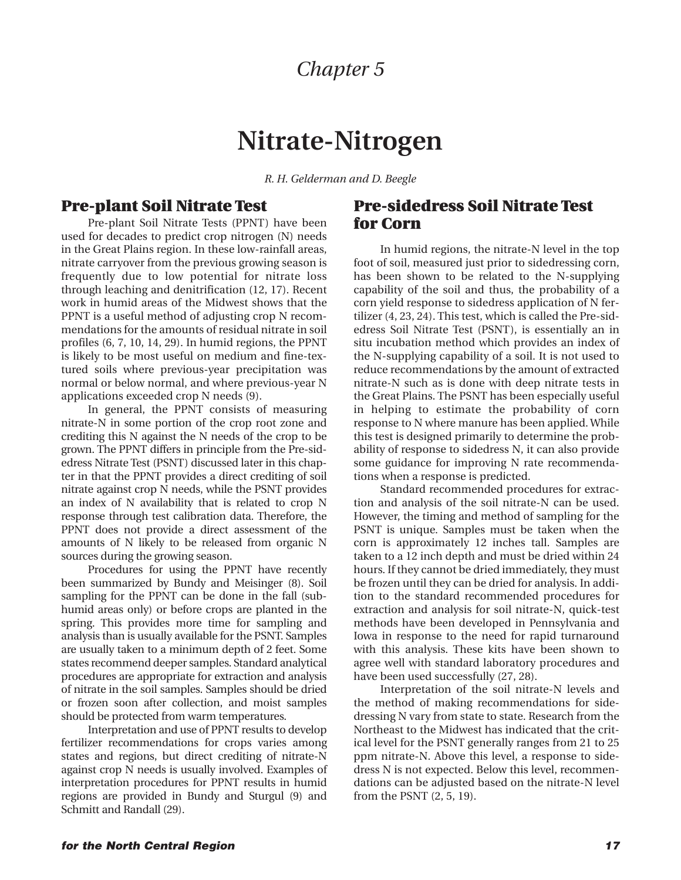# Chapter 5

# Nitrate-Nitrogen

*R. H. Gelderman and D. Beegle*

## Pre-plant Soil Nitrate Test

Pre-plant Soil Nitrate Tests (PPNT) have been used for decades to predict crop nitrogen (N) needs in the Great Plains region. In these low-rainfall areas, nitrate carryover from the previous growing season is frequently due to low potential for nitrate loss through leaching and denitrification (12, 17). Recent work in humid areas of the Midwest shows that the PPNT is a useful method of adjusting crop N recommendations for the amounts of residual nitrate in soil profiles (6, 7, 10, 14, 29). In humid regions, the PPNT is likely to be most useful on medium and fine-textured soils where previous-year precipitation was normal or below normal, and where previous-year N applications exceeded crop N needs (9).

In general, the PPNT consists of measuring nitrate-N in some portion of the crop root zone and crediting this N against the N needs of the crop to be grown. The PPNT differs in principle from the Pre-sidedress Nitrate Test (PSNT) discussed later in this chapter in that the PPNT provides a direct crediting of soil nitrate against crop N needs, while the PSNT provides an index of N availability that is related to crop N response through test calibration data. Therefore, the PPNT does not provide a direct assessment of the amounts of N likely to be released from organic N sources during the growing season.

Procedures for using the PPNT have recently been summarized by Bundy and Meisinger (8). Soil sampling for the PPNT can be done in the fall (subhumid areas only) or before crops are planted in the spring. This provides more time for sampling and analysis than is usually available for the PSNT. Samples are usually taken to a minimum depth of 2 feet. Some states recommend deeper samples. Standard analytical procedures are appropriate for extraction and analysis of nitrate in the soil samples. Samples should be dried or frozen soon after collection, and moist samples should be protected from warm temperatures.

Interpretation and use of PPNT results to develop fertilizer recommendations for crops varies among states and regions, but direct crediting of nitrate-N against crop N needs is usually involved. Examples of interpretation procedures for PPNT results in humid regions are provided in Bundy and Sturgul (9) and Schmitt and Randall (29).

## Pre-sidedress Soil Nitrate Test for Corn

In humid regions, the nitrate-N level in the top foot of soil, measured just prior to sidedressing corn, has been shown to be related to the N-supplying capability of the soil and thus, the probability of a corn yield response to sidedress application of N fertilizer (4, 23, 24). This test, which is called the Pre-sidedress Soil Nitrate Test (PSNT), is essentially an in situ incubation method which provides an index of the N-supplying capability of a soil. It is not used to reduce recommendations by the amount of extracted nitrate-N such as is done with deep nitrate tests in the Great Plains. The PSNT has been especially useful in helping to estimate the probability of corn response to N where manure has been applied. While this test is designed primarily to determine the probability of response to sidedress N, it can also provide some guidance for improving N rate recommendations when a response is predicted.

Standard recommended procedures for extraction and analysis of the soil nitrate-N can be used. However, the timing and method of sampling for the PSNT is unique. Samples must be taken when the corn is approximately 12 inches tall. Samples are taken to a 12 inch depth and must be dried within 24 hours. If they cannot be dried immediately, they must be frozen until they can be dried for analysis. In addition to the standard recommended procedures for extraction and analysis for soil nitrate-N, quick-test methods have been developed in Pennsylvania and Iowa in response to the need for rapid turnaround with this analysis. These kits have been shown to agree well with standard laboratory procedures and have been used successfully (27, 28).

Interpretation of the soil nitrate-N levels and the method of making recommendations for sidedressing N vary from state to state. Research from the Northeast to the Midwest has indicated that the critical level for the PSNT generally ranges from 21 to 25 ppm nitrate-N. Above this level, a response to sidedress N is not expected. Below this level, recommendations can be adjusted based on the nitrate-N level from the PSNT (2, 5, 19).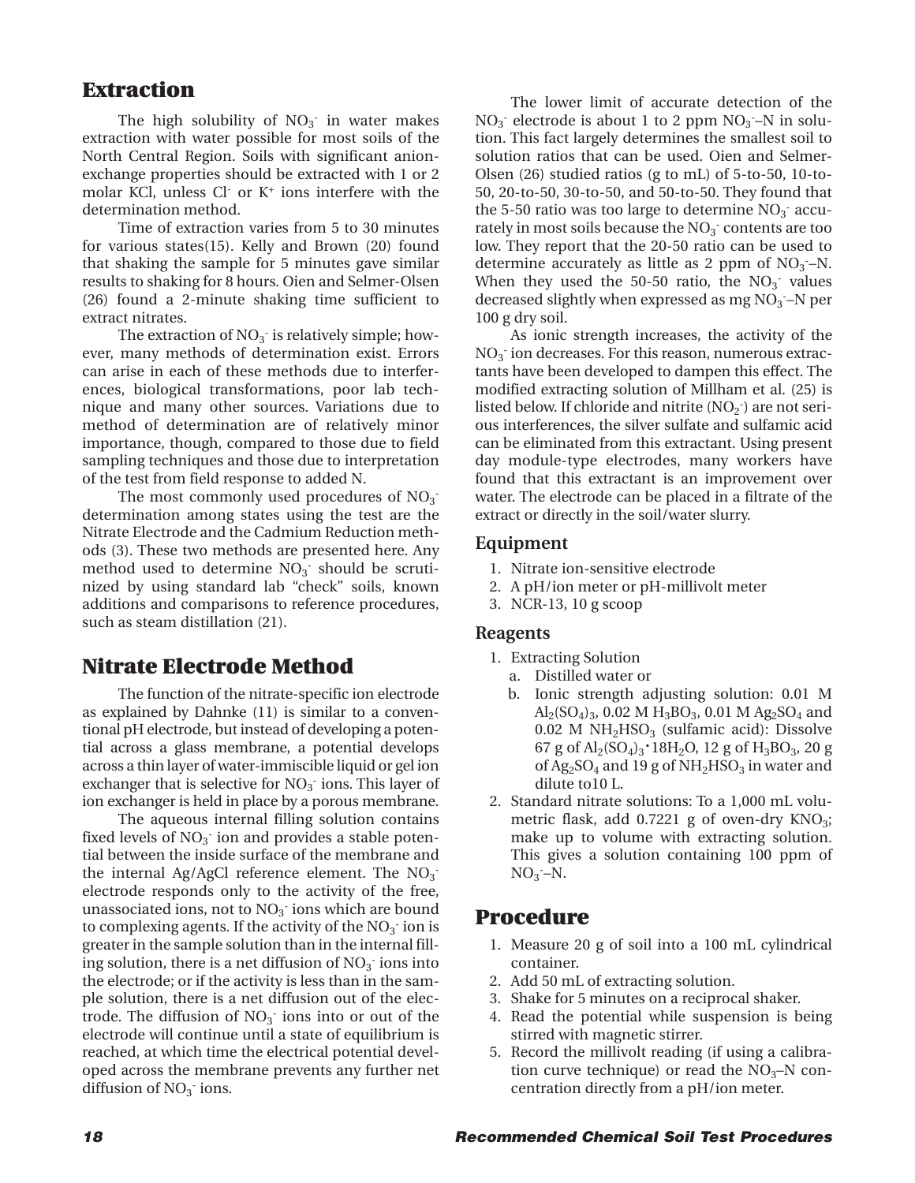## Extraction

The high solubility of $NO_3^-$ in water makes extraction with water possible for most soils of the North Central Region. Soils with significant anion-exchange properties should be extracted with 1 or 2 molar KCl, unless $Cl^-$ or $K^+$ ions interfere with the determination method.

Time of extraction varies from 5 to 30 minutes for various states(15). Kelly and Brown (20) found that shaking the sample for 5 minutes gave similar results to shaking for 8 hours. Oien and Selmer-Olsen (26) found a 2-minute shaking time sufficient to extract nitrates.

The extraction of $NO_3^-$ is relatively simple; however, many methods of determination exist. Errors can arise in each of these methods due to interferences, biological transformations, poor lab technique and many other sources. Variations due to method of determination are of relatively minor importance, though, compared to those due to field sampling techniques and those due to interpretation of the test from field response to added N.

The most commonly used procedures of $NO_3^-$ determination among states using the test are the Nitrate Electrode and the Cadmium Reduction methods (3). These two methods are presented here. Any method used to determine $NO_3^-$ should be scrutinized by using standard lab "check" soils, known additions and comparisons to reference procedures, such as steam distillation (21).

## Nitrate Electrode Method

The function of the nitrate-specific ion electrode as explained by Dahnke (11) is similar to a conventional pH electrode, but instead of developing a potential across a glass membrane, a potential develops across a thin layer of water-immiscible liquid or gel ion exchanger that is selective for $NO_3^-$ ions. This layer of ion exchanger is held in place by a porous membrane.

The aqueous internal filling solution contains fixed levels of $NO_3^-$ ion and provides a stable potential between the inside surface of the membrane and the internal Ag/AgCl reference element. The $NO_3^-$ electrode responds only to the activity of the free, unassociated ions, not to $NO_3^-$ ions which are bound to complexing agents. If the activity of the $NO_3^-$ ion is greater in the sample solution than in the internal filling solution, there is a net diffusion of $NO_3^-$ ions into the electrode; or if the activity is less than in the sample solution, there is a net diffusion out of the electrode. The diffusion of $NO_3^-$ ions into or out of the electrode will continue until a state of equilibrium is reached, at which time the electrical potential developed across the membrane prevents any further net diffusion of $NO_3^-$ ions.

The lower limit of accurate detection of the $NO_3^-$ electrode is about 1 to 2 ppm $NO_3^-$–N in solution. This fact largely determines the smallest soil to solution ratios that can be used. Oien and Selmer-Olsen (26) studied ratios (g to mL) of 5-to-50, 10-to-50, 20-to-50, 30-to-50, and 50-to-50. They found that the 5-50 ratio was too large to determine $NO_3^-$ accurately in most soils because the $NO_3^-$ contents are too low. They report that the 20-50 ratio can be used to determine accurately as little as 2 ppm of $NO_3^-$–N. When they used the 50-50 ratio, the $NO_3^-$ values decreased slightly when expressed as mg $NO_3^-$–N per 100 g dry soil.

As ionic strength increases, the activity of the $NO_3^-$ ion decreases. For this reason, numerous extractants have been developed to dampen this effect. The modified extracting solution of Millham et al. (25) is listed below. If chloride and nitrite ($NO_2^-$) are not serious interferences, the silver sulfate and sulfamic acid can be eliminated from this extractant. Using present day module-type electrodes, many workers have found that this extractant is an improvement over water. The electrode can be placed in a filtrate of the extract or directly in the soil/water slurry.

### Equipment

1. Nitrate ion-sensitive electrode
2. A pH/ion meter or pH-millivolt meter
3. NCR-13, 10 g scoop

### Reagents

1. Extracting Solution
   a. Distilled water or
   b. Ionic strength adjusting solution: 0.01 M $Al_2(SO_4)_3$, 0.02 M $H_3BO_3$, 0.01 M $Ag_2SO_4$ and 0.02 M $NH_2HSO_3$ (sulfamic acid): Dissolve 67 g of $Al_2(SO_4)_3 \cdot 18H_2O$, 12 g of $H_3BO_3$, 20 g of $Ag_2SO_4$ and 19 g of $NH_2HSO_3$ in water and dilute to10 L.
2. Standard nitrate solutions: To a 1,000 mL volumetric flask, add 0.7221 g of oven-dry $KNO_3$; make up to volume with extracting solution. This gives a solution containing 100 ppm of $NO_3^-$–N.

## Procedure

1. Measure 20 g of soil into a 100 mL cylindrical container.
2. Add 50 mL of extracting solution.
3. Shake for 5 minutes on a reciprocal shaker.
4. Read the potential while suspension is being stirred with magnetic stirrer.
5. Record the millivolt reading (if using a calibration curve technique) or read the $NO_3$–N concentration directly from a pH/ion meter.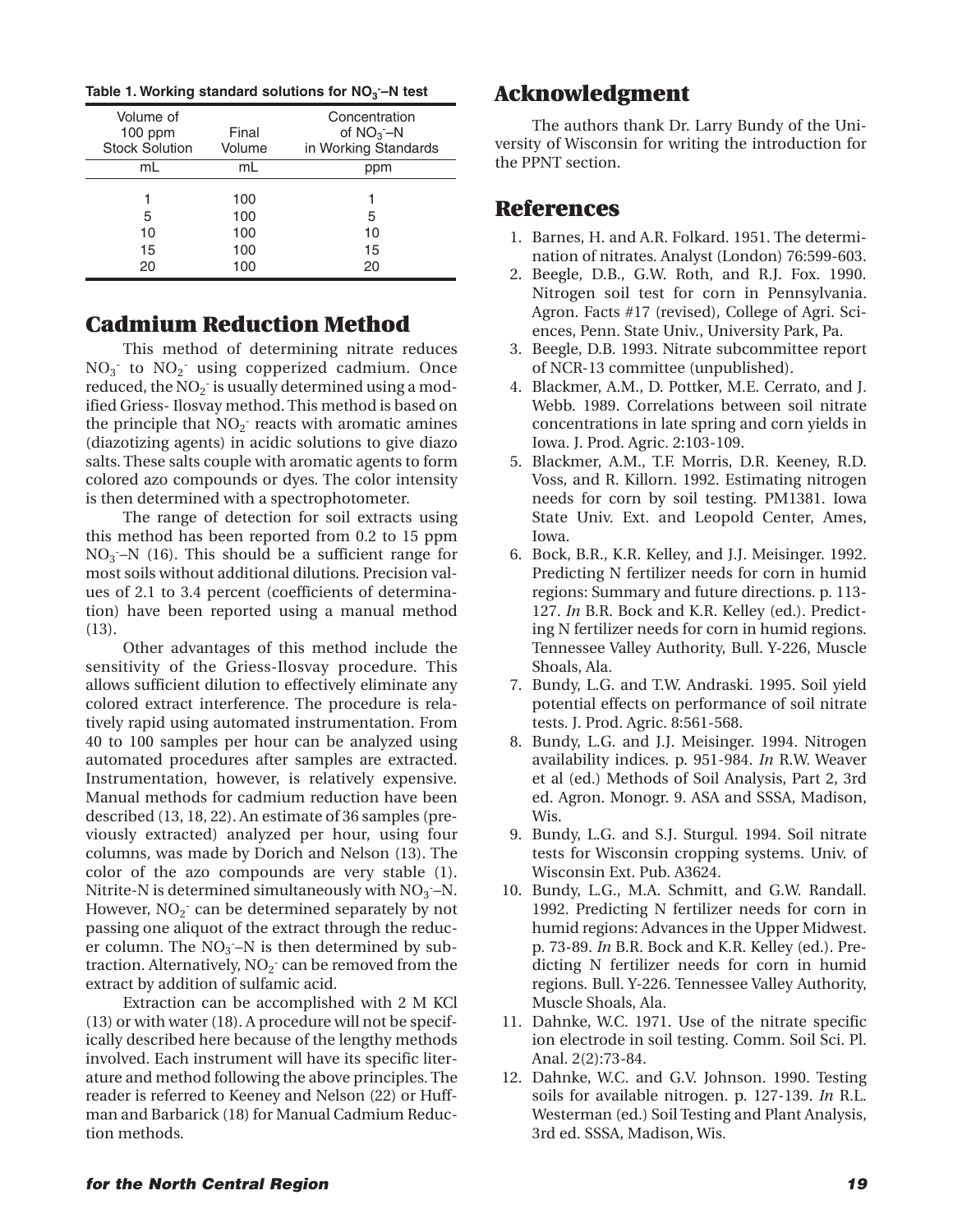**Table 1. Working standard solutions for $NO_3^-$–N test**

| Volume of 100 ppm Stock Solution | Final Volume | Concentration of $NO_3^-$–N in Working Standards |
|---|---|---|
| mL | mL | ppm |
| 1 | 100 | 1 |
| 5 | 100 | 5 |
| 10 | 100 | 10 |
| 15 | 100 | 15 |
| 20 | 100 | 20 |

## Cadmium Reduction Method

This method of determining nitrate reduces $NO_3^-$ to $NO_2^-$ using copperized cadmium. Once reduced, the $NO_2^-$ is usually determined using a modified Griess- Ilosvay method. This method is based on the principle that $NO_2^-$ reacts with aromatic amines (diazotizing agents) in acidic solutions to give diazo salts. These salts couple with aromatic agents to form colored azo compounds or dyes. The color intensity is then determined with a spectrophotometer.

The range of detection for soil extracts using this method has been reported from 0.2 to 15 ppm $NO_3^-$–N (16). This should be a sufficient range for most soils without additional dilutions. Precision values of 2.1 to 3.4 percent (coefficients of determination) have been reported using a manual method (13).

Other advantages of this method include the sensitivity of the Griess-Ilosvay procedure. This allows sufficient dilution to effectively eliminate any colored extract interference. The procedure is relatively rapid using automated instrumentation. From 40 to 100 samples per hour can be analyzed using automated procedures after samples are extracted. Instrumentation, however, is relatively expensive. Manual methods for cadmium reduction have been described (13, 18, 22). An estimate of 36 samples (previously extracted) analyzed per hour, using four columns, was made by Dorich and Nelson (13). The color of the azo compounds are very stable (1). Nitrite-N is determined simultaneously with $NO_3^-$–N. However, $NO_2^-$ can be determined separately by not passing one aliquot of the extract through the reducer column. The $NO_3^-$–N is then determined by subtraction. Alternatively, $NO_2^-$ can be removed from the extract by addition of sulfamic acid.

Extraction can be accomplished with 2 M KCl (13) or with water (18). A procedure will not be specifically described here because of the lengthy methods involved. Each instrument will have its specific literature and method following the above principles. The reader is referred to Keeney and Nelson (22) or Huffman and Barbarick (18) for Manual Cadmium Reduction methods.

## Acknowledgment

The authors thank Dr. Larry Bundy of the University of Wisconsin for writing the introduction for the PPNT section.

## References

1. Barnes, H. and A.R. Folkard. 1951. The determination of nitrates. Analyst (London) 76:599-603.
2. Beegle, D.B., G.W. Roth, and R.J. Fox. 1990. Nitrogen soil test for corn in Pennsylvania. Agron. Facts #17 (revised), College of Agri. Sciences, Penn. State Univ., University Park, Pa.
3. Beegle, D.B. 1993. Nitrate subcommittee report of NCR-13 committee (unpublished).
4. Blackmer, A.M., D. Pottker, M.E. Cerrato, and J. Webb. 1989. Correlations between soil nitrate concentrations in late spring and corn yields in Iowa. J. Prod. Agric. 2:103-109.
5. Blackmer, A.M., T.F. Morris, D.R. Keeney, R.D. Voss, and R. Killorn. 1992. Estimating nitrogen needs for corn by soil testing. PM1381. Iowa State Univ. Ext. and Leopold Center, Ames, Iowa.
6. Bock, B.R., K.R. Kelley, and J.J. Meisinger. 1992. Predicting N fertilizer needs for corn in humid regions: Summary and future directions. p. 113-127. *In* B.R. Bock and K.R. Kelley (ed.). Predicting N fertilizer needs for corn in humid regions. Tennessee Valley Authority, Bull. Y-226, Muscle Shoals, Ala.
7. Bundy, L.G. and T.W. Andraski. 1995. Soil yield potential effects on performance of soil nitrate tests. J. Prod. Agric. 8:561-568.
8. Bundy, L.G. and J.J. Meisinger. 1994. Nitrogen availability indices. p. 951-984. *In* R.W. Weaver et al (ed.) Methods of Soil Analysis, Part 2, 3rd ed. Agron. Monogr. 9. ASA and SSSA, Madison, Wis.
9. Bundy, L.G. and S.J. Sturgul. 1994. Soil nitrate tests for Wisconsin cropping systems. Univ. of Wisconsin Ext. Pub. A3624.
10. Bundy, L.G., M.A. Schmitt, and G.W. Randall. 1992. Predicting N fertilizer needs for corn in humid regions: Advances in the Upper Midwest. p. 73-89. *In* B.R. Bock and K.R. Kelley (ed.). Predicting N fertilizer needs for corn in humid regions. Bull. Y-226. Tennessee Valley Authority, Muscle Shoals, Ala.
11. Dahnke, W.C. 1971. Use of the nitrate specific ion electrode in soil testing. Comm. Soil Sci. Pl. Anal. 2(2):73-84.
12. Dahnke, W.C. and G.V. Johnson. 1990. Testing soils for available nitrogen. p. 127-139. *In* R.L. Westerman (ed.) Soil Testing and Plant Analysis, 3rd ed. SSSA, Madison, Wis.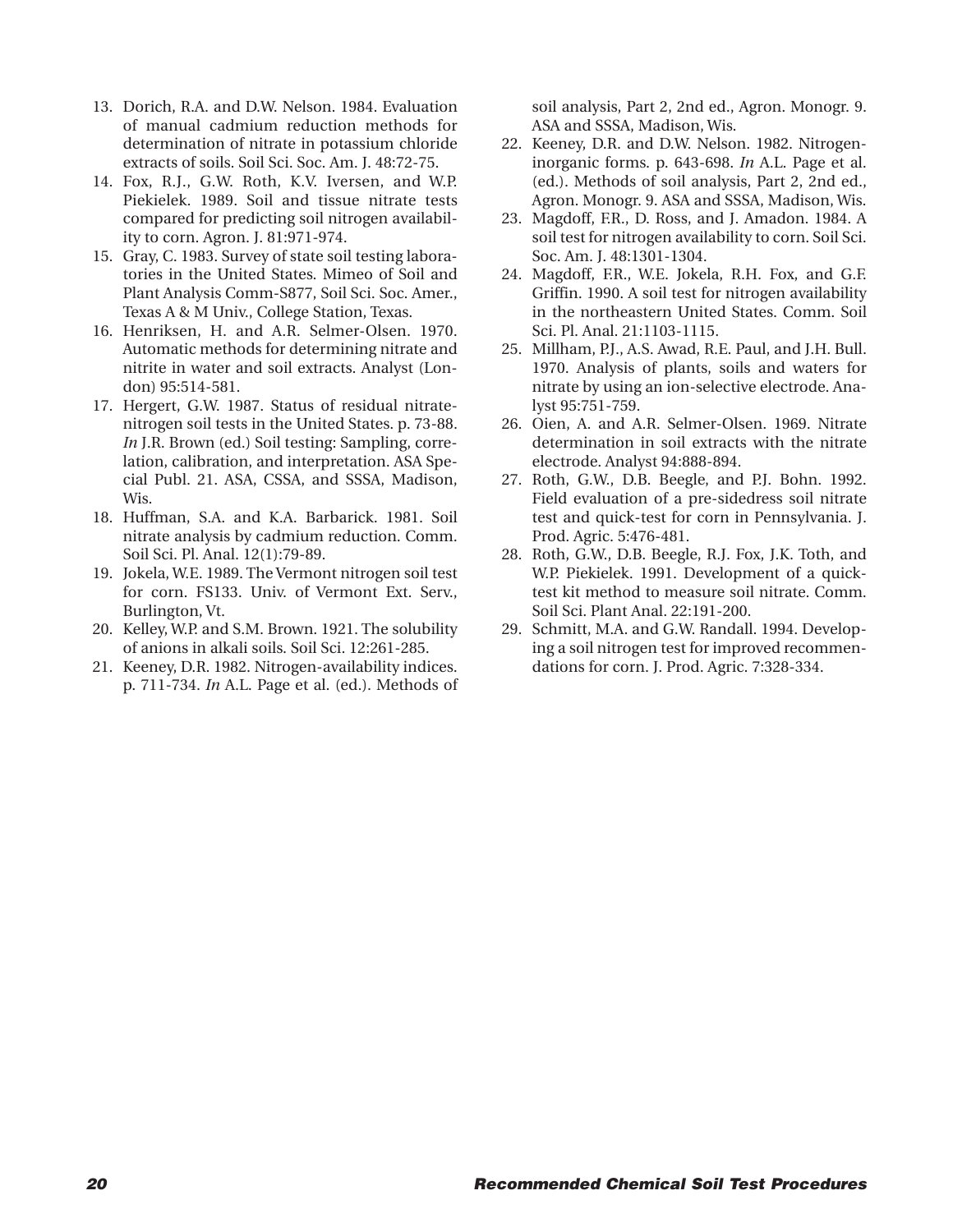13. Dorich, R.A. and D.W. Nelson. 1984. Evaluation of manual cadmium reduction methods for determination of nitrate in potassium chloride extracts of soils. Soil Sci. Soc. Am. J. 48:72-75.
14. Fox, R.J., G.W. Roth, K.V. Iversen, and W.P. Piekielek. 1989. Soil and tissue nitrate tests compared for predicting soil nitrogen availability to corn. Agron. J. 81:971-974.
15. Gray, C. 1983. Survey of state soil testing laboratories in the United States. Mimeo of Soil and Plant Analysis Comm-S877, Soil Sci. Soc. Amer., Texas A & M Univ., College Station, Texas.
16. Henriksen, H. and A.R. Selmer-Olsen. 1970. Automatic methods for determining nitrate and nitrite in water and soil extracts. Analyst (London) 95:514-581.
17. Hergert, G.W. 1987. Status of residual nitrate-nitrogen soil tests in the United States. p. 73-88. *In* J.R. Brown (ed.) Soil testing: Sampling, correlation, calibration, and interpretation. ASA Special Publ. 21. ASA, CSSA, and SSSA, Madison, Wis.
18. Huffman, S.A. and K.A. Barbarick. 1981. Soil nitrate analysis by cadmium reduction. Comm. Soil Sci. Pl. Anal. 12(1):79-89.
19. Jokela, W.E. 1989. The Vermont nitrogen soil test for corn. FS133. Univ. of Vermont Ext. Serv., Burlington, Vt.
20. Kelley, W.P. and S.M. Brown. 1921. The solubility of anions in alkali soils. Soil Sci. 12:261-285.
21. Keeney, D.R. 1982. Nitrogen-availability indices. p. 711-734. *In* A.L. Page et al. (ed.). Methods of soil analysis, Part 2, 2nd ed., Agron. Monogr. 9. ASA and SSSA, Madison, Wis.
22. Keeney, D.R. and D.W. Nelson. 1982. Nitrogen-inorganic forms. p. 643-698. *In* A.L. Page et al. (ed.). Methods of soil analysis, Part 2, 2nd ed., Agron. Monogr. 9. ASA and SSSA, Madison, Wis.
23. Magdoff, F.R., D. Ross, and J. Amadon. 1984. A soil test for nitrogen availability to corn. Soil Sci. Soc. Am. J. 48:1301-1304.
24. Magdoff, F.R., W.E. Jokela, R.H. Fox, and G.F. Griffin. 1990. A soil test for nitrogen availability in the northeastern United States. Comm. Soil Sci. Pl. Anal. 21:1103-1115.
25. Millham, P.J., A.S. Awad, R.E. Paul, and J.H. Bull. 1970. Analysis of plants, soils and waters for nitrate by using an ion-selective electrode. Analyst 95:751-759.
26. Oien, A. and A.R. Selmer-Olsen. 1969. Nitrate determination in soil extracts with the nitrate electrode. Analyst 94:888-894.
27. Roth, G.W., D.B. Beegle, and P.J. Bohn. 1992. Field evaluation of a pre-sidedress soil nitrate test and quick-test for corn in Pennsylvania. J. Prod. Agric. 5:476-481.
28. Roth, G.W., D.B. Beegle, R.J. Fox, J.K. Toth, and W.P. Piekielek. 1991. Development of a quicktest kit method to measure soil nitrate. Comm. Soil Sci. Plant Anal. 22:191-200.
29. Schmitt, M.A. and G.W. Randall. 1994. Developing a soil nitrogen test for improved recommendations for corn. J. Prod. Agric. 7:328-334.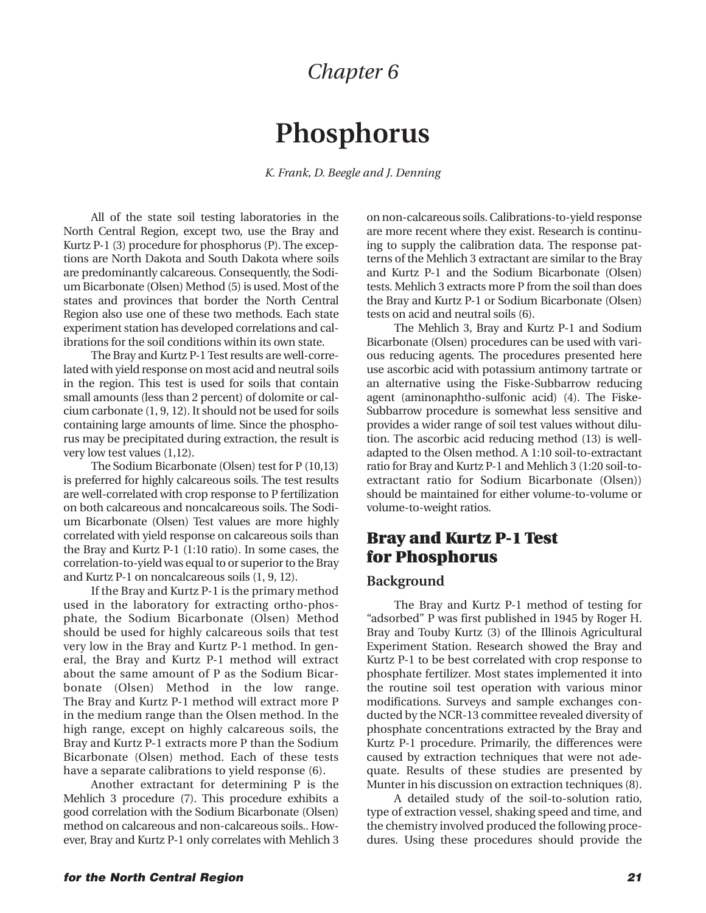# Chapter 6

# Phosphorus

*K. Frank, D. Beegle and J. Denning*

All of the state soil testing laboratories in the North Central Region, except two, use the Bray and Kurtz P-1 (3) procedure for phosphorus (P). The exceptions are North Dakota and South Dakota where soils are predominantly calcareous. Consequently, the Sodium Bicarbonate (Olsen) Method (5) is used. Most of the states and provinces that border the North Central Region also use one of these two methods. Each state experiment station has developed correlations and calibrations for the soil conditions within its own state.

The Bray and Kurtz P-1 Test results are well-correlated with yield response on most acid and neutral soils in the region. This test is used for soils that contain small amounts (less than 2 percent) of dolomite or calcium carbonate (1, 9, 12). It should not be used for soils containing large amounts of lime. Since the phosphorus may be precipitated during extraction, the result is very low test values (1,12).

The Sodium Bicarbonate (Olsen) test for P (10,13) is preferred for highly calcareous soils. The test results are well-correlated with crop response to P fertilization on both calcareous and noncalcareous soils. The Sodium Bicarbonate (Olsen) Test values are more highly correlated with yield response on calcareous soils than the Bray and Kurtz P-1 (1:10 ratio). In some cases, the correlation-to-yield was equal to or superior to the Bray and Kurtz P-1 on noncalcareous soils (1, 9, 12).

If the Bray and Kurtz P-1 is the primary method used in the laboratory for extracting ortho-phosphate, the Sodium Bicarbonate (Olsen) Method should be used for highly calcareous soils that test very low in the Bray and Kurtz P-1 method. In general, the Bray and Kurtz P-1 method will extract about the same amount of P as the Sodium Bicarbonate (Olsen) Method in the low range. The Bray and Kurtz P-1 method will extract more P in the medium range than the Olsen method. In the high range, except on highly calcareous soils, the Bray and Kurtz P-1 extracts more P than the Sodium Bicarbonate (Olsen) method. Each of these tests have a separate calibrations to yield response (6).

Another extractant for determining P is the Mehlich 3 procedure (7). This procedure exhibits a good correlation with the Sodium Bicarbonate (Olsen) method on calcareous and non-calcareous soils.. However, Bray and Kurtz P-1 only correlates with Mehlich 3 on non-calcareous soils. Calibrations-to-yield response are more recent where they exist. Research is continuing to supply the calibration data. The response patterns of the Mehlich 3 extractant are similar to the Bray and Kurtz P-1 and the Sodium Bicarbonate (Olsen) tests. Mehlich 3 extracts more P from the soil than does the Bray and Kurtz P-1 or Sodium Bicarbonate (Olsen) tests on acid and neutral soils (6).

The Mehlich 3, Bray and Kurtz P-1 and Sodium Bicarbonate (Olsen) procedures can be used with various reducing agents. The procedures presented here use ascorbic acid with potassium antimony tartrate or an alternative using the Fiske-Subbarrow reducing agent (aminonaphtho-sulfonic acid) (4). The Fiske-Subbarrow procedure is somewhat less sensitive and provides a wider range of soil test values without dilution. The ascorbic acid reducing method (13) is well-adapted to the Olsen method. A 1:10 soil-to-extractant ratio for Bray and Kurtz P-1 and Mehlich 3 (1:20 soil-to-extractant ratio for Sodium Bicarbonate (Olsen)) should be maintained for either volume-to-volume or volume-to-weight ratios.

## Bray and Kurtz P-1 Test for Phosphorus

### Background

The Bray and Kurtz P-1 method of testing for "adsorbed" P was first published in 1945 by Roger H. Bray and Touby Kurtz (3) of the Illinois Agricultural Experiment Station. Research showed the Bray and Kurtz P-1 to be best correlated with crop response to phosphate fertilizer. Most states implemented it into the routine soil test operation with various minor modifications. Surveys and sample exchanges conducted by the NCR-13 committee revealed diversity of phosphate concentrations extracted by the Bray and Kurtz P-1 procedure. Primarily, the differences were caused by extraction techniques that were not adequate. Results of these studies are presented by Munter in his discussion on extraction techniques (8).

A detailed study of the soil-to-solution ratio, type of extraction vessel, shaking speed and time, and the chemistry involved produced the following procedures. Using these procedures should provide the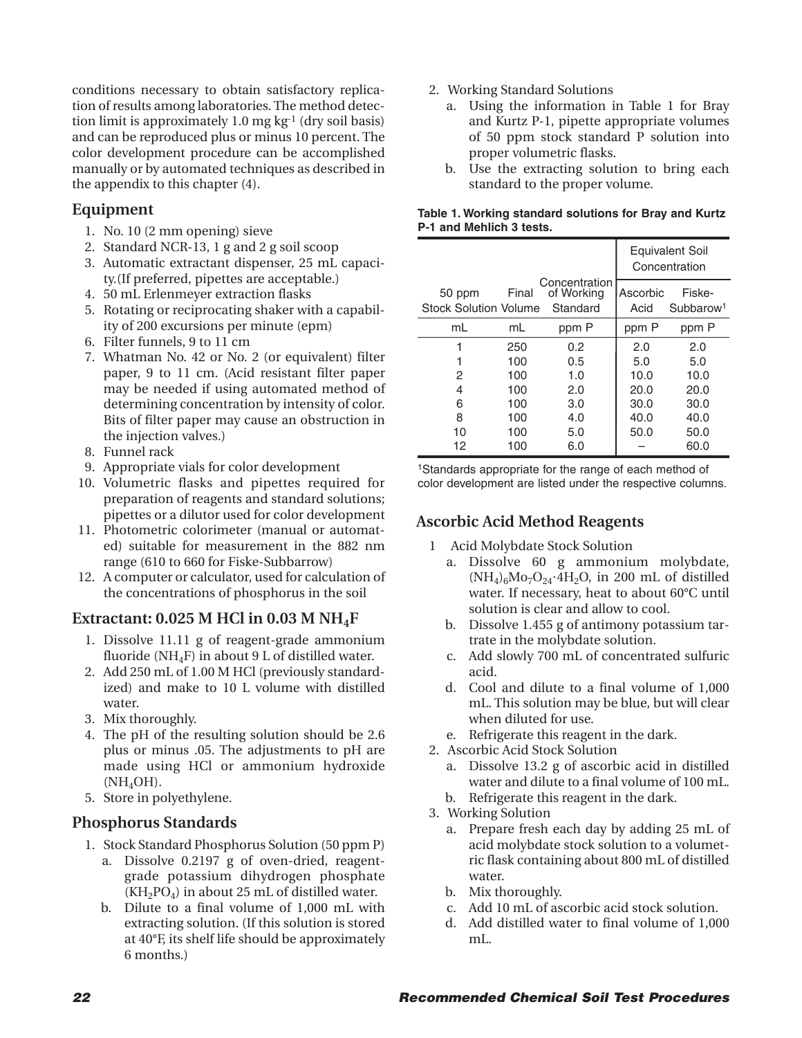conditions necessary to obtain satisfactory replication of results among laboratories. The method detection limit is approximately 1.0 mg $kg^{-1}$ (dry soil basis) and can be reproduced plus or minus 10 percent. The color development procedure can be accomplished manually or by automated techniques as described in the appendix to this chapter (4).

## Equipment

1. No. 10 (2 mm opening) sieve
2. Standard NCR-13, 1 g and 2 g soil scoop
3. Automatic extractant dispenser, 25 mL capacity.(If preferred, pipettes are acceptable.)
4. 50 mL Erlenmeyer extraction flasks
5. Rotating or reciprocating shaker with a capability of 200 excursions per minute (epm)
6. Filter funnels, 9 to 11 cm
7. Whatman No. 42 or No. 2 (or equivalent) filter paper, 9 to 11 cm. (Acid resistant filter paper may be needed if using automated method of determining concentration by intensity of color. Bits of filter paper may cause an obstruction in the injection valves.)
8. Funnel rack
9. Appropriate vials for color development
10. Volumetric flasks and pipettes required for preparation of reagents and standard solutions; pipettes or a dilutor used for color development
11. Photometric colorimeter (manual or automated) suitable for measurement in the 882 nm range (610 to 660 for Fiske-Subbarrow)
12. A computer or calculator, used for calculation of the concentrations of phosphorus in the soil

## Extractant: 0.025 M HCl in 0.03 M $NH_4F$

1. Dissolve 11.11 g of reagent-grade ammonium fluoride ($NH_4F$) in about 9 L of distilled water.
2. Add 250 mL of 1.00 M HCl (previously standardized) and make to 10 L volume with distilled water.
3. Mix thoroughly.
4. The pH of the resulting solution should be 2.6 plus or minus .05. The adjustments to pH are made using HCl or ammonium hydroxide ($NH_4OH$).
5. Store in polyethylene.

## Phosphorus Standards

1. Stock Standard Phosphorus Solution (50 ppm P)
   a. Dissolve 0.2197 g of oven-dried, reagent-grade potassium dihydrogen phosphate ($KH_2PO_4$) in about 25 mL of distilled water.
   b. Dilute to a final volume of 1,000 mL with extracting solution. (If this solution is stored at 40°F, its shelf life should be approximately 6 months.)
2. Working Standard Solutions
   a. Using the information in Table 1 for Bray and Kurtz P-1, pipette appropriate volumes of 50 ppm stock standard P solution into proper volumetric flasks.
   b. Use the extracting solution to bring each standard to the proper volume.

**Table 1. Working standard solutions for Bray and Kurtz P-1 and Mehlich 3 tests.**

| | | | Equivalent Soil Concentration | |
|---|---|---|---|---|
| 50 ppm Stock Solution | Final Volume | Concentration of Working Standard | Ascorbic Acid | Fiske-Subbarow[1] |
| mL | mL | ppm P | ppm P | ppm P |
| 1 | 250 | 0.2 | 2.0 | 2.0 |
| 1 | 100 | 0.5 | 5.0 | 5.0 |
| 2 | 100 | 1.0 | 10.0 | 10.0 |
| 4 | 100 | 2.0 | 20.0 | 20.0 |
| 6 | 100 | 3.0 | 30.0 | 30.0 |
| 8 | 100 | 4.0 | 40.0 | 40.0 |
| 10 | 100 | 5.0 | 50.0 | 50.0 |
| 12 | 100 | 6.0 | – | 60.0 |

[1]Standards appropriate for the range of each method of color development are listed under the respective columns.

## Ascorbic Acid Method Reagents

1 Acid Molybdate Stock Solution
   a. Dissolve 60 g ammonium molybdate, $(NH_4)_6Mo_7O_{24}\cdot 4H_2O$, in 200 mL of distilled water. If necessary, heat to about 60°C until solution is clear and allow to cool.
   b. Dissolve 1.455 g of antimony potassium tartrate in the molybdate solution.
   c. Add slowly 700 mL of concentrated sulfuric acid.
   d. Cool and dilute to a final volume of 1,000 mL. This solution may be blue, but will clear when diluted for use.
   e. Refrigerate this reagent in the dark.
2. Ascorbic Acid Stock Solution
   a. Dissolve 13.2 g of ascorbic acid in distilled water and dilute to a final volume of 100 mL.
   b. Refrigerate this reagent in the dark.
3. Working Solution
   a. Prepare fresh each day by adding 25 mL of acid molybdate stock solution to a volumetric flask containing about 800 mL of distilled water.
   b. Mix thoroughly.
   c. Add 10 mL of ascorbic acid stock solution.
   d. Add distilled water to final volume of 1,000 mL.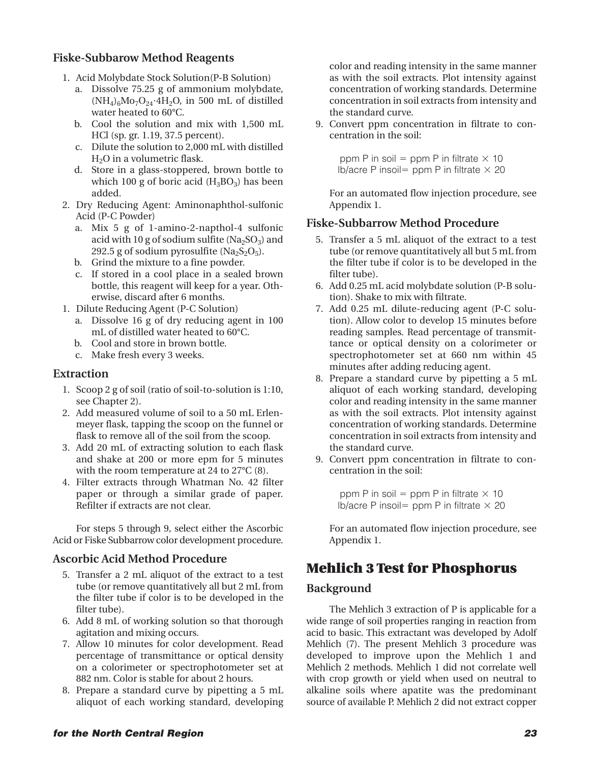### Fiske-Subbarow Method Reagents

1. Acid Molybdate Stock Solution(P-B Solution)
   a. Dissolve 75.25 g of ammonium molybdate, $(NH_4)_6Mo_7O_{24}{\cdot}4H_2O$, in 500 mL of distilled water heated to 60°C.
   b. Cool the solution and mix with 1,500 mL HCl (sp. gr. 1.19, 37.5 percent).
   c. Dilute the solution to 2,000 mL with distilled $H_2O$ in a volumetric flask.
   d. Store in a glass-stoppered, brown bottle to which 100 g of boric acid $(H_3BO_3)$ has been added.
2. Dry Reducing Agent: Aminonaphthol-sulfonic Acid (P-C Powder)
   a. Mix 5 g of 1-amino-2-napthol-4 sulfonic acid with 10 g of sodium sulfite $(Na_2SO_3)$ and 292.5 g of sodium pyrosulfite $(Na_2S_2O_5)$.
   b. Grind the mixture to a fine powder.
   c. If stored in a cool place in a sealed brown bottle, this reagent will keep for a year. Otherwise, discard after 6 months.
1. Dilute Reducing Agent (P-C Solution)
   a. Dissolve 16 g of dry reducing agent in 100 mL of distilled water heated to 60°C.
   b. Cool and store in brown bottle.
   c. Make fresh every 3 weeks.

### Extraction

1. Scoop 2 g of soil (ratio of soil-to-solution is 1:10, see Chapter 2).
2. Add measured volume of soil to a 50 mL Erlenmeyer flask, tapping the scoop on the funnel or flask to remove all of the soil from the scoop.
3. Add 20 mL of extracting solution to each flask and shake at 200 or more epm for 5 minutes with the room temperature at 24 to 27°C (8).
4. Filter extracts through Whatman No. 42 filter paper or through a similar grade of paper. Refilter if extracts are not clear.

For steps 5 through 9, select either the Ascorbic Acid or Fiske Subbarrow color development procedure.

### Ascorbic Acid Method Procedure

5. Transfer a 2 mL aliquot of the extract to a test tube (or remove quantitatively all but 2 mL from the filter tube if color is to be developed in the filter tube).
6. Add 8 mL of working solution so that thorough agitation and mixing occurs.
7. Allow 10 minutes for color development. Read percentage of transmittance or optical density on a colorimeter or spectrophotometer set at 882 nm. Color is stable for about 2 hours.
8. Prepare a standard curve by pipetting a 5 mL aliquot of each working standard, developing color and reading intensity in the same manner as with the soil extracts. Plot intensity against concentration of working standards. Determine concentration in soil extracts from intensity and the standard curve.
9. Convert ppm concentration in filtrate to concentration in the soil:

   ppm P in soil = ppm P in filtrate × 10
   lb/acre P insoil= ppm P in filtrate × 20

   For an automated flow injection procedure, see Appendix 1.

### Fiske-Subbarrow Method Procedure

5. Transfer a 5 mL aliquot of the extract to a test tube (or remove quantitatively all but 5 mL from the filter tube if color is to be developed in the filter tube).
6. Add 0.25 mL acid molybdate solution (P-B solution). Shake to mix with filtrate.
7. Add 0.25 mL dilute-reducing agent (P-C solution). Allow color to develop 15 minutes before reading samples. Read percentage of transmittance or optical density on a colorimeter or spectrophotometer set at 660 nm within 45 minutes after adding reducing agent.
8. Prepare a standard curve by pipetting a 5 mL aliquot of each working standard, developing color and reading intensity in the same manner as with the soil extracts. Plot intensity against concentration of working standards. Determine concentration in soil extracts from intensity and the standard curve.
9. Convert ppm concentration in filtrate to concentration in the soil:

   ppm P in soil = ppm P in filtrate × 10
   lb/acre P insoil= ppm P in filtrate × 20

   For an automated flow injection procedure, see Appendix 1.

## Mehlich 3 Test for Phosphorus

### Background

The Mehlich 3 extraction of P is applicable for a wide range of soil properties ranging in reaction from acid to basic. This extractant was developed by Adolf Mehlich (7). The present Mehlich 3 procedure was developed to improve upon the Mehlich 1 and Mehlich 2 methods. Mehlich 1 did not correlate well with crop growth or yield when used on neutral to alkaline soils where apatite was the predominant source of available P. Mehlich 2 did not extract copper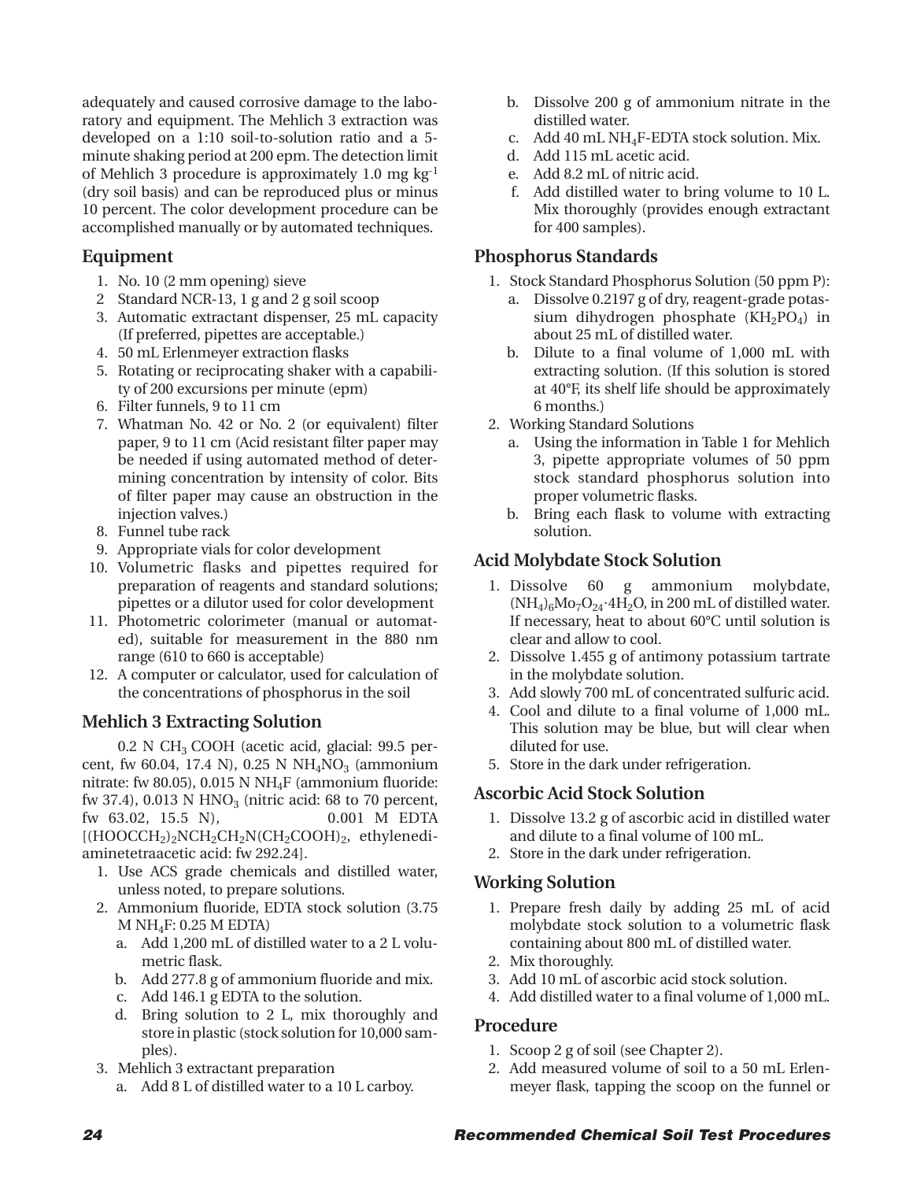adequately and caused corrosive damage to the laboratory and equipment. The Mehlich 3 extraction was developed on a 1:10 soil-to-solution ratio and a 5-minute shaking period at 200 epm. The detection limit of Mehlich 3 procedure is approximately 1.0 mg $kg^{-1}$ (dry soil basis) and can be reproduced plus or minus 10 percent. The color development procedure can be accomplished manually or by automated techniques.

## Equipment

1. No. 10 (2 mm opening) sieve
2. Standard NCR-13, 1 g and 2 g soil scoop
3. Automatic extractant dispenser, 25 mL capacity (If preferred, pipettes are acceptable.)
4. 50 mL Erlenmeyer extraction flasks
5. Rotating or reciprocating shaker with a capability of 200 excursions per minute (epm)
6. Filter funnels, 9 to 11 cm
7. Whatman No. 42 or No. 2 (or equivalent) filter paper, 9 to 11 cm (Acid resistant filter paper may be needed if using automated method of determining concentration by intensity of color. Bits of filter paper may cause an obstruction in the injection valves.)
8. Funnel tube rack
9. Appropriate vials for color development
10. Volumetric flasks and pipettes required for preparation of reagents and standard solutions; pipettes or a dilutor used for color development
11. Photometric colorimeter (manual or automated), suitable for measurement in the 880 nm range (610 to 660 is acceptable)
12. A computer or calculator, used for calculation of the concentrations of phosphorus in the soil

## Mehlich 3 Extracting Solution

0.2 N $CH_3$ COOH (acetic acid, glacial: 99.5 percent, fw 60.04, 17.4 N), 0.25 N $NH_4NO_3$ (ammonium nitrate: fw 80.05), 0.015 N $NH_4F$ (ammonium fluoride: fw 37.4), 0.013 N $HNO_3$ (nitric acid: 68 to 70 percent, fw 63.02, 15.5 N), 0.001 M EDTA [$(HOOCCH_2)_2NCH_2CH_2N(CH_2COOH)_2$, ethylenediaminetetraacetic acid: fw 292.24].

1. Use ACS grade chemicals and distilled water, unless noted, to prepare solutions.
2. Ammonium fluoride, EDTA stock solution (3.75 M $NH_4F$: 0.25 M EDTA)
   a. Add 1,200 mL of distilled water to a 2 L volumetric flask.
   b. Add 277.8 g of ammonium fluoride and mix.
   c. Add 146.1 g EDTA to the solution.
   d. Bring solution to 2 L, mix thoroughly and store in plastic (stock solution for 10,000 samples).
3. Mehlich 3 extractant preparation
   a. Add 8 L of distilled water to a 10 L carboy.
   b. Dissolve 200 g of ammonium nitrate in the distilled water.
   c. Add 40 mL $NH_4F$-EDTA stock solution. Mix.
   d. Add 115 mL acetic acid.
   e. Add 8.2 mL of nitric acid.
   f. Add distilled water to bring volume to 10 L. Mix thoroughly (provides enough extractant for 400 samples).

## Phosphorus Standards

1. Stock Standard Phosphorus Solution (50 ppm P):
   a. Dissolve 0.2197 g of dry, reagent-grade potassium dihydrogen phosphate ($KH_2PO_4$) in about 25 mL of distilled water.
   b. Dilute to a final volume of 1,000 mL with extracting solution. (If this solution is stored at 40°F, its shelf life should be approximately 6 months.)
2. Working Standard Solutions
   a. Using the information in Table 1 for Mehlich 3, pipette appropriate volumes of 50 ppm stock standard phosphorus solution into proper volumetric flasks.
   b. Bring each flask to volume with extracting solution.

## Acid Molybdate Stock Solution

1. Dissolve 60 g ammonium molybdate, $(NH_4)_6Mo_7O_{24}\cdot4H_2O$, in 200 mL of distilled water. If necessary, heat to about 60°C until solution is clear and allow to cool.
2. Dissolve 1.455 g of antimony potassium tartrate in the molybdate solution.
3. Add slowly 700 mL of concentrated sulfuric acid.
4. Cool and dilute to a final volume of 1,000 mL. This solution may be blue, but will clear when diluted for use.
5. Store in the dark under refrigeration.

## Ascorbic Acid Stock Solution

1. Dissolve 13.2 g of ascorbic acid in distilled water and dilute to a final volume of 100 mL.
2. Store in the dark under refrigeration.

## Working Solution

1. Prepare fresh daily by adding 25 mL of acid molybdate stock solution to a volumetric flask containing about 800 mL of distilled water.
2. Mix thoroughly.
3. Add 10 mL of ascorbic acid stock solution.
4. Add distilled water to a final volume of 1,000 mL.

## Procedure

1. Scoop 2 g of soil (see Chapter 2).
2. Add measured volume of soil to a 50 mL Erlenmeyer flask, tapping the scoop on the funnel or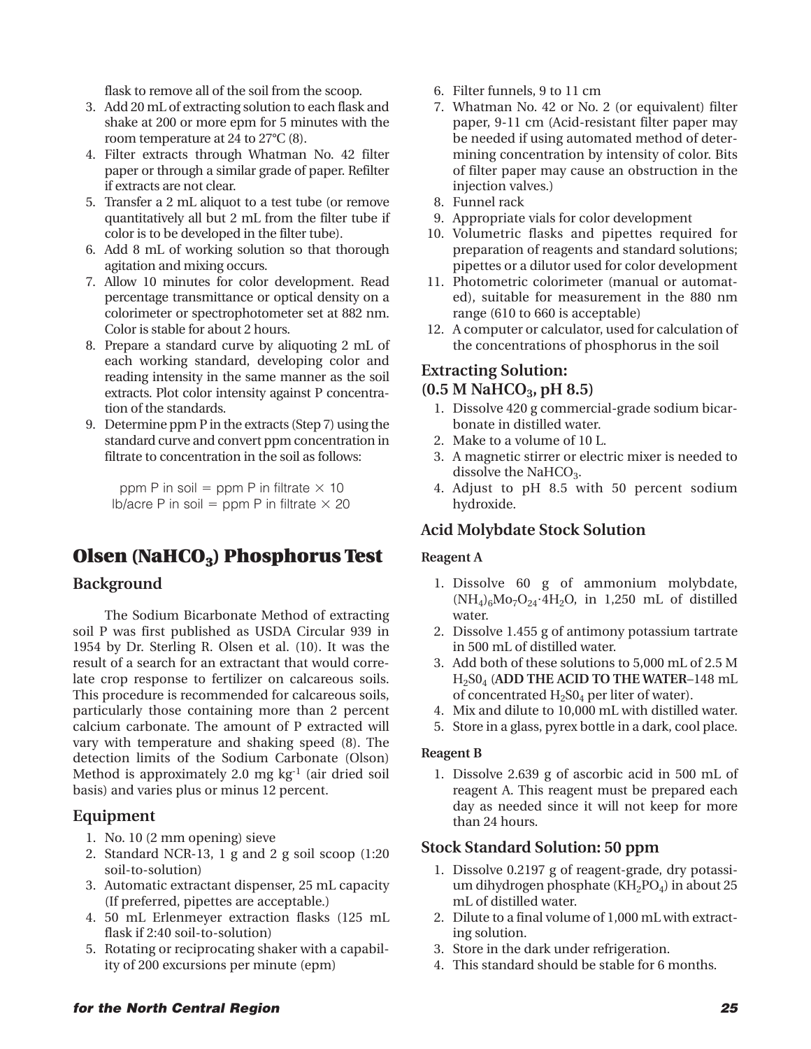flask to remove all of the soil from the scoop.

3. Add 20 mL of extracting solution to each flask and shake at 200 or more epm for 5 minutes with the room temperature at 24 to 27°C (8).
4. Filter extracts through Whatman No. 42 filter paper or through a similar grade of paper. Refilter if extracts are not clear.
5. Transfer a 2 mL aliquot to a test tube (or remove quantitatively all but 2 mL from the filter tube if color is to be developed in the filter tube).
6. Add 8 mL of working solution so that thorough agitation and mixing occurs.
7. Allow 10 minutes for color development. Read percentage transmittance or optical density on a colorimeter or spectrophotometer set at 882 nm. Color is stable for about 2 hours.
8. Prepare a standard curve by aliquoting 2 mL of each working standard, developing color and reading intensity in the same manner as the soil extracts. Plot color intensity against P concentration of the standards.
9. Determine ppm P in the extracts (Step 7) using the standard curve and convert ppm concentration in filtrate to concentration in the soil as follows:

$$\text{ppm P in soil} = \text{ppm P in filtrate} \times 10$$
$$\text{lb/acre P in soil} = \text{ppm P in filtrate} \times 20$$

# Olsen ($NaHCO_3$) Phosphorus Test

## Background

The Sodium Bicarbonate Method of extracting soil P was first published as USDA Circular 939 in 1954 by Dr. Sterling R. Olsen et al. (10). It was the result of a search for an extractant that would correlate crop response to fertilizer on calcareous soils. This procedure is recommended for calcareous soils, particularly those containing more than 2 percent calcium carbonate. The amount of P extracted will vary with temperature and shaking speed (8). The detection limits of the Sodium Carbonate (Olson) Method is approximately 2.0 mg kg$^{-1}$ (air dried soil basis) and varies plus or minus 12 percent.

## Equipment

1. No. 10 (2 mm opening) sieve
2. Standard NCR-13, 1 g and 2 g soil scoop (1:20 soil-to-solution)
3. Automatic extractant dispenser, 25 mL capacity (If preferred, pipettes are acceptable.)
4. 50 mL Erlenmeyer extraction flasks (125 mL flask if 2:40 soil-to-solution)
5. Rotating or reciprocating shaker with a capability of 200 excursions per minute (epm)
6. Filter funnels, 9 to 11 cm
7. Whatman No. 42 or No. 2 (or equivalent) filter paper, 9-11 cm (Acid-resistant filter paper may be needed if using automated method of determining concentration by intensity of color. Bits of filter paper may cause an obstruction in the injection valves.)
8. Funnel rack
9. Appropriate vials for color development
10. Volumetric flasks and pipettes required for preparation of reagents and standard solutions; pipettes or a dilutor used for color development
11. Photometric colorimeter (manual or automated), suitable for measurement in the 880 nm range (610 to 660 is acceptable)
12. A computer or calculator, used for calculation of the concentrations of phosphorus in the soil

## Extracting Solution: (0.5 M $NaHCO_3$, pH 8.5)

1. Dissolve 420 g commercial-grade sodium bicarbonate in distilled water.
2. Make to a volume of 10 L.
3. A magnetic stirrer or electric mixer is needed to dissolve the $NaHCO_3$.
4. Adjust to pH 8.5 with 50 percent sodium hydroxide.

## Acid Molybdate Stock Solution

### Reagent A

1. Dissolve 60 g of ammonium molybdate, $(NH_4)_6Mo_7O_{24}\cdot4H_2O$, in 1,250 mL of distilled water.
2. Dissolve 1.455 g of antimony potassium tartrate in 500 mL of distilled water.
3. Add both of these solutions to 5,000 mL of 2.5 M $H_2S0_4$ (**ADD THE ACID TO THE WATER**–148 mL of concentrated $H_2S0_4$ per liter of water).
4. Mix and dilute to 10,000 mL with distilled water.
5. Store in a glass, pyrex bottle in a dark, cool place.

### Reagent B

1. Dissolve 2.639 g of ascorbic acid in 500 mL of reagent A. This reagent must be prepared each day as needed since it will not keep for more than 24 hours.

## Stock Standard Solution: 50 ppm

1. Dissolve 0.2197 g of reagent-grade, dry potassium dihydrogen phosphate ($KH_2PO_4$) in about 25 mL of distilled water.
2. Dilute to a final volume of 1,000 mL with extracting solution.
3. Store in the dark under refrigeration.
4. This standard should be stable for 6 months.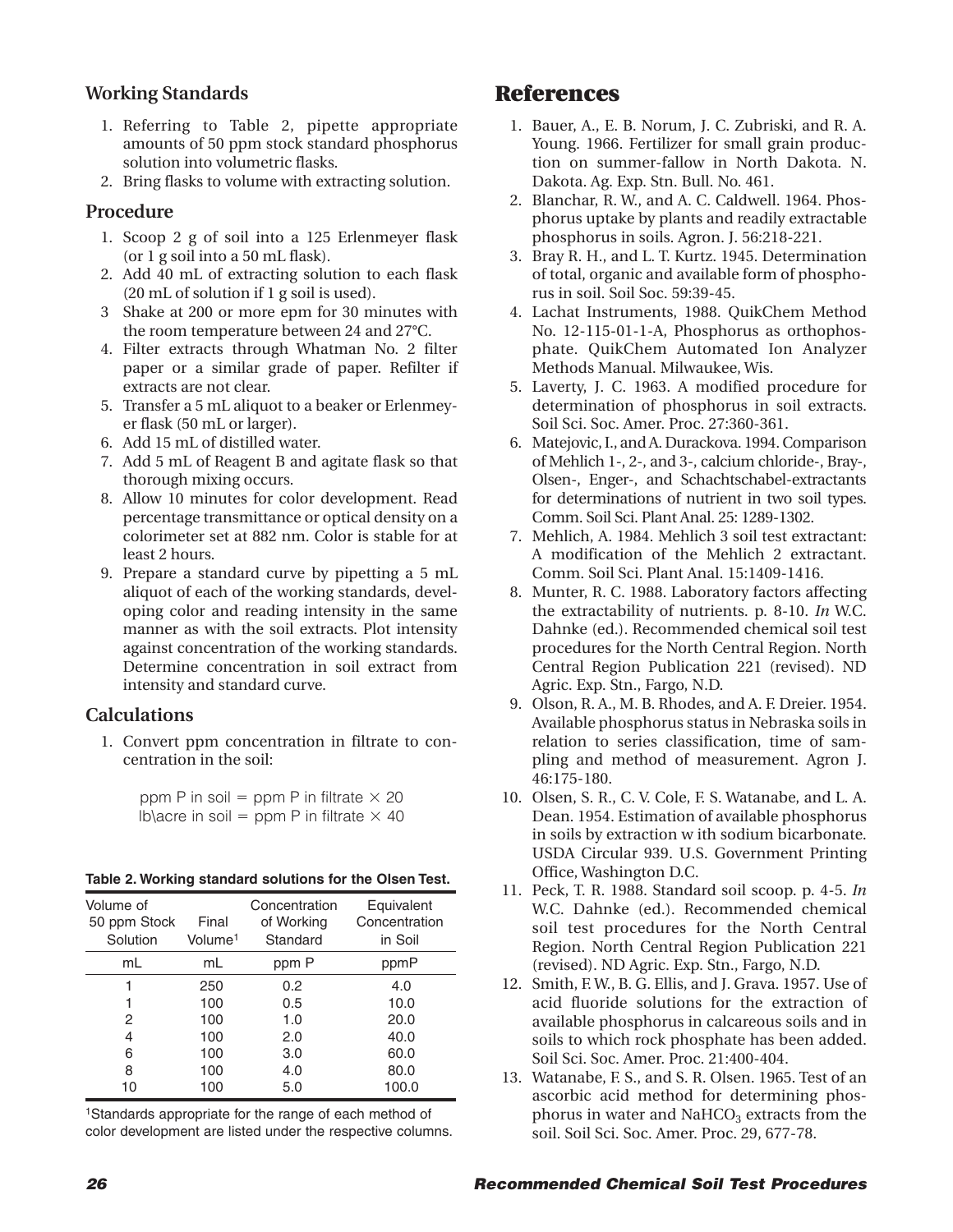### Working Standards

1. Referring to Table 2, pipette appropriate amounts of 50 ppm stock standard phosphorus solution into volumetric flasks.
2. Bring flasks to volume with extracting solution.

### Procedure

1. Scoop 2 g of soil into a 125 Erlenmeyer flask (or 1 g soil into a 50 mL flask).
2. Add 40 mL of extracting solution to each flask (20 mL of solution if 1 g soil is used).
3. Shake at 200 or more epm for 30 minutes with the room temperature between 24 and 27°C.
4. Filter extracts through Whatman No. 2 filter paper or a similar grade of paper. Refilter if extracts are not clear.
5. Transfer a 5 mL aliquot to a beaker or Erlenmeyer flask (50 mL or larger).
6. Add 15 mL of distilled water.
7. Add 5 mL of Reagent B and agitate flask so that thorough mixing occurs.
8. Allow 10 minutes for color development. Read percentage transmittance or optical density on a colorimeter set at 882 nm. Color is stable for at least 2 hours.
9. Prepare a standard curve by pipetting a 5 mL aliquot of each of the working standards, developing color and reading intensity in the same manner as with the soil extracts. Plot intensity against concentration of the working standards. Determine concentration in soil extract from intensity and standard curve.

### Calculations

1. Convert ppm concentration in filtrate to concentration in the soil:

   ppm P in soil = ppm P in filtrate × 20
   lb\acre in soil = ppm P in filtrate × 40

**Table 2. Working standard solutions for the Olsen Test.**

| Volume of 50 ppm Stock Solution | Final Volume[1] | Concentration of Working Standard | Equivalent Concentration in Soil |
|---|---|---|---|
| mL | mL | ppm P | ppmP |
| 1 | 250 | 0.2 | 4.0 |
| 1 | 100 | 0.5 | 10.0 |
| 2 | 100 | 1.0 | 20.0 |
| 4 | 100 | 2.0 | 40.0 |
| 6 | 100 | 3.0 | 60.0 |
| 8 | 100 | 4.0 | 80.0 |
| 10 | 100 | 5.0 | 100.0 |

[1]Standards appropriate for the range of each method of color development are listed under the respective columns.

## References

1. Bauer, A., E. B. Norum, J. C. Zubriski, and R. A. Young. 1966. Fertilizer for small grain production on summer-fallow in North Dakota. N. Dakota. Ag. Exp. Stn. Bull. No. 461.
2. Blanchar, R. W., and A. C. Caldwell. 1964. Phosphorus uptake by plants and readily extractable phosphorus in soils. Agron. J. 56:218-221.
3. Bray R. H., and L. T. Kurtz. 1945. Determination of total, organic and available form of phosphorus in soil. Soil Soc. 59:39-45.
4. Lachat Instruments, 1988. QuikChem Method No. 12-115-01-1-A, Phosphorus as orthophosphate. QuikChem Automated Ion Analyzer Methods Manual. Milwaukee, Wis.
5. Laverty, J. C. 1963. A modified procedure for determination of phosphorus in soil extracts. Soil Sci. Soc. Amer. Proc. 27:360-361.
6. Matejovic, I., and A. Durackova. 1994. Comparison of Mehlich 1-, 2-, and 3-, calcium chloride-, Bray-, Olsen-, Enger-, and Schachtschabel-extractants for determinations of nutrient in two soil types. Comm. Soil Sci. Plant Anal. 25: 1289-1302.
7. Mehlich, A. 1984. Mehlich 3 soil test extractant: A modification of the Mehlich 2 extractant. Comm. Soil Sci. Plant Anal. 15:1409-1416.
8. Munter, R. C. 1988. Laboratory factors affecting the extractability of nutrients. p. 8-10. *In* W.C. Dahnke (ed.). Recommended chemical soil test procedures for the North Central Region. North Central Region Publication 221 (revised). ND Agric. Exp. Stn., Fargo, N.D.
9. Olson, R. A., M. B. Rhodes, and A. F. Dreier. 1954. Available phosphorus status in Nebraska soils in relation to series classification, time of sampling and method of measurement. Agron J. 46:175-180.
10. Olsen, S. R., C. V. Cole, F. S. Watanabe, and L. A. Dean. 1954. Estimation of available phosphorus in soils by extraction w ith sodium bicarbonate. USDA Circular 939. U.S. Government Printing Office, Washington D.C.
11. Peck, T. R. 1988. Standard soil scoop. p. 4-5. *In* W.C. Dahnke (ed.). Recommended chemical soil test procedures for the North Central Region. North Central Region Publication 221 (revised). ND Agric. Exp. Stn., Fargo, N.D.
12. Smith, F. W., B. G. Ellis, and J. Grava. 1957. Use of acid fluoride solutions for the extraction of available phosphorus in calcareous soils and in soils to which rock phosphate has been added. Soil Sci. Soc. Amer. Proc. 21:400-404.
13. Watanabe, F. S., and S. R. Olsen. 1965. Test of an ascorbic acid method for determining phosphorus in water and $NaHCO_3$ extracts from the soil. Soil Sci. Soc. Amer. Proc. 29, 677-78.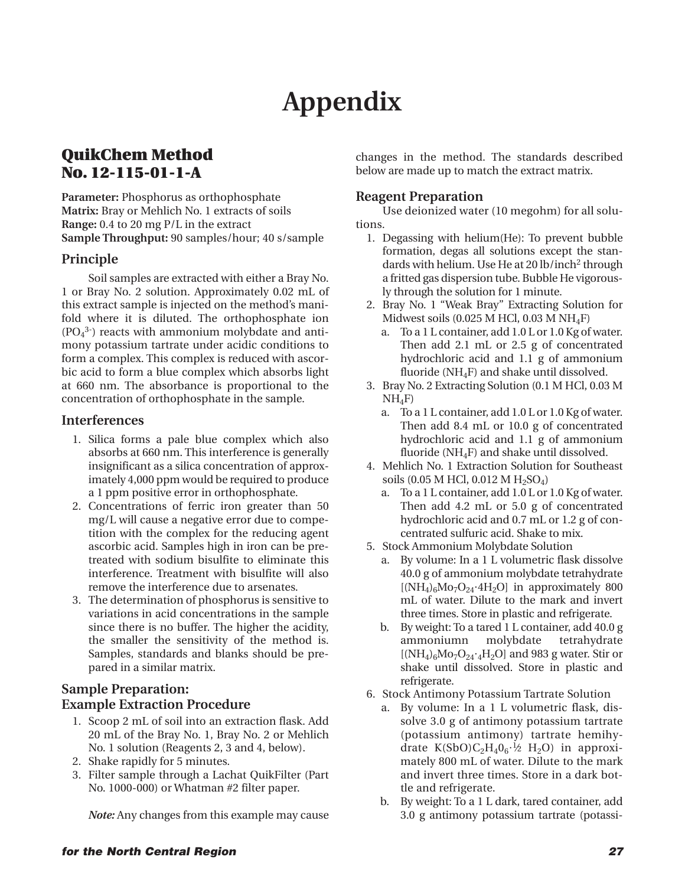# Appendix

## QuikChem Method No. 12-115-01-1-A

**Parameter:** Phosphorus as orthophosphate
**Matrix:** Bray or Mehlich No. 1 extracts of soils
**Range:** 0.4 to 20 mg P/L in the extract
**Sample Throughput:** 90 samples/hour; 40 s/sample

### Principle

Soil samples are extracted with either a Bray No. 1 or Bray No. 2 solution. Approximately 0.02 mL of this extract sample is injected on the method's manifold where it is diluted. The orthophosphate ion ($PO_4^{3-}$) reacts with ammonium molybdate and antimony potassium tartrate under acidic conditions to form a complex. This complex is reduced with ascorbic acid to form a blue complex which absorbs light at 660 nm. The absorbance is proportional to the concentration of orthophosphate in the sample.

### Interferences

1. Silica forms a pale blue complex which also absorbs at 660 nm. This interference is generally insignificant as a silica concentration of approximately 4,000 ppm would be required to produce a 1 ppm positive error in orthophosphate.
2. Concentrations of ferric iron greater than 50 mg/L will cause a negative error due to competition with the complex for the reducing agent ascorbic acid. Samples high in iron can be pretreated with sodium bisulfite to eliminate this interference. Treatment with bisulfite will also remove the interference due to arsenates.
3. The determination of phosphorus is sensitive to variations in acid concentrations in the sample since there is no buffer. The higher the acidity, the smaller the sensitivity of the method is. Samples, standards and blanks should be prepared in a similar matrix.

### Sample Preparation: Example Extraction Procedure

1. Scoop 2 mL of soil into an extraction flask. Add 20 mL of the Bray No. 1, Bray No. 2 or Mehlich No. 1 solution (Reagents 2, 3 and 4, below).
2. Shake rapidly for 5 minutes.
3. Filter sample through a Lachat QuikFilter (Part No. 1000-000) or Whatman #2 filter paper.

*Note:* Any changes from this example may cause changes in the method. The standards described below are made up to match the extract matrix.

### Reagent Preparation

Use deionized water (10 megohm) for all solutions.

1. Degassing with helium(He): To prevent bubble formation, degas all solutions except the standards with helium. Use He at 20 lb/inch$^2$ through a fritted gas dispersion tube. Bubble He vigorously through the solution for 1 minute.
2. Bray No. 1 "Weak Bray" Extracting Solution for Midwest soils (0.025 M HCl, 0.03 M $NH_4F$)
   a. To a 1 L container, add 1.0 L or 1.0 Kg of water. Then add 2.1 mL or 2.5 g of concentrated hydrochloric acid and 1.1 g of ammonium fluoride ($NH_4F$) and shake until dissolved.
3. Bray No. 2 Extracting Solution (0.1 M HCl, 0.03 M $NH_4F$)
   a. To a 1 L container, add 1.0 L or 1.0 Kg of water. Then add 8.4 mL or 10.0 g of concentrated hydrochloric acid and 1.1 g of ammonium fluoride ($NH_4F$) and shake until dissolved.
4. Mehlich No. 1 Extraction Solution for Southeast soils (0.05 M HCl, 0.012 M $H_2SO_4$)
   a. To a 1 L container, add 1.0 L or 1.0 Kg of water. Then add 4.2 mL or 5.0 g of concentrated hydrochloric acid and 0.7 mL or 1.2 g of concentrated sulfuric acid. Shake to mix.
5. Stock Ammonium Molybdate Solution
   a. By volume: In a 1 L volumetric flask dissolve 40.0 g of ammonium molybdate tetrahydrate [$(NH_4)_6Mo_7O_{24}\cdot 4H_2O$] in approximately 800 mL of water. Dilute to the mark and invert three times. Store in plastic and refrigerate.
   b. By weight: To a tared 1 L container, add 40.0 g ammoniumn molybdate tetrahydrate [$(NH_4)_6Mo_7O_{24}\cdot{}_4H_2O$] and 983 g water. Stir or shake until dissolved. Store in plastic and refrigerate.
6. Stock Antimony Potassium Tartrate Solution
   a. By volume: In a 1 L volumetric flask, dissolve 3.0 g of antimony potassium tartrate (potassium antimony) tartrate hemihydrate $K(SbO)C_2H_4O_6\cdot\frac{1}{2}\ H_2O$) in approximately 800 mL of water. Dilute to the mark and invert three times. Store in a dark bottle and refrigerate.
   b. By weight: To a 1 L dark, tared container, add 3.0 g antimony potassium tartrate (potassi-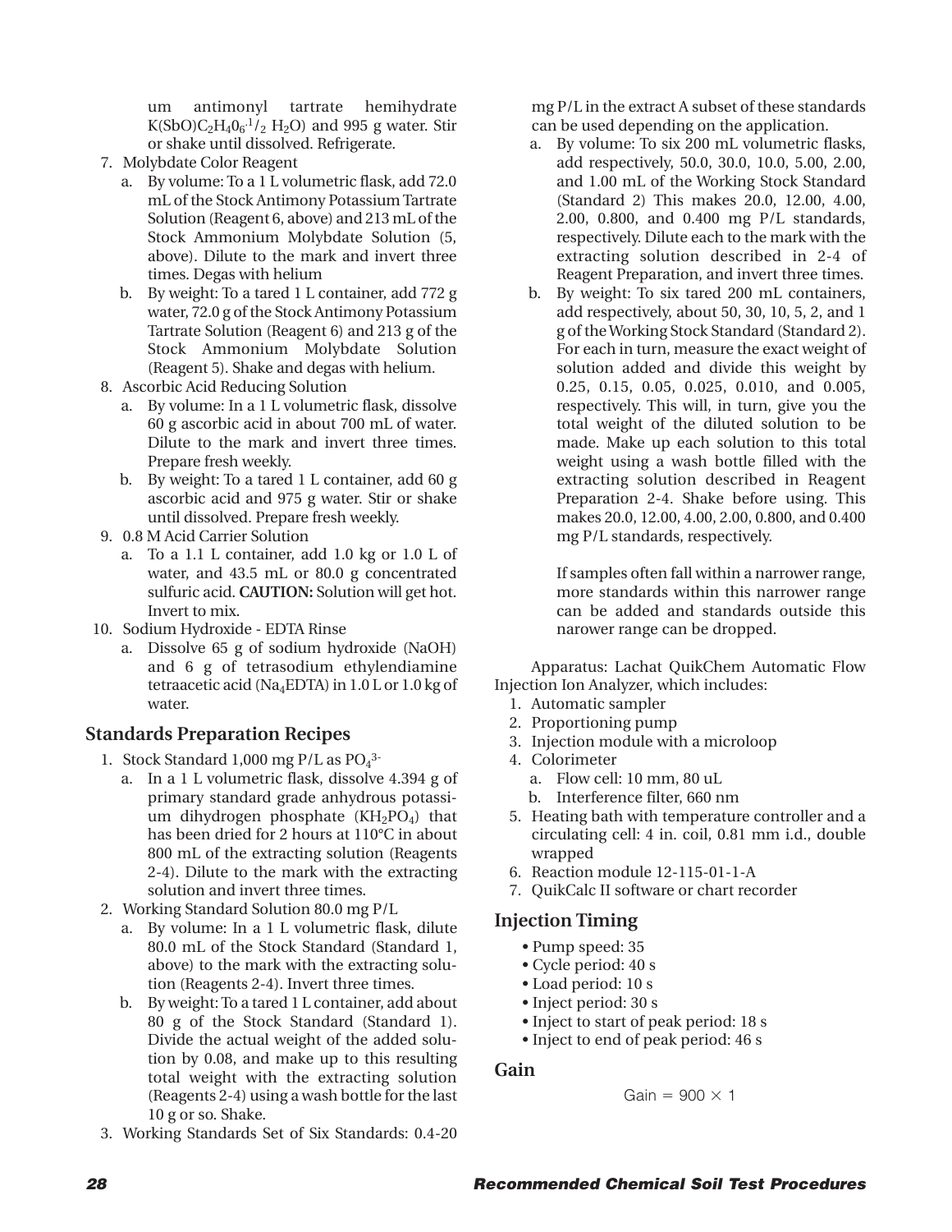um antimonyl tartrate hemihydrate $K(SbO)C_2H_4O_6 \cdot {}^1/_2\ H_2O$) and 995 g water. Stir or shake until dissolved. Refrigerate.

7. Molybdate Color Reagent
   a. By volume: To a 1 L volumetric flask, add 72.0 mL of the Stock Antimony Potassium Tartrate Solution (Reagent 6, above) and 213 mL of the Stock Ammonium Molybdate Solution (5, above). Dilute to the mark and invert three times. Degas with helium
   b. By weight: To a tared 1 L container, add 772 g water, 72.0 g of the Stock Antimony Potassium Tartrate Solution (Reagent 6) and 213 g of the Stock Ammonium Molybdate Solution (Reagent 5). Shake and degas with helium.
8. Ascorbic Acid Reducing Solution
   a. By volume: In a 1 L volumetric flask, dissolve 60 g ascorbic acid in about 700 mL of water. Dilute to the mark and invert three times. Prepare fresh weekly.
   b. By weight: To a tared 1 L container, add 60 g ascorbic acid and 975 g water. Stir or shake until dissolved. Prepare fresh weekly.
9. 0.8 M Acid Carrier Solution
   a. To a 1.1 L container, add 1.0 kg or 1.0 L of water, and 43.5 mL or 80.0 g concentrated sulfuric acid. **CAUTION:** Solution will get hot. Invert to mix.
10. Sodium Hydroxide - EDTA Rinse
    a. Dissolve 65 g of sodium hydroxide (NaOH) and 6 g of tetrasodium ethylendiamine tetraacetic acid ($Na_4EDTA$) in 1.0 L or 1.0 kg of water.

## Standards Preparation Recipes

1. Stock Standard 1,000 mg P/L as $PO_4^{3-}$
   a. In a 1 L volumetric flask, dissolve 4.394 g of primary standard grade anhydrous potassium dihydrogen phosphate ($KH_2PO_4$) that has been dried for 2 hours at 110°C in about 800 mL of the extracting solution (Reagents 2-4). Dilute to the mark with the extracting solution and invert three times.
2. Working Standard Solution 80.0 mg P/L
   a. By volume: In a 1 L volumetric flask, dilute 80.0 mL of the Stock Standard (Standard 1, above) to the mark with the extracting solution (Reagents 2-4). Invert three times.
   b. By weight: To a tared 1 L container, add about 80 g of the Stock Standard (Standard 1). Divide the actual weight of the added solution by 0.08, and make up to this resulting total weight with the extracting solution (Reagents 2-4) using a wash bottle for the last 10 g or so. Shake.
3. Working Standards Set of Six Standards: 0.4-20 mg P/L in the extract A subset of these standards can be used depending on the application.
   a. By volume: To six 200 mL volumetric flasks, add respectively, 50.0, 30.0, 10.0, 5.00, 2.00, and 1.00 mL of the Working Stock Standard (Standard 2) This makes 20.0, 12.00, 4.00, 2.00, 0.800, and 0.400 mg P/L standards, respectively. Dilute each to the mark with the extracting solution described in 2-4 of Reagent Preparation, and invert three times.
   b. By weight: To six tared 200 mL containers, add respectively, about 50, 30, 10, 5, 2, and 1 g of the Working Stock Standard (Standard 2). For each in turn, measure the exact weight of solution added and divide this weight by 0.25, 0.15, 0.05, 0.025, 0.010, and 0.005, respectively. This will, in turn, give you the total weight of the diluted solution to be made. Make up each solution to this total weight using a wash bottle filled with the extracting solution described in Reagent Preparation 2-4. Shake before using. This makes 20.0, 12.00, 4.00, 2.00, 0.800, and 0.400 mg P/L standards, respectively.

   If samples often fall within a narrower range, more standards within this narrower range can be added and standards outside this narower range can be dropped.

Apparatus: Lachat QuikChem Automatic Flow Injection Ion Analyzer, which includes:

1. Automatic sampler
2. Proportioning pump
3. Injection module with a microloop
4. Colorimeter
   a. Flow cell: 10 mm, 80 uL
   b. Interference filter, 660 nm
5. Heating bath with temperature controller and a circulating cell: 4 in. coil, 0.81 mm i.d., double wrapped
6. Reaction module 12-115-01-1-A
7. QuikCalc II software or chart recorder

## Injection Timing

- Pump speed: 35
- Cycle period: 40 s
- Load period: 10 s
- Inject period: 30 s
- Inject to start of peak period: 18 s
- Inject to end of peak period: 46 s

## Gain

$$\text{Gain} = 900 \times 1$$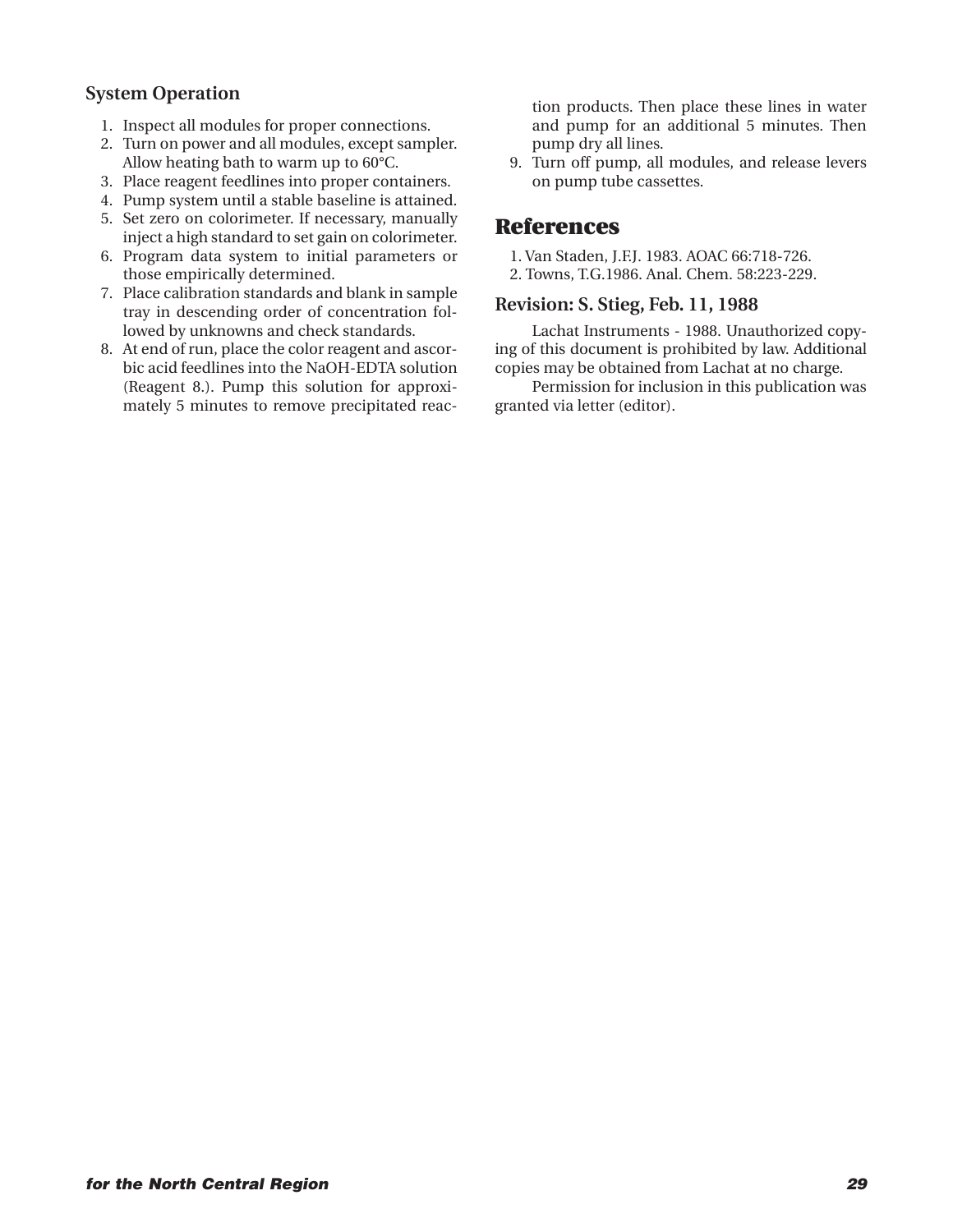### System Operation

1. Inspect all modules for proper connections.
2. Turn on power and all modules, except sampler. Allow heating bath to warm up to 60°C.
3. Place reagent feedlines into proper containers.
4. Pump system until a stable baseline is attained.
5. Set zero on colorimeter. If necessary, manually inject a high standard to set gain on colorimeter.
6. Program data system to initial parameters or those empirically determined.
7. Place calibration standards and blank in sample tray in descending order of concentration followed by unknowns and check standards.
8. At end of run, place the color reagent and ascorbic acid feedlines into the NaOH-EDTA solution (Reagent 8.). Pump this solution for approximately 5 minutes to remove precipitated reaction products. Then place these lines in water and pump for an additional 5 minutes. Then pump dry all lines.
9. Turn off pump, all modules, and release levers on pump tube cassettes.

## References

1. Van Staden, J.F.J. 1983. AOAC 66:718-726.
2. Towns, T.G.1986. Anal. Chem. 58:223-229.

### Revision: S. Stieg, Feb. 11, 1988

Lachat Instruments - 1988. Unauthorized copying of this document is prohibited by law. Additional copies may be obtained from Lachat at no charge.

Permission for inclusion in this publication was granted via letter (editor).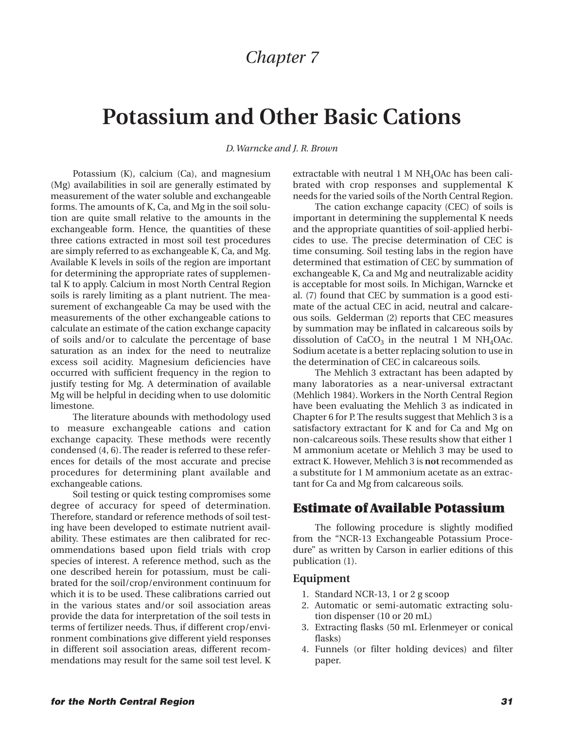*Chapter 7*

# Potassium and Other Basic Cations

*D. Warncke and J. R. Brown*

Potassium (K), calcium (Ca), and magnesium (Mg) availabilities in soil are generally estimated by measurement of the water soluble and exchangeable forms. The amounts of K, Ca, and Mg in the soil solution are quite small relative to the amounts in the exchangeable form. Hence, the quantities of these three cations extracted in most soil test procedures are simply referred to as exchangeable K, Ca, and Mg. Available K levels in soils of the region are important for determining the appropriate rates of supplemental K to apply. Calcium in most North Central Region soils is rarely limiting as a plant nutrient. The measurement of exchangeable Ca may be used with the measurements of the other exchangeable cations to calculate an estimate of the cation exchange capacity of soils and/or to calculate the percentage of base saturation as an index for the need to neutralize excess soil acidity. Magnesium deficiencies have occurred with sufficient frequency in the region to justify testing for Mg. A determination of available Mg will be helpful in deciding when to use dolomitic limestone.

The literature abounds with methodology used to measure exchangeable cations and cation exchange capacity. These methods were recently condensed (4, 6). The reader is referred to these references for details of the most accurate and precise procedures for determining plant available and exchangeable cations.

Soil testing or quick testing compromises some degree of accuracy for speed of determination. Therefore, standard or reference methods of soil testing have been developed to estimate nutrient availability. These estimates are then calibrated for recommendations based upon field trials with crop species of interest. A reference method, such as the one described herein for potassium, must be calibrated for the soil/crop/environment continuum for which it is to be used. These calibrations carried out in the various states and/or soil association areas provide the data for interpretation of the soil tests in terms of fertilizer needs. Thus, if different crop/environment combinations give different yield responses in different soil association areas, different recommendations may result for the same soil test level. K extractable with neutral 1 M $NH_4OAc$ has been calibrated with crop responses and supplemental K needs for the varied soils of the North Central Region.

The cation exchange capacity (CEC) of soils is important in determining the supplemental K needs and the appropriate quantities of soil-applied herbicides to use. The precise determination of CEC is time consuming. Soil testing labs in the region have determined that estimation of CEC by summation of exchangeable K, Ca and Mg and neutralizable acidity is acceptable for most soils. In Michigan, Warncke et al. (7) found that CEC by summation is a good estimate of the actual CEC in acid, neutral and calcareous soils. Gelderman (2) reports that CEC measures by summation may be inflated in calcareous soils by dissolution of $CaCO_3$ in the neutral 1 M $NH_4OAc$. Sodium acetate is a better replacing solution to use in the determination of CEC in calcareous soils.

The Mehlich 3 extractant has been adapted by many laboratories as a near-universal extractant (Mehlich 1984). Workers in the North Central Region have been evaluating the Mehlich 3 as indicated in Chapter 6 for P. The results suggest that Mehlich 3 is a satisfactory extractant for K and for Ca and Mg on non-calcareous soils. These results show that either 1 M ammonium acetate or Mehlich 3 may be used to extract K. However, Mehlich 3 is **not** recommended as a substitute for 1 M ammonium acetate as an extractant for Ca and Mg from calcareous soils.

## Estimate of Available Potassium

The following procedure is slightly modified from the "NCR-13 Exchangeable Potassium Procedure" as written by Carson in earlier editions of this publication (1).

### Equipment

1. Standard NCR-13, 1 or 2 g scoop
2. Automatic or semi-automatic extracting solution dispenser (10 or 20 mL)
3. Extracting flasks (50 mL Erlenmeyer or conical flasks)
4. Funnels (or filter holding devices) and filter paper.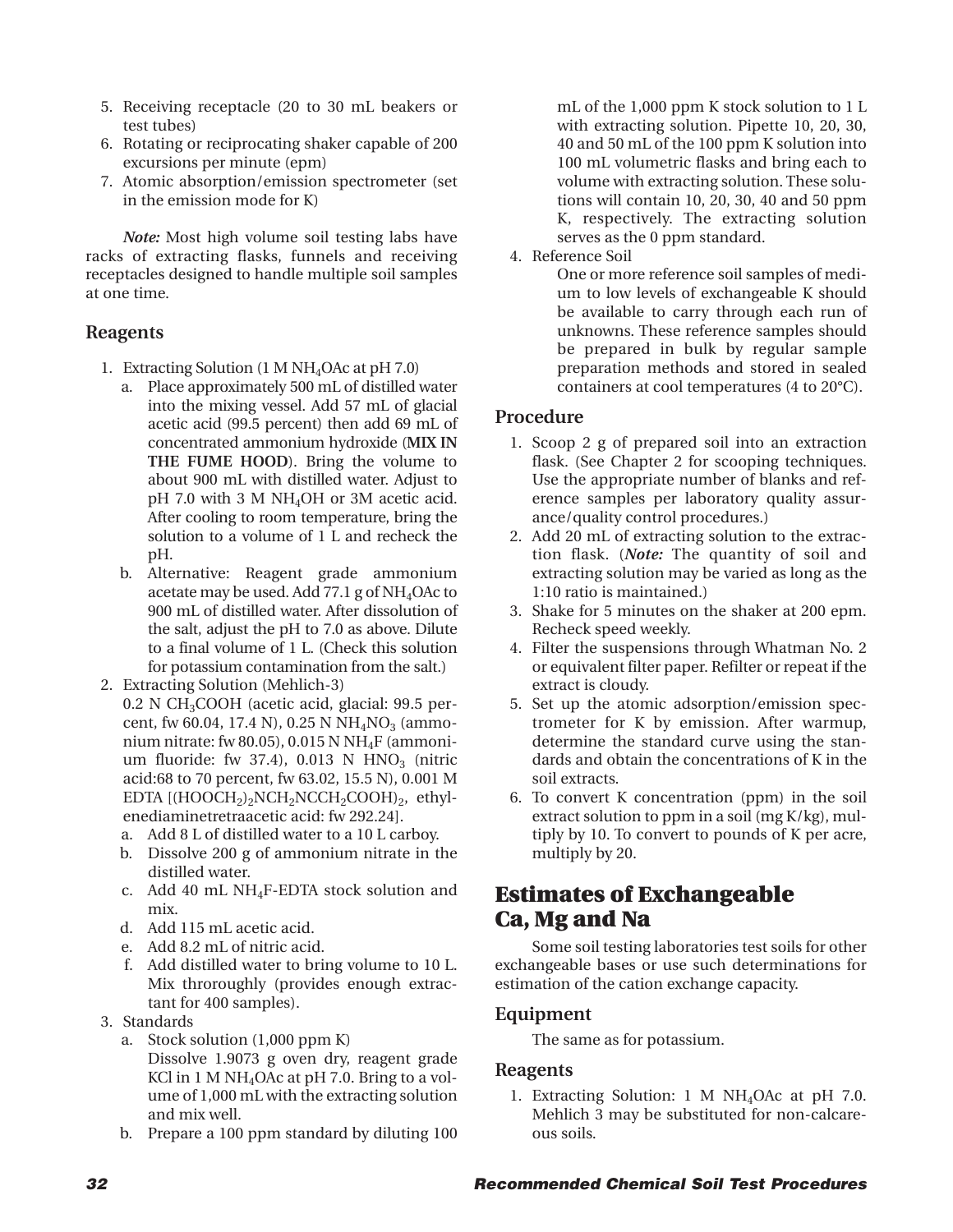5. Receiving receptacle (20 to 30 mL beakers or test tubes)
6. Rotating or reciprocating shaker capable of 200 excursions per minute (epm)
7. Atomic absorption/emission spectrometer (set in the emission mode for K)

***Note:*** Most high volume soil testing labs have racks of extracting flasks, funnels and receiving receptacles designed to handle multiple soil samples at one time.

### Reagents

1. Extracting Solution (1 M $NH_4OAc$ at pH 7.0)
   a. Place approximately 500 mL of distilled water into the mixing vessel. Add 57 mL of glacial acetic acid (99.5 percent) then add 69 mL of concentrated ammonium hydroxide (**MIX IN THE FUME HOOD**). Bring the volume to about 900 mL with distilled water. Adjust to pH 7.0 with 3 M $NH_4OH$ or 3M acetic acid. After cooling to room temperature, bring the solution to a volume of 1 L and recheck the pH.
   b. Alternative: Reagent grade ammonium acetate may be used. Add 77.1 g of $NH_4OAc$ to 900 mL of distilled water. After dissolution of the salt, adjust the pH to 7.0 as above. Dilute to a final volume of 1 L. (Check this solution for potassium contamination from the salt.)
2. Extracting Solution (Mehlich-3)
   0.2 N $CH_3COOH$ (acetic acid, glacial: 99.5 percent, fw 60.04, 17.4 N), 0.25 N $NH_4NO_3$ (ammonium nitrate: fw 80.05), 0.015 N $NH_4F$ (ammonium fluoride: fw 37.4), 0.013 N $HNO_3$ (nitric acid:68 to 70 percent, fw 63.02, 15.5 N), 0.001 M EDTA [$(HOOCH_2)_2NCH_2NCCH_2COOH)_2$, ethylenediaminetetraacetic acid: fw 292.24].
   a. Add 8 L of distilled water to a 10 L carboy.
   b. Dissolve 200 g of ammonium nitrate in the distilled water.
   c. Add 40 mL $NH_4F$-EDTA stock solution and mix.
   d. Add 115 mL acetic acid.
   e. Add 8.2 mL of nitric acid.
   f. Add distilled water to bring volume to 10 L. Mix throroughly (provides enough extractant for 400 samples).
3. Standards
   a. Stock solution (1,000 ppm K)
      Dissolve 1.9073 g oven dry, reagent grade KCl in 1 M $NH_4OAc$ at pH 7.0. Bring to a volume of 1,000 mL with the extracting solution and mix well.
   b. Prepare a 100 ppm standard by diluting 100 mL of the 1,000 ppm K stock solution to 1 L with extracting solution. Pipette 10, 20, 30, 40 and 50 mL of the 100 ppm K solution into 100 mL volumetric flasks and bring each to volume with extracting solution. These solutions will contain 10, 20, 30, 40 and 50 ppm K, respectively. The extracting solution serves as the 0 ppm standard.
4. Reference Soil
   One or more reference soil samples of medium to low levels of exchangeable K should be available to carry through each run of unknowns. These reference samples should be prepared in bulk by regular sample preparation methods and stored in sealed containers at cool temperatures (4 to 20°C).

### Procedure

1. Scoop 2 g of prepared soil into an extraction flask. (See Chapter 2 for scooping techniques. Use the appropriate number of blanks and reference samples per laboratory quality assurance/quality control procedures.)
2. Add 20 mL of extracting solution to the extraction flask. (***Note:*** The quantity of soil and extracting solution may be varied as long as the 1:10 ratio is maintained.)
3. Shake for 5 minutes on the shaker at 200 epm. Recheck speed weekly.
4. Filter the suspensions through Whatman No. 2 or equivalent filter paper. Refilter or repeat if the extract is cloudy.
5. Set up the atomic adsorption/emission spectrometer for K by emission. After warmup, determine the standard curve using the standards and obtain the concentrations of K in the soil extracts.
6. To convert K concentration (ppm) in the soil extract solution to ppm in a soil (mg K/kg), multiply by 10. To convert to pounds of K per acre, multiply by 20.

## Estimates of Exchangeable Ca, Mg and Na

Some soil testing laboratories test soils for other exchangeable bases or use such determinations for estimation of the cation exchange capacity.

### Equipment

The same as for potassium.

### Reagents

1. Extracting Solution: 1 M $NH_4OAc$ at pH 7.0. Mehlich 3 may be substituted for non-calcareous soils.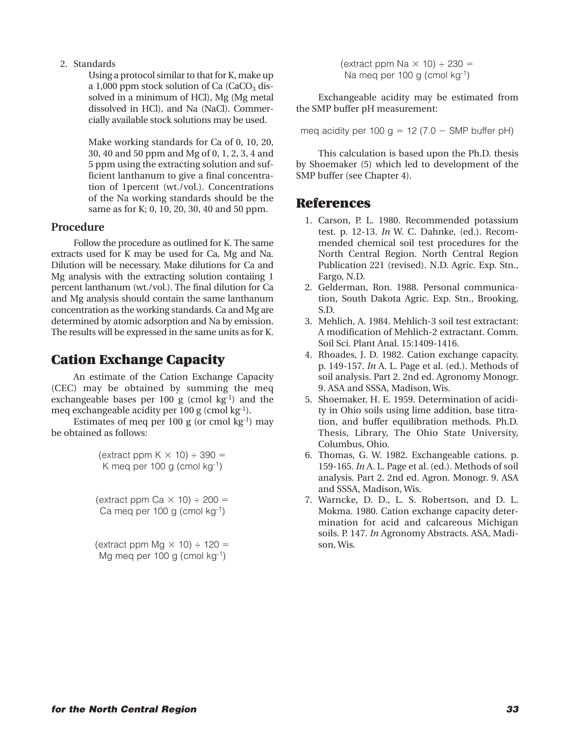2. Standards

   Using a protocol similar to that for K, make up a 1,000 ppm stock solution of Ca ($CaCO_3$ dissolved in a minimum of HCl), Mg (Mg metal dissolved in HCl), and Na (NaCl). Commercially available stock solutions may be used.

   Make working standards for Ca of 0, 10, 20, 30, 40 and 50 ppm and Mg of 0, 1, 2, 3, 4 and 5 ppm using the extracting solution and sufficient lanthanum to give a final concentration of 1percent (wt./vol.). Concentrations of the Na working standards should be the same as for K; 0, 10, 20, 30, 40 and 50 ppm.

### Procedure

Follow the procedure as outlined for K. The same extracts used for K may be used for Ca, Mg and Na. Dilution will be necessary. Make dilutions for Ca and Mg analysis with the extracting solution contaiing 1 percent lanthanum (wt./vol.). The final dilution for Ca and Mg analysis should contain the same lanthanum concentration as the working standards. Ca and Mg are determined by atomic adsorption and Na by emission. The results will be expressed in the same units as for K.

## Cation Exchange Capacity

An estimate of the Cation Exchange Capacity (CEC) may be obtained by summing the meq exchangeable bases per 100 g (cmol $kg^{-1}$) and the meq exchangeable acidity per 100 g (cmol $kg^{-1}$).

Estimates of meq per 100 g (or cmol $kg^{-1}$) may be obtained as follows:

$$(\text{extract ppm K} \times 10) \div 390 = \text{K meq per 100 g (cmol kg}^{-1}\text{)}$$

$$(\text{extract ppm Ca} \times 10) \div 200 = \text{Ca meq per 100 g (cmol kg}^{-1}\text{)}$$

$$(\text{extract ppm Mg} \times 10) \div 120 = \text{Mg meq per 100 g (cmol kg}^{-1}\text{)}$$

$$(\text{extract ppm Na} \times 10) \div 230 = \text{Na meq per 100 g (cmol kg}^{-1}\text{)}$$

Exchangeable acidity may be estimated from the SMP buffer pH measurement:

$$\text{meq acidity per 100 g} = 12\ (7.0 - \text{SMP buffer pH})$$

This calculation is based upon the Ph.D. thesis by Shoemaker (5) which led to development of the SMP buffer (see Chapter 4).

## References

1. Carson, P. L. 1980. Recommended potassium test. p. 12-13. *In* W. C. Dahnke, (ed.). Recommended chemical soil test procedures for the North Central Region. North Central Region Publication 221 (revised). N.D. Agric. Exp. Stn., Fargo, N.D.
2. Gelderman, Ron. 1988. Personal communication, South Dakota Agric. Exp. Stn., Brooking, S.D.
3. Mehlich, A. 1984. Mehlich-3 soil test extractant: A modification of Mehlich-2 extractant. Comm. Soil Sci. Plant Anal. 15:1409-1416.
4. Rhoades, J. D. 1982. Cation exchange capacity. p. 149-157. *In* A. L. Page et al. (ed.). Methods of soil analysis. Part 2. 2nd ed. Agronomy Monogr. 9. ASA and SSSA, Madison, Wis.
5. Shoemaker, H. E. 1959. Determination of acidity in Ohio soils using lime addition, base titration, and buffer equilibration methods. Ph.D. Thesis, Library, The Ohio State University, Columbus, Ohio.
6. Thomas, G. W. 1982. Exchangeable cations. p. 159-165. *In* A. L. Page et al. (ed.). Methods of soil analysis. Part 2. 2nd ed. Agron. Monogr. 9. ASA and SSSA, Madison, Wis.
7. Warncke, D. D., L. S. Robertson, and D. L. Mokma. 1980. Cation exchange capacity determination for acid and calcareous Michigan soils. P. 147. *In* Agronomy Abstracts. ASA, Madison, Wis.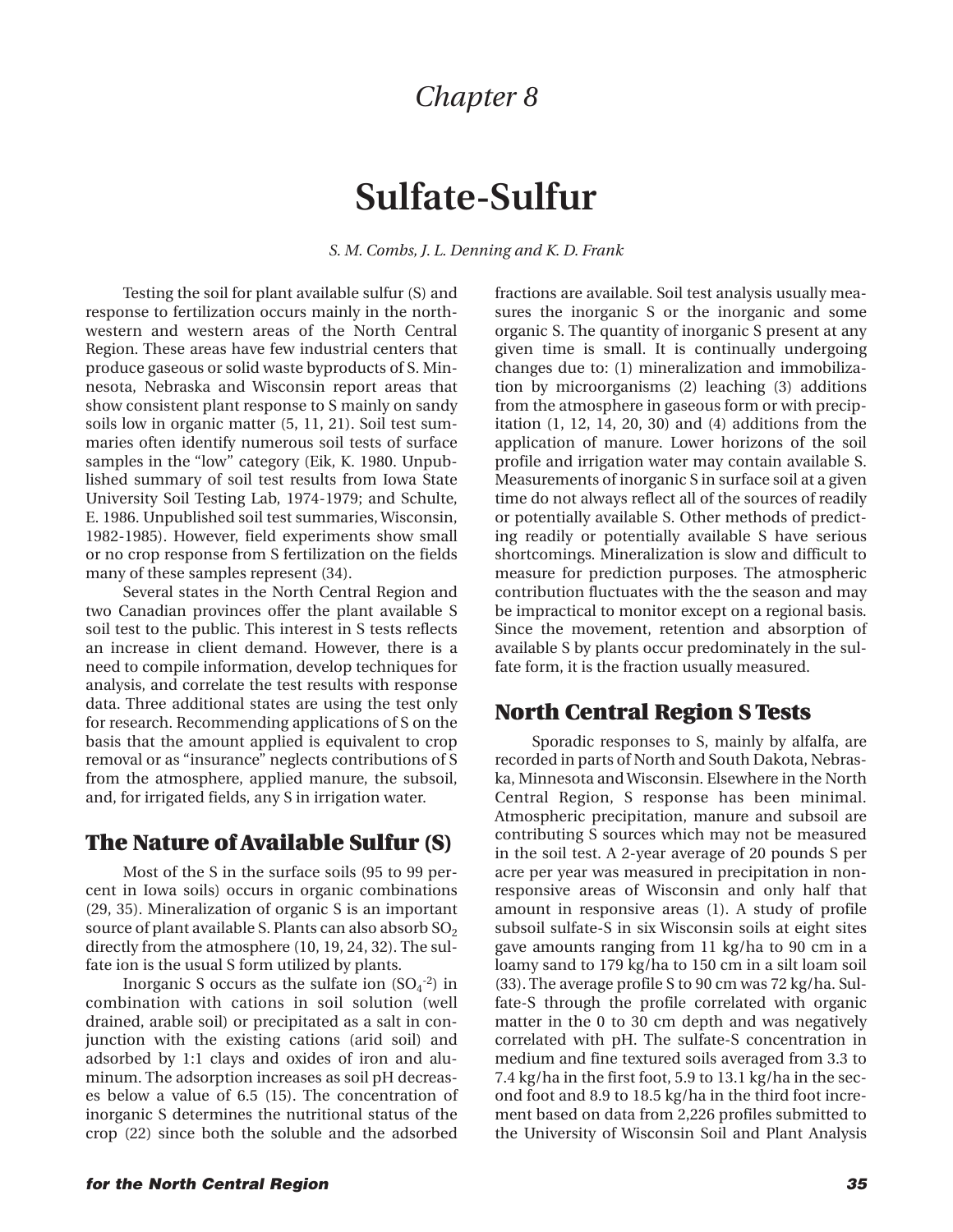# Chapter 8

# Sulfate-Sulfur

*S. M. Combs, J. L. Denning and K. D. Frank*

Testing the soil for plant available sulfur (S) and response to fertilization occurs mainly in the northwestern and western areas of the North Central Region. These areas have few industrial centers that produce gaseous or solid waste byproducts of S. Minnesota, Nebraska and Wisconsin report areas that show consistent plant response to S mainly on sandy soils low in organic matter (5, 11, 21). Soil test summaries often identify numerous soil tests of surface samples in the "low" category (Eik, K. 1980. Unpublished summary of soil test results from Iowa State University Soil Testing Lab, 1974-1979; and Schulte, E. 1986. Unpublished soil test summaries, Wisconsin, 1982-1985). However, field experiments show small or no crop response from S fertilization on the fields many of these samples represent (34).

Several states in the North Central Region and two Canadian provinces offer the plant available S soil test to the public. This interest in S tests reflects an increase in client demand. However, there is a need to compile information, develop techniques for analysis, and correlate the test results with response data. Three additional states are using the test only for research. Recommending applications of S on the basis that the amount applied is equivalent to crop removal or as "insurance" neglects contributions of S from the atmosphere, applied manure, the subsoil, and, for irrigated fields, any S in irrigation water.

## The Nature of Available Sulfur (S)

Most of the S in the surface soils (95 to 99 percent in Iowa soils) occurs in organic combinations (29, 35). Mineralization of organic S is an important source of plant available S. Plants can also absorb $SO_2$ directly from the atmosphere (10, 19, 24, 32). The sulfate ion is the usual S form utilized by plants.

Inorganic S occurs as the sulfate ion ($SO_4^{-2}$) in combination with cations in soil solution (well drained, arable soil) or precipitated as a salt in conjunction with the existing cations (arid soil) and adsorbed by 1:1 clays and oxides of iron and aluminum. The adsorption increases as soil pH decreases below a value of 6.5 (15). The concentration of inorganic S determines the nutritional status of the crop (22) since both the soluble and the adsorbed fractions are available. Soil test analysis usually measures the inorganic S or the inorganic and some organic S. The quantity of inorganic S present at any given time is small. It is continually undergoing changes due to: (1) mineralization and immobilization by microorganisms (2) leaching (3) additions from the atmosphere in gaseous form or with precipitation (1, 12, 14, 20, 30) and (4) additions from the application of manure. Lower horizons of the soil profile and irrigation water may contain available S. Measurements of inorganic S in surface soil at a given time do not always reflect all of the sources of readily or potentially available S. Other methods of predicting readily or potentially available S have serious shortcomings. Mineralization is slow and difficult to measure for prediction purposes. The atmospheric contribution fluctuates with the the season and may be impractical to monitor except on a regional basis. Since the movement, retention and absorption of available S by plants occur predominately in the sulfate form, it is the fraction usually measured.

## North Central Region S Tests

Sporadic responses to S, mainly by alfalfa, are recorded in parts of North and South Dakota, Nebraska, Minnesota and Wisconsin. Elsewhere in the North Central Region, S response has been minimal. Atmospheric precipitation, manure and subsoil are contributing S sources which may not be measured in the soil test. A 2-year average of 20 pounds S per acre per year was measured in precipitation in nonresponsive areas of Wisconsin and only half that amount in responsive areas (1). A study of profile subsoil sulfate-S in six Wisconsin soils at eight sites gave amounts ranging from 11 kg/ha to 90 cm in a loamy sand to 179 kg/ha to 150 cm in a silt loam soil (33). The average profile S to 90 cm was 72 kg/ha. Sulfate-S through the profile correlated with organic matter in the 0 to 30 cm depth and was negatively correlated with pH. The sulfate-S concentration in medium and fine textured soils averaged from 3.3 to 7.4 kg/ha in the first foot, 5.9 to 13.1 kg/ha in the second foot and 8.9 to 18.5 kg/ha in the third foot increment based on data from 2,226 profiles submitted to the University of Wisconsin Soil and Plant Analysis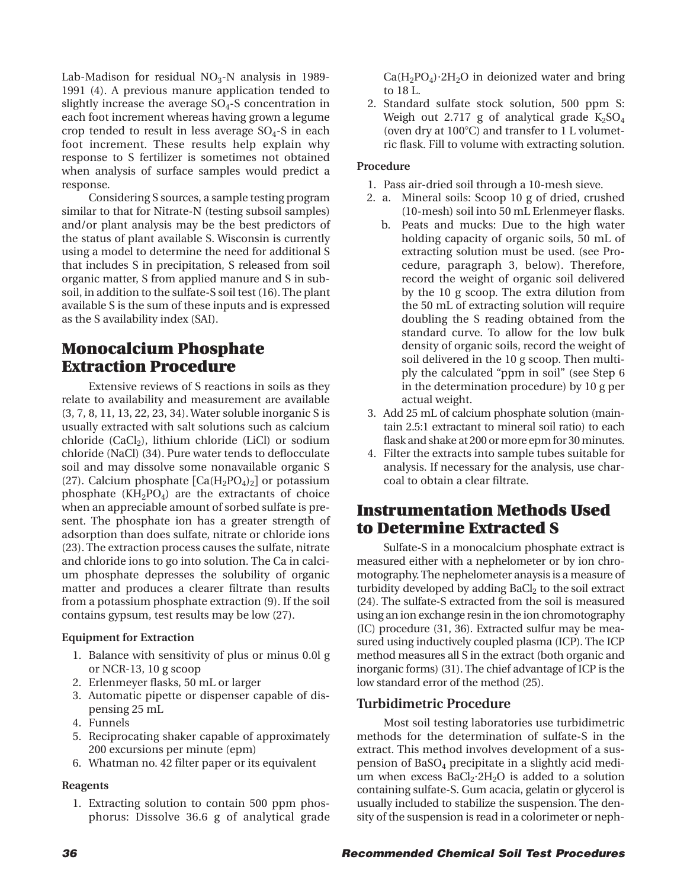Lab-Madison for residual $NO_3$-N analysis in 1989-1991 (4). A previous manure application tended to slightly increase the average $SO_4$-S concentration in each foot increment whereas having grown a legume crop tended to result in less average $SO_4$-S in each foot increment. These results help explain why response to S fertilizer is sometimes not obtained when analysis of surface samples would predict a response.

Considering S sources, a sample testing program similar to that for Nitrate-N (testing subsoil samples) and/or plant analysis may be the best predictors of the status of plant available S. Wisconsin is currently using a model to determine the need for additional S that includes S in precipitation, S released from soil organic matter, S from applied manure and S in subsoil, in addition to the sulfate-S soil test (16). The plant available S is the sum of these inputs and is expressed as the S availability index (SAI).

## Monocalcium Phosphate Extraction Procedure

Extensive reviews of S reactions in soils as they relate to availability and measurement are available (3, 7, 8, 11, 13, 22, 23, 34). Water soluble inorganic S is usually extracted with salt solutions such as calcium chloride ($CaCl_2$), lithium chloride (LiCl) or sodium chloride (NaCl) (34). Pure water tends to deflocculate soil and may dissolve some nonavailable organic S (27). Calcium phosphate [$Ca(H_2PO_4)_2$] or potassium phosphate ($KH_2PO_4$) are the extractants of choice when an appreciable amount of sorbed sulfate is present. The phosphate ion has a greater strength of adsorption than does sulfate, nitrate or chloride ions (23). The extraction process causes the sulfate, nitrate and chloride ions to go into solution. The Ca in calcium phosphate depresses the solubility of organic matter and produces a clearer filtrate than results from a potassium phosphate extraction (9). If the soil contains gypsum, test results may be low (27).

### Equipment for Extraction

1. Balance with sensitivity of plus or minus 0.0l g or NCR-13, 10 g scoop
2. Erlenmeyer flasks, 50 mL or larger
3. Automatic pipette or dispenser capable of dispensing 25 mL
4. Funnels
5. Reciprocating shaker capable of approximately 200 excursions per minute (epm)
6. Whatman no. 42 filter paper or its equivalent

### Reagents

1. Extracting solution to contain 500 ppm phosphorus: Dissolve 36.6 g of analytical grade $Ca(H_2PO_4)\cdot 2H_2O$ in deionized water and bring to 18 L.
2. Standard sulfate stock solution, 500 ppm S: Weigh out 2.717 g of analytical grade $K_2SO_4$ (oven dry at 100°C) and transfer to 1 L volumetric flask. Fill to volume with extracting solution.

### Procedure

1. Pass air-dried soil through a 10-mesh sieve.
2. a. Mineral soils: Scoop 10 g of dried, crushed (10-mesh) soil into 50 mL Erlenmeyer flasks.
   b. Peats and mucks: Due to the high water holding capacity of organic soils, 50 mL of extracting solution must be used. (see Procedure, paragraph 3, below). Therefore, record the weight of organic soil delivered by the 10 g scoop. The extra dilution from the 50 mL of extracting solution will require doubling the S reading obtained from the standard curve. To allow for the low bulk density of organic soils, record the weight of soil delivered in the 10 g scoop. Then multiply the calculated "ppm in soil" (see Step 6 in the determination procedure) by 10 g per actual weight.
3. Add 25 mL of calcium phosphate solution (maintain 2.5:1 extractant to mineral soil ratio) to each flask and shake at 200 or more epm for 30 minutes.
4. Filter the extracts into sample tubes suitable for analysis. If necessary for the analysis, use charcoal to obtain a clear filtrate.

## Instrumentation Methods Used to Determine Extracted S

Sulfate-S in a monocalcium phosphate extract is measured either with a nephelometer or by ion chromotography. The nephelometer anaysis is a measure of turbidity developed by adding $BaCl_2$ to the soil extract (24). The sulfate-S extracted from the soil is measured using an ion exchange resin in the ion chromatography (IC) procedure (31, 36). Extracted sulfur may be measured using inductively coupled plasma (ICP). The ICP method measures all S in the extract (both organic and inorganic forms) (31). The chief advantage of ICP is the low standard error of the method (25).

### Turbidimetric Procedure

Most soil testing laboratories use turbidimetric methods for the determination of sulfate-S in the extract. This method involves development of a suspension of $BaSO_4$ precipitate in a slightly acid medium when excess $BaCl_2\cdot 2H_2O$ is added to a solution containing sulfate-S. Gum acacia, gelatin or glycerol is usually included to stabilize the suspension. The density of the suspension is read in a colorimeter or neph-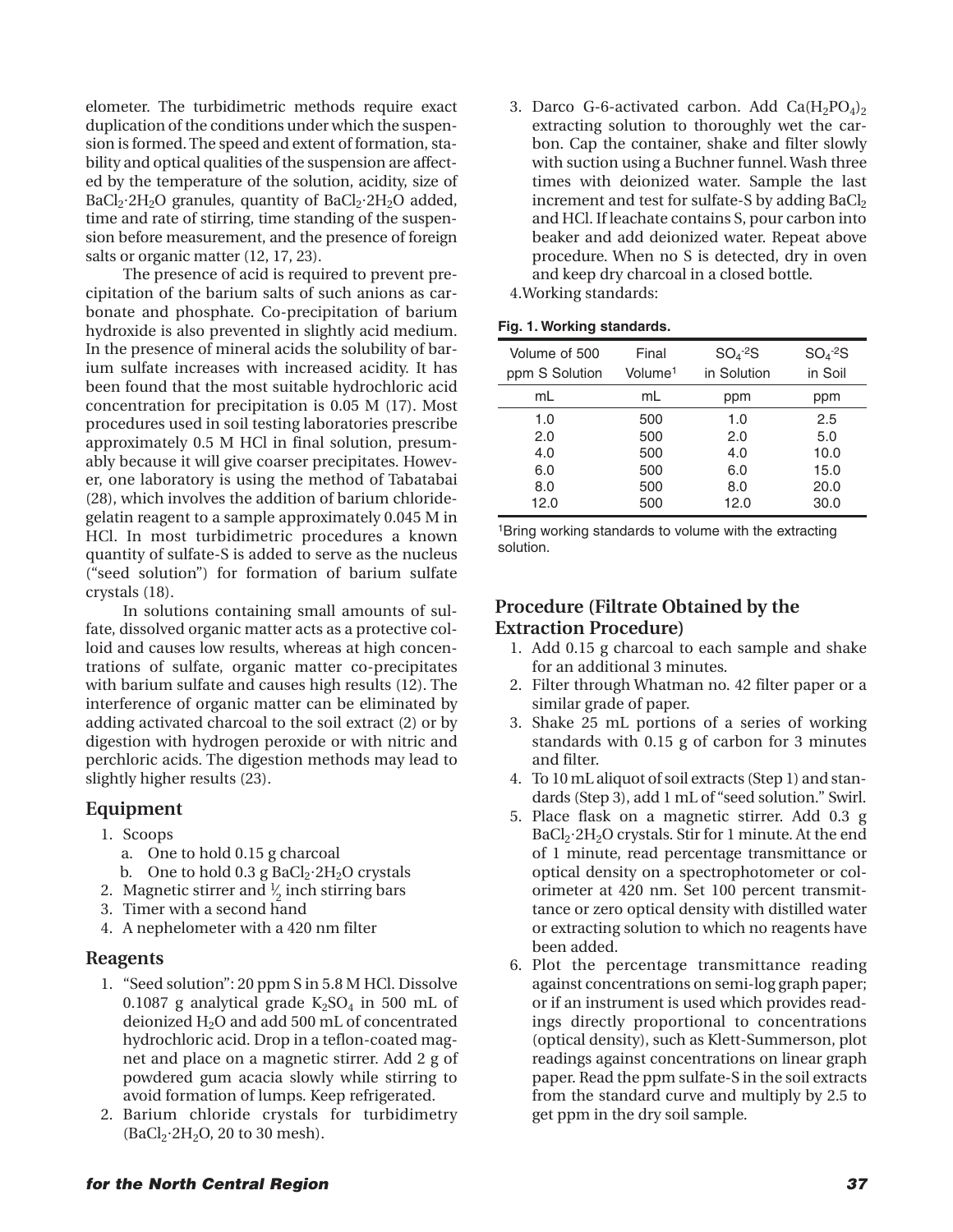elometer. The turbidimetric methods require exact duplication of the conditions under which the suspension is formed. The speed and extent of formation, stability and optical qualities of the suspension are affected by the temperature of the solution, acidity, size of $BaCl_2 \cdot 2H_2O$ granules, quantity of $BaCl_2 \cdot 2H_2O$ added, time and rate of stirring, time standing of the suspension before measurement, and the presence of foreign salts or organic matter (12, 17, 23).

The presence of acid is required to prevent precipitation of the barium salts of such anions as carbonate and phosphate. Co-precipitation of barium hydroxide is also prevented in slightly acid medium. In the presence of mineral acids the solubility of barium sulfate increases with increased acidity. It has been found that the most suitable hydrochloric acid concentration for precipitation is 0.05 M (17). Most procedures used in soil testing laboratories prescribe approximately 0.5 M HCl in final solution, presumably because it will give coarser precipitates. However, one laboratory is using the method of Tabatabai (28), which involves the addition of barium chloride-gelatin reagent to a sample approximately 0.045 M in HCl. In most turbidimetric procedures a known quantity of sulfate-S is added to serve as the nucleus ("seed solution") for formation of barium sulfate crystals (18).

In solutions containing small amounts of sulfate, dissolved organic matter acts as a protective colloid and causes low results, whereas at high concentrations of sulfate, organic matter co-precipitates with barium sulfate and causes high results (12). The interference of organic matter can be eliminated by adding activated charcoal to the soil extract (2) or by digestion with hydrogen peroxide or with nitric and perchloric acids. The digestion methods may lead to slightly higher results (23).

## Equipment

1. Scoops
   a. One to hold 0.15 g charcoal
   b. One to hold 0.3 g $BaCl_2 \cdot 2H_2O$ crystals
2. Magnetic stirrer and ½ inch stirring bars
3. Timer with a second hand
4. A nephelometer with a 420 nm filter

## Reagents

1. "Seed solution": 20 ppm S in 5.8 M HCl. Dissolve 0.1087 g analytical grade $K_2SO_4$ in 500 mL of deionized $H_2O$ and add 500 mL of concentrated hydrochloric acid. Drop in a teflon-coated magnet and place on a magnetic stirrer. Add 2 g of powdered gum acacia slowly while stirring to avoid formation of lumps. Keep refrigerated.
2. Barium chloride crystals for turbidimetry ($BaCl_2 \cdot 2H_2O$, 20 to 30 mesh).
3. Darco G-6-activated carbon. Add $Ca(H_2PO_4)_2$ extracting solution to thoroughly wet the carbon. Cap the container, shake and filter slowly with suction using a Buchner funnel. Wash three times with deionized water. Sample the last increment and test for sulfate-S by adding $BaCl_2$ and HCl. If leachate contains S, pour carbon into beaker and add deionized water. Repeat above procedure. When no S is detected, dry in oven and keep dry charcoal in a closed bottle.
4. Working standards:

**Fig. 1. Working standards.**

| Volume of 500 ppm S Solution | Final Volume[1] | $SO_4^{-2}S$ in Solution | $SO_4^{-2}S$ in Soil |
|---|---|---|---|
| mL | mL | ppm | ppm |
| 1.0 | 500 | 1.0 | 2.5 |
| 2.0 | 500 | 2.0 | 5.0 |
| 4.0 | 500 | 4.0 | 10.0 |
| 6.0 | 500 | 6.0 | 15.0 |
| 8.0 | 500 | 8.0 | 20.0 |
| 12.0 | 500 | 12.0 | 30.0 |

[1]Bring working standards to volume with the extracting solution.

## Procedure (Filtrate Obtained by the Extraction Procedure)

1. Add 0.15 g charcoal to each sample and shake for an additional 3 minutes.
2. Filter through Whatman no. 42 filter paper or a similar grade of paper.
3. Shake 25 mL portions of a series of working standards with 0.15 g of carbon for 3 minutes and filter.
4. To 10 mL aliquot of soil extracts (Step 1) and standards (Step 3), add 1 mL of "seed solution." Swirl.
5. Place flask on a magnetic stirrer. Add 0.3 g $BaCl_2 \cdot 2H_2O$ crystals. Stir for 1 minute. At the end of 1 minute, read percentage transmittance or optical density on a spectrophotometer or colorimeter at 420 nm. Set 100 percent transmittance or zero optical density with distilled water or extracting solution to which no reagents have been added.
6. Plot the percentage transmittance reading against concentrations on semi-log graph paper; or if an instrument is used which provides readings directly proportional to concentrations (optical density), such as Klett-Summerson, plot readings against concentrations on linear graph paper. Read the ppm sulfate-S in the soil extracts from the standard curve and multiply by 2.5 to get ppm in the dry soil sample.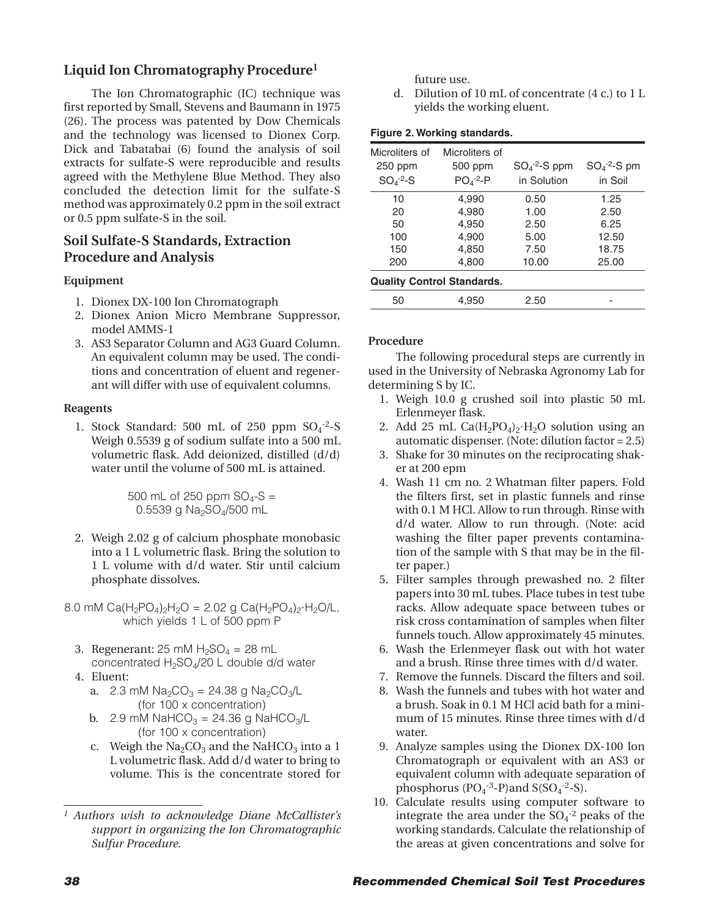## Liquid Ion Chromatography Procedure[1]

The Ion Chromatographic (IC) technique was first reported by Small, Stevens and Baumann in 1975 (26). The process was patented by Dow Chemicals and the technology was licensed to Dionex Corp. Dick and Tabatabai (6) found the analysis of soil extracts for sulfate-S were reproducible and results agreed with the Methylene Blue Method. They also concluded the detection limit for the sulfate-S method was approximately 0.2 ppm in the soil extract or 0.5 ppm sulfate-S in the soil.

## Soil Sulfate-S Standards, Extraction Procedure and Analysis

### Equipment

1. Dionex DX-100 Ion Chromatograph
2. Dionex Anion Micro Membrane Suppressor, model AMMS-1
3. AS3 Separator Column and AG3 Guard Column. An equivalent column may be used. The conditions and concentration of eluent and regenerant will differ with use of equivalent columns.

### Reagents

1. Stock Standard: 500 mL of 250 ppm $SO_4^{-2}$-S Weigh 0.5539 g of sodium sulfate into a 500 mL volumetric flask. Add deionized, distilled (d/d) water until the volume of 500 mL is attained.

   500 mL of 250 ppm $SO_4$-S = 0.5539 g $Na_2SO_4$/500 mL

2. Weigh 2.02 g of calcium phosphate monobasic into a 1 L volumetric flask. Bring the solution to 1 L volume with d/d water. Stir until calcium phosphate dissolves.

8.0 mM $Ca(H_2PO_4)_2H_2O$ = 2.02 g $Ca(H_2PO_4)_2 \cdot H_2O$/L, which yields 1 L of 500 ppm P

3. Regenerant: 25 mM $H_2SO_4$ = 28 mL concentrated $H_2SO_4$/20 L double d/d water
4. Eluent:
   a. 2.3 mM $Na_2CO_3$ = 24.38 g $Na_2CO_3$/L (for 100 x concentration)
   b. 2.9 mM $NaHCO_3$ = 24.36 g $NaHCO_3$/L (for 100 x concentration)
   c. Weigh the $Na_2CO_3$ and the $NaHCO_3$ into a 1 L volumetric flask. Add d/d water to bring to volume. This is the concentrate stored for future use.
   d. Dilution of 10 mL of concentrate (4 c.) to 1 L yields the working eluent.

**Figure 2. Working standards.**

| Microliters of 250 ppm $SO_4^{-2}$-S | Microliters of 500 ppm $PO_4^{-2}$-P | $SO_4^{-2}$-S ppm in Solution | $SO_4^{-2}$-S pm in Soil |
|---|---|---|---|
| 10 | 4,990 | 0.50 | 1.25 |
| 20 | 4,980 | 1.00 | 2.50 |
| 50 | 4,950 | 2.50 | 6.25 |
| 100 | 4,900 | 5.00 | 12.50 |
| 150 | 4,850 | 7.50 | 18.75 |
| 200 | 4,800 | 10.00 | 25.00 |
| **Quality Control Standards.** | | | |
| 50 | 4,950 | 2.50 | - |

### Procedure

The following procedural steps are currently in used in the University of Nebraska Agronomy Lab for determining S by IC.

1. Weigh 10.0 g crushed soil into plastic 50 mL Erlenmeyer flask.
2. Add 25 mL $Ca(H_2PO_4)_2 \cdot H_2O$ solution using an automatic dispenser. (Note: dilution factor = 2.5)
3. Shake for 30 minutes on the reciprocating shaker at 200 epm
4. Wash 11 cm no. 2 Whatman filter papers. Fold the filters first, set in plastic funnels and rinse with 0.1 M HCl. Allow to run through. Rinse with d/d water. Allow to run through. (Note: acid washing the filter paper prevents contamination of the sample with S that may be in the filter paper.)
5. Filter samples through prewashed no. 2 filter papers into 30 mL tubes. Place tubes in test tube racks. Allow adequate space between tubes or risk cross contamination of samples when filter funnels touch. Allow approximately 45 minutes.
6. Wash the Erlenmeyer flask out with hot water and a brush. Rinse three times with d/d water.
7. Remove the funnels. Discard the filters and soil.
8. Wash the funnels and tubes with hot water and a brush. Soak in 0.1 M HCl acid bath for a minimum of 15 minutes. Rinse three times with d/d water.
9. Analyze samples using the Dionex DX-100 Ion Chromatograph or equivalent with an AS3 or equivalent column with adequate separation of phosphorus ($PO_4^{-3}$-P) and S($SO_4^{-2}$-S).
10. Calculate results using computer software to integrate the area under the $SO_4^{-2}$ peaks of the working standards. Calculate the relationship of the areas at given concentrations and solve for

[1] *Authors wish to acknowledge Diane McCallister's support in organizing the Ion Chromatographic Sulfur Procedure.*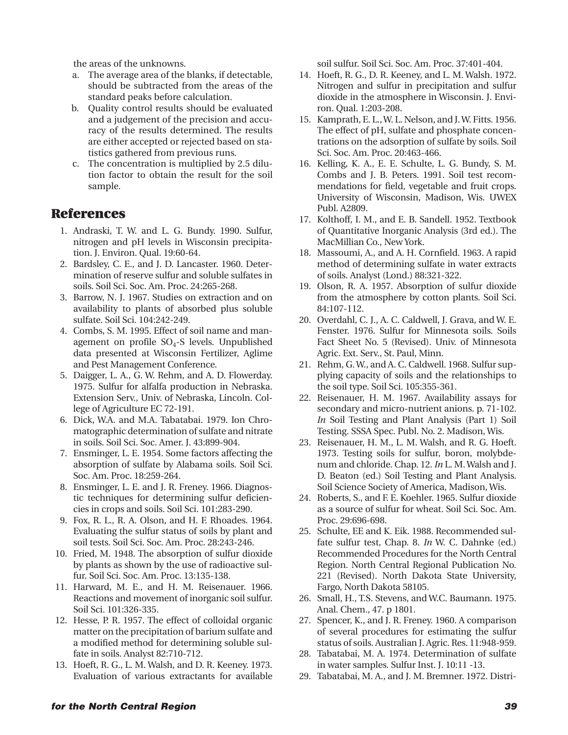the areas of the unknowns.

a. The average area of the blanks, if detectable, should be subtracted from the areas of the standard peaks before calculation.
b. Quality control results should be evaluated and a judgement of the precision and accuracy of the results determined. The results are either accepted or rejected based on statistics gathered from previous runs.
c. The concentration is multiplied by 2.5 dilution factor to obtain the result for the soil sample.

## References

1. Andraski, T. W. and L. G. Bundy. 1990. Sulfur, nitrogen and pH levels in Wisconsin precipitation. J. Environ. Qual. 19:60-64.
2. Bardsley, C. E., and J. D. Lancaster. 1960. Determination of reserve sulfur and soluble sulfates in soils. Soil Sci. Soc. Am. Proc. 24:265-268.
3. Barrow, N. J. 1967. Studies on extraction and on availability to plants of absorbed plus soluble sulfate. Soil Sci. 104:242-249.
4. Combs, S. M. 1995. Effect of soil name and management on profile $SO_4$-S levels. Unpublished data presented at Wisconsin Fertilizer, Aglime and Pest Management Conference.
5. Daigger, L. A., G. W. Rehm, and A. D. Flowerday. 1975. Sulfur for alfalfa production in Nebraska. Extension Serv., Univ. of Nebraska, Lincoln. College of Agriculture EC 72-191.
6. Dick, W.A. and M.A. Tabatabai. 1979. Ion Chromatographic determination of sulfate and nitrate in soils. Soil Sci. Soc. Amer. J. 43:899-904.
7. Ensminger, L. E. 1954. Some factors affecting the absorption of sulfate by Alabama soils. Soil Sci. Soc. Am. Proc. 18:259-264.
8. Ensminger, L. E. and J. R. Freney. 1966. Diagnostic techniques for determining sulfur deficiencies in crops and soils. Soil Sci. 101:283-290.
9. Fox, R. L., R. A. Olson, and H. F. Rhoades. 1964. Evaluating the sulfur status of soils by plant and soil tests. Soil Sci. Soc. Am. Proc. 28:243-246.
10. Fried, M. 1948. The absorption of sulfur dioxide by plants as shown by the use of radioactive sulfur. Soil Sci. Soc. Am. Proc. 13:135-138.
11. Harward, M. E., and H. M. Reisenauer. 1966. Reactions and movement of inorganic soil sulfur. Soil Sci. 101:326-335.
12. Hesse, P. R. 1957. The effect of colloidal organic matter on the precipitation of barium sulfate and a modified method for determining soluble sulfate in soils. Analyst 82:710-712.
13. Hoeft, R. G., L. M. Walsh, and D. R. Keeney. 1973. Evaluation of various extractants for available soil sulfur. Soil Sci. Soc. Am. Proc. 37:401-404.
14. Hoeft, R. G., D. R. Keeney, and L. M. Walsh. 1972. Nitrogen and sulfur in precipitation and sulfur dioxide in the atmosphere in Wisconsin. J. Environ. Qual. 1:203-208.
15. Kamprath, E. L., W. L. Nelson, and J. W. Fitts. 1956. The effect of pH, sulfate and phosphate concentrations on the adsorption of sulfate by soils. Soil Sci. Soc. Am. Proc. 20:463-466.
16. Kelling, K. A., E. E. Schulte, L. G. Bundy, S. M. Combs and J. B. Peters. 1991. Soil test recommendations for field, vegetable and fruit crops. University of Wisconsin, Madison, Wis. UWEX Publ. A2809.
17. Kolthoff, I. M., and E. B. Sandell. 1952. Textbook of Quantitative Inorganic Analysis (3rd ed.). The MacMillian Co., New York.
18. Massoumi, A., and A. H. Cornfield. 1963. A rapid method of determining sulfate in water extracts of soils. Analyst (Lond.) 88:321-322.
19. Olson, R. A. 1957. Absorption of sulfur dioxide from the atmosphere by cotton plants. Soil Sci. 84:107-112.
20. Overdahl, C. J., A. C. Caldwell, J. Grava, and W. E. Fenster. 1976. Sulfur for Minnesota soils. Soils Fact Sheet No. 5 (Revised). Univ. of Minnesota Agric. Ext. Serv., St. Paul, Minn.
21. Rehm, G. W., and A. C. Caldwell. 1968. Sulfur supplying capacity of soils and the relationships to the soil type. Soil Sci. 105:355-361.
22. Reisenauer, H. M. 1967. Availability assays for secondary and micro-nutrient anions. p. 71-102. *In* Soil Testing and Plant Analysis (Part 1) Soil Testing. SSSA Spec. Publ. No. 2. Madison, Wis.
23. Reisenauer, H. M., L. M. Walsh, and R. G. Hoeft. 1973. Testing soils for sulfur, boron, molybdenum and chloride. Chap. 12. *In* L. M. Walsh and J. D. Beaton (ed.) Soil Testing and Plant Analysis. Soil Science Society of America, Madison, Wis.
24. Roberts, S., and F. E. Koehler. 1965. Sulfur dioxide as a source of sulfur for wheat. Soil Sci. Soc. Am. Proc. 29:696-698.
25. Schulte, EE and K. Eik. 1988. Recommended sulfate sulfur test, Chap. 8. *In* W. C. Dahnke (ed.) Recommended Procedures for the North Central Region. North Central Regional Publication No. 221 (Revised). North Dakota State University, Fargo, North Dakota 58105.
26. Small, H., T.S. Stevens, and W.C. Baumann. 1975. Anal. Chem., 47. p 1801.
27. Spencer, K., and J. R. Freney. 1960. A comparison of several procedures for estimating the sulfur status of soils. Australian J. Agric. Res. 11:948-959.
28. Tabatabai, M. A. 1974. Determination of sulfate in water samples. Sulfur Inst. J. 10:11 -13.
29. Tabatabai, M. A., and J. M. Bremner. 1972. Distri-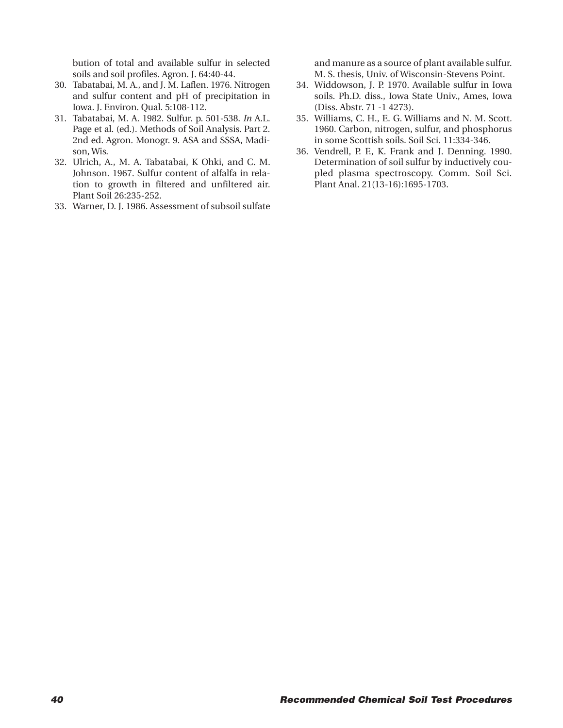bution of total and available sulfur in selected soils and soil profiles. Agron. J. 64:40-44.

30. Tabatabai, M. A., and J. M. Laflen. 1976. Nitrogen and sulfur content and pH of precipitation in Iowa. J. Environ. Qual. 5:108-112.
31. Tabatabai, M. A. 1982. Sulfur. p. 501-538. *In* A.L. Page et al. (ed.). Methods of Soil Analysis. Part 2. 2nd ed. Agron. Monogr. 9. ASA and SSSA, Madison, Wis.
32. Ulrich, A., M. A. Tabatabai, K Ohki, and C. M. Johnson. 1967. Sulfur content of alfalfa in relation to growth in filtered and unfiltered air. Plant Soil 26:235-252.
33. Warner, D. J. 1986. Assessment of subsoil sulfate and manure as a source of plant available sulfur. M. S. thesis, Univ. of Wisconsin-Stevens Point.
34. Widdowson, J. P. 1970. Available sulfur in Iowa soils. Ph.D. diss., Iowa State Univ., Ames, Iowa (Diss. Abstr. 71 -1 4273).
35. Williams, C. H., E. G. Williams and N. M. Scott. 1960. Carbon, nitrogen, sulfur, and phosphorus in some Scottish soils. Soil Sci. 11:334-346.
36. Vendrell, P. F., K. Frank and J. Denning. 1990. Determination of soil sulfur by inductively coupled plasma spectroscopy. Comm. Soil Sci. Plant Anal. 21(13-16):1695-1703.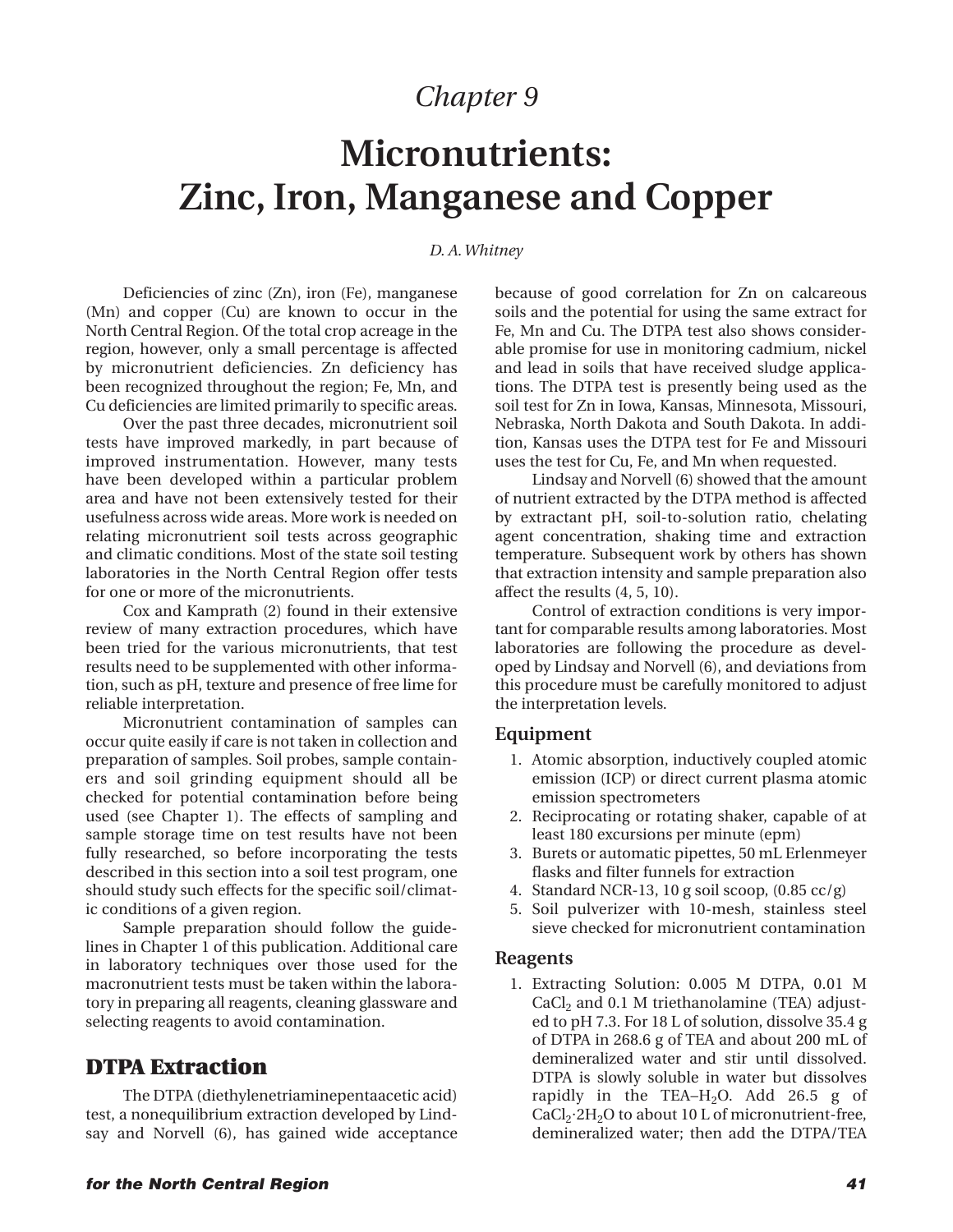# Chapter 9

# Micronutrients: Zinc, Iron, Manganese and Copper

*D. A. Whitney*

Deficiencies of zinc (Zn), iron (Fe), manganese (Mn) and copper (Cu) are known to occur in the North Central Region. Of the total crop acreage in the region, however, only a small percentage is affected by micronutrient deficiencies. Zn deficiency has been recognized throughout the region; Fe, Mn, and Cu deficiencies are limited primarily to specific areas.

Over the past three decades, micronutrient soil tests have improved markedly, in part because of improved instrumentation. However, many tests have been developed within a particular problem area and have not been extensively tested for their usefulness across wide areas. More work is needed on relating micronutrient soil tests across geographic and climatic conditions. Most of the state soil testing laboratories in the North Central Region offer tests for one or more of the micronutrients.

Cox and Kamprath (2) found in their extensive review of many extraction procedures, which have been tried for the various micronutrients, that test results need to be supplemented with other information, such as pH, texture and presence of free lime for reliable interpretation.

Micronutrient contamination of samples can occur quite easily if care is not taken in collection and preparation of samples. Soil probes, sample containers and soil grinding equipment should all be checked for potential contamination before being used (see Chapter 1). The effects of sampling and sample storage time on test results have not been fully researched, so before incorporating the tests described in this section into a soil test program, one should study such effects for the specific soil/climatic conditions of a given region.

Sample preparation should follow the guidelines in Chapter 1 of this publication. Additional care in laboratory techniques over those used for the macronutrient tests must be taken within the laboratory in preparing all reagents, cleaning glassware and selecting reagents to avoid contamination.

## DTPA Extraction

The DTPA (diethylenetriaminepentaacetic acid) test, a nonequilibrium extraction developed by Lindsay and Norvell (6), has gained wide acceptance because of good correlation for Zn on calcareous soils and the potential for using the same extract for Fe, Mn and Cu. The DTPA test also shows considerable promise for use in monitoring cadmium, nickel and lead in soils that have received sludge applications. The DTPA test is presently being used as the soil test for Zn in Iowa, Kansas, Minnesota, Missouri, Nebraska, North Dakota and South Dakota. In addition, Kansas uses the DTPA test for Fe and Missouri uses the test for Cu, Fe, and Mn when requested.

Lindsay and Norvell (6) showed that the amount of nutrient extracted by the DTPA method is affected by extractant pH, soil-to-solution ratio, chelating agent concentration, shaking time and extraction temperature. Subsequent work by others has shown that extraction intensity and sample preparation also affect the results (4, 5, 10).

Control of extraction conditions is very important for comparable results among laboratories. Most laboratories are following the procedure as developed by Lindsay and Norvell (6), and deviations from this procedure must be carefully monitored to adjust the interpretation levels.

### Equipment

1. Atomic absorption, inductively coupled atomic emission (ICP) or direct current plasma atomic emission spectrometers
2. Reciprocating or rotating shaker, capable of at least 180 excursions per minute (epm)
3. Burets or automatic pipettes, 50 mL Erlenmeyer flasks and filter funnels for extraction
4. Standard NCR-13, 10 g soil scoop, (0.85 cc/g)
5. Soil pulverizer with 10-mesh, stainless steel sieve checked for micronutrient contamination

### Reagents

1. Extracting Solution: 0.005 M DTPA, 0.01 M $CaCl_2$ and 0.1 M triethanolamine (TEA) adjusted to pH 7.3. For 18 L of solution, dissolve 35.4 g of DTPA in 268.6 g of TEA and about 200 mL of demineralized water and stir until dissolved. DTPA is slowly soluble in water but dissolves rapidly in the TEA–$H_2O$. Add 26.5 g of $CaCl_2 \cdot 2H_2O$ to about 10 L of micronutrient-free, demineralized water; then add the DTPA/TEA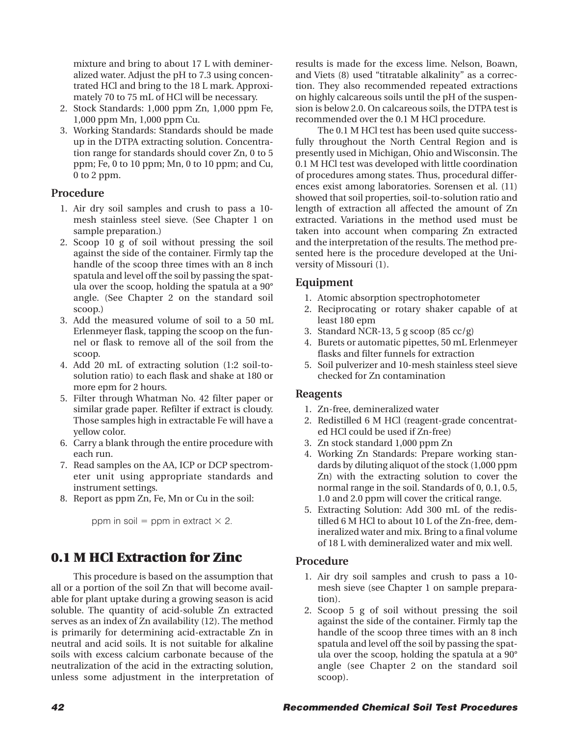mixture and bring to about 17 L with demineralized water. Adjust the pH to 7.3 using concentrated HCl and bring to the 18 L mark. Approximately 70 to 75 mL of HCl will be necessary.

2. Stock Standards: 1,000 ppm Zn, 1,000 ppm Fe, 1,000 ppm Mn, 1,000 ppm Cu.
3. Working Standards: Standards should be made up in the DTPA extracting solution. Concentration range for standards should cover Zn, 0 to 5 ppm; Fe, 0 to 10 ppm; Mn, 0 to 10 ppm; and Cu, 0 to 2 ppm.

### Procedure

1. Air dry soil samples and crush to pass a 10-mesh stainless steel sieve. (See Chapter 1 on sample preparation.)
2. Scoop 10 g of soil without pressing the soil against the side of the container. Firmly tap the handle of the scoop three times with an 8 inch spatula and level off the soil by passing the spatula over the scoop, holding the spatula at a 90° angle. (See Chapter 2 on the standard soil scoop.)
3. Add the measured volume of soil to a 50 mL Erlenmeyer flask, tapping the scoop on the funnel or flask to remove all of the soil from the scoop.
4. Add 20 mL of extracting solution (1:2 soil-to-solution ratio) to each flask and shake at 180 or more epm for 2 hours.
5. Filter through Whatman No. 42 filter paper or similar grade paper. Refilter if extract is cloudy. Those samples high in extractable Fe will have a yellow color.
6. Carry a blank through the entire procedure with each run.
7. Read samples on the AA, ICP or DCP spectrometer unit using appropriate standards and instrument settings.
8. Report as ppm Zn, Fe, Mn or Cu in the soil:

$$\text{ppm in soil} = \text{ppm in extract} \times 2.$$

## 0.1 M HCl Extraction for Zinc

This procedure is based on the assumption that all or a portion of the soil Zn that will become available for plant uptake during a growing season is acid soluble. The quantity of acid-soluble Zn extracted serves as an index of Zn availability (12). The method is primarily for determining acid-extractable Zn in neutral and acid soils. It is not suitable for alkaline soils with excess calcium carbonate because of the neutralization of the acid in the extracting solution, unless some adjustment in the interpretation of results is made for the excess lime. Nelson, Boawn, and Viets (8) used "titratable alkalinity" as a correction. They also recommended repeated extractions on highly calcareous soils until the pH of the suspension is below 2.0. On calcareous soils, the DTPA test is recommended over the 0.1 M HCl procedure.

The 0.1 M HCl test has been used quite successfully throughout the North Central Region and is presently used in Michigan, Ohio and Wisconsin. The 0.1 M HCl test was developed with little coordination of procedures among states. Thus, procedural differences exist among laboratories. Sorensen et al. (11) showed that soil properties, soil-to-solution ratio and length of extraction all affected the amount of Zn extracted. Variations in the method used must be taken into account when comparing Zn extracted and the interpretation of the results. The method presented here is the procedure developed at the University of Missouri (1).

### Equipment

1. Atomic absorption spectrophotometer
2. Reciprocating or rotary shaker capable of at least 180 epm
3. Standard NCR-13, 5 g scoop (85 cc/g)
4. Burets or automatic pipettes, 50 mL Erlenmeyer flasks and filter funnels for extraction
5. Soil pulverizer and 10-mesh stainless steel sieve checked for Zn contamination

### Reagents

1. Zn-free, demineralized water
2. Redistilled 6 M HCl (reagent-grade concentrated HCl could be used if Zn-free)
3. Zn stock standard 1,000 ppm Zn
4. Working Zn Standards: Prepare working standards by diluting aliquot of the stock (1,000 ppm Zn) with the extracting solution to cover the normal range in the soil. Standards of 0, 0.1, 0.5, 1.0 and 2.0 ppm will cover the critical range.
5. Extracting Solution: Add 300 mL of the redistilled 6 M HCl to about 10 L of the Zn-free, demineralized water and mix. Bring to a final volume of 18 L with demineralized water and mix well.

### Procedure

1. Air dry soil samples and crush to pass a 10-mesh sieve (see Chapter 1 on sample preparation).
2. Scoop 5 g of soil without pressing the soil against the side of the container. Firmly tap the handle of the scoop three times with an 8 inch spatula and level off the soil by passing the spatula over the scoop, holding the spatula at a 90° angle (see Chapter 2 on the standard soil scoop).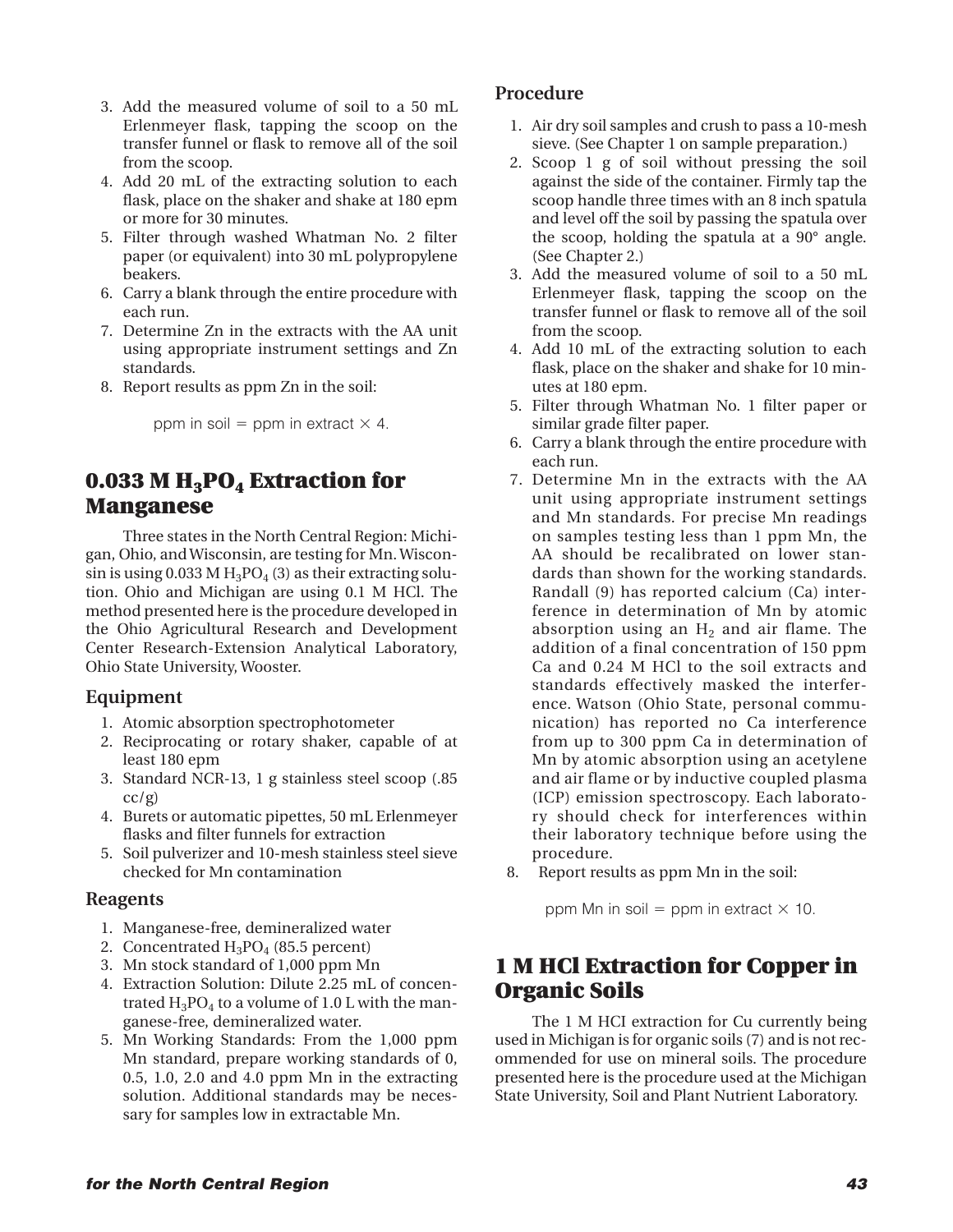3. Add the measured volume of soil to a 50 mL Erlenmeyer flask, tapping the scoop on the transfer funnel or flask to remove all of the soil from the scoop.
4. Add 20 mL of the extracting solution to each flask, place on the shaker and shake at 180 epm or more for 30 minutes.
5. Filter through washed Whatman No. 2 filter paper (or equivalent) into 30 mL polypropylene beakers.
6. Carry a blank through the entire procedure with each run.
7. Determine Zn in the extracts with the AA unit using appropriate instrument settings and Zn standards.
8. Report results as ppm Zn in the soil:

    ppm in soil = ppm in extract × 4.

## 0.033 M $H_3PO_4$ Extraction for Manganese

Three states in the North Central Region: Michigan, Ohio, and Wisconsin, are testing for Mn. Wisconsin is using 0.033 M $H_3PO_4$ (3) as their extracting solution. Ohio and Michigan are using 0.1 M HCl. The method presented here is the procedure developed in the Ohio Agricultural Research and Development Center Research-Extension Analytical Laboratory, Ohio State University, Wooster.

### Equipment

1. Atomic absorption spectrophotometer
2. Reciprocating or rotary shaker, capable of at least 180 epm
3. Standard NCR-13, 1 g stainless steel scoop (.85 cc/g)
4. Burets or automatic pipettes, 50 mL Erlenmeyer flasks and filter funnels for extraction
5. Soil pulverizer and 10-mesh stainless steel sieve checked for Mn contamination

### Reagents

1. Manganese-free, demineralized water
2. Concentrated $H_3PO_4$ (85.5 percent)
3. Mn stock standard of 1,000 ppm Mn
4. Extraction Solution: Dilute 2.25 mL of concentrated $H_3PO_4$ to a volume of 1.0 L with the manganese-free, demineralized water.
5. Mn Working Standards: From the 1,000 ppm Mn standard, prepare working standards of 0, 0.5, 1.0, 2.0 and 4.0 ppm Mn in the extracting solution. Additional standards may be necessary for samples low in extractable Mn.

### Procedure

1. Air dry soil samples and crush to pass a 10-mesh sieve. (See Chapter 1 on sample preparation.)
2. Scoop 1 g of soil without pressing the soil against the side of the container. Firmly tap the scoop handle three times with an 8 inch spatula and level off the soil by passing the spatula over the scoop, holding the spatula at a 90° angle. (See Chapter 2.)
3. Add the measured volume of soil to a 50 mL Erlenmeyer flask, tapping the scoop on the transfer funnel or flask to remove all of the soil from the scoop.
4. Add 10 mL of the extracting solution to each flask, place on the shaker and shake for 10 minutes at 180 epm.
5. Filter through Whatman No. 1 filter paper or similar grade filter paper.
6. Carry a blank through the entire procedure with each run.
7. Determine Mn in the extracts with the AA unit using appropriate instrument settings and Mn standards. For precise Mn readings on samples testing less than 1 ppm Mn, the AA should be recalibrated on lower standards than shown for the working standards. Randall (9) has reported calcium (Ca) interference in determination of Mn by atomic absorption using an $H_2$ and air flame. The addition of a final concentration of 150 ppm Ca and 0.24 M HCl to the soil extracts and standards effectively masked the interference. Watson (Ohio State, personal communication) has reported no Ca interference from up to 300 ppm Ca in determination of Mn by atomic absorption using an acetylene and air flame or by inductive coupled plasma (ICP) emission spectroscopy. Each laboratory should check for interferences within their laboratory technique before using the procedure.
8. Report results as ppm Mn in the soil:

    ppm Mn in soil = ppm in extract × 10.

## 1 M HCl Extraction for Copper in Organic Soils

The 1 M HCl extraction for Cu currently being used in Michigan is for organic soils (7) and is not recommended for use on mineral soils. The procedure presented here is the procedure used at the Michigan State University, Soil and Plant Nutrient Laboratory.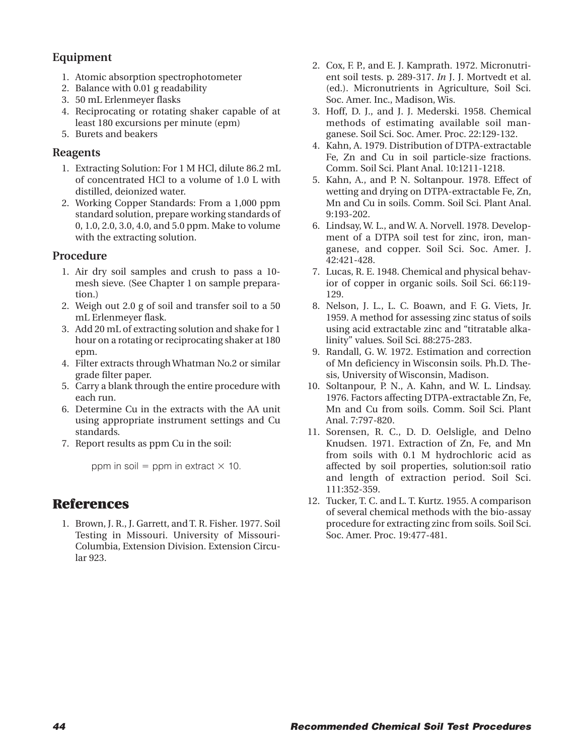### Equipment

1. Atomic absorption spectrophotometer
2. Balance with 0.01 g readability
3. 50 mL Erlenmeyer flasks
4. Reciprocating or rotating shaker capable of at least 180 excursions per minute (epm)
5. Burets and beakers

### Reagents

1. Extracting Solution: For 1 M HCl, dilute 86.2 mL of concentrated HCl to a volume of 1.0 L with distilled, deionized water.
2. Working Copper Standards: From a 1,000 ppm standard solution, prepare working standards of 0, 1.0, 2.0, 3.0, 4.0, and 5.0 ppm. Make to volume with the extracting solution.

### Procedure

1. Air dry soil samples and crush to pass a 10-mesh sieve. (See Chapter 1 on sample preparation.)
2. Weigh out 2.0 g of soil and transfer soil to a 50 mL Erlenmeyer flask.
3. Add 20 mL of extracting solution and shake for 1 hour on a rotating or reciprocating shaker at 180 epm.
4. Filter extracts through Whatman No.2 or similar grade filter paper.
5. Carry a blank through the entire procedure with each run.
6. Determine Cu in the extracts with the AA unit using appropriate instrument settings and Cu standards.
7. Report results as ppm Cu in the soil:

   ppm in soil = ppm in extract $\times$ 10.

## References

1. Brown, J. R., J. Garrett, and T. R. Fisher. 1977. Soil Testing in Missouri. University of Missouri-Columbia, Extension Division. Extension Circular 923.
2. Cox, F. P., and E. J. Kamprath. 1972. Micronutrient soil tests. p. 289-317. *In* J. J. Mortvedt et al. (ed.). Micronutrients in Agriculture, Soil Sci. Soc. Amer. Inc., Madison, Wis.
3. Hoff, D. J., and J. J. Mederski. 1958. Chemical methods of estimating available soil manganese. Soil Sci. Soc. Amer. Proc. 22:129-132.
4. Kahn, A. 1979. Distribution of DTPA-extractable Fe, Zn and Cu in soil particle-size fractions. Comm. Soil Sci. Plant Anal. 10:1211-1218.
5. Kahn, A., and P. N. Soltanpour. 1978. Effect of wetting and drying on DTPA-extractable Fe, Zn, Mn and Cu in soils. Comm. Soil Sci. Plant Anal. 9:193-202.
6. Lindsay, W. L., and W. A. Norvell. 1978. Development of a DTPA soil test for zinc, iron, manganese, and copper. Soil Sci. Soc. Amer. J. 42:421-428.
7. Lucas, R. E. 1948. Chemical and physical behavior of copper in organic soils. Soil Sci. 66:119-129.
8. Nelson, J. L., L. C. Boawn, and F. G. Viets, Jr. 1959. A method for assessing zinc status of soils using acid extractable zinc and "titratable alkalinity" values. Soil Sci. 88:275-283.
9. Randall, G. W. 1972. Estimation and correction of Mn deficiency in Wisconsin soils. Ph.D. Thesis, University of Wisconsin, Madison.
10. Soltanpour, P. N., A. Kahn, and W. L. Lindsay. 1976. Factors affecting DTPA-extractable Zn, Fe, Mn and Cu from soils. Comm. Soil Sci. Plant Anal. 7:797-820.
11. Sorensen, R. C., D. D. Oelsligle, and Delno Knudsen. 1971. Extraction of Zn, Fe, and Mn from soils with 0.1 M hydrochloric acid as affected by soil properties, solution:soil ratio and length of extraction period. Soil Sci. 111:352-359.
12. Tucker, T. C. and L. T. Kurtz. 1955. A comparison of several chemical methods with the bio-assay procedure for extracting zinc from soils. Soil Sci. Soc. Amer. Proc. 19:477-481.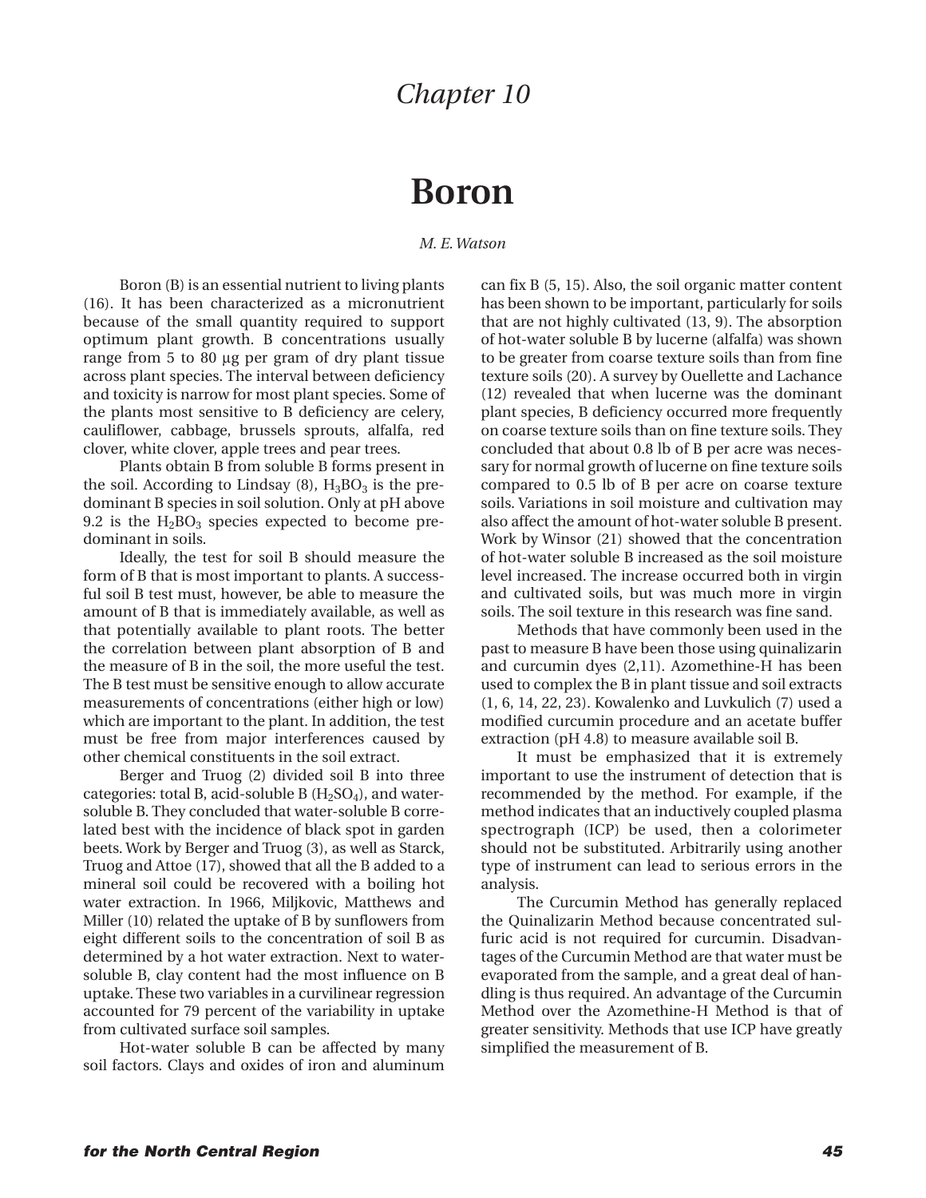# Chapter 10

# Boron

*M. E. Watson*

Boron (B) is an essential nutrient to living plants (16). It has been characterized as a micronutrient because of the small quantity required to support optimum plant growth. B concentrations usually range from 5 to 80 µg per gram of dry plant tissue across plant species. The interval between deficiency and toxicity is narrow for most plant species. Some of the plants most sensitive to B deficiency are celery, cauliflower, cabbage, brussels sprouts, alfalfa, red clover, white clover, apple trees and pear trees.

Plants obtain B from soluble B forms present in the soil. According to Lindsay (8), $H_3BO_3$ is the predominant B species in soil solution. Only at pH above 9.2 is the $H_2BO_3$ species expected to become predominant in soils.

Ideally, the test for soil B should measure the form of B that is most important to plants. A successful soil B test must, however, be able to measure the amount of B that is immediately available, as well as that potentially available to plant roots. The better the correlation between plant absorption of B and the measure of B in the soil, the more useful the test. The B test must be sensitive enough to allow accurate measurements of concentrations (either high or low) which are important to the plant. In addition, the test must be free from major interferences caused by other chemical constituents in the soil extract.

Berger and Truog (2) divided soil B into three categories: total B, acid-soluble B ($H_2SO_4$), and water-soluble B. They concluded that water-soluble B correlated best with the incidence of black spot in garden beets. Work by Berger and Truog (3), as well as Starck, Truog and Attoe (17), showed that all the B added to a mineral soil could be recovered with a boiling hot water extraction. In 1966, Miljkovic, Matthews and Miller (10) related the uptake of B by sunflowers from eight different soils to the concentration of soil B as determined by a hot water extraction. Next to water-soluble B, clay content had the most influence on B uptake. These two variables in a curvilinear regression accounted for 79 percent of the variability in uptake from cultivated surface soil samples.

Hot-water soluble B can be affected by many soil factors. Clays and oxides of iron and aluminum can fix B (5, 15). Also, the soil organic matter content has been shown to be important, particularly for soils that are not highly cultivated (13, 9). The absorption of hot-water soluble B by lucerne (alfalfa) was shown to be greater from coarse texture soils than from fine texture soils (20). A survey by Ouellette and Lachance (12) revealed that when lucerne was the dominant plant species, B deficiency occurred more frequently on coarse texture soils than on fine texture soils. They concluded that about 0.8 lb of B per acre was necessary for normal growth of lucerne on fine texture soils compared to 0.5 lb of B per acre on coarse texture soils. Variations in soil moisture and cultivation may also affect the amount of hot-water soluble B present. Work by Winsor (21) showed that the concentration of hot-water soluble B increased as the soil moisture level increased. The increase occurred both in virgin and cultivated soils, but was much more in virgin soils. The soil texture in this research was fine sand.

Methods that have commonly been used in the past to measure B have been those using quinalizarin and curcumin dyes (2,11). Azomethine-H has been used to complex the B in plant tissue and soil extracts (1, 6, 14, 22, 23). Kowalenko and Luvkulich (7) used a modified curcumin procedure and an acetate buffer extraction (pH 4.8) to measure available soil B.

It must be emphasized that it is extremely important to use the instrument of detection that is recommended by the method. For example, if the method indicates that an inductively coupled plasma spectrograph (ICP) be used, then a colorimeter should not be substituted. Arbitrarily using another type of instrument can lead to serious errors in the analysis.

The Curcumin Method has generally replaced the Quinalizarin Method because concentrated sulfuric acid is not required for curcumin. Disadvantages of the Curcumin Method are that water must be evaporated from the sample, and a great deal of handling is thus required. An advantage of the Curcumin Method over the Azomethine-H Method is that of greater sensitivity. Methods that use ICP have greatly simplified the measurement of B.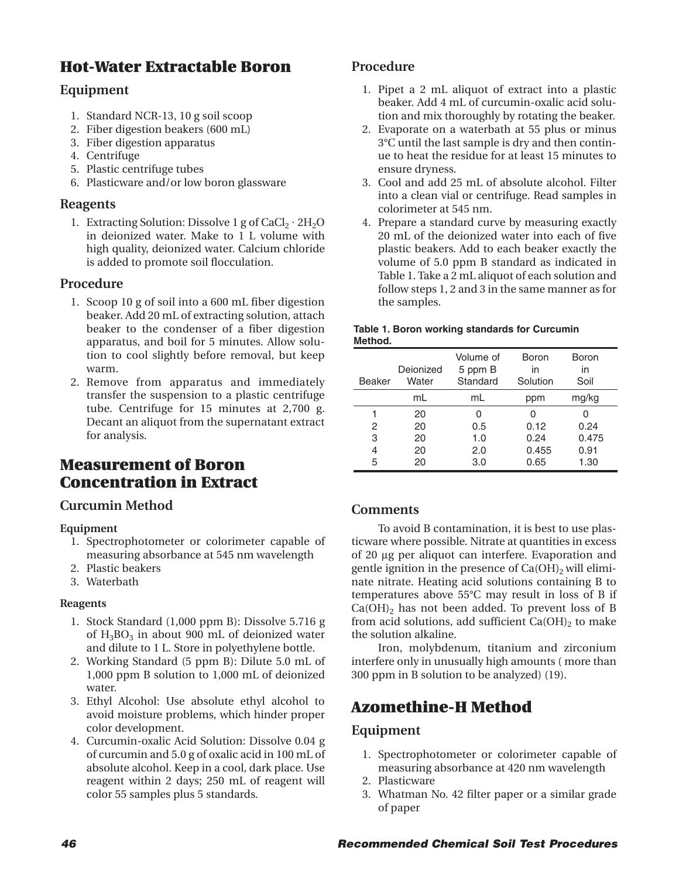# Hot-Water Extractable Boron

## Equipment

1. Standard NCR-13, 10 g soil scoop
2. Fiber digestion beakers (600 mL)
3. Fiber digestion apparatus
4. Centrifuge
5. Plastic centrifuge tubes
6. Plasticware and/or low boron glassware

## Reagents

1. Extracting Solution: Dissolve 1 g of $CaCl_2 \cdot 2H_2O$ in deionized water. Make to 1 L volume with high quality, deionized water. Calcium chloride is added to promote soil flocculation.

## Procedure

1. Scoop 10 g of soil into a 600 mL fiber digestion beaker. Add 20 mL of extracting solution, attach beaker to the condenser of a fiber digestion apparatus, and boil for 5 minutes. Allow solution to cool slightly before removal, but keep warm.
2. Remove from apparatus and immediately transfer the suspension to a plastic centrifuge tube. Centrifuge for 15 minutes at 2,700 g. Decant an aliquot from the supernatant extract for analysis.

# Measurement of Boron Concentration in Extract

## Curcumin Method

### Equipment

1. Spectrophotometer or colorimeter capable of measuring absorbance at 545 nm wavelength
2. Plastic beakers
3. Waterbath

### Reagents

1. Stock Standard (1,000 ppm B): Dissolve 5.716 g of $H_3BO_3$ in about 900 mL of deionized water and dilute to 1 L. Store in polyethylene bottle.
2. Working Standard (5 ppm B): Dilute 5.0 mL of 1,000 ppm B solution to 1,000 mL of deionized water.
3. Ethyl Alcohol: Use absolute ethyl alcohol to avoid moisture problems, which hinder proper color development.
4. Curcumin-oxalic Acid Solution: Dissolve 0.04 g of curcumin and 5.0 g of oxalic acid in 100 mL of absolute alcohol. Keep in a cool, dark place. Use reagent within 2 days; 250 mL of reagent will color 55 samples plus 5 standards.

## Procedure

1. Pipet a 2 mL aliquot of extract into a plastic beaker. Add 4 mL of curcumin-oxalic acid solution and mix thoroughly by rotating the beaker.
2. Evaporate on a waterbath at 55 plus or minus 3°C until the last sample is dry and then continue to heat the residue for at least 15 minutes to ensure dryness.
3. Cool and add 25 mL of absolute alcohol. Filter into a clean vial or centrifuge. Read samples in colorimeter at 545 nm.
4. Prepare a standard curve by measuring exactly 20 mL of the deionized water into each of five plastic beakers. Add to each beaker exactly the volume of 5.0 ppm B standard as indicated in Table 1. Take a 2 mL aliquot of each solution and follow steps 1, 2 and 3 in the same manner as for the samples.

**Table 1. Boron working standards for Curcumin Method.**

| Beaker | Deionized Water | Volume of 5 ppm B Standard | Boron in Solution | Boron in Soil |
|---|---|---|---|---|
| | mL | mL | ppm | mg/kg |
| 1 | 20 | 0 | 0 | 0 |
| 2 | 20 | 0.5 | 0.12 | 0.24 |
| 3 | 20 | 1.0 | 0.24 | 0.475 |
| 4 | 20 | 2.0 | 0.455 | 0.91 |
| 5 | 20 | 3.0 | 0.65 | 1.30 |

## Comments

To avoid B contamination, it is best to use plasticware where possible. Nitrate at quantities in excess of 20 µg per aliquot can interfere. Evaporation and gentle ignition in the presence of $Ca(OH)_2$ will eliminate nitrate. Heating acid solutions containing B to temperatures above 55°C may result in loss of B if $Ca(OH)_2$ has not been added. To prevent loss of B from acid solutions, add sufficient $Ca(OH)_2$ to make the solution alkaline.

Iron, molybdenum, titanium and zirconium interfere only in unusually high amounts ( more than 300 ppm in B solution to be analyzed) (19).

# Azomethine-H Method

## Equipment

1. Spectrophotometer or colorimeter capable of measuring absorbance at 420 nm wavelength
2. Plasticware
3. Whatman No. 42 filter paper or a similar grade of paper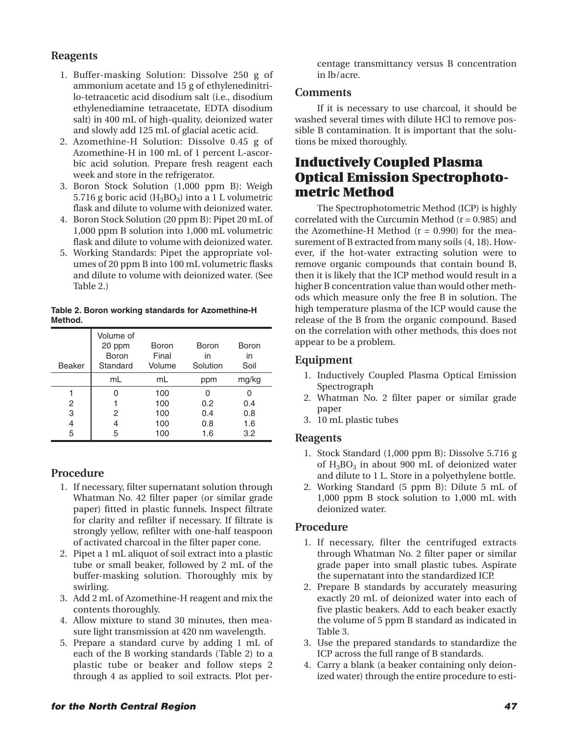### Reagents

1. Buffer-masking Solution: Dissolve 250 g of ammonium acetate and 15 g of ethylenedinitrilo-tetraacetic acid disodium salt (i.e., disodium ethylenediamine tetraacetate, EDTA disodium salt) in 400 mL of high-quality, deionized water and slowly add 125 mL of glacial acetic acid.
2. Azomethine-H Solution: Dissolve 0.45 g of Azomethine-H in 100 mL of 1 percent L-ascorbic acid solution. Prepare fresh reagent each week and store in the refrigerator.
3. Boron Stock Solution (1,000 ppm B): Weigh 5.716 g boric acid ($H_3BO_3$) into a 1 L volumetric flask and dilute to volume with deionized water.
4. Boron Stock Solution (20 ppm B): Pipet 20 mL of 1,000 ppm B solution into 1,000 mL volumetric flask and dilute to volume with deionized water.
5. Working Standards: Pipet the appropriate volumes of 20 ppm B into 100 mL volumetric flasks and dilute to volume with deionized water. (See Table 2.)

**Table 2. Boron working standards for Azomethine-H Method.**

| Beaker | Volume of 20 ppm Boron Standard | Boron Final Volume | Boron in Solution | Boron in Soil |
|---|---|---|---|---|
| | mL | mL | ppm | mg/kg |
| 1 | 0 | 100 | 0 | 0 |
| 2 | 1 | 100 | 0.2 | 0.4 |
| 3 | 2 | 100 | 0.4 | 0.8 |
| 4 | 4 | 100 | 0.8 | 1.6 |
| 5 | 5 | 100 | 1.6 | 3.2 |

### Procedure

1. If necessary, filter supernatant solution through Whatman No. 42 filter paper (or similar grade paper) fitted in plastic funnels. Inspect filtrate for clarity and refilter if necessary. If filtrate is strongly yellow, refilter with one-half teaspoon of activated charcoal in the filter paper cone.
2. Pipet a 1 mL aliquot of soil extract into a plastic tube or small beaker, followed by 2 mL of the buffer-masking solution. Thoroughly mix by swirling.
3. Add 2 mL of Azomethine-H reagent and mix the contents thoroughly.
4. Allow mixture to stand 30 minutes, then measure light transmission at 420 nm wavelength.
5. Prepare a standard curve by adding 1 mL of each of the B working standards (Table 2) to a plastic tube or beaker and follow steps 2 through 4 as applied to soil extracts. Plot percentage transmittancy versus B concentration in lb/acre.

### Comments

If it is necessary to use charcoal, it should be washed several times with dilute HCl to remove possible B contamination. It is important that the solutions be mixed thoroughly.

## Inductively Coupled Plasma Optical Emission Spectrophotometric Method

The Spectrophotometric Method (ICP) is highly correlated with the Curcumin Method ($r = 0.985$) and the Azomethine-H Method ($r = 0.990$) for the measurement of B extracted from many soils (4, 18). However, if the hot-water extracting solution were to remove organic compounds that contain bound B, then it is likely that the ICP method would result in a higher B concentration value than would other methods which measure only the free B in solution. The high temperature plasma of the ICP would cause the release of the B from the organic compound. Based on the correlation with other methods, this does not appear to be a problem.

### Equipment

1. Inductively Coupled Plasma Optical Emission Spectrograph
2. Whatman No. 2 filter paper or similar grade paper
3. 10 mL plastic tubes

### Reagents

1. Stock Standard (1,000 ppm B): Dissolve 5.716 g of $H_3BO_3$ in about 900 mL of deionized water and dilute to 1 L. Store in a polyethylene bottle.
2. Working Standard (5 ppm B): Dilute 5 mL of 1,000 ppm B stock solution to 1,000 mL with deionized water.

### Procedure

1. If necessary, filter the centrifuged extracts through Whatman No. 2 filter paper or similar grade paper into small plastic tubes. Aspirate the supernatant into the standardized ICP.
2. Prepare B standards by accurately measuring exactly 20 mL of deionized water into each of five plastic beakers. Add to each beaker exactly the volume of 5 ppm B standard as indicated in Table 3.
3. Use the prepared standards to standardize the ICP across the full range of B standards.
4. Carry a blank (a beaker containing only deionized water) through the entire procedure to esti-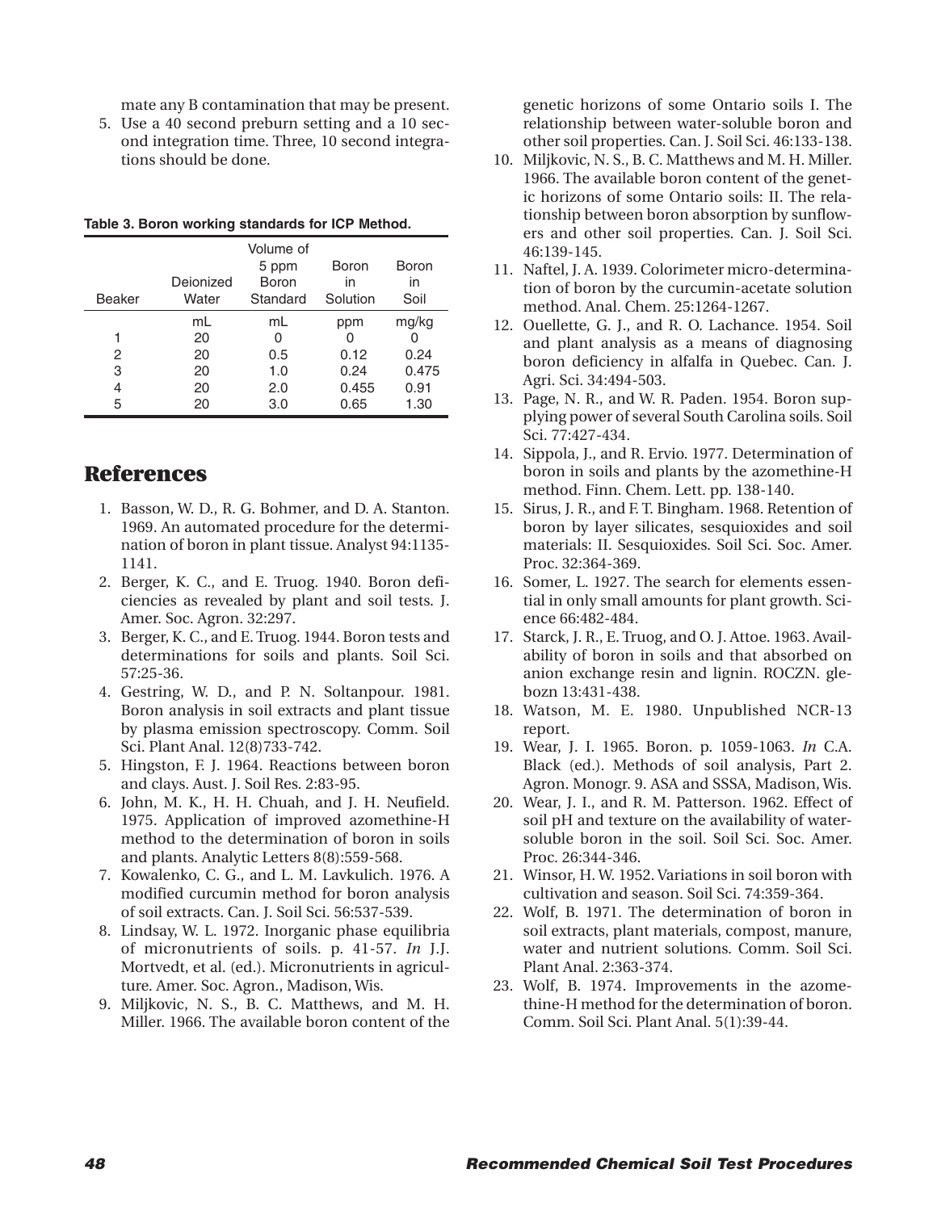mate any B contamination that may be present.

5. Use a 40 second preburn setting and a 10 second integration time. Three, 10 second integrations should be done.

**Table 3. Boron working standards for ICP Method.**

| Beaker | Deionized Water | Volume of 5 ppm Boron Standard | Boron in Solution | Boron in Soil |
|---|---|---|---|---|
| | mL | mL | ppm | mg/kg |
| 1 | 20 | 0 | 0 | 0 |
| 2 | 20 | 0.5 | 0.12 | 0.24 |
| 3 | 20 | 1.0 | 0.24 | 0.475 |
| 4 | 20 | 2.0 | 0.455 | 0.91 |
| 5 | 20 | 3.0 | 0.65 | 1.30 |

## References

1. Basson, W. D., R. G. Bohmer, and D. A. Stanton. 1969. An automated procedure for the determination of boron in plant tissue. Analyst 94:1135-1141.
2. Berger, K. C., and E. Truog. 1940. Boron deficiencies as revealed by plant and soil tests. J. Amer. Soc. Agron. 32:297.
3. Berger, K. C., and E. Truog. 1944. Boron tests and determinations for soils and plants. Soil Sci. 57:25-36.
4. Gestring, W. D., and P. N. Soltanpour. 1981. Boron analysis in soil extracts and plant tissue by plasma emission spectroscopy. Comm. Soil Sci. Plant Anal. 12(8)733-742.
5. Hingston, F. J. 1964. Reactions between boron and clays. Aust. J. Soil Res. 2:83-95.
6. John, M. K., H. H. Chuah, and J. H. Neufield. 1975. Application of improved azomethine-H method to the determination of boron in soils and plants. Analytic Letters 8(8):559-568.
7. Kowalenko, C. G., and L. M. Lavkulich. 1976. A modified curcumin method for boron analysis of soil extracts. Can. J. Soil Sci. 56:537-539.
8. Lindsay, W. L. 1972. Inorganic phase equilibria of micronutrients of soils. p. 41-57. *In* J.J. Mortvedt, et al. (ed.). Micronutrients in agriculture. Amer. Soc. Agron., Madison, Wis.
9. Miljkovic, N. S., B. C. Matthews, and M. H. Miller. 1966. The available boron content of the genetic horizons of some Ontario soils I. The relationship between water-soluble boron and other soil properties. Can. J. Soil Sci. 46:133-138.
10. Miljkovic, N. S., B. C. Matthews and M. H. Miller. 1966. The available boron content of the genetic horizons of some Ontario soils: II. The relationship between boron absorption by sunflowers and other soil properties. Can. J. Soil Sci. 46:139-145.
11. Naftel, J. A. 1939. Colorimeter micro-determination of boron by the curcumin-acetate solution method. Anal. Chem. 25:1264-1267.
12. Ouellette, G. J., and R. O. Lachance. 1954. Soil and plant analysis as a means of diagnosing boron deficiency in alfalfa in Quebec. Can. J. Agri. Sci. 34:494-503.
13. Page, N. R., and W. R. Paden. 1954. Boron supplying power of several South Carolina soils. Soil Sci. 77:427-434.
14. Sippola, J., and R. Ervio. 1977. Determination of boron in soils and plants by the azomethine-H method. Finn. Chem. Lett. pp. 138-140.
15. Sirus, J. R., and F. T. Bingham. 1968. Retention of boron by layer silicates, sesquioxides and soil materials: II. Sesquioxides. Soil Sci. Soc. Amer. Proc. 32:364-369.
16. Somer, L. 1927. The search for elements essential in only small amounts for plant growth. Science 66:482-484.
17. Starck, J. R., E. Truog, and O. J. Attoe. 1963. Availability of boron in soils and that absorbed on anion exchange resin and lignin. ROCZN. glebozn 13:431-438.
18. Watson, M. E. 1980. Unpublished NCR-13 report.
19. Wear, J. I. 1965. Boron. p. 1059-1063. *In* C.A. Black (ed.). Methods of soil analysis, Part 2. Agron. Monogr. 9. ASA and SSSA, Madison, Wis.
20. Wear, J. I., and R. M. Patterson. 1962. Effect of soil pH and texture on the availability of water-soluble boron in the soil. Soil Sci. Soc. Amer. Proc. 26:344-346.
21. Winsor, H. W. 1952. Variations in soil boron with cultivation and season. Soil Sci. 74:359-364.
22. Wolf, B. 1971. The determination of boron in soil extracts, plant materials, compost, manure, water and nutrient solutions. Comm. Soil Sci. Plant Anal. 2:363-374.
23. Wolf, B. 1974. Improvements in the azomethine-H method for the determination of boron. Comm. Soil Sci. Plant Anal. 5(1):39-44.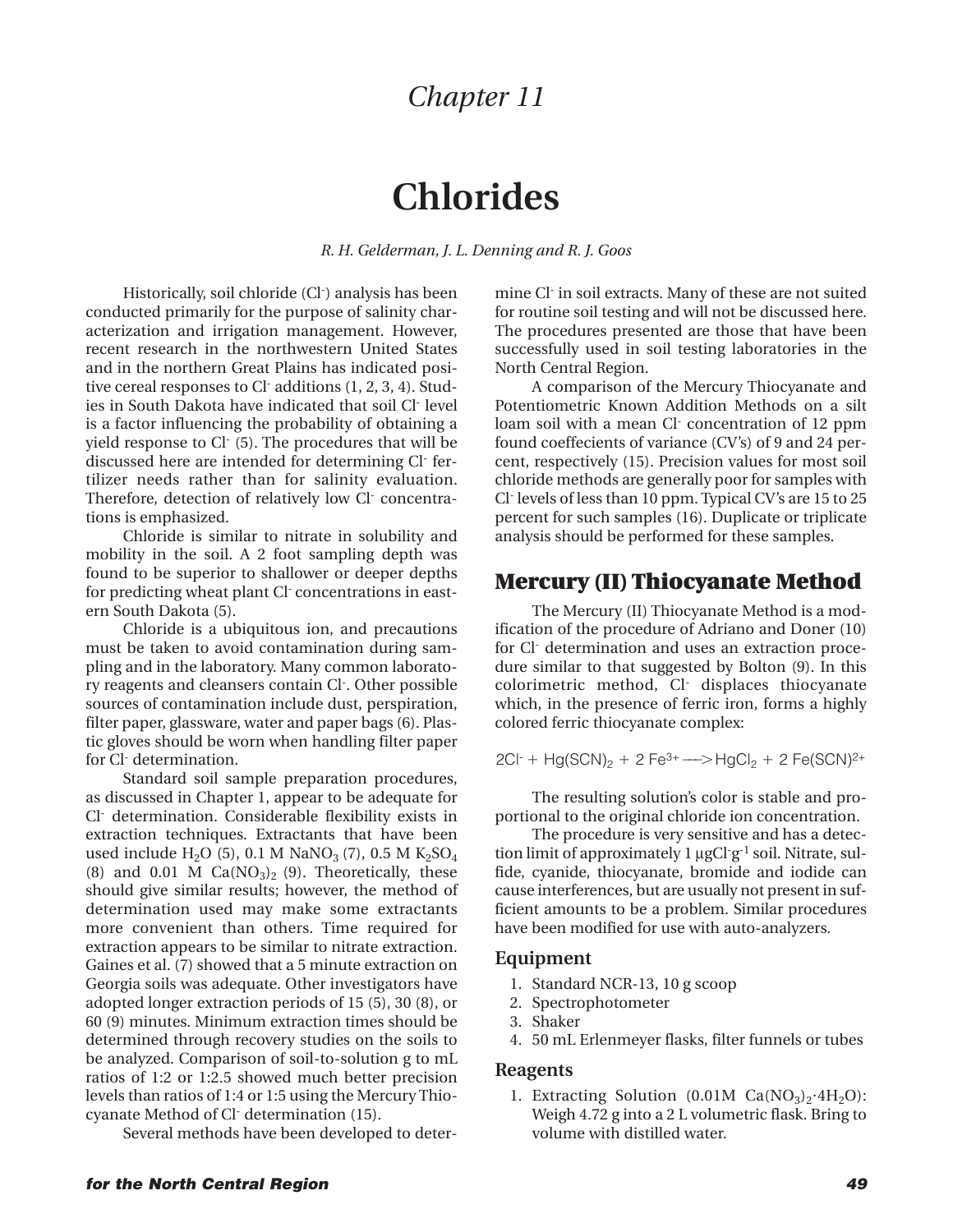# Chapter 11

# Chlorides

*R. H. Gelderman, J. L. Denning and R. J. Goos*

Historically, soil chloride ($Cl^-$) analysis has been conducted primarily for the purpose of salinity characterization and irrigation management. However, recent research in the northwestern United States and in the northern Great Plains has indicated positive cereal responses to $Cl^-$ additions (1, 2, 3, 4). Studies in South Dakota have indicated that soil $Cl^-$ level is a factor influencing the probability of obtaining a yield response to $Cl^-$ (5). The procedures that will be discussed here are intended for determining $Cl^-$ fertilizer needs rather than for salinity evaluation. Therefore, detection of relatively low $Cl^-$ concentrations is emphasized.

Chloride is similar to nitrate in solubility and mobility in the soil. A 2 foot sampling depth was found to be superior to shallower or deeper depths for predicting wheat plant $Cl^-$ concentrations in eastern South Dakota (5).

Chloride is a ubiquitous ion, and precautions must be taken to avoid contamination during sampling and in the laboratory. Many common laboratory reagents and cleansers contain $Cl^-$. Other possible sources of contamination include dust, perspiration, filter paper, glassware, water and paper bags (6). Plastic gloves should be worn when handling filter paper for $Cl^-$ determination.

Standard soil sample preparation procedures, as discussed in Chapter 1, appear to be adequate for $Cl^-$ determination. Considerable flexibility exists in extraction techniques. Extractants that have been used include $H_2O$ (5), 0.1 M $NaNO_3$ (7), 0.5 M $K_2SO_4$ (8) and 0.01 M $Ca(NO_3)_2$ (9). Theoretically, these should give similar results; however, the method of determination used may make some extractants more convenient than others. Time required for extraction appears to be similar to nitrate extraction. Gaines et al. (7) showed that a 5 minute extraction on Georgia soils was adequate. Other investigators have adopted longer extraction periods of 15 (5), 30 (8), or 60 (9) minutes. Minimum extraction times should be determined through recovery studies on the soils to be analyzed. Comparison of soil-to-solution g to mL ratios of 1:2 or 1:2.5 showed much better precision levels than ratios of 1:4 or 1:5 using the Mercury Thiocyanate Method of $Cl^-$ determination (15).

Several methods have been developed to determine $Cl^-$ in soil extracts. Many of these are not suited for routine soil testing and will not be discussed here. The procedures presented are those that have been successfully used in soil testing laboratories in the North Central Region.

A comparison of the Mercury Thiocyanate and Potentiometric Known Addition Methods on a silt loam soil with a mean $Cl^-$ concentration of 12 ppm found coeffecients of variance (CV's) of 9 and 24 percent, respectively (15). Precision values for most soil chloride methods are generally poor for samples with $Cl^-$ levels of less than 10 ppm. Typical CV's are 15 to 25 percent for such samples (16). Duplicate or triplicate analysis should be performed for these samples.

## Mercury (II) Thiocyanate Method

The Mercury (II) Thiocyanate Method is a modification of the procedure of Adriano and Doner (10) for $Cl^-$ determination and uses an extraction procedure similar to that suggested by Bolton (9). In this colorimetric method, $Cl^-$ displaces thiocyanate which, in the presence of ferric iron, forms a highly colored ferric thiocyanate complex:

$$2Cl^- + Hg(SCN)_2 + 2\,Fe^{3+} \longrightarrow HgCl_2 + 2\,Fe(SCN)^{2+}$$

The resulting solution's color is stable and proportional to the original chloride ion concentration.

The procedure is very sensitive and has a detection limit of approximately 1 $\mu g Cl^- g^{-1}$ soil. Nitrate, sulfide, cyanide, thiocyanate, bromide and iodide can cause interferences, but are usually not present in sufficient amounts to be a problem. Similar procedures have been modified for use with auto-analyzers.

### Equipment

1. Standard NCR-13, 10 g scoop
2. Spectrophotometer
3. Shaker
4. 50 mL Erlenmeyer flasks, filter funnels or tubes

### Reagents

1. Extracting Solution (0.01M $Ca(NO_3)_2 \cdot 4H_2O$): Weigh 4.72 g into a 2 L volumetric flask. Bring to volume with distilled water.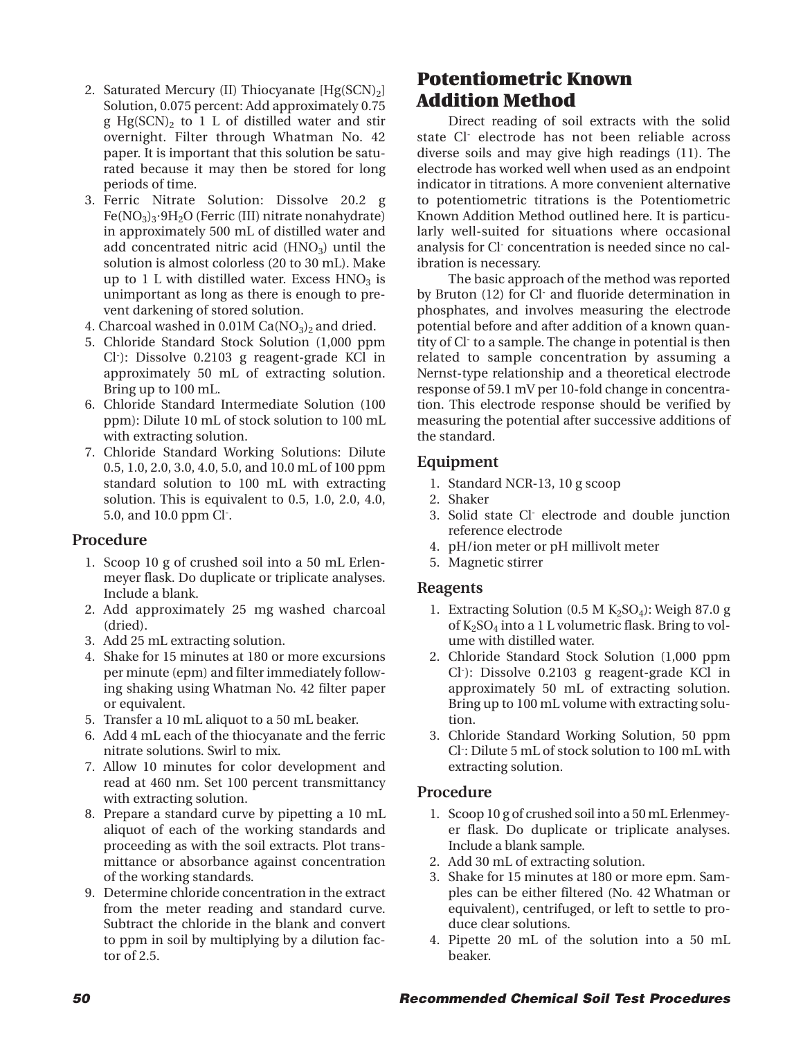2. Saturated Mercury (II) Thiocyanate $[Hg(SCN)_2]$ Solution, 0.075 percent: Add approximately 0.75 g $Hg(SCN)_2$ to 1 L of distilled water and stir overnight. Filter through Whatman No. 42 paper. It is important that this solution be saturated because it may then be stored for long periods of time.
3. Ferric Nitrate Solution: Dissolve 20.2 g $Fe(NO_3)_3{\cdot}9H_2O$ (Ferric (III) nitrate nonahydrate) in approximately 500 mL of distilled water and add concentrated nitric acid ($HNO_3$) until the solution is almost colorless (20 to 30 mL). Make up to 1 L with distilled water. Excess $HNO_3$ is unimportant as long as there is enough to prevent darkening of stored solution.
4. Charcoal washed in 0.01M $Ca(NO_3)_2$ and dried.
5. Chloride Standard Stock Solution (1,000 ppm $Cl^-$): Dissolve 0.2103 g reagent-grade KCl in approximately 50 mL of extracting solution. Bring up to 100 mL.
6. Chloride Standard Intermediate Solution (100 ppm): Dilute 10 mL of stock solution to 100 mL with extracting solution.
7. Chloride Standard Working Solutions: Dilute 0.5, 1.0, 2.0, 3.0, 4.0, 5.0, and 10.0 mL of 100 ppm standard solution to 100 mL with extracting solution. This is equivalent to 0.5, 1.0, 2.0, 4.0, 5.0, and 10.0 ppm $Cl^-$.

### Procedure

1. Scoop 10 g of crushed soil into a 50 mL Erlenmeyer flask. Do duplicate or triplicate analyses. Include a blank.
2. Add approximately 25 mg washed charcoal (dried).
3. Add 25 mL extracting solution.
4. Shake for 15 minutes at 180 or more excursions per minute (epm) and filter immediately following shaking using Whatman No. 42 filter paper or equivalent.
5. Transfer a 10 mL aliquot to a 50 mL beaker.
6. Add 4 mL each of the thiocyanate and the ferric nitrate solutions. Swirl to mix.
7. Allow 10 minutes for color development and read at 460 nm. Set 100 percent transmittancy with extracting solution.
8. Prepare a standard curve by pipetting a 10 mL aliquot of each of the working standards and proceeding as with the soil extracts. Plot transmittance or absorbance against concentration of the working standards.
9. Determine chloride concentration in the extract from the meter reading and standard curve. Subtract the chloride in the blank and convert to ppm in soil by multiplying by a dilution factor of 2.5.

## Potentiometric Known Addition Method

Direct reading of soil extracts with the solid state $Cl^-$ electrode has not been reliable across diverse soils and may give high readings (11). The electrode has worked well when used as an endpoint indicator in titrations. A more convenient alternative to potentiometric titrations is the Potentiometric Known Addition Method outlined here. It is particularly well-suited for situations where occasional analysis for $Cl^-$ concentration is needed since no calibration is necessary.

The basic approach of the method was reported by Bruton (12) for $Cl^-$ and fluoride determination in phosphates, and involves measuring the electrode potential before and after addition of a known quantity of $Cl^-$ to a sample. The change in potential is then related to sample concentration by assuming a Nernst-type relationship and a theoretical electrode response of 59.1 mV per 10-fold change in concentration. This electrode response should be verified by measuring the potential after successive additions of the standard.

### Equipment

1. Standard NCR-13, 10 g scoop
2. Shaker
3. Solid state $Cl^-$ electrode and double junction reference electrode
4. pH/ion meter or pH millivolt meter
5. Magnetic stirrer

### Reagents

1. Extracting Solution (0.5 M $K_2SO_4$): Weigh 87.0 g of $K_2SO_4$ into a 1 L volumetric flask. Bring to volume with distilled water.
2. Chloride Standard Stock Solution (1,000 ppm $Cl^-$): Dissolve 0.2103 g reagent-grade KCl in approximately 50 mL of extracting solution. Bring up to 100 mL volume with extracting solution.
3. Chloride Standard Working Solution, 50 ppm $Cl^-$: Dilute 5 mL of stock solution to 100 mL with extracting solution.

### Procedure

1. Scoop 10 g of crushed soil into a 50 mL Erlenmeyer flask. Do duplicate or triplicate analyses. Include a blank sample.
2. Add 30 mL of extracting solution.
3. Shake for 15 minutes at 180 or more epm. Samples can be either filtered (No. 42 Whatman or equivalent), centrifuged, or left to settle to produce clear solutions.
4. Pipette 20 mL of the solution into a 50 mL beaker.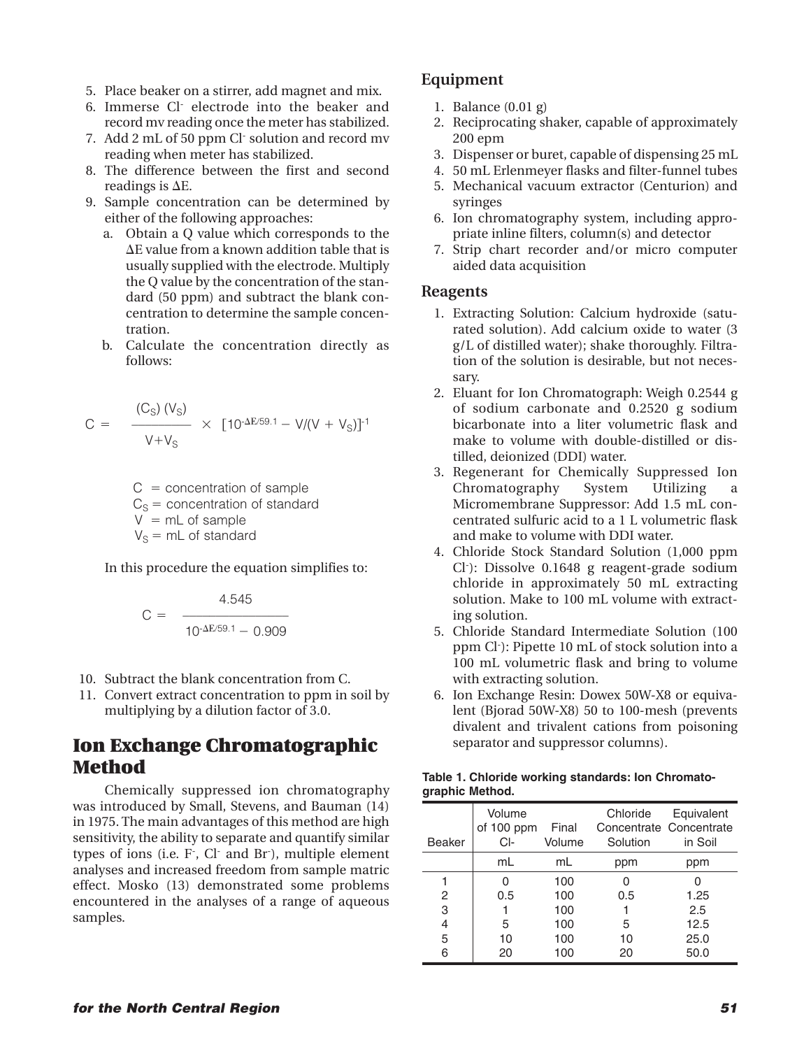5. Place beaker on a stirrer, add magnet and mix.
6. Immerse $Cl^-$ electrode into the beaker and record mv reading once the meter has stabilized.
7. Add 2 mL of 50 ppm $Cl^-$ solution and record mv reading when meter has stabilized.
8. The difference between the first and second readings is $\Delta E$.
9. Sample concentration can be determined by either of the following approaches:
   a. Obtain a Q value which corresponds to the $\Delta E$ value from a known addition table that is usually supplied with the electrode. Multiply the Q value by the concentration of the standard (50 ppm) and subtract the blank concentration to determine the sample concentration.
   b. Calculate the concentration directly as follows:

$$C = \frac{(C_S)\,(V_S)}{V+V_S} \times \left[10^{-\Delta E/59.1} - V/(V+V_S)\right]^{-1}$$

$C$ = concentration of sample
$C_S$ = concentration of standard
$V$ = mL of sample
$V_S$ = mL of standard

In this procedure the equation simplifies to:

$$C = \frac{4.545}{10^{-\Delta E/59.1} - 0.909}$$

10. Subtract the blank concentration from C.
11. Convert extract concentration to ppm in soil by multiplying by a dilution factor of 3.0.

# Ion Exchange Chromatographic Method

Chemically suppressed ion chromatography was introduced by Small, Stevens, and Bauman (14) in 1975. The main advantages of this method are high sensitivity, the ability to separate and quantify similar types of ions (i.e. $F^-$, $Cl^-$ and $Br^-$), multiple element analyses and increased freedom from sample matric effect. Mosko (13) demonstrated some problems encountered in the analyses of a range of aqueous samples.

## Equipment

1. Balance (0.01 g)
2. Reciprocating shaker, capable of approximately 200 epm
3. Dispenser or buret, capable of dispensing 25 mL
4. 50 mL Erlenmeyer flasks and filter-funnel tubes
5. Mechanical vacuum extractor (Centurion) and syringes
6. Ion chromatography system, including appropriate inline filters, column(s) and detector
7. Strip chart recorder and/or micro computer aided data acquisition

## Reagents

1. Extracting Solution: Calcium hydroxide (saturated solution). Add calcium oxide to water (3 g/L of distilled water); shake thoroughly. Filtration of the solution is desirable, but not necessary.
2. Eluant for Ion Chromatograph: Weigh 0.2544 g of sodium carbonate and 0.2520 g sodium bicarbonate into a liter volumetric flask and make to volume with double-distilled or distilled, deionized (DDI) water.
3. Regenerant for Chemically Suppressed Ion Chromatography System Utilizing a Micromembrane Suppressor: Add 1.5 mL concentrated sulfuric acid to a 1 L volumetric flask and make to volume with DDI water.
4. Chloride Stock Standard Solution (1,000 ppm $Cl^-$): Dissolve 0.1648 g reagent-grade sodium chloride in approximately 50 mL extracting solution. Make to 100 mL volume with extracting solution.
5. Chloride Standard Intermediate Solution (100 ppm $Cl^-$): Pipette 10 mL of stock solution into a 100 mL volumetric flask and bring to volume with extracting solution.
6. Ion Exchange Resin: Dowex 50W-X8 or equivalent (Bjorad 50W-X8) 50 to 100-mesh (prevents divalent and trivalent cations from poisoning separator and suppressor columns).

**Table 1. Chloride working standards: Ion Chromatographic Method.**

| Beaker | Volume of 100 ppm Cl- | Final Volume | Chloride Concentrate Solution | Equivalent Concentrate in Soil |
|---|---|---|---|---|
| | mL | mL | ppm | ppm |
| 1 | 0 | 100 | 0 | 0 |
| 2 | 0.5 | 100 | 0.5 | 1.25 |
| 3 | 1 | 100 | 1 | 2.5 |
| 4 | 5 | 100 | 5 | 12.5 |
| 5 | 10 | 100 | 10 | 25.0 |
| 6 | 20 | 100 | 20 | 50.0 |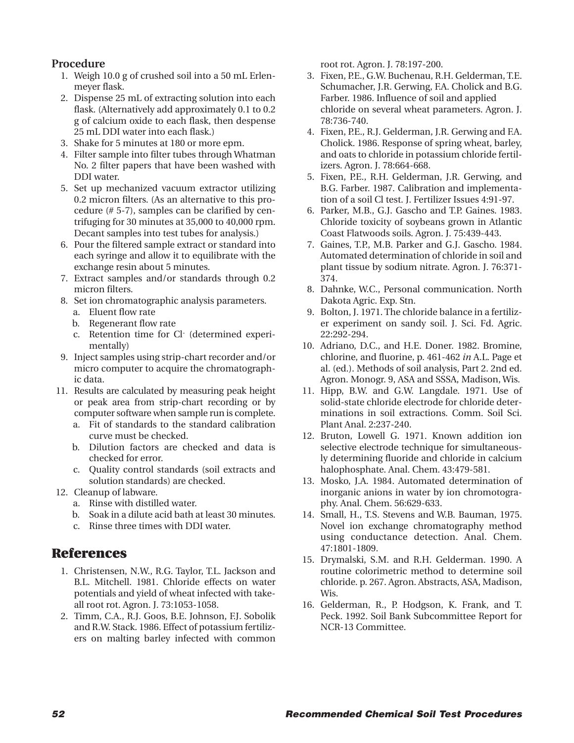### Procedure

1. Weigh 10.0 g of crushed soil into a 50 mL Erlenmeyer flask.
2. Dispense 25 mL of extracting solution into each flask. (Alternatively add approximately 0.1 to 0.2 g of calcium oxide to each flask, then despense 25 mL DDI water into each flask.)
3. Shake for 5 minutes at 180 or more epm.
4. Filter sample into filter tubes through Whatman No. 2 filter papers that have been washed with DDI water.
5. Set up mechanized vacuum extractor utilizing 0.2 micron filters. (As an alternative to this procedure (# 5-7), samples can be clarified by centrifuging for 30 minutes at 35,000 to 40,000 rpm. Decant samples into test tubes for analysis.)
6. Pour the filtered sample extract or standard into each syringe and allow it to equilibrate with the exchange resin about 5 minutes.
7. Extract samples and/or standards through 0.2 micron filters.
8. Set ion chromatographic analysis parameters.
   a. Eluent flow rate
   b. Regenerant flow rate
   c. Retention time for $Cl^-$ (determined experimentally)
9. Inject samples using strip-chart recorder and/or micro computer to acquire the chromatographic data.

11. Results are calculated by measuring peak height or peak area from strip-chart recording or by computer software when sample run is complete.
    a. Fit of standards to the standard calibration curve must be checked.
    b. Dilution factors are checked and data is checked for error.
    c. Quality control standards (soil extracts and solution standards) are checked.
12. Cleanup of labware.
    a. Rinse with distilled water.
    b. Soak in a dilute acid bath at least 30 minutes.
    c. Rinse three times with DDI water.

## References

1. Christensen, N.W., R.G. Taylor, T.L. Jackson and B.L. Mitchell. 1981. Chloride effects on water potentials and yield of wheat infected with take-all root rot. Agron. J. 73:1053-1058.
2. Timm, C.A., R.J. Goos, B.E. Johnson, F.J. Sobolik and R.W. Stack. 1986. Effect of potassium fertilizers on malting barley infected with common root rot. Agron. J. 78:197-200.
3. Fixen, P.E., G.W. Buchenau, R.H. Gelderman, T.E. Schumacher, J.R. Gerwing, F.A. Cholick and B.G. Farber. 1986. Influence of soil and applied chloride on several wheat parameters. Agron. J. 78:736-740.
4. Fixen, P.E., R.J. Gelderman, J.R. Gerwing and F.A. Cholick. 1986. Response of spring wheat, barley, and oats to chloride in potassium chloride fertilizers. Agron. J. 78:664-668.
5. Fixen, P.E., R.H. Gelderman, J.R. Gerwing, and B.G. Farber. 1987. Calibration and implementation of a soil Cl test. J. Fertilizer Issues 4:91-97.
6. Parker, M.B., G.J. Gascho and T.P. Gaines. 1983. Chloride toxicity of soybeans grown in Atlantic Coast Flatwoods soils. Agron. J. 75:439-443.
7. Gaines, T.P., M.B. Parker and G.J. Gascho. 1984. Automated determination of chloride in soil and plant tissue by sodium nitrate. Agron. J. 76:371-374.
8. Dahnke, W.C., Personal communication. North Dakota Agric. Exp. Stn.
9. Bolton, J. 1971. The chloride balance in a fertilizer experiment on sandy soil. J. Sci. Fd. Agric. 22:292-294.
10. Adriano, D.C., and H.E. Doner. 1982. Bromine, chlorine, and fluorine, p. 461-462 *in* A.L. Page et al. (ed.). Methods of soil analysis, Part 2. 2nd ed. Agron. Monogr. 9, ASA and SSSA, Madison, Wis.
11. Hipp, B.W. and G.W. Langdale. 1971. Use of solid-state chloride electrode for chloride determinations in soil extractions. Comm. Soil Sci. Plant Anal. 2:237-240.
12. Bruton, Lowell G. 1971. Known addition ion selective electrode technique for simultaneously determining fluoride and chloride in calcium halophosphate. Anal. Chem. 43:479-581.
13. Mosko, J.A. 1984. Automated determination of inorganic anions in water by ion chromotography. Anal. Chem. 56:629-633.
14. Small, H., T.S. Stevens and W.B. Bauman, 1975. Novel ion exchange chromatography method using conductance detection. Anal. Chem. 47:1801-1809.
15. Drymalski, S.M. and R.H. Gelderman. 1990. A routine colorimetric method to determine soil chloride. p. 267. Agron. Abstracts, ASA, Madison, Wis.
16. Gelderman, R., P. Hodgson, K. Frank, and T. Peck. 1992. Soil Bank Subcommittee Report for NCR-13 Committee.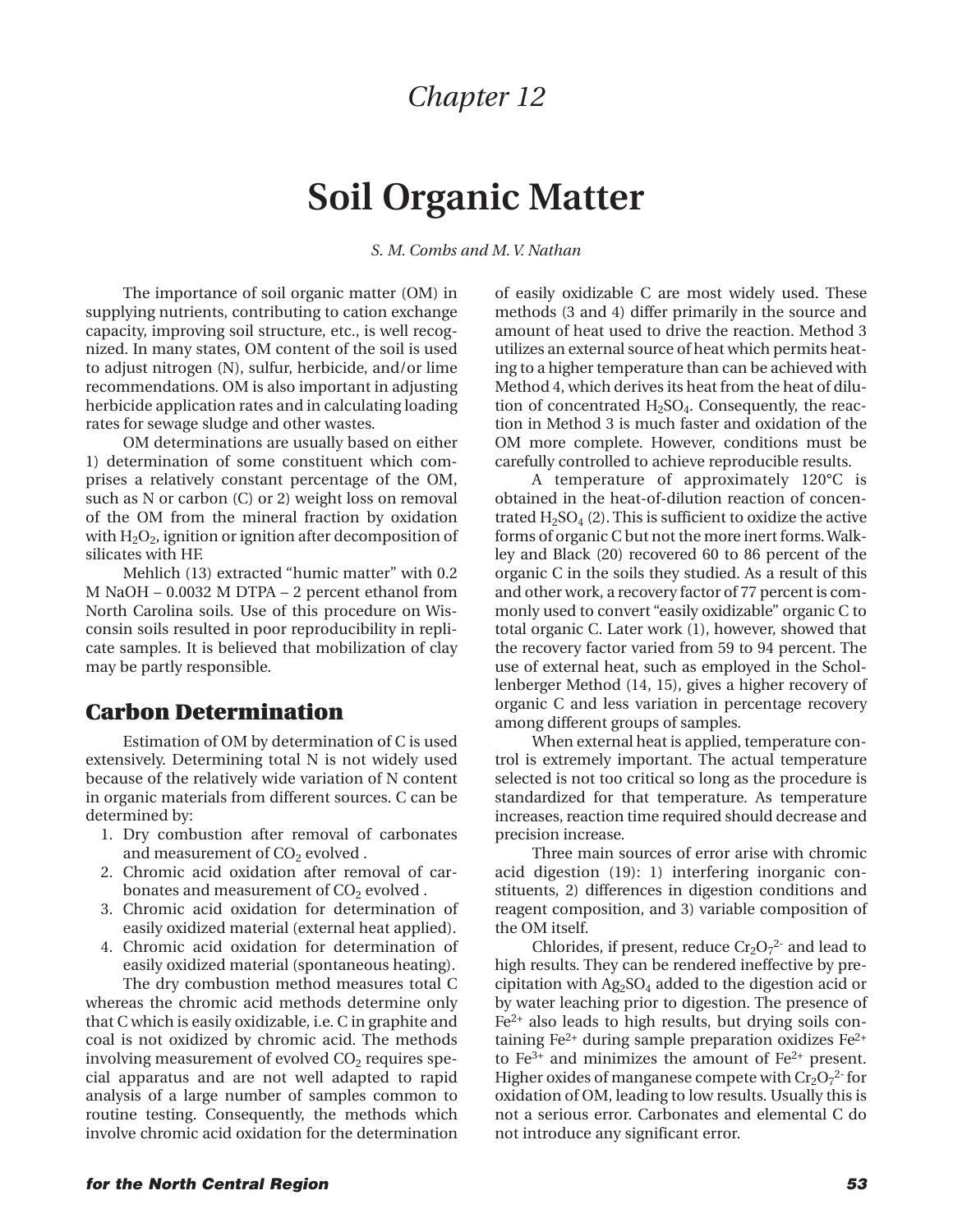*Chapter 12*

# Soil Organic Matter

*S. M. Combs and M. V. Nathan*

The importance of soil organic matter (OM) in supplying nutrients, contributing to cation exchange capacity, improving soil structure, etc., is well recognized. In many states, OM content of the soil is used to adjust nitrogen (N), sulfur, herbicide, and/or lime recommendations. OM is also important in adjusting herbicide application rates and in calculating loading rates for sewage sludge and other wastes.

OM determinations are usually based on either 1) determination of some constituent which comprises a relatively constant percentage of the OM, such as N or carbon (C) or 2) weight loss on removal of the OM from the mineral fraction by oxidation with $H_2O_2$, ignition or ignition after decomposition of silicates with HF.

Mehlich (13) extracted "humic matter" with 0.2 M NaOH – 0.0032 M DTPA – 2 percent ethanol from North Carolina soils. Use of this procedure on Wisconsin soils resulted in poor reproducibility in replicate samples. It is believed that mobilization of clay may be partly responsible.

## Carbon Determination

Estimation of OM by determination of C is used extensively. Determining total N is not widely used because of the relatively wide variation of N content in organic materials from different sources. C can be determined by:

1. Dry combustion after removal of carbonates and measurement of $CO_2$ evolved .
2. Chromic acid oxidation after removal of carbonates and measurement of $CO_2$ evolved .
3. Chromic acid oxidation for determination of easily oxidized material (external heat applied).
4. Chromic acid oxidation for determination of easily oxidized material (spontaneous heating).

The dry combustion method measures total C whereas the chromic acid methods determine only that C which is easily oxidizable, i.e. C in graphite and coal is not oxidized by chromic acid. The methods involving measurement of evolved $CO_2$ requires special apparatus and are not well adapted to rapid analysis of a large number of samples common to routine testing. Consequently, the methods which involve chromic acid oxidation for the determination of easily oxidizable C are most widely used. These methods (3 and 4) differ primarily in the source and amount of heat used to drive the reaction. Method 3 utilizes an external source of heat which permits heating to a higher temperature than can be achieved with Method 4, which derives its heat from the heat of dilution of concentrated $H_2SO_4$. Consequently, the reaction in Method 3 is much faster and oxidation of the OM more complete. However, conditions must be carefully controlled to achieve reproducible results.

A temperature of approximately 120°C is obtained in the heat-of-dilution reaction of concentrated $H_2SO_4$ (2). This is sufficient to oxidize the active forms of organic C but not the more inert forms. Walkley and Black (20) recovered 60 to 86 percent of the organic C in the soils they studied. As a result of this and other work, a recovery factor of 77 percent is commonly used to convert "easily oxidizable" organic C to total organic C. Later work (1), however, showed that the recovery factor varied from 59 to 94 percent. The use of external heat, such as employed in the Schollenberger Method (14, 15), gives a higher recovery of organic C and less variation in percentage recovery among different groups of samples.

When external heat is applied, temperature control is extremely important. The actual temperature selected is not too critical so long as the procedure is standardized for that temperature. As temperature increases, reaction time required should decrease and precision increase.

Three main sources of error arise with chromic acid digestion (19): 1) interfering inorganic constituents, 2) differences in digestion conditions and reagent composition, and 3) variable composition of the OM itself.

Chlorides, if present, reduce $Cr_2O_7^{2-}$ and lead to high results. They can be rendered ineffective by precipitation with $Ag_2SO_4$ added to the digestion acid or by water leaching prior to digestion. The presence of $Fe^{2+}$ also leads to high results, but drying soils containing $Fe^{2+}$ during sample preparation oxidizes $Fe^{2+}$ to $Fe^{3+}$ and minimizes the amount of $Fe^{2+}$ present. Higher oxides of manganese compete with $Cr_2O_7^{2-}$ for oxidation of OM, leading to low results. Usually this is not a serious error. Carbonates and elemental C do not introduce any significant error.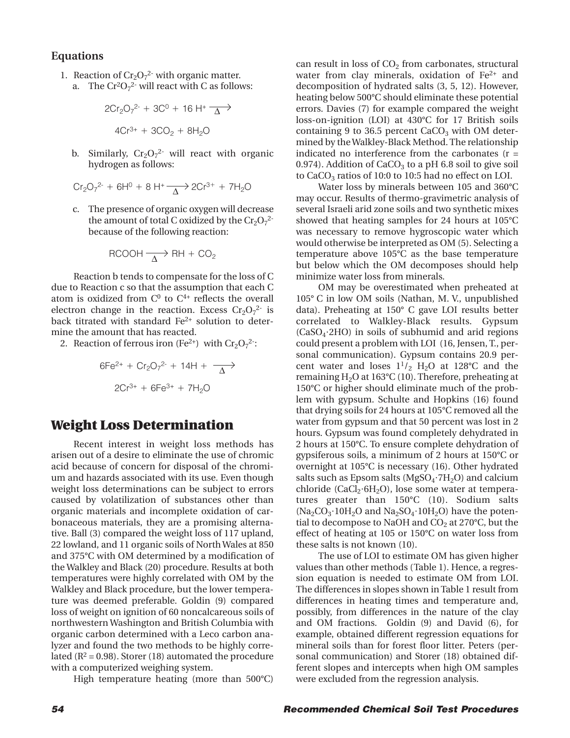### Equations

1. Reaction of $Cr_2O_7^{2-}$ with organic matter.
   a. The $Cr^2O_7^{2-}$ will react with C as follows:

$$2Cr_2O_7^{2-} + 3C^0 + 16\ H^+ \xrightarrow{\Delta} 4Cr^{3+} + 3CO_2 + 8H_2O$$

   b. Similarly, $Cr_2O_7^{2-}$ will react with organic hydrogen as follows:

$$Cr_2O_7^{2-} + 6H^0 + 8\ H^+ \xrightarrow{\Delta} 2Cr^{3+} + 7H_2O$$

   c. The presence of organic oxygen will decrease the amount of total C oxidized by the $Cr_2O_7^{2-}$ because of the following reaction:

$$RCOOH \xrightarrow{\Delta} RH + CO_2$$

Reaction b tends to compensate for the loss of C due to Reaction c so that the assumption that each C atom is oxidized from $C^0$ to $C^{4+}$ reflects the overall electron change in the reaction. Excess $Cr_2O_7^{2-}$ is back titrated with standard $Fe^{2+}$ solution to determine the amount that has reacted.

2. Reaction of ferrous iron ($Fe^{2+}$) with $Cr_2O_7^{2-}$:

$$6Fe^{2+} + Cr_2O_7^{2-} + 14H + \xrightarrow{\Delta} 2Cr^{3+} + 6Fe^{3+} + 7H_2O$$

## Weight Loss Determination

Recent interest in weight loss methods has arisen out of a desire to eliminate the use of chromic acid because of concern for disposal of the chromium and hazards associated with its use. Even though weight loss determinations can be subject to errors caused by volatilization of substances other than organic materials and incomplete oxidation of carbonaceous materials, they are a promising alternative. Ball (3) compared the weight loss of 117 upland, 22 lowland, and 11 organic soils of North Wales at 850 and 375°C with OM determined by a modification of the Walkley and Black (20) procedure. Results at both temperatures were highly correlated with OM by the Walkley and Black procedure, but the lower temperature was deemed preferable. Goldin (9) compared loss of weight on ignition of 60 noncalcareous soils of northwestern Washington and British Columbia with organic carbon determined with a Leco carbon analyzer and found the two methods to be highly correlated ($R^2 = 0.98$). Storer (18) automated the procedure with a computerized weighing system.

High temperature heating (more than 500°C) can result in loss of $CO_2$ from carbonates, structural water from clay minerals, oxidation of $Fe^{2+}$ and decomposition of hydrated salts (3, 5, 12). However, heating below 500°C should eliminate these potential errors. Davies (7) for example compared the weight loss-on-ignition (LOI) at 430°C for 17 British soils containing 9 to 36.5 percent $CaCO_3$ with OM determined by the Walkley-Black Method. The relationship indicated no interference from the carbonates ($r = 0.974$). Addition of $CaCO_3$ to a pH 6.8 soil to give soil to $CaCO_3$ ratios of 10:0 to 10:5 had no effect on LOI.

Water loss by minerals between 105 and 360°C may occur. Results of thermo-gravimetric analysis of several Israeli arid zone soils and two synthetic mixes showed that heating samples for 24 hours at 105°C was necessary to remove hygroscopic water which would otherwise be interpreted as OM (5). Selecting a temperature above 105°C as the base temperature but below which the OM decomposes should help minimize water loss from minerals.

OM may be overestimated when preheated at 105° C in low OM soils (Nathan, M. V., unpublished data). Preheating at 150° C gave LOI results better correlated to Walkley-Black results. Gypsum ($CaSO_4{\cdot}2HO$) in soils of subhumid and arid regions could present a problem with LOI (16, Jensen, T., personal communication). Gypsum contains 20.9 percent water and loses $1^1/_2$ $H_2O$ at 128°C and the remaining $H_2O$ at 163°C (10). Therefore, preheating at 150°C or higher should eliminate much of the problem with gypsum. Schulte and Hopkins (16) found that drying soils for 24 hours at 105°C removed all the water from gypsum and that 50 percent was lost in 2 hours. Gypsum was found completely dehydrated in 2 hours at 150°C. To ensure complete dehydration of gypsiferous soils, a minimum of 2 hours at 150°C or overnight at 105°C is necessary (16). Other hydrated salts such as Epsom salts ($MgSO_4{\cdot}7H_2O$) and calcium chloride ($CaCl_2{\cdot}6H_2O$), lose some water at temperatures greater than 150°C (10). Sodium salts ($Na_2CO_3{\cdot}10H_2O$ and $Na_2SO_4{\cdot}10H_2O$) have the potential to decompose to NaOH and $CO_2$ at 270°C, but the effect of heating at 105 or 150°C on water loss from these salts is not known (10).

The use of LOI to estimate OM has given higher values than other methods (Table 1). Hence, a regression equation is needed to estimate OM from LOI. The differences in slopes shown in Table 1 result from differences in heating times and temperature and, possibly, from differences in the nature of the clay and OM fractions. Goldin (9) and David (6), for example, obtained different regression equations for mineral soils than for forest floor litter. Peters (personal communication) and Storer (18) obtained different slopes and intercepts when high OM samples were excluded from the regression analysis.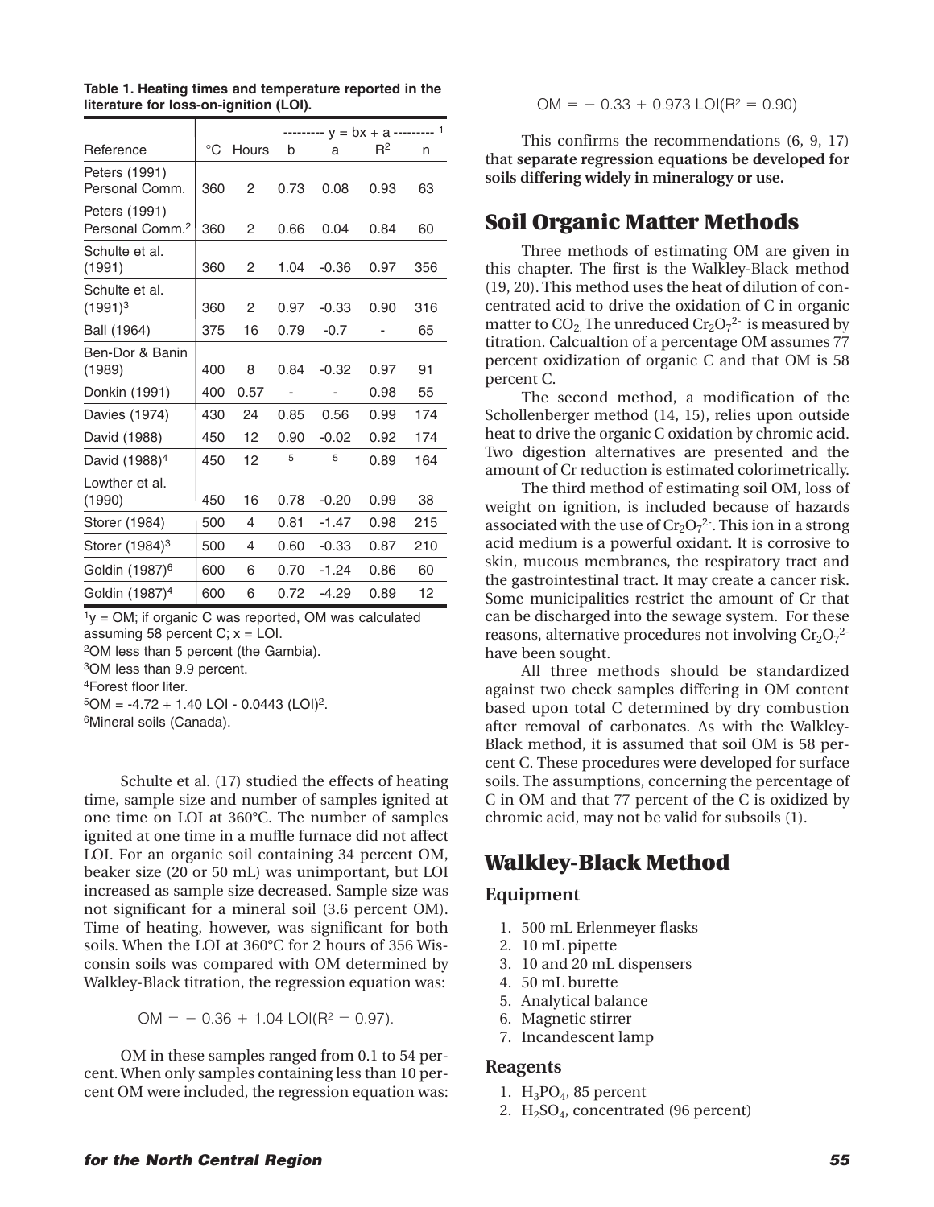**Table 1. Heating times and temperature reported in the literature for loss-on-ignition (LOI).**

| Reference | °C | Hours | b | a | $R^2$ | n |
|---|---|---|---|---|---|---|
| | | | --------- $y = bx + a$ --------- [1] | | | |
| Peters (1991) Personal Comm. | 360 | 2 | 0.73 | 0.08 | 0.93 | 63 |
| Peters (1991) Personal Comm.[2] | 360 | 2 | 0.66 | 0.04 | 0.84 | 60 |
| Schulte et al. (1991) | 360 | 2 | 1.04 | -0.36 | 0.97 | 356 |
| Schulte et al. (1991)[3] | 360 | 2 | 0.97 | -0.33 | 0.90 | 316 |
| Ball (1964) | 375 | 16 | 0.79 | -0.7 | - | 65 |
| Ben-Dor & Banin (1989) | 400 | 8 | 0.84 | -0.32 | 0.97 | 91 |
| Donkin (1991) | 400 | 0.57 | - | - | 0.98 | 55 |
| Davies (1974) | 430 | 24 | 0.85 | 0.56 | 0.99 | 174 |
| David (1988) | 450 | 12 | 0.90 | -0.02 | 0.92 | 174 |
| David (1988)[4] | 450 | 12 | [5] | [5] | 0.89 | 164 |
| Lowther et al. (1990) | 450 | 16 | 0.78 | -0.20 | 0.99 | 38 |
| Storer (1984) | 500 | 4 | 0.81 | -1.47 | 0.98 | 215 |
| Storer (1984)[3] | 500 | 4 | 0.60 | -0.33 | 0.87 | 210 |
| Goldin (1987)[6] | 600 | 6 | 0.70 | -1.24 | 0.86 | 60 |
| Goldin (1987)[4] | 600 | 6 | 0.72 | -4.29 | 0.89 | 12 |

[1] y = OM; if organic C was reported, OM was calculated assuming 58 percent C; x = LOI.
[2] OM less than 5 percent (the Gambia).
[3] OM less than 9.9 percent.
[4] Forest floor liter.
[5] $OM = -4.72 + 1.40\ LOI - 0.0443\ (LOI)^2$.
[6] Mineral soils (Canada).

Schulte et al. (17) studied the effects of heating time, sample size and number of samples ignited at one time on LOI at 360°C. The number of samples ignited at one time in a muffle furnace did not affect LOI. For an organic soil containing 34 percent OM, beaker size (20 or 50 mL) was unimportant, but LOI increased as sample size decreased. Sample size was not significant for a mineral soil (3.6 percent OM). Time of heating, however, was significant for both soils. When the LOI at 360°C for 2 hours of 356 Wisconsin soils was compared with OM determined by Walkley-Black titration, the regression equation was:

$$OM = -0.36 + 1.04\ LOI (R^2 = 0.97).$$

OM in these samples ranged from 0.1 to 54 percent. When only samples containing less than 10 percent OM were included, the regression equation was:

$$OM = -0.33 + 0.973\ LOI (R^2 = 0.90)$$

This confirms the recommendations (6, 9, 17) that **separate regression equations be developed for soils differing widely in mineralogy or use.**

## Soil Organic Matter Methods

Three methods of estimating OM are given in this chapter. The first is the Walkley-Black method (19, 20). This method uses the heat of dilution of concentrated acid to drive the oxidation of C in organic matter to $CO_2$. The unreduced $Cr_2O_7^{2-}$ is measured by titration. Calcualtion of a percentage OM assumes 77 percent oxidization of organic C and that OM is 58 percent C.

The second method, a modification of the Schollenberger method (14, 15), relies upon outside heat to drive the organic C oxidation by chromic acid. Two digestion alternatives are presented and the amount of Cr reduction is estimated colorimetrically.

The third method of estimating soil OM, loss of weight on ignition, is included because of hazards associated with the use of $Cr_2O_7^{2-}$. This ion in a strong acid medium is a powerful oxidant. It is corrosive to skin, mucous membranes, the respiratory tract and the gastrointestinal tract. It may create a cancer risk. Some municipalities restrict the amount of Cr that can be discharged into the sewage system. For these reasons, alternative procedures not involving $Cr_2O_7^{2-}$ have been sought.

All three methods should be standardized against two check samples differing in OM content based upon total C determined by dry combustion after removal of carbonates. As with the Walkley-Black method, it is assumed that soil OM is 58 percent C. These procedures were developed for surface soils. The assumptions, concerning the percentage of C in OM and that 77 percent of the C is oxidized by chromic acid, may not be valid for subsoils (1).

## Walkley-Black Method

### Equipment

1. 500 mL Erlenmeyer flasks
2. 10 mL pipette
3. 10 and 20 mL dispensers
4. 50 mL burette
5. Analytical balance
6. Magnetic stirrer
7. Incandescent lamp

### Reagents

1. $H_3PO_4$, 85 percent
2. $H_2SO_4$, concentrated (96 percent)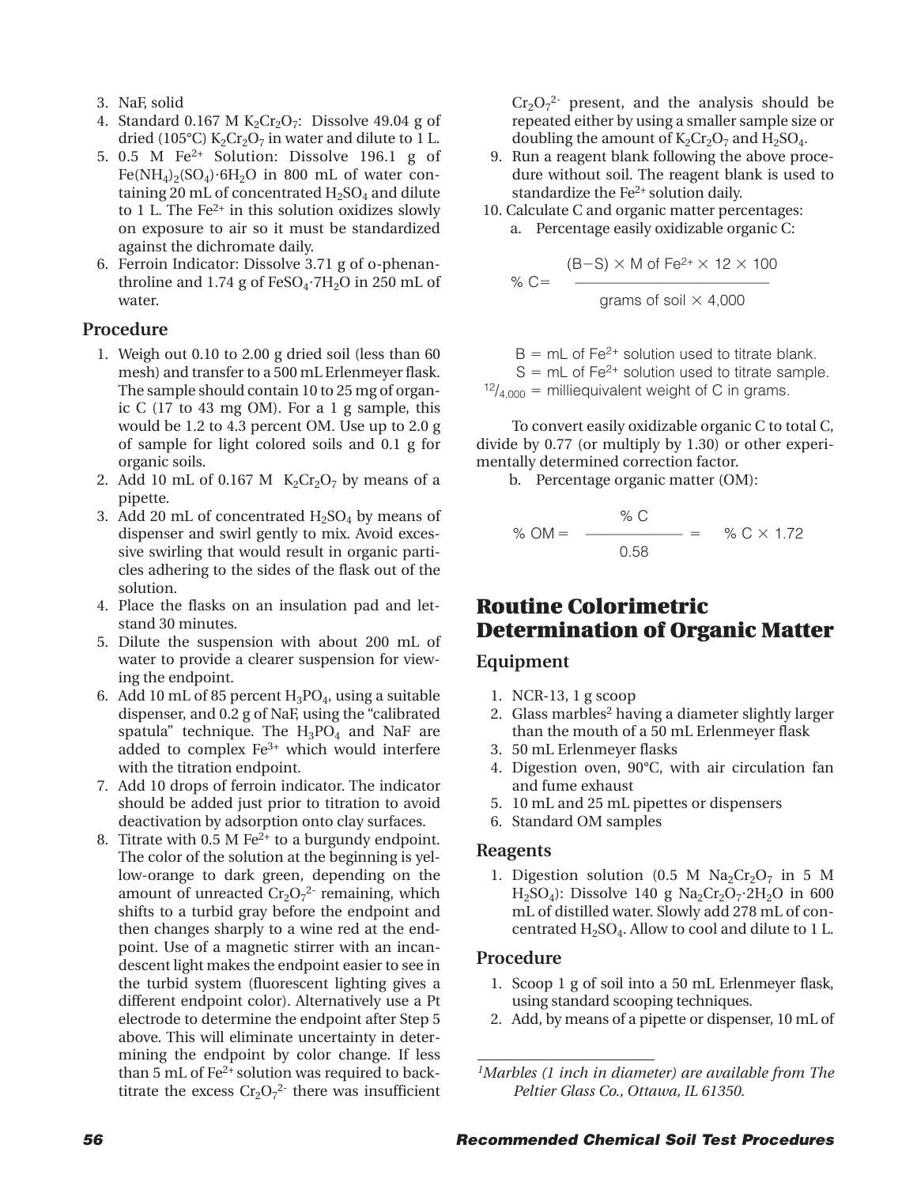3. NaF, solid
4. Standard 0.167 M $K_2Cr_2O_7$: Dissolve 49.04 g of dried (105°C) $K_2Cr_2O_7$ in water and dilute to 1 L.
5. 0.5 M $Fe^{2+}$ Solution: Dissolve 196.1 g of $Fe(NH_4)_2(SO_4)\cdot 6H_2O$ in 800 mL of water containing 20 mL of concentrated $H_2SO_4$ and dilute to 1 L. The $Fe^{2+}$ in this solution oxidizes slowly on exposure to air so it must be standardized against the dichromate daily.
6. Ferroin Indicator: Dissolve 3.71 g of o-phenanthroline and 1.74 g of $FeSO_4\cdot 7H_2O$ in 250 mL of water.

### Procedure

1. Weigh out 0.10 to 2.00 g dried soil (less than 60 mesh) and transfer to a 500 mL Erlenmeyer flask. The sample should contain 10 to 25 mg of organic C (17 to 43 mg OM). For a 1 g sample, this would be 1.2 to 4.3 percent OM. Use up to 2.0 g of sample for light colored soils and 0.1 g for organic soils.
2. Add 10 mL of 0.167 M $K_2Cr_2O_7$ by means of a pipette.
3. Add 20 mL of concentrated $H_2SO_4$ by means of dispenser and swirl gently to mix. Avoid excessive swirling that would result in organic particles adhering to the sides of the flask out of the solution.
4. Place the flasks on an insulation pad and let-stand 30 minutes.
5. Dilute the suspension with about 200 mL of water to provide a clearer suspension for viewing the endpoint.
6. Add 10 mL of 85 percent $H_3PO_4$, using a suitable dispenser, and 0.2 g of NaF, using the "calibrated spatula" technique. The $H_3PO_4$ and NaF are added to complex $Fe^{3+}$ which would interfere with the titration endpoint.
7. Add 10 drops of ferroin indicator. The indicator should be added just prior to titration to avoid deactivation by adsorption onto clay surfaces.
8. Titrate with 0.5 M $Fe^{2+}$ to a burgundy endpoint. The color of the solution at the beginning is yellow-orange to dark green, depending on the amount of unreacted $Cr_2O_7^{2-}$ remaining, which shifts to a turbid gray before the endpoint and then changes sharply to a wine red at the endpoint. Use of a magnetic stirrer with an incandescent light makes the endpoint easier to see in the turbid system (fluorescent lighting gives a different endpoint color). Alternatively use a Pt electrode to determine the endpoint after Step 5 above. This will eliminate uncertainty in determining the endpoint by color change. If less than 5 mL of $Fe^{2+}$ solution was required to back-titrate the excess $Cr_2O_7^{2-}$ there was insufficient $Cr_2O_7^{2-}$ present, and the analysis should be repeated either by using a smaller sample size or doubling the amount of $K_2Cr_2O_7$ and $H_2SO_4$.
9. Run a reagent blank following the above procedure without soil. The reagent blank is used to standardize the $Fe^{2+}$ solution daily.
10. Calculate C and organic matter percentages:
    a. Percentage easily oxidizable organic C:

$$\%\ C = \frac{(B - S) \times M \text{ of } Fe^{2+} \times 12 \times 100}{\text{grams of soil} \times 4{,}000}$$

B = mL of $Fe^{2+}$ solution used to titrate blank.
S = mL of $Fe^{2+}$ solution used to titrate sample.
$^{12}/_{4,000}$ = milliequivalent weight of C in grams.

To convert easily oxidizable organic C to total C, divide by 0.77 (or multiply by 1.30) or other experimentally determined correction factor.

b. Percentage organic matter (OM):

$$\%\ OM = \frac{\%\ C}{0.58} = \%\ C \times 1.72$$

## Routine Colorimetric Determination of Organic Matter

### Equipment

1. NCR-13, 1 g scoop
2. Glass marbles[2] having a diameter slightly larger than the mouth of a 50 mL Erlenmeyer flask
3. 50 mL Erlenmeyer flasks
4. Digestion oven, 90°C, with air circulation fan and fume exhaust
5. 10 mL and 25 mL pipettes or dispensers
6. Standard OM samples

### Reagents

1. Digestion solution (0.5 M $Na_2Cr_2O_7$ in 5 M $H_2SO_4$): Dissolve 140 g $Na_2Cr_2O_7\cdot 2H_2O$ in 600 mL of distilled water. Slowly add 278 mL of concentrated $H_2SO_4$. Allow to cool and dilute to 1 L.

### Procedure

1. Scoop 1 g of soil into a 50 mL Erlenmeyer flask, using standard scooping techniques.
2. Add, by means of a pipette or dispenser, 10 mL of

*[1]Marbles (1 inch in diameter) are available from The Peltier Glass Co., Ottawa, IL 61350.*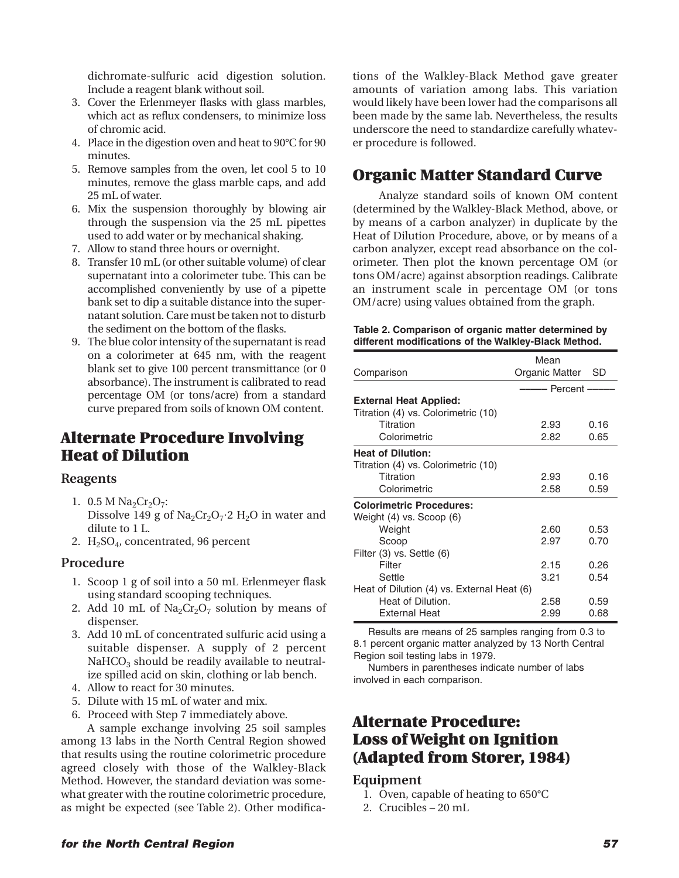dichromate-sulfuric acid digestion solution. Include a reagent blank without soil.

3. Cover the Erlenmeyer flasks with glass marbles, which act as reflux condensers, to minimize loss of chromic acid.
4. Place in the digestion oven and heat to 90°C for 90 minutes.
5. Remove samples from the oven, let cool 5 to 10 minutes, remove the glass marble caps, and add 25 mL of water.
6. Mix the suspension thoroughly by blowing air through the suspension via the 25 mL pipettes used to add water or by mechanical shaking.
7. Allow to stand three hours or overnight.
8. Transfer 10 mL (or other suitable volume) of clear supernatant into a colorimeter tube. This can be accomplished conveniently by use of a pipette bank set to dip a suitable distance into the supernatant solution. Care must be taken not to disturb the sediment on the bottom of the flasks.
9. The blue color intensity of the supernatant is read on a colorimeter at 645 nm, with the reagent blank set to give 100 percent transmittance (or 0 absorbance). The instrument is calibrated to read percentage OM (or tons/acre) from a standard curve prepared from soils of known OM content.

## Alternate Procedure Involving Heat of Dilution

### Reagents

1. 0.5 M $Na_2Cr_2O_7$:
   Dissolve 149 g of $Na_2Cr_2O_7 \cdot 2\ H_2O$ in water and dilute to 1 L.
2. $H_2SO_4$, concentrated, 96 percent

### Procedure

1. Scoop 1 g of soil into a 50 mL Erlenmeyer flask using standard scooping techniques.
2. Add 10 mL of $Na_2Cr_2O_7$ solution by means of dispenser.
3. Add 10 mL of concentrated sulfuric acid using a suitable dispenser. A supply of 2 percent $NaHCO_3$ should be readily available to neutralize spilled acid on skin, clothing or lab bench.
4. Allow to react for 30 minutes.
5. Dilute with 15 mL of water and mix.
6. Proceed with Step 7 immediately above.

A sample exchange involving 25 soil samples among 13 labs in the North Central Region showed that results using the routine colorimetric procedure agreed closely with those of the Walkley-Black Method. However, the standard deviation was somewhat greater with the routine colorimetric procedure, as might be expected (see Table 2). Other modifications of the Walkley-Black Method gave greater amounts of variation among labs. This variation would likely have been lower had the comparisons all been made by the same lab. Nevertheless, the results underscore the need to standardize carefully whatever procedure is followed.

## Organic Matter Standard Curve

Analyze standard soils of known OM content (determined by the Walkley-Black Method, above, or by means of a carbon analyzer) in duplicate by the Heat of Dilution Procedure, above, or by means of a carbon analyzer, except read absorbance on the colorimeter. Then plot the known percentage OM (or tons OM/acre) against absorption readings. Calibrate an instrument scale in percentage OM (or tons OM/acre) using values obtained from the graph.

**Table 2. Comparison of organic matter determined by different modifications of the Walkley-Black Method.**

| Comparison | Mean Organic Matter | SD |
|---|---|---|
| | Percent | |
| **External Heat Applied:** | | |
| Titration (4) vs. Colorimetric (10) | | |
| Titration | 2.93 | 0.16 |
| Colorimetric | 2.82 | 0.65 |
| **Heat of Dilution:** | | |
| Titration (4) vs. Colorimetric (10) | | |
| Titration | 2.93 | 0.16 |
| Colorimetric | 2.58 | 0.59 |
| **Colorimetric Procedures:** | | |
| Weight (4) vs. Scoop (6) | | |
| Weight | 2.60 | 0.53 |
| Scoop | 2.97 | 0.70 |
| Filter (3) vs. Settle (6) | | |
| Filter | 2.15 | 0.26 |
| Settle | 3.21 | 0.54 |
| Heat of Dilution (4) vs. External Heat (6) | | |
| Heat of Dilution. | 2.58 | 0.59 |
| External Heat | 2.99 | 0.68 |

Results are means of 25 samples ranging from 0.3 to 8.1 percent organic matter analyzed by 13 North Central Region soil testing labs in 1979.

Numbers in parentheses indicate number of labs involved in each comparison.

## Alternate Procedure: Loss of Weight on Ignition (Adapted from Storer, 1984)

### Equipment

1. Oven, capable of heating to 650°C
2. Crucibles – 20 mL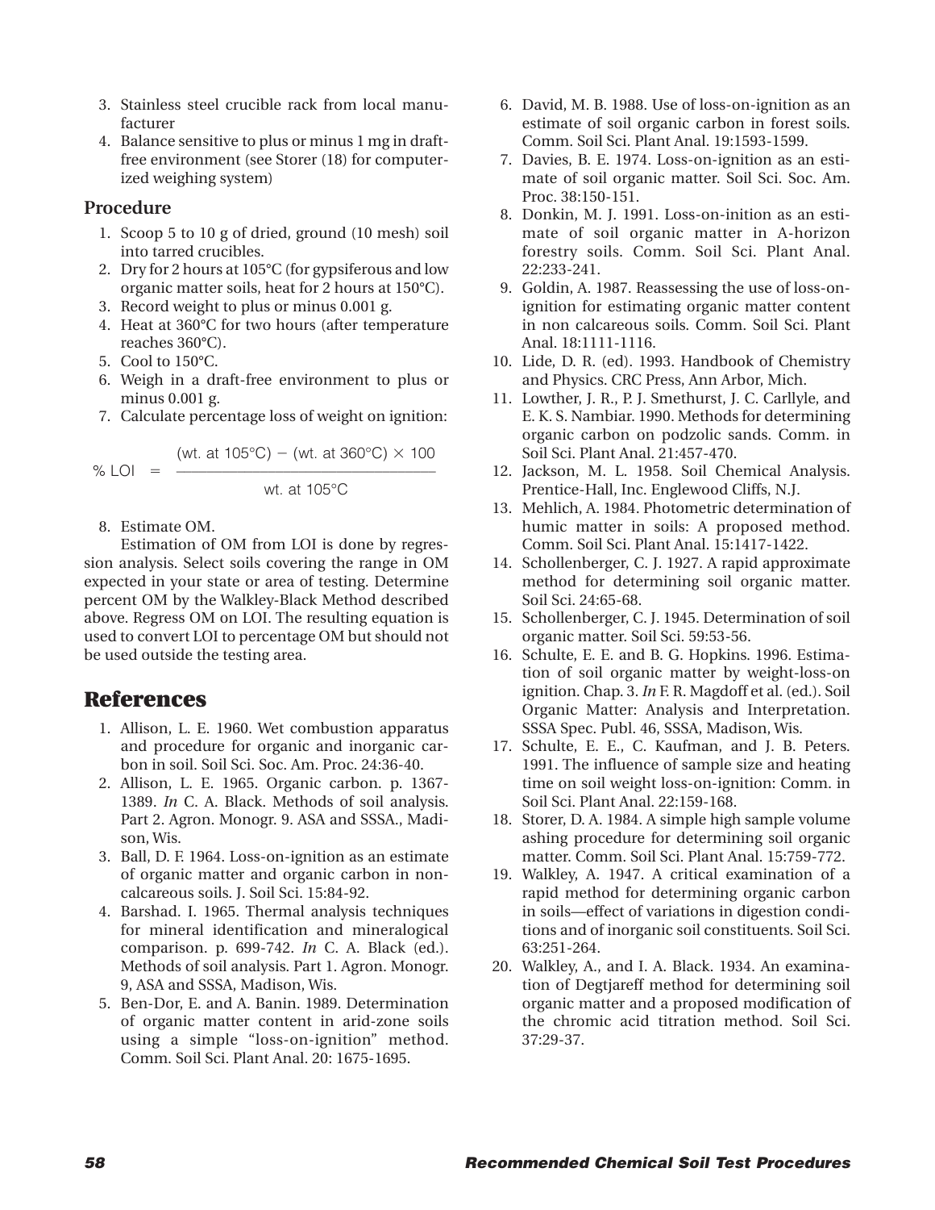3. Stainless steel crucible rack from local manufacturer
4. Balance sensitive to plus or minus 1 mg in draft-free environment (see Storer (18) for computerized weighing system)

### Procedure

1. Scoop 5 to 10 g of dried, ground (10 mesh) soil into tarred crucibles.
2. Dry for 2 hours at 105°C (for gypsiferous and low organic matter soils, heat for 2 hours at 150°C).
3. Record weight to plus or minus 0.001 g.
4. Heat at 360°C for two hours (after temperature reaches 360°C).
5. Cool to 150°C.
6. Weigh in a draft-free environment to plus or minus 0.001 g.
7. Calculate percentage loss of weight on ignition:

$$\% \text{ LOI} = \frac{(\text{wt. at } 105°\text{C}) - (\text{wt. at } 360°\text{C}) \times 100}{\text{wt. at } 105°\text{C}}$$

8. Estimate OM.

Estimation of OM from LOI is done by regression analysis. Select soils covering the range in OM expected in your state or area of testing. Determine percent OM by the Walkley-Black Method described above. Regress OM on LOI. The resulting equation is used to convert LOI to percentage OM but should not be used outside the testing area.

## References

1. Allison, L. E. 1960. Wet combustion apparatus and procedure for organic and inorganic carbon in soil. Soil Sci. Soc. Am. Proc. 24:36-40.
2. Allison, L. E. 1965. Organic carbon. p. 1367-1389. *In* C. A. Black. Methods of soil analysis. Part 2. Agron. Monogr. 9. ASA and SSSA., Madison, Wis.
3. Ball, D. F. 1964. Loss-on-ignition as an estimate of organic matter and organic carbon in non-calcareous soils. J. Soil Sci. 15:84-92.
4. Barshad. I. 1965. Thermal analysis techniques for mineral identification and mineralogical comparison. p. 699-742. *In* C. A. Black (ed.). Methods of soil analysis. Part 1. Agron. Monogr. 9, ASA and SSSA, Madison, Wis.
5. Ben-Dor, E. and A. Banin. 1989. Determination of organic matter content in arid-zone soils using a simple "loss-on-ignition" method. Comm. Soil Sci. Plant Anal. 20: 1675-1695.
6. David, M. B. 1988. Use of loss-on-ignition as an estimate of soil organic carbon in forest soils. Comm. Soil Sci. Plant Anal. 19:1593-1599.
7. Davies, B. E. 1974. Loss-on-ignition as an estimate of soil organic matter. Soil Sci. Soc. Am. Proc. 38:150-151.
8. Donkin, M. J. 1991. Loss-on-inition as an estimate of soil organic matter in A-horizon forestry soils. Comm. Soil Sci. Plant Anal. 22:233-241.
9. Goldin, A. 1987. Reassessing the use of loss-on-ignition for estimating organic matter content in non calcareous soils. Comm. Soil Sci. Plant Anal. 18:1111-1116.
10. Lide, D. R. (ed). 1993. Handbook of Chemistry and Physics. CRC Press, Ann Arbor, Mich.
11. Lowther, J. R., P. J. Smethurst, J. C. Carllyle, and E. K. S. Nambiar. 1990. Methods for determining organic carbon on podzolic sands. Comm. in Soil Sci. Plant Anal. 21:457-470.
12. Jackson, M. L. 1958. Soil Chemical Analysis. Prentice-Hall, Inc. Englewood Cliffs, N.J.
13. Mehlich, A. 1984. Photometric determination of humic matter in soils: A proposed method. Comm. Soil Sci. Plant Anal. 15:1417-1422.
14. Schollenberger, C. J. 1927. A rapid approximate method for determining soil organic matter. Soil Sci. 24:65-68.
15. Schollenberger, C. J. 1945. Determination of soil organic matter. Soil Sci. 59:53-56.
16. Schulte, E. E. and B. G. Hopkins. 1996. Estimation of soil organic matter by weight-loss-on ignition. Chap. 3. *In* F. R. Magdoff et al. (ed.). Soil Organic Matter: Analysis and Interpretation. SSSA Spec. Publ. 46, SSSA, Madison, Wis.
17. Schulte, E. E., C. Kaufman, and J. B. Peters. 1991. The influence of sample size and heating time on soil weight loss-on-ignition: Comm. in Soil Sci. Plant Anal. 22:159-168.
18. Storer, D. A. 1984. A simple high sample volume ashing procedure for determining soil organic matter. Comm. Soil Sci. Plant Anal. 15:759-772.
19. Walkley, A. 1947. A critical examination of a rapid method for determining organic carbon in soils—effect of variations in digestion conditions and of inorganic soil constituents. Soil Sci. 63:251-264.
20. Walkley, A., and I. A. Black. 1934. An examination of Degtjareff method for determining soil organic matter and a proposed modification of the chromic acid titration method. Soil Sci. 37:29-37.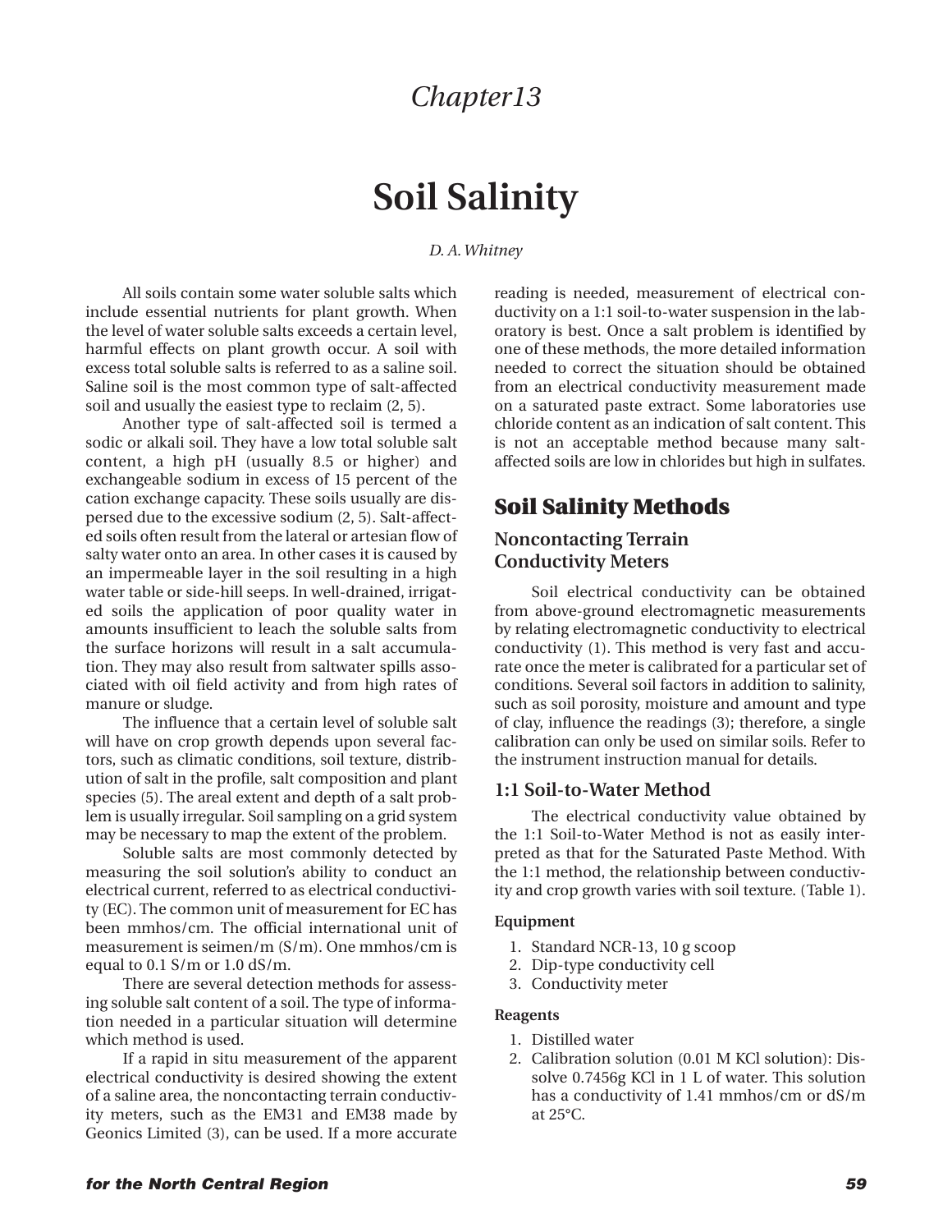# Chapter13

# Soil Salinity

*D. A. Whitney*

All soils contain some water soluble salts which include essential nutrients for plant growth. When the level of water soluble salts exceeds a certain level, harmful effects on plant growth occur. A soil with excess total soluble salts is referred to as a saline soil. Saline soil is the most common type of salt-affected soil and usually the easiest type to reclaim (2, 5).

Another type of salt-affected soil is termed a sodic or alkali soil. They have a low total soluble salt content, a high pH (usually 8.5 or higher) and exchangeable sodium in excess of 15 percent of the cation exchange capacity. These soils usually are dispersed due to the excessive sodium (2, 5). Salt-affected soils often result from the lateral or artesian flow of salty water onto an area. In other cases it is caused by an impermeable layer in the soil resulting in a high water table or side-hill seeps. In well-drained, irrigated soils the application of poor quality water in amounts insufficient to leach the soluble salts from the surface horizons will result in a salt accumulation. They may also result from saltwater spills associated with oil field activity and from high rates of manure or sludge.

The influence that a certain level of soluble salt will have on crop growth depends upon several factors, such as climatic conditions, soil texture, distribution of salt in the profile, salt composition and plant species (5). The areal extent and depth of a salt problem is usually irregular. Soil sampling on a grid system may be necessary to map the extent of the problem.

Soluble salts are most commonly detected by measuring the soil solution's ability to conduct an electrical current, referred to as electrical conductivity (EC). The common unit of measurement for EC has been mmhos/cm. The official international unit of measurement is seimen/m (S/m). One mmhos/cm is equal to 0.1 S/m or 1.0 dS/m.

There are several detection methods for assessing soluble salt content of a soil. The type of information needed in a particular situation will determine which method is used.

If a rapid in situ measurement of the apparent electrical conductivity is desired showing the extent of a saline area, the noncontacting terrain conductivity meters, such as the EM31 and EM38 made by Geonics Limited (3), can be used. If a more accurate reading is needed, measurement of electrical conductivity on a 1:1 soil-to-water suspension in the laboratory is best. Once a salt problem is identified by one of these methods, the more detailed information needed to correct the situation should be obtained from an electrical conductivity measurement made on a saturated paste extract. Some laboratories use chloride content as an indication of salt content. This is not an acceptable method because many salt-affected soils are low in chlorides but high in sulfates.

## Soil Salinity Methods

### Noncontacting Terrain Conductivity Meters

Soil electrical conductivity can be obtained from above-ground electromagnetic measurements by relating electromagnetic conductivity to electrical conductivity (1). This method is very fast and accurate once the meter is calibrated for a particular set of conditions. Several soil factors in addition to salinity, such as soil porosity, moisture and amount and type of clay, influence the readings (3); therefore, a single calibration can only be used on similar soils. Refer to the instrument instruction manual for details.

### 1:1 Soil-to-Water Method

The electrical conductivity value obtained by the 1:1 Soil-to-Water Method is not as easily interpreted as that for the Saturated Paste Method. With the 1:1 method, the relationship between conductivity and crop growth varies with soil texture. (Table 1).

#### Equipment

1. Standard NCR-13, 10 g scoop
2. Dip-type conductivity cell
3. Conductivity meter

#### Reagents

1. Distilled water
2. Calibration solution (0.01 M KCl solution): Dissolve 0.7456g KCl in 1 L of water. This solution has a conductivity of 1.41 mmhos/cm or dS/m at 25°C.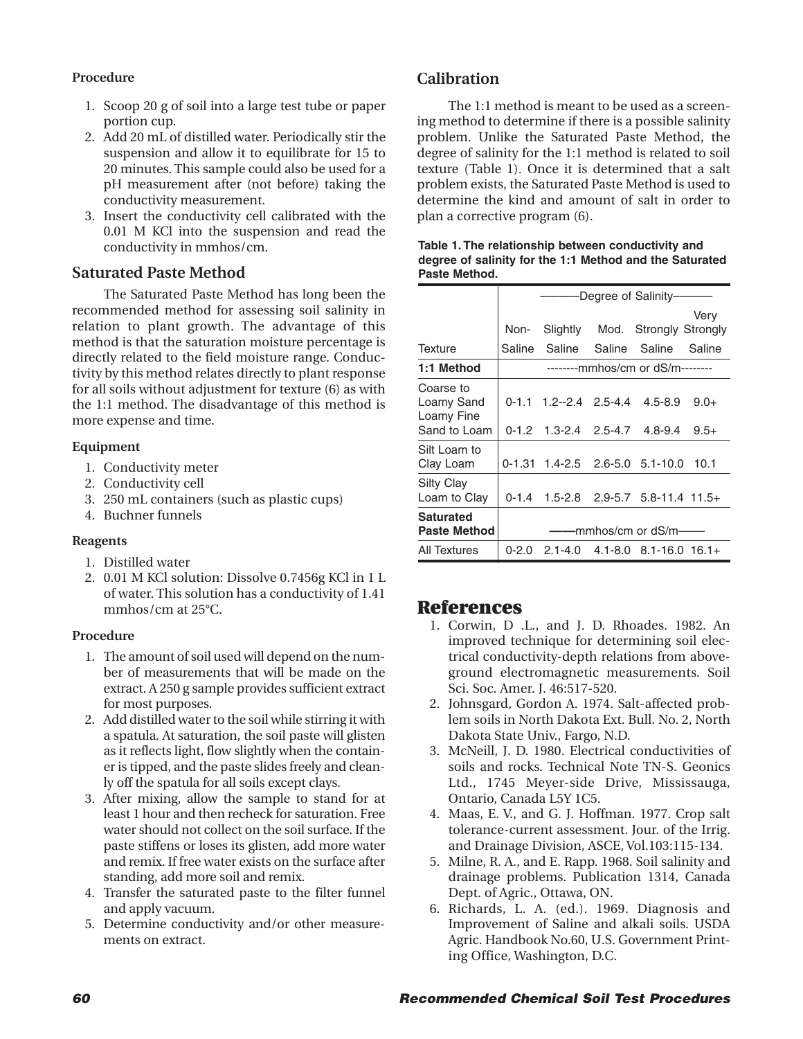**Procedure**

1. Scoop 20 g of soil into a large test tube or paper portion cup.
2. Add 20 mL of distilled water. Periodically stir the suspension and allow it to equilibrate for 15 to 20 minutes. This sample could also be used for a pH measurement after (not before) taking the conductivity measurement.
3. Insert the conductivity cell calibrated with the 0.01 M KCl into the suspension and read the conductivity in mmhos/cm.

## Saturated Paste Method

The Saturated Paste Method has long been the recommended method for assessing soil salinity in relation to plant growth. The advantage of this method is that the saturation moisture percentage is directly related to the field moisture range. Conductivity by this method relates directly to plant response for all soils without adjustment for texture (6) as with the 1:1 method. The disadvantage of this method is more expense and time.

**Equipment**

1. Conductivity meter
2. Conductivity cell
3. 250 mL containers (such as plastic cups)
4. Buchner funnels

**Reagents**

1. Distilled water
2. 0.01 M KCl solution: Dissolve 0.7456g KCl in 1 L of water. This solution has a conductivity of 1.41 mmhos/cm at 25°C.

**Procedure**

1. The amount of soil used will depend on the number of measurements that will be made on the extract. A 250 g sample provides sufficient extract for most purposes.
2. Add distilled water to the soil while stirring it with a spatula. At saturation, the soil paste will glisten as it reflects light, flow slightly when the container is tipped, and the paste slides freely and cleanly off the spatula for all soils except clays.
3. After mixing, allow the sample to stand for at least 1 hour and then recheck for saturation. Free water should not collect on the soil surface. If the paste stiffens or loses its glisten, add more water and remix. If free water exists on the surface after standing, add more soil and remix.
4. Transfer the saturated paste to the filter funnel and apply vacuum.
5. Determine conductivity and/or other measurements on extract.

## Calibration

The 1:1 method is meant to be used as a screening method to determine if there is a possible salinity problem. Unlike the Saturated Paste Method, the degree of salinity for the 1:1 method is related to soil texture (Table 1). Once it is determined that a salt problem exists, the Saturated Paste Method is used to determine the kind and amount of salt in order to plan a corrective program (6).

**Table 1. The relationship between conductivity and degree of salinity for the 1:1 Method and the Saturated Paste Method.**

| | Degree of Salinity | | | | |
|---|---|---|---|---|---|
| Texture | Non-Saline | Slightly Saline | Mod. Saline | Strongly Saline | Very Strongly Saline |
| **1:1 Method** | mmhos/cm or dS/m | | | | |
| Coarse to Loamy Sand | 0-1.1 | 1.2--2.4 | 2.5-4.4 | 4.5-8.9 | 9.0+ |
| Loamy Fine Sand to Loam | 0-1.2 | 1.3-2.4 | 2.5-4.7 | 4.8-9.4 | 9.5+ |
| Silt Loam to Clay Loam | 0-1.31 | 1.4-2.5 | 2.6-5.0 | 5.1-10.0 | 10.1 |
| Silty Clay Loam to Clay | 0-1.4 | 1.5-2.8 | 2.9-5.7 | 5.8-11.4 | 11.5+ |
| **Saturated Paste Method** | mmhos/cm or dS/m | | | | |
| All Textures | 0-2.0 | 2.1-4.0 | 4.1-8.0 | 8.1-16.0 | 16.1+ |

# References

1. Corwin, D .L., and J. D. Rhoades. 1982. An improved technique for determining soil electrical conductivity-depth relations from aboveground electromagnetic measurements. Soil Sci. Soc. Amer. J. 46:517-520.
2. Johnsgard, Gordon A. 1974. Salt-affected problem soils in North Dakota Ext. Bull. No. 2, North Dakota State Univ., Fargo, N.D.
3. McNeill, J. D. 1980. Electrical conductivities of soils and rocks. Technical Note TN-S. Geonics Ltd., 1745 Meyer-side Drive, Mississauga, Ontario, Canada L5Y 1C5.
4. Maas, E. V., and G. J. Hoffman. 1977. Crop salt tolerance-current assessment. Jour. of the Irrig. and Drainage Division, ASCE, Vol.103:115-134.
5. Milne, R. A., and E. Rapp. 1968. Soil salinity and drainage problems. Publication 1314, Canada Dept. of Agric., Ottawa, ON.
6. Richards, L. A. (ed.). 1969. Diagnosis and Improvement of Saline and alkali soils. USDA Agric. Handbook No.60, U.S. Government Printing Office, Washington, D.C.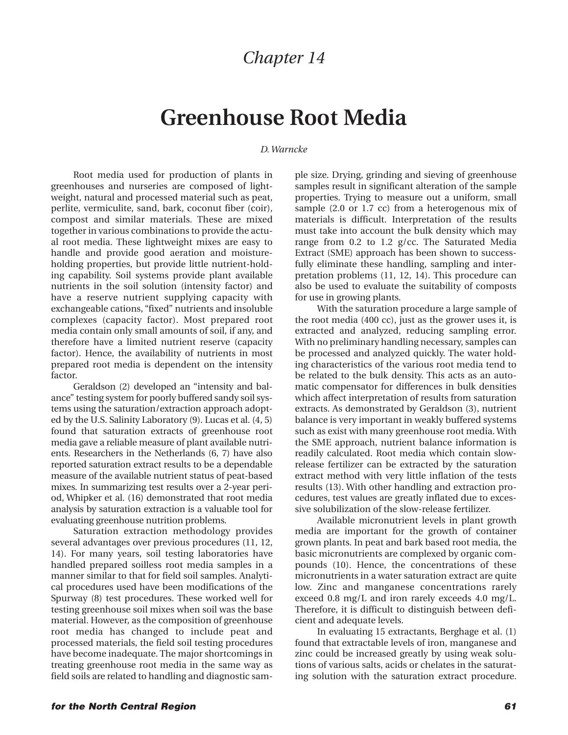# Chapter 14

# Greenhouse Root Media

*D. Warncke*

Root media used for production of plants in greenhouses and nurseries are composed of lightweight, natural and processed material such as peat, perlite, vermiculite, sand, bark, coconut fiber (coir), compost and similar materials. These are mixed together in various combinations to provide the actual root media. These lightweight mixes are easy to handle and provide good aeration and moisture-holding properties, but provide little nutrient-holding capability. Soil systems provide plant available nutrients in the soil solution (intensity factor) and have a reserve nutrient supplying capacity with exchangeable cations, "fixed" nutrients and insoluble complexes (capacity factor). Most prepared root media contain only small amounts of soil, if any, and therefore have a limited nutrient reserve (capacity factor). Hence, the availability of nutrients in most prepared root media is dependent on the intensity factor.

Geraldson (2) developed an "intensity and balance" testing system for poorly buffered sandy soil systems using the saturation/extraction approach adopted by the U.S. Salinity Laboratory (9). Lucas et al. (4, 5) found that saturation extracts of greenhouse root media gave a reliable measure of plant available nutrients. Researchers in the Netherlands (6, 7) have also reported saturation extract results to be a dependable measure of the available nutrient status of peat-based mixes. In summarizing test results over a 2-year period, Whipker et al. (16) demonstrated that root media analysis by saturation extraction is a valuable tool for evaluating greenhouse nutrition problems.

Saturation extraction methodology provides several advantages over previous procedures (11, 12, 14). For many years, soil testing laboratories have handled prepared soilless root media samples in a manner similar to that for field soil samples. Analytical procedures used have been modifications of the Spurway (8) test procedures. These worked well for testing greenhouse soil mixes when soil was the base material. However, as the composition of greenhouse root media has changed to include peat and processed materials, the field soil testing procedures have become inadequate. The major shortcomings in treating greenhouse root media in the same way as field soils are related to handling and diagnostic sample size. Drying, grinding and sieving of greenhouse samples result in significant alteration of the sample properties. Trying to measure out a uniform, small sample (2.0 or 1.7 cc) from a heterogenous mix of materials is difficult. Interpretation of the results must take into account the bulk density which may range from 0.2 to 1.2 g/cc. The Saturated Media Extract (SME) approach has been shown to successfully eliminate these handling, sampling and interpretation problems (11, 12, 14). This procedure can also be used to evaluate the suitability of composts for use in growing plants.

With the saturation procedure a large sample of the root media (400 cc), just as the grower uses it, is extracted and analyzed, reducing sampling error. With no preliminary handling necessary, samples can be processed and analyzed quickly. The water holding characteristics of the various root media tend to be related to the bulk density. This acts as an automatic compensator for differences in bulk densities which affect interpretation of results from saturation extracts. As demonstrated by Geraldson (3), nutrient balance is very important in weakly buffered systems such as exist with many greenhouse root media. With the SME approach, nutrient balance information is readily calculated. Root media which contain slow-release fertilizer can be extracted by the saturation extract method with very little inflation of the tests results (13). With other handling and extraction procedures, test values are greatly inflated due to excessive solubilization of the slow-release fertilizer.

Available micronutrient levels in plant growth media are important for the growth of container grown plants. In peat and bark based root media, the basic micronutrients are complexed by organic compounds (10). Hence, the concentrations of these micronutrients in a water saturation extract are quite low. Zinc and manganese concentrations rarely exceed 0.8 mg/L and iron rarely exceeds 4.0 mg/L. Therefore, it is difficult to distinguish between deficient and adequate levels.

In evaluating 15 extractants, Berghage et al. (1) found that extractable levels of iron, manganese and zinc could be increased greatly by using weak solutions of various salts, acids or chelates in the saturating solution with the saturation extract procedure.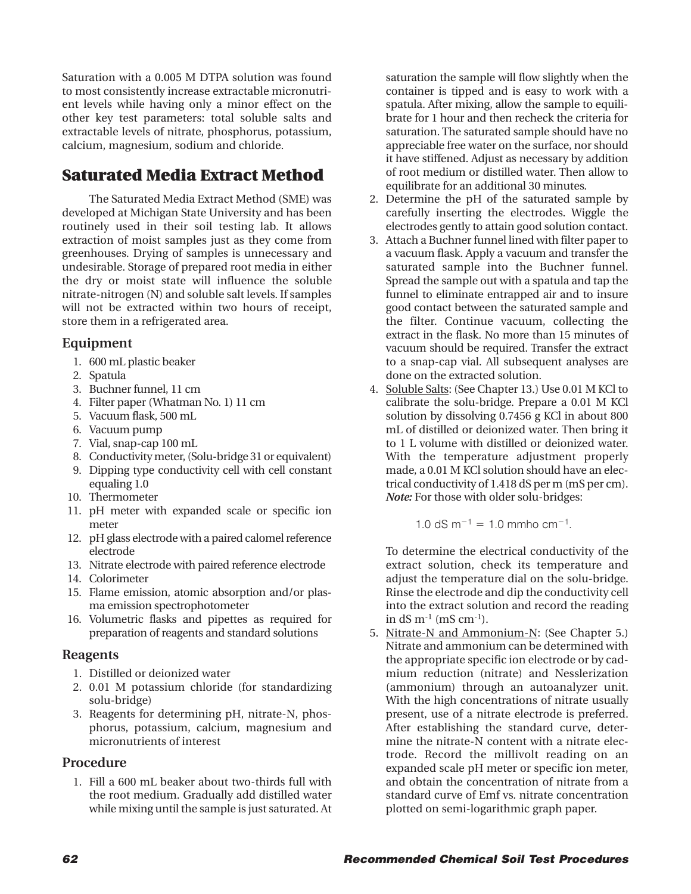Saturation with a 0.005 M DTPA solution was found to most consistently increase extractable micronutrient levels while having only a minor effect on the other key test parameters: total soluble salts and extractable levels of nitrate, phosphorus, potassium, calcium, magnesium, sodium and chloride.

## Saturated Media Extract Method

The Saturated Media Extract Method (SME) was developed at Michigan State University and has been routinely used in their soil testing lab. It allows extraction of moist samples just as they come from greenhouses. Drying of samples is unnecessary and undesirable. Storage of prepared root media in either the dry or moist state will influence the soluble nitrate-nitrogen (N) and soluble salt levels. If samples will not be extracted within two hours of receipt, store them in a refrigerated area.

### Equipment

1. 600 mL plastic beaker
2. Spatula
3. Buchner funnel, 11 cm
4. Filter paper (Whatman No. 1) 11 cm
5. Vacuum flask, 500 mL
6. Vacuum pump
7. Vial, snap-cap 100 mL
8. Conductivity meter, (Solu-bridge 31 or equivalent)
9. Dipping type conductivity cell with cell constant equaling 1.0
10. Thermometer
11. pH meter with expanded scale or specific ion meter
12. pH glass electrode with a paired calomel reference electrode
13. Nitrate electrode with paired reference electrode
14. Colorimeter
15. Flame emission, atomic absorption and/or plasma emission spectrophotometer
16. Volumetric flasks and pipettes as required for preparation of reagents and standard solutions

### Reagents

1. Distilled or deionized water
2. 0.01 M potassium chloride (for standardizing solu-bridge)
3. Reagents for determining pH, nitrate-N, phosphorus, potassium, calcium, magnesium and micronutrients of interest

### Procedure

1. Fill a 600 mL beaker about two-thirds full with the root medium. Gradually add distilled water while mixing until the sample is just saturated. At saturation the sample will flow slightly when the container is tipped and is easy to work with a spatula. After mixing, allow the sample to equilibrate for 1 hour and then recheck the criteria for saturation. The saturated sample should have no appreciable free water on the surface, nor should it have stiffened. Adjust as necessary by addition of root medium or distilled water. Then allow to equilibrate for an additional 30 minutes.
2. Determine the pH of the saturated sample by carefully inserting the electrodes. Wiggle the electrodes gently to attain good solution contact.
3. Attach a Buchner funnel lined with filter paper to a vacuum flask. Apply a vacuum and transfer the saturated sample into the Buchner funnel. Spread the sample out with a spatula and tap the funnel to eliminate entrapped air and to insure good contact between the saturated sample and the filter. Continue vacuum, collecting the extract in the flask. No more than 15 minutes of vacuum should be required. Transfer the extract to a snap-cap vial. All subsequent analyses are done on the extracted solution.
4. Soluble Salts: (See Chapter 13.) Use 0.01 M KCl to calibrate the solu-bridge. Prepare a 0.01 M KCl solution by dissolving 0.7456 g KCl in about 800 mL of distilled or deionized water. Then bring it to 1 L volume with distilled or deionized water. With the temperature adjustment properly made, a 0.01 M KCl solution should have an electrical conductivity of 1.418 dS per m (mS per cm). ***Note:*** For those with older solu-bridges:

   $$1.0 \text{ dS m}^{-1} = 1.0 \text{ mmho cm}^{-1}.$$

   To determine the electrical conductivity of the extract solution, check its temperature and adjust the temperature dial on the solu-bridge. Rinse the electrode and dip the conductivity cell into the extract solution and record the reading in dS $m^{-1}$ (mS $cm^{-1}$).
5. Nitrate-N and Ammonium-N: (See Chapter 5.) Nitrate and ammonium can be determined with the appropriate specific ion electrode or by cadmium reduction (nitrate) and Nesslerization (ammonium) through an autoanalyzer unit. With the high concentrations of nitrate usually present, use of a nitrate electrode is preferred. After establishing the standard curve, determine the nitrate-N content with a nitrate electrode. Record the millivolt reading on an expanded scale pH meter or specific ion meter, and obtain the concentration of nitrate from a standard curve of Emf vs. nitrate concentration plotted on semi-logarithmic graph paper.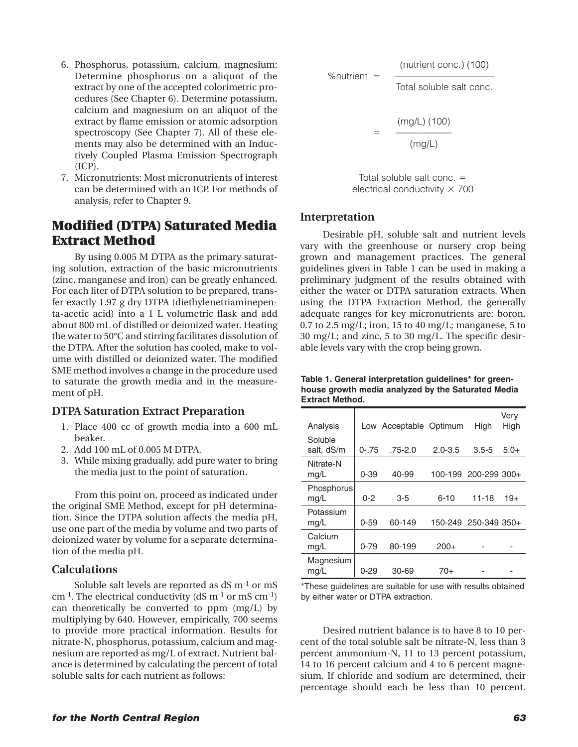6. Phosphorus, potassium, calcium, magnesium: Determine phosphorus on a aliquot of the extract by one of the accepted colorimetric procedures (See Chapter 6). Determine potassium, calcium and magnesium on an aliquot of the extract by flame emission or atomic adsorption spectroscopy (See Chapter 7). All of these elements may also be determined with an Inductively Coupled Plasma Emission Spectrograph (ICP).
7. Micronutrients: Most micronutrients of interest can be determined with an ICP. For methods of analysis, refer to Chapter 9.

## Modified (DTPA) Saturated Media Extract Method

By using 0.005 M DTPA as the primary saturating solution, extraction of the basic micronutrients (zinc, manganese and iron) can be greatly enhanced. For each liter of DTPA solution to be prepared, transfer exactly 1.97 g dry DTPA (diethylenetriaminepenta-acetic acid) into a 1 L volumetric flask and add about 800 mL of distilled or deionized water. Heating the water to 50°C and stirring facilitates dissolution of the DTPA. After the solution has cooled, make to volume with distilled or deionized water. The modified SME method involves a change in the procedure used to saturate the growth media and in the measurement of pH.

### DTPA Saturation Extract Preparation

1. Place 400 cc of growth media into a 600 mL beaker.
2. Add 100 mL of 0.005 M DTPA.
3. While mixing gradually, add pure water to bring the media just to the point of saturation.

From this point on, proceed as indicated under the original SME Method, except for pH determination. Since the DTPA solution affects the media pH, use one part of the media by volume and two parts of deionized water by volume for a separate determination of the media pH.

### Calculations

Soluble salt levels are reported as dS $m^{-1}$ or mS $cm^{-1}$. The electrical conductivity (dS $m^{-1}$ or mS $cm^{-1}$) can theoretically be converted to ppm (mg/L) by multiplying by 640. However, empirically, 700 seems to provide more practical information. Results for nitrate-N, phosphorus, potassium, calcium and magnesium are reported as mg/L of extract. Nutrient balance is determined by calculating the percent of total soluble salts for each nutrient as follows:

$$\%\text{nutrient} = \frac{(\text{nutrient conc.})\,(100)}{\text{Total soluble salt conc.}}$$

$$= \frac{(\text{mg/L})\,(100)}{(\text{mg/L})}$$

$$\text{Total soluble salt conc.} = \text{electrical conductivity} \times 700$$

### Interpretation

Desirable pH, soluble salt and nutrient levels vary with the greenhouse or nursery crop being grown and management practices. The general guidelines given in Table 1 can be used in making a preliminary judgment of the results obtained with either the water or DTPA saturation extracts. When using the DTPA Extraction Method, the generally adequate ranges for key micronutrients are: boron, 0.7 to 2.5 mg/L; iron, 15 to 40 mg/L; manganese, 5 to 30 mg/L; and zinc, 5 to 30 mg/L. The specific desirable levels vary with the crop being grown.

**Table 1. General interpretation guidelines* for greenhouse growth media analyzed by the Saturated Media Extract Method.**

| Analysis | Low | Acceptable | Optimum | High | Very High |
|---|---|---|---|---|---|
| Soluble salt, dS/m | 0-.75 | .75-2.0 | 2.0-3.5 | 3.5-5 | 5.0+ |
| Nitrate-N mg/L | 0-39 | 40-99 | 100-199 | 200-299 | 300+ |
| Phosphorus mg/L | 0-2 | 3-5 | 6-10 | 11-18 | 19+ |
| Potassium mg/L | 0-59 | 60-149 | 150-249 | 250-349 | 350+ |
| Calcium mg/L | 0-79 | 80-199 | 200+ | - | - |
| Magnesium mg/L | 0-29 | 30-69 | 70+ | - | - |

*These guidelines are suitable for use with results obtained by either water or DTPA extraction.

Desired nutrient balance is to have 8 to 10 percent of the total soluble salt be nitrate-N, less than 3 percent ammonium-N, 11 to 13 percent potassium, 14 to 16 percent calcium and 4 to 6 percent magnesium. If chloride and sodium are determined, their percentage should each be less than 10 percent.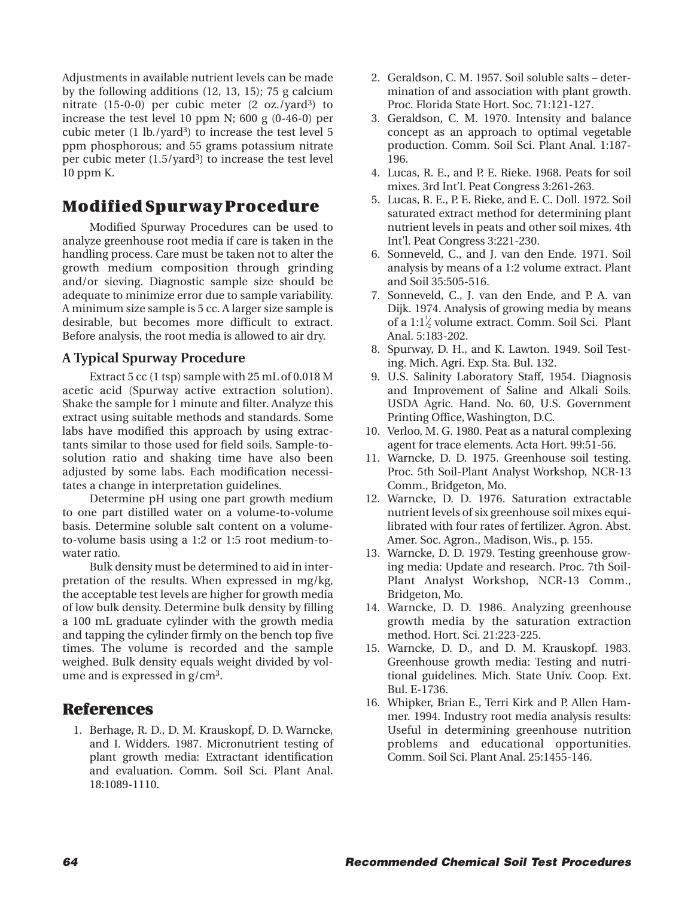Adjustments in available nutrient levels can be made by the following additions (12, 13, 15); 75 g calcium nitrate (15-0-0) per cubic meter (2 oz./yard$^3$) to increase the test level 10 ppm N; 600 g (0-46-0) per cubic meter (1 lb./yard$^3$) to increase the test level 5 ppm phosphorous; and 55 grams potassium nitrate per cubic meter (1.5/yard$^3$) to increase the test level 10 ppm K.

## Modified Spurway Procedure

Modified Spurway Procedures can be used to analyze greenhouse root media if care is taken in the handling process. Care must be taken not to alter the growth medium composition through grinding and/or sieving. Diagnostic sample size should be adequate to minimize error due to sample variability. A minimum size sample is 5 cc. A larger size sample is desirable, but becomes more difficult to extract. Before analysis, the root media is allowed to air dry.

### A Typical Spurway Procedure

Extract 5 cc (1 tsp) sample with 25 mL of 0.018 M acetic acid (Spurway active extraction solution). Shake the sample for 1 minute and filter. Analyze this extract using suitable methods and standards. Some labs have modified this approach by using extractants similar to those used for field soils. Sample-to-solution ratio and shaking time have also been adjusted by some labs. Each modification necessitates a change in interpretation guidelines.

Determine pH using one part growth medium to one part distilled water on a volume-to-volume basis. Determine soluble salt content on a volume-to-volume basis using a 1:2 or 1:5 root medium-to-water ratio.

Bulk density must be determined to aid in interpretation of the results. When expressed in mg/kg, the acceptable test levels are higher for growth media of low bulk density. Determine bulk density by filling a 100 mL graduate cylinder with the growth media and tapping the cylinder firmly on the bench top five times. The volume is recorded and the sample weighed. Bulk density equals weight divided by volume and is expressed in g/cm$^3$.

## References

1. Berhage, R. D., D. M. Krauskopf, D. D. Warncke, and I. Widders. 1987. Micronutrient testing of plant growth media: Extractant identification and evaluation. Comm. Soil Sci. Plant Anal. 18:1089-1110.
2. Geraldson, C. M. 1957. Soil soluble salts – determination of and association with plant growth. Proc. Florida State Hort. Soc. 71:121-127.
3. Geraldson, C. M. 1970. Intensity and balance concept as an approach to optimal vegetable production. Comm. Soil Sci. Plant Anal. 1:187-196.
4. Lucas, R. E., and P. E. Rieke. 1968. Peats for soil mixes. 3rd Int'l. Peat Congress 3:261-263.
5. Lucas, R. E., P. E. Rieke, and E. C. Doll. 1972. Soil saturated extract method for determining plant nutrient levels in peats and other soil mixes. 4th Int'l. Peat Congress 3:221-230.
6. Sonneveld, C., and J. van den Ende. 1971. Soil analysis by means of a 1:2 volume extract. Plant and Soil 35:505-516.
7. Sonneveld, C., J. van den Ende, and P. A. van Dijk. 1974. Analysis of growing media by means of a 1:1½ volume extract. Comm. Soil Sci. Plant Anal. 5:183-202.
8. Spurway, D. H., and K. Lawton. 1949. Soil Testing. Mich. Agri. Exp. Sta. Bul. 132.
9. U.S. Salinity Laboratory Staff, 1954. Diagnosis and Improvement of Saline and Alkali Soils. USDA Agric. Hand. No. 60, U.S. Government Printing Office, Washington, D.C.
10. Verloo, M. G. 1980. Peat as a natural complexing agent for trace elements. Acta Hort. 99:51-56.
11. Warncke, D. D. 1975. Greenhouse soil testing. Proc. 5th Soil-Plant Analyst Workshop, NCR-13 Comm., Bridgeton, Mo.
12. Warncke, D. D. 1976. Saturation extractable nutrient levels of six greenhouse soil mixes equilibrated with four rates of fertilizer. Agron. Abst. Amer. Soc. Agron., Madison, Wis., p. 155.
13. Warncke, D. D. 1979. Testing greenhouse growing media: Update and research. Proc. 7th Soil-Plant Analyst Workshop, NCR-13 Comm., Bridgeton, Mo.
14. Warncke, D. D. 1986. Analyzing greenhouse growth media by the saturation extraction method. Hort. Sci. 21:223-225.
15. Warncke, D. D., and D. M. Krauskopf. 1983. Greenhouse growth media: Testing and nutritional guidelines. Mich. State Univ. Coop. Ext. Bul. E-1736.
16. Whipker, Brian E., Terri Kirk and P. Allen Hammer. 1994. Industry root media analysis results: Useful in determining greenhouse nutrition problems and educational opportunities. Comm. Soil Sci. Plant Anal. 25:1455-146.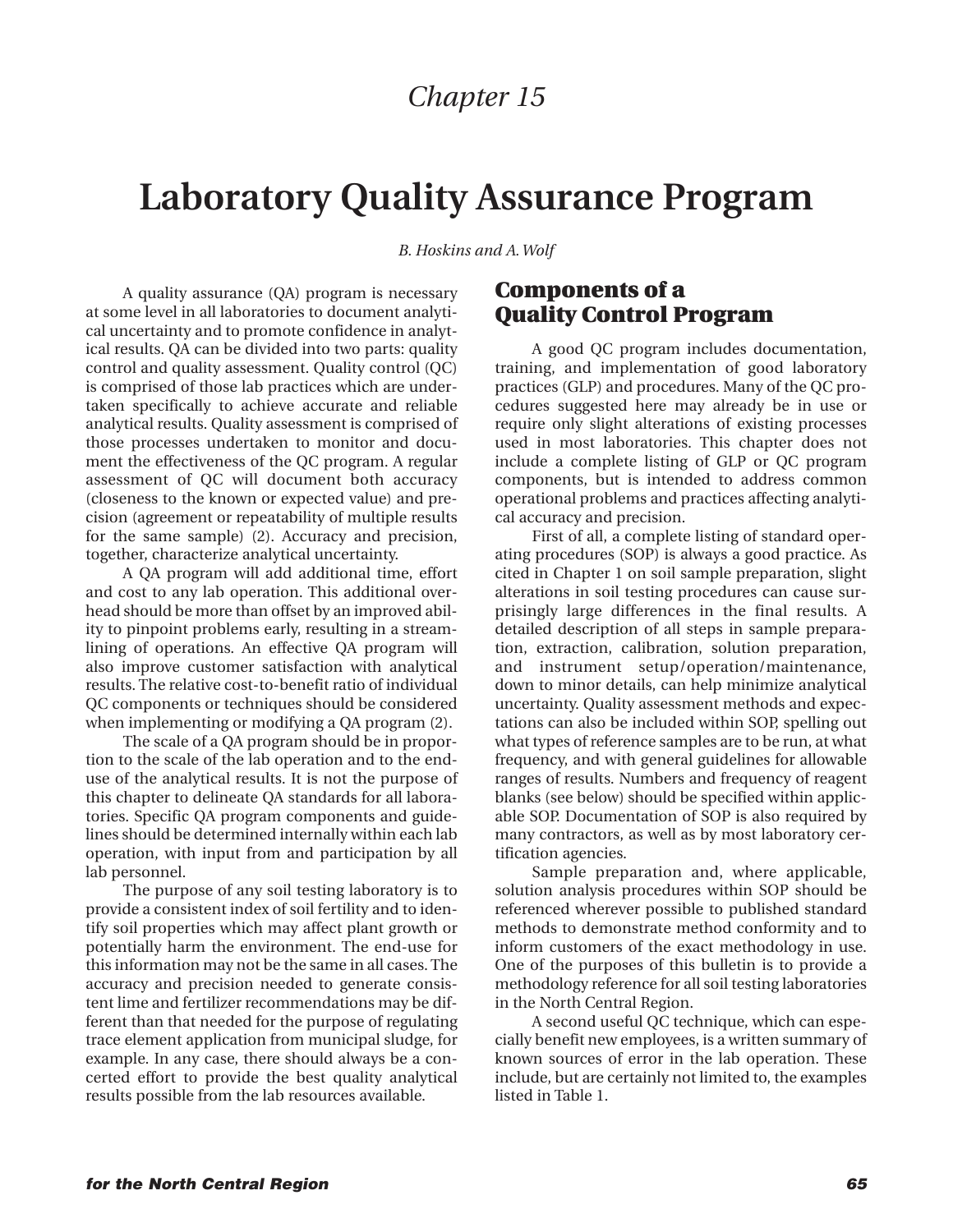# Chapter 15

# Laboratory Quality Assurance Program

*B. Hoskins and A. Wolf*

A quality assurance (QA) program is necessary at some level in all laboratories to document analytical uncertainty and to promote confidence in analytical results. QA can be divided into two parts: quality control and quality assessment. Quality control (QC) is comprised of those lab practices which are undertaken specifically to achieve accurate and reliable analytical results. Quality assessment is comprised of those processes undertaken to monitor and document the effectiveness of the QC program. A regular assessment of QC will document both accuracy (closeness to the known or expected value) and precision (agreement or repeatability of multiple results for the same sample) (2). Accuracy and precision, together, characterize analytical uncertainty.

A QA program will add additional time, effort and cost to any lab operation. This additional overhead should be more than offset by an improved ability to pinpoint problems early, resulting in a streamlining of operations. An effective QA program will also improve customer satisfaction with analytical results. The relative cost-to-benefit ratio of individual QC components or techniques should be considered when implementing or modifying a QA program (2).

The scale of a QA program should be in proportion to the scale of the lab operation and to the end-use of the analytical results. It is not the purpose of this chapter to delineate QA standards for all laboratories. Specific QA program components and guidelines should be determined internally within each lab operation, with input from and participation by all lab personnel.

The purpose of any soil testing laboratory is to provide a consistent index of soil fertility and to identify soil properties which may affect plant growth or potentially harm the environment. The end-use for this information may not be the same in all cases. The accuracy and precision needed to generate consistent lime and fertilizer recommendations may be different than that needed for the purpose of regulating trace element application from municipal sludge, for example. In any case, there should always be a concerted effort to provide the best quality analytical results possible from the lab resources available.

## Components of a Quality Control Program

A good QC program includes documentation, training, and implementation of good laboratory practices (GLP) and procedures. Many of the QC procedures suggested here may already be in use or require only slight alterations of existing processes used in most laboratories. This chapter does not include a complete listing of GLP or QC program components, but is intended to address common operational problems and practices affecting analytical accuracy and precision.

First of all, a complete listing of standard operating procedures (SOP) is always a good practice. As cited in Chapter 1 on soil sample preparation, slight alterations in soil testing procedures can cause surprisingly large differences in the final results. A detailed description of all steps in sample preparation, extraction, calibration, solution preparation, and instrument setup/operation/maintenance, down to minor details, can help minimize analytical uncertainty. Quality assessment methods and expectations can also be included within SOP, spelling out what types of reference samples are to be run, at what frequency, and with general guidelines for allowable ranges of results. Numbers and frequency of reagent blanks (see below) should be specified within applicable SOP. Documentation of SOP is also required by many contractors, as well as by most laboratory certification agencies.

Sample preparation and, where applicable, solution analysis procedures within SOP should be referenced wherever possible to published standard methods to demonstrate method conformity and to inform customers of the exact methodology in use. One of the purposes of this bulletin is to provide a methodology reference for all soil testing laboratories in the North Central Region.

A second useful QC technique, which can especially benefit new employees, is a written summary of known sources of error in the lab operation. These include, but are certainly not limited to, the examples listed in Table 1.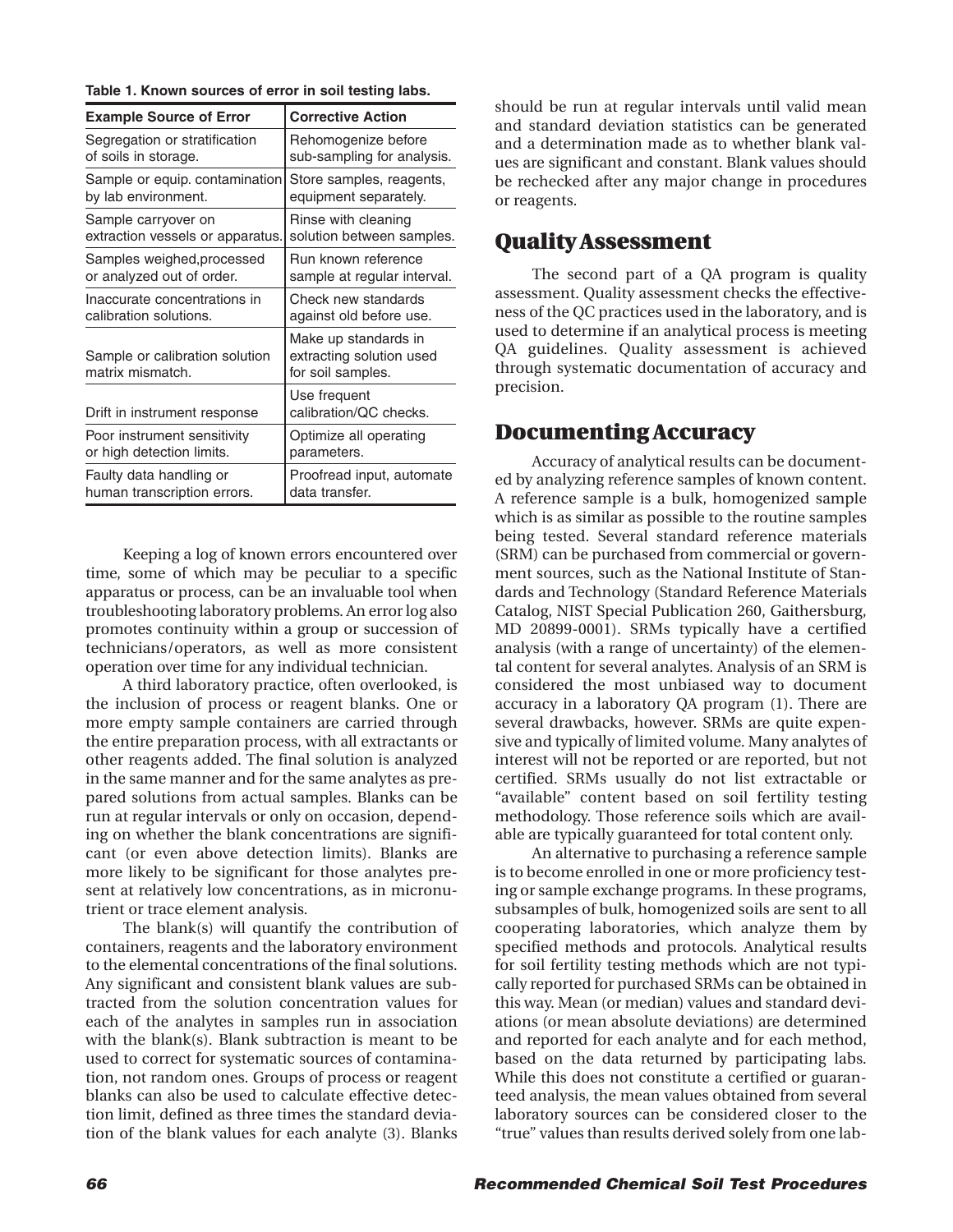**Table 1. Known sources of error in soil testing labs.**

| Example Source of Error | Corrective Action |
|---|---|
| Segregation or stratification of soils in storage. | Rehomogenize before sub-sampling for analysis. |
| Sample or equip. contamination by lab environment. | Store samples, reagents, equipment separately. |
| Sample carryover on extraction vessels or apparatus. | Rinse with cleaning solution between samples. |
| Samples weighed,processed or analyzed out of order. | Run known reference sample at regular interval. |
| Inaccurate concentrations in calibration solutions. | Check new standards against old before use. |
| Sample or calibration solution matrix mismatch. | Make up standards in extracting solution used for soil samples. |
| Drift in instrument response | Use frequent calibration/QC checks. |
| Poor instrument sensitivity or high detection limits. | Optimize all operating parameters. |
| Faulty data handling or human transcription errors. | Proofread input, automate data transfer. |

Keeping a log of known errors encountered over time, some of which may be peculiar to a specific apparatus or process, can be an invaluable tool when troubleshooting laboratory problems. An error log also promotes continuity within a group or succession of technicians/operators, as well as more consistent operation over time for any individual technician.

A third laboratory practice, often overlooked, is the inclusion of process or reagent blanks. One or more empty sample containers are carried through the entire preparation process, with all extractants or other reagents added. The final solution is analyzed in the same manner and for the same analytes as prepared solutions from actual samples. Blanks can be run at regular intervals or only on occasion, depending on whether the blank concentrations are significant (or even above detection limits). Blanks are more likely to be significant for those analytes present at relatively low concentrations, as in micronutrient or trace element analysis.

The blank(s) will quantify the contribution of containers, reagents and the laboratory environment to the elemental concentrations of the final solutions. Any significant and consistent blank values are subtracted from the solution concentration values for each of the analytes in samples run in association with the blank(s). Blank subtraction is meant to be used to correct for systematic sources of contamination, not random ones. Groups of process or reagent blanks can also be used to calculate effective detection limit, defined as three times the standard deviation of the blank values for each analyte (3). Blanks should be run at regular intervals until valid mean and standard deviation statistics can be generated and a determination made as to whether blank values are significant and constant. Blank values should be rechecked after any major change in procedures or reagents.

## Quality Assessment

The second part of a QA program is quality assessment. Quality assessment checks the effectiveness of the QC practices used in the laboratory, and is used to determine if an analytical process is meeting QA guidelines. Quality assessment is achieved through systematic documentation of accuracy and precision.

## Documenting Accuracy

Accuracy of analytical results can be documented by analyzing reference samples of known content. A reference sample is a bulk, homogenized sample which is as similar as possible to the routine samples being tested. Several standard reference materials (SRM) can be purchased from commercial or government sources, such as the National Institute of Standards and Technology (Standard Reference Materials Catalog, NIST Special Publication 260, Gaithersburg, MD 20899-0001). SRMs typically have a certified analysis (with a range of uncertainty) of the elemental content for several analytes. Analysis of an SRM is considered the most unbiased way to document accuracy in a laboratory QA program (1). There are several drawbacks, however. SRMs are quite expensive and typically of limited volume. Many analytes of interest will not be reported or are reported, but not certified. SRMs usually do not list extractable or "available" content based on soil fertility testing methodology. Those reference soils which are available are typically guaranteed for total content only.

An alternative to purchasing a reference sample is to become enrolled in one or more proficiency testing or sample exchange programs. In these programs, subsamples of bulk, homogenized soils are sent to all cooperating laboratories, which analyze them by specified methods and protocols. Analytical results for soil fertility testing methods which are not typically reported for purchased SRMs can be obtained in this way. Mean (or median) values and standard deviations (or mean absolute deviations) are determined and reported for each analyte and for each method, based on the data returned by participating labs. While this does not constitute a certified or guaranteed analysis, the mean values obtained from several laboratory sources can be considered closer to the "true" values than results derived solely from one lab-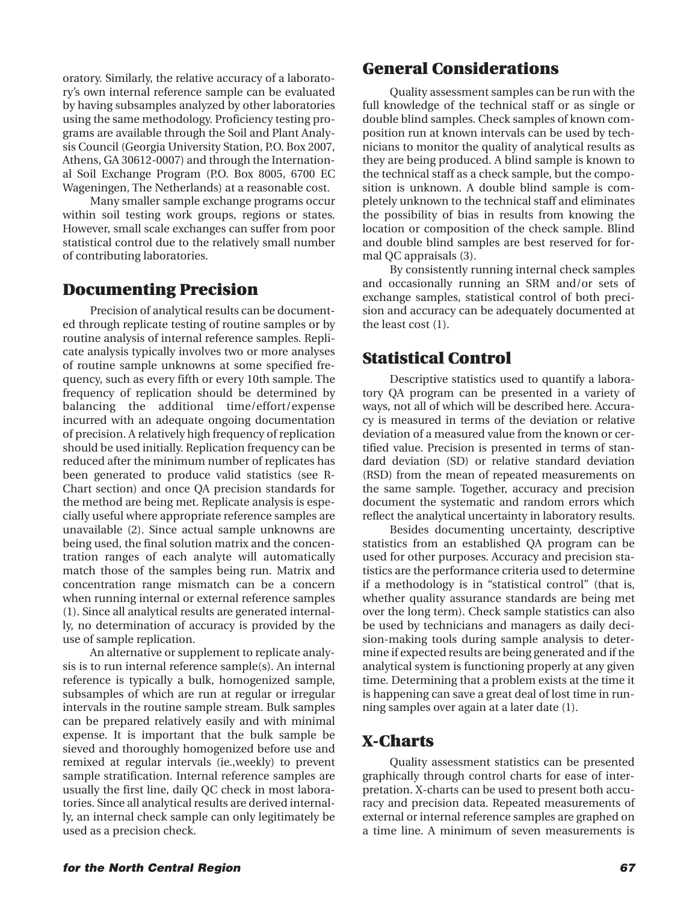oratory. Similarly, the relative accuracy of a laboratory's own internal reference sample can be evaluated by having subsamples analyzed by other laboratories using the same methodology. Proficiency testing programs are available through the Soil and Plant Analysis Council (Georgia University Station, P.O. Box 2007, Athens, GA 30612-0007) and through the International Soil Exchange Program (P.O. Box 8005, 6700 EC Wageningen, The Netherlands) at a reasonable cost.

Many smaller sample exchange programs occur within soil testing work groups, regions or states. However, small scale exchanges can suffer from poor statistical control due to the relatively small number of contributing laboratories.

## Documenting Precision

Precision of analytical results can be documented through replicate testing of routine samples or by routine analysis of internal reference samples. Replicate analysis typically involves two or more analyses of routine sample unknowns at some specified frequency, such as every fifth or every 10th sample. The frequency of replication should be determined by balancing the additional time/effort/expense incurred with an adequate ongoing documentation of precision. A relatively high frequency of replication should be used initially. Replication frequency can be reduced after the minimum number of replicates has been generated to produce valid statistics (see R-Chart section) and once QA precision standards for the method are being met. Replicate analysis is especially useful where appropriate reference samples are unavailable (2). Since actual sample unknowns are being used, the final solution matrix and the concentration ranges of each analyte will automatically match those of the samples being run. Matrix and concentration range mismatch can be a concern when running internal or external reference samples (1). Since all analytical results are generated internally, no determination of accuracy is provided by the use of sample replication.

An alternative or supplement to replicate analysis is to run internal reference sample(s). An internal reference is typically a bulk, homogenized sample, subsamples of which are run at regular or irregular intervals in the routine sample stream. Bulk samples can be prepared relatively easily and with minimal expense. It is important that the bulk sample be sieved and thoroughly homogenized before use and remixed at regular intervals (ie.,weekly) to prevent sample stratification. Internal reference samples are usually the first line, daily QC check in most laboratories. Since all analytical results are derived internally, an internal check sample can only legitimately be used as a precision check.

## General Considerations

Quality assessment samples can be run with the full knowledge of the technical staff or as single or double blind samples. Check samples of known composition run at known intervals can be used by technicians to monitor the quality of analytical results as they are being produced. A blind sample is known to the technical staff as a check sample, but the composition is unknown. A double blind sample is completely unknown to the technical staff and eliminates the possibility of bias in results from knowing the location or composition of the check sample. Blind and double blind samples are best reserved for formal QC appraisals (3).

By consistently running internal check samples and occasionally running an SRM and/or sets of exchange samples, statistical control of both precision and accuracy can be adequately documented at the least cost (1).

## Statistical Control

Descriptive statistics used to quantify a laboratory QA program can be presented in a variety of ways, not all of which will be described here. Accuracy is measured in terms of the deviation or relative deviation of a measured value from the known or certified value. Precision is presented in terms of standard deviation (SD) or relative standard deviation (RSD) from the mean of repeated measurements on the same sample. Together, accuracy and precision document the systematic and random errors which reflect the analytical uncertainty in laboratory results.

Besides documenting uncertainty, descriptive statistics from an established QA program can be used for other purposes. Accuracy and precision statistics are the performance criteria used to determine if a methodology is in "statistical control" (that is, whether quality assurance standards are being met over the long term). Check sample statistics can also be used by technicians and managers as daily decision-making tools during sample analysis to determine if expected results are being generated and if the analytical system is functioning properly at any given time. Determining that a problem exists at the time it is happening can save a great deal of lost time in running samples over again at a later date (1).

## X-Charts

Quality assessment statistics can be presented graphically through control charts for ease of interpretation. X-charts can be used to present both accuracy and precision data. Repeated measurements of external or internal reference samples are graphed on a time line. A minimum of seven measurements is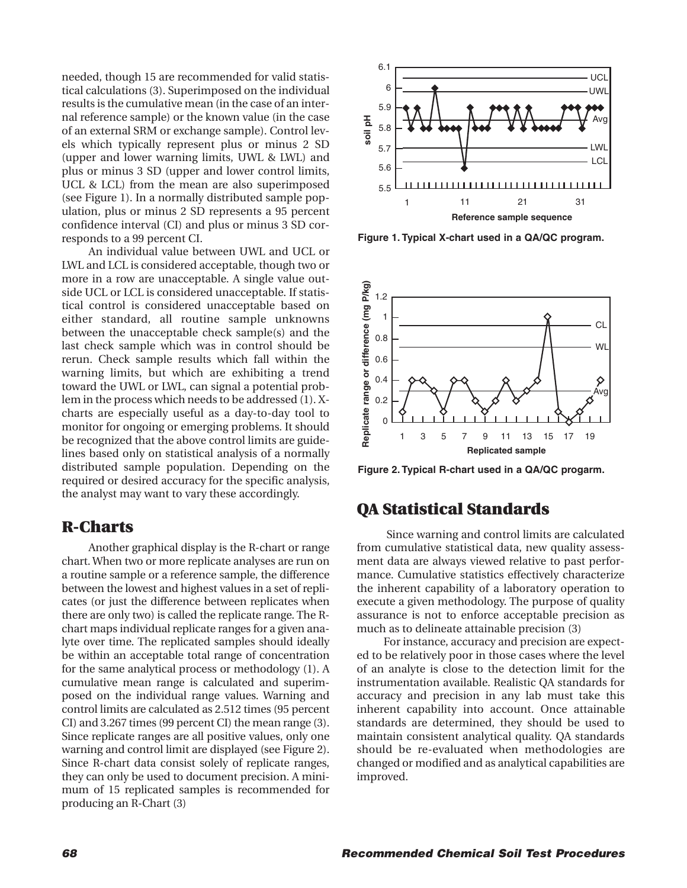needed, though 15 are recommended for valid statistical calculations (3). Superimposed on the individual results is the cumulative mean (in the case of an internal reference sample) or the known value (in the case of an external SRM or exchange sample). Control levels which typically represent plus or minus 2 SD (upper and lower warning limits, UWL & LWL) and plus or minus 3 SD (upper and lower control limits, UCL & LCL) from the mean are also superimposed (see Figure 1). In a normally distributed sample population, plus or minus 2 SD represents a 95 percent confidence interval (CI) and plus or minus 3 SD corresponds to a 99 percent CI.

An individual value between UWL and UCL or LWL and LCL is considered acceptable, though two or more in a row are unacceptable. A single value outside UCL or LCL is considered unacceptable. If statistical control is considered unacceptable based on either standard, all routine sample unknowns between the unacceptable check sample(s) and the last check sample which was in control should be rerun. Check sample results which fall within the warning limits, but which are exhibiting a trend toward the UWL or LWL, can signal a potential problem in the process which needs to be addressed (1). X-charts are especially useful as a day-to-day tool to monitor for ongoing or emerging problems. It should be recognized that the above control limits are guidelines based only on statistical analysis of a normally distributed sample population. Depending on the required or desired accuracy for the specific analysis, the analyst may want to vary these accordingly.

**Figure 1. Typical X-chart used in a QA/QC program.**

**Figure 2. Typical R-chart used in a QA/QC progarm.**

## R-Charts

Another graphical display is the R-chart or range chart. When two or more replicate analyses are run on a routine sample or a reference sample, the difference between the lowest and highest values in a set of replicates (or just the difference between replicates when there are only two) is called the replicate range. The R-chart maps individual replicate ranges for a given analyte over time. The replicated samples should ideally be within an acceptable total range of concentration for the same analytical process or methodology (1). A cumulative mean range is calculated and superimposed on the individual range values. Warning and control limits are calculated as 2.512 times (95 percent CI) and 3.267 times (99 percent CI) the mean range (3). Since replicate ranges are all positive values, only one warning and control limit are displayed (see Figure 2). Since R-chart data consist solely of replicate ranges, they can only be used to document precision. A minimum of 15 replicated samples is recommended for producing an R-Chart (3)

## QA Statistical Standards

Since warning and control limits are calculated from cumulative statistical data, new quality assessment data are always viewed relative to past performance. Cumulative statistics effectively characterize the inherent capability of a laboratory operation to execute a given methodology. The purpose of quality assurance is not to enforce acceptable precision as much as to delineate attainable precision (3)

For instance, accuracy and precision are expected to be relatively poor in those cases where the level of an analyte is close to the detection limit for the instrumentation available. Realistic QA standards for accuracy and precision in any lab must take this inherent capability into account. Once attainable standards are determined, they should be used to maintain consistent analytical quality. QA standards should be re-evaluated when methodologies are changed or modified and as analytical capabilities are improved.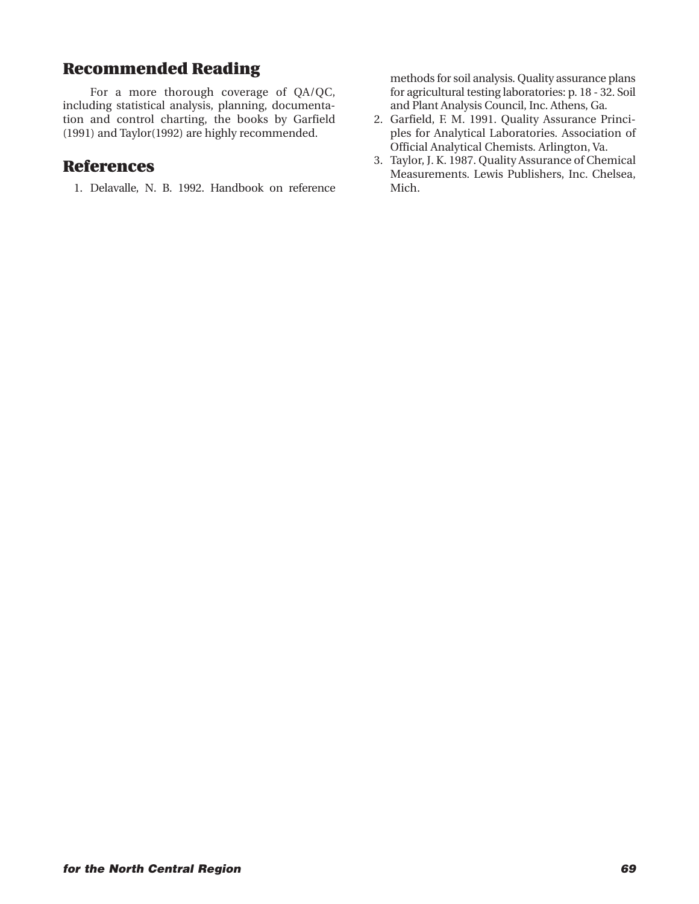## Recommended Reading

For a more thorough coverage of QA/QC, including statistical analysis, planning, documentation and control charting, the books by Garfield (1991) and Taylor(1992) are highly recommended.

## References

1. Delavalle, N. B. 1992. Handbook on reference methods for soil analysis. Quality assurance plans for agricultural testing laboratories: p. 18 - 32. Soil and Plant Analysis Council, Inc. Athens, Ga.
2. Garfield, F. M. 1991. Quality Assurance Principles for Analytical Laboratories. Association of Official Analytical Chemists. Arlington, Va.
3. Taylor, J. K. 1987. Quality Assurance of Chemical Measurements. Lewis Publishers, Inc. Chelsea, Mich.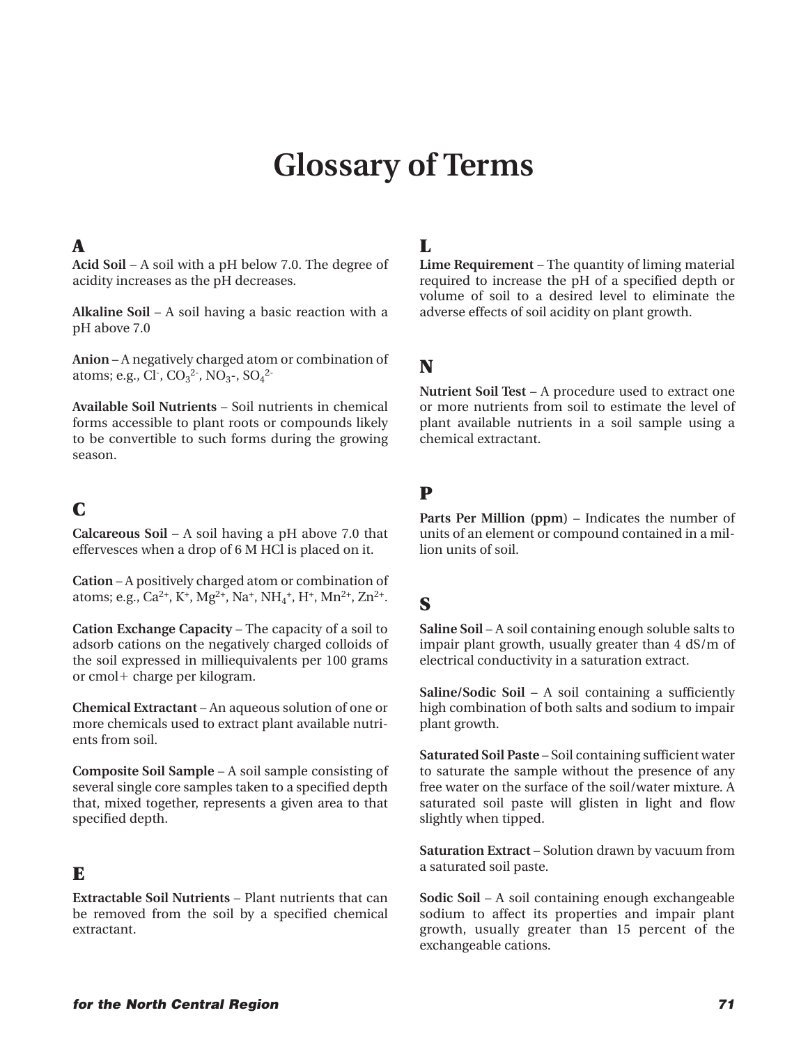# Glossary of Terms

## A

**Acid Soil** – A soil with a pH below 7.0. The degree of acidity increases as the pH decreases.

**Alkaline Soil** – A soil having a basic reaction with a pH above 7.0

**Anion** – A negatively charged atom or combination of atoms; e.g., $Cl^-$, $CO_3^{2-}$, $NO_3^-$, $SO_4^{2-}$

**Available Soil Nutrients** – Soil nutrients in chemical forms accessible to plant roots or compounds likely to be convertible to such forms during the growing season.

## C

**Calcareous Soil** – A soil having a pH above 7.0 that effervesces when a drop of 6 M HCl is placed on it.

**Cation** – A positively charged atom or combination of atoms; e.g., $Ca^{2+}$, $K^+$, $Mg^{2+}$, $Na^+$, $NH_4^+$, $H^+$, $Mn^{2+}$, $Zn^{2+}$.

**Cation Exchange Capacity** – The capacity of a soil to adsorb cations on the negatively charged colloids of the soil expressed in milliequivalents per 100 grams or cmol+ charge per kilogram.

**Chemical Extractant** – An aqueous solution of one or more chemicals used to extract plant available nutrients from soil.

**Composite Soil Sample** – A soil sample consisting of several single core samples taken to a specified depth that, mixed together, represents a given area to that specified depth.

## E

**Extractable Soil Nutrients** – Plant nutrients that can be removed from the soil by a specified chemical extractant.

## L

**Lime Requirement** – The quantity of liming material required to increase the pH of a specified depth or volume of soil to a desired level to eliminate the adverse effects of soil acidity on plant growth.

## N

**Nutrient Soil Test** – A procedure used to extract one or more nutrients from soil to estimate the level of plant available nutrients in a soil sample using a chemical extractant.

## P

**Parts Per Million (ppm)** – Indicates the number of units of an element or compound contained in a million units of soil.

## S

**Saline Soil** – A soil containing enough soluble salts to impair plant growth, usually greater than 4 dS/m of electrical conductivity in a saturation extract.

**Saline/Sodic Soil** – A soil containing a sufficiently high combination of both salts and sodium to impair plant growth.

**Saturated Soil Paste** – Soil containing sufficient water to saturate the sample without the presence of any free water on the surface of the soil/water mixture. A saturated soil paste will glisten in light and flow slightly when tipped.

**Saturation Extract** – Solution drawn by vacuum from a saturated soil paste.

**Sodic Soil** – A soil containing enough exchangeable sodium to affect its properties and impair plant growth, usually greater than 15 percent of the exchangeable cations.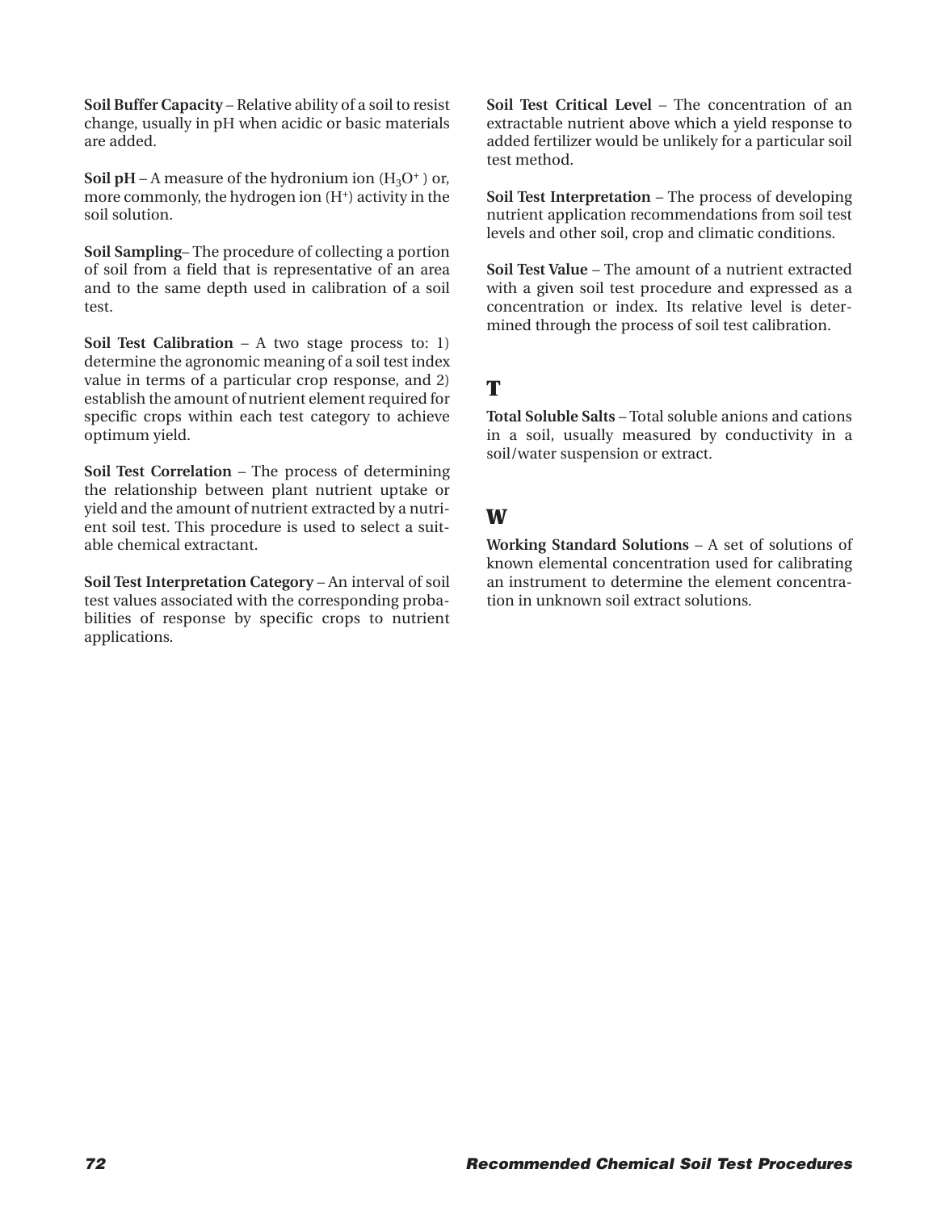**Soil Buffer Capacity** – Relative ability of a soil to resist change, usually in pH when acidic or basic materials are added.

**Soil pH** – A measure of the hydronium ion ($H_3O^+$) or, more commonly, the hydrogen ion ($H^+$) activity in the soil solution.

**Soil Sampling**– The procedure of collecting a portion of soil from a field that is representative of an area and to the same depth used in calibration of a soil test.

**Soil Test Calibration** – A two stage process to: 1) determine the agronomic meaning of a soil test index value in terms of a particular crop response, and 2) establish the amount of nutrient element required for specific crops within each test category to achieve optimum yield.

**Soil Test Correlation** – The process of determining the relationship between plant nutrient uptake or yield and the amount of nutrient extracted by a nutrient soil test. This procedure is used to select a suitable chemical extractant.

**Soil Test Interpretation Category** – An interval of soil test values associated with the corresponding probabilities of response by specific crops to nutrient applications.

**Soil Test Critical Level** – The concentration of an extractable nutrient above which a yield response to added fertilizer would be unlikely for a particular soil test method.

**Soil Test Interpretation** – The process of developing nutrient application recommendations from soil test levels and other soil, crop and climatic conditions.

**Soil Test Value** – The amount of a nutrient extracted with a given soil test procedure and expressed as a concentration or index. Its relative level is determined through the process of soil test calibration.

## T

**Total Soluble Salts** – Total soluble anions and cations in a soil, usually measured by conductivity in a soil/water suspension or extract.

## W

**Working Standard Solutions** – A set of solutions of known elemental concentration used for calibrating an instrument to determine the element concentration in unknown soil extract solutions.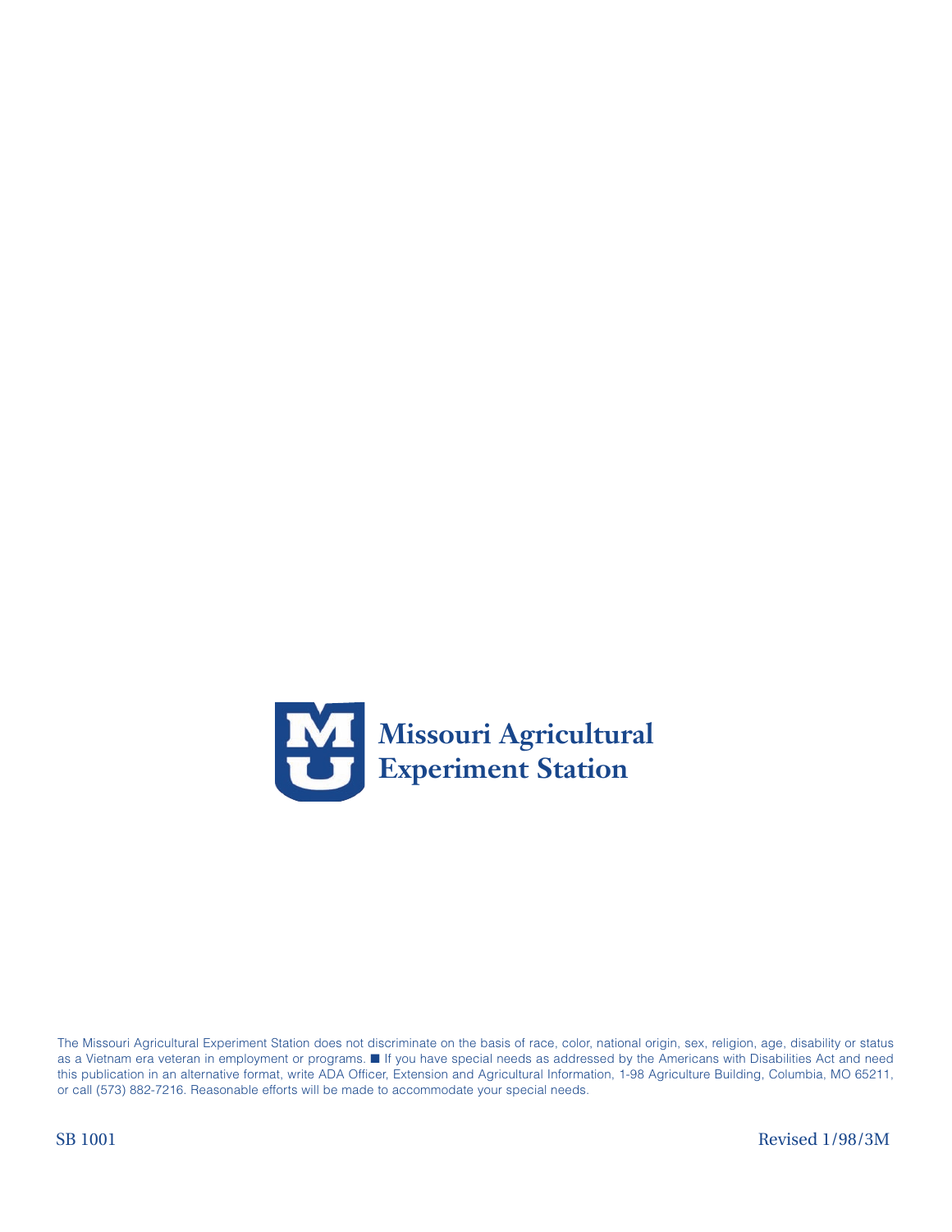**Missouri Agricultural Experiment Station**

The Missouri Agricultural Experiment Station does not discriminate on the basis of race, color, national origin, sex, religion, age, disability or status as a Vietnam era veteran in employment or programs. ■ If you have special needs as addressed by the Americans with Disabilities Act and need this publication in an alternative format, write ADA Officer, Extension and Agricultural Information, 1-98 Agriculture Building, Columbia, MO 65211, or call (573) 882-7216. Reasonable efforts will be made to accommodate your special needs.

SB 1001

Revised 1/98/3M